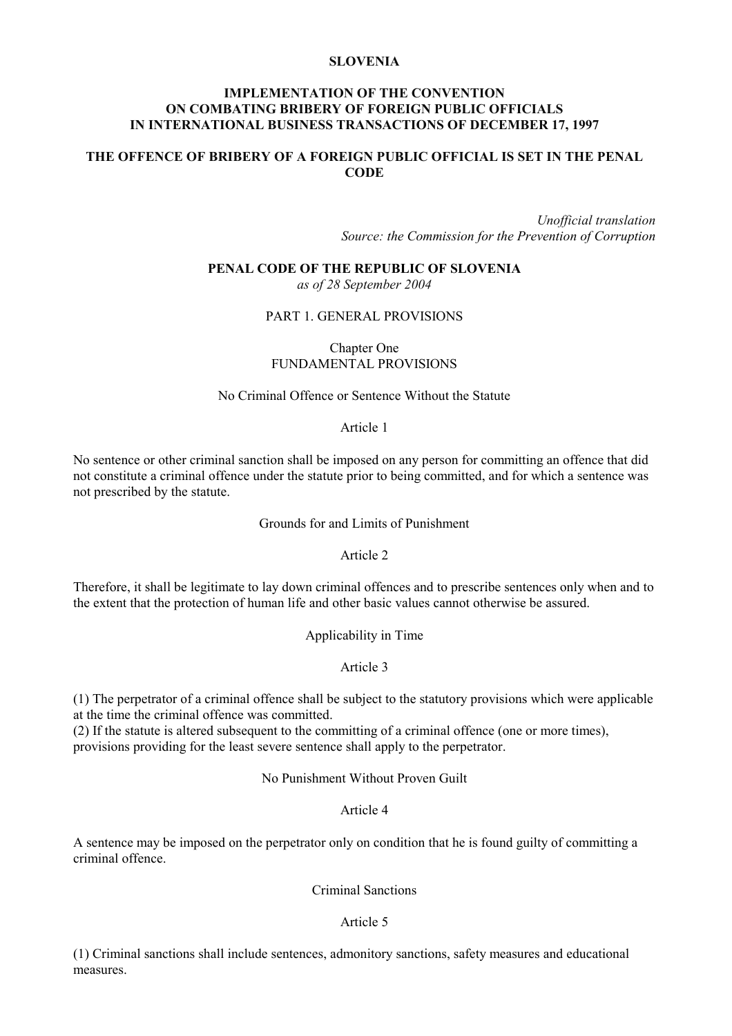**SLOVENIA**

**IMPLEMENTATION OF THE CONVENTION ON COMBATING BRIBERY OF FOREIGN PUBLIC OFFICIALS IN INTERNATIONAL BUSINESS TRANSACTIONS OF DECEMBER 17, 1997**

**THE OFFENCE OF BRIBERY OF A FOREIGN PUBLIC OFFICIAL IS SET IN THE PENAL CODE**

*Unofficial translation*
*Source: the Commission for the Prevention of Corruption*

# PENAL CODE OF THE REPUBLIC OF SLOVENIA

*as of 28 September 2004*

## PART 1. GENERAL PROVISIONS

### Chapter One
### FUNDAMENTAL PROVISIONS

No Criminal Offence or Sentence Without the Statute

Article 1

No sentence or other criminal sanction shall be imposed on any person for committing an offence that did not constitute a criminal offence under the statute prior to being committed, and for which a sentence was not prescribed by the statute.

Grounds for and Limits of Punishment

Article 2

Therefore, it shall be legitimate to lay down criminal offences and to prescribe sentences only when and to the extent that the protection of human life and other basic values cannot otherwise be assured.

Applicability in Time

Article 3

(1) The perpetrator of a criminal offence shall be subject to the statutory provisions which were applicable at the time the criminal offence was committed.
(2) If the statute is altered subsequent to the committing of a criminal offence (one or more times), provisions providing for the least severe sentence shall apply to the perpetrator.

No Punishment Without Proven Guilt

Article 4

A sentence may be imposed on the perpetrator only on condition that he is found guilty of committing a criminal offence.

Criminal Sanctions

Article 5

(1) Criminal sanctions shall include sentences, admonitory sanctions, safety measures and educational measures.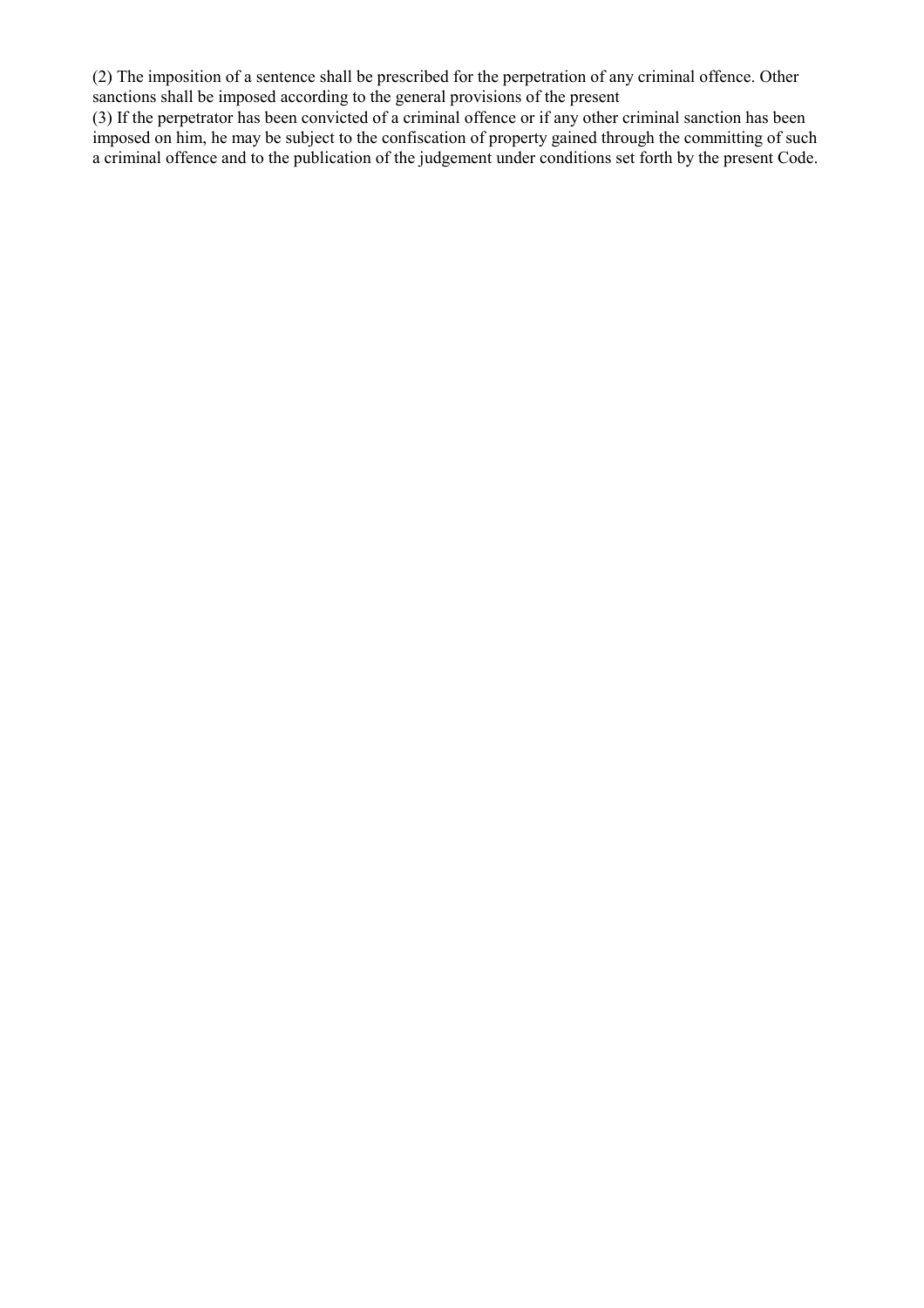(2) The imposition of a sentence shall be prescribed for the perpetration of any criminal offence. Other sanctions shall be imposed according to the general provisions of the present

(3) If the perpetrator has been convicted of a criminal offence or if any other criminal sanction has been imposed on him, he may be subject to the confiscation of property gained through the committing of such a criminal offence and to the publication of the judgement under conditions set forth by the present Code.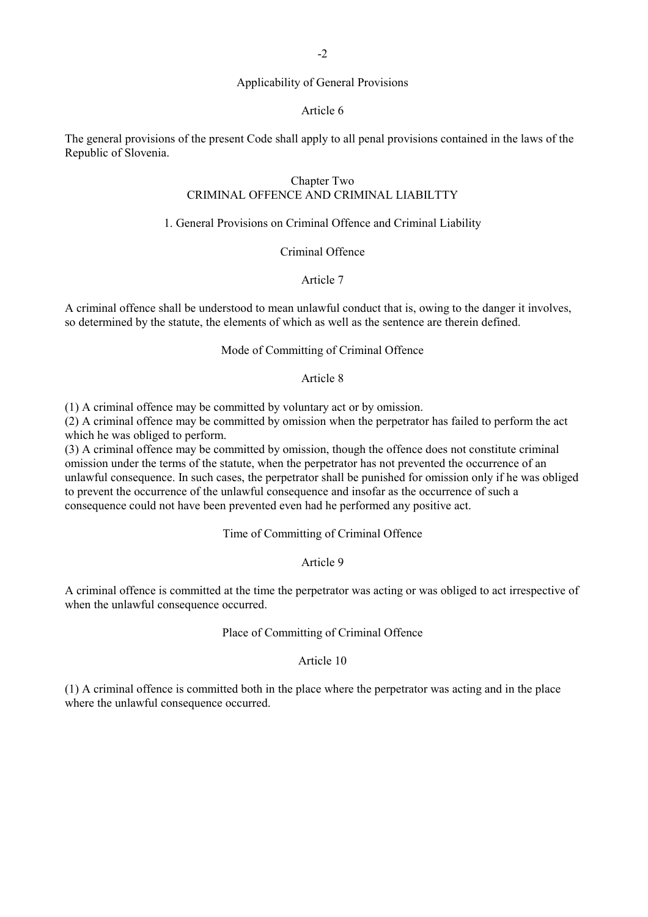### Applicability of General Provisions

#### Article 6

The general provisions of the present Code shall apply to all penal provisions contained in the laws of the Republic of Slovenia.

## Chapter Two
## CRIMINAL OFFENCE AND CRIMINAL LIABILTTY

### 1. General Provisions on Criminal Offence and Criminal Liability

### Criminal Offence

#### Article 7

A criminal offence shall be understood to mean unlawful conduct that is, owing to the danger it involves, so determined by the statute, the elements of which as well as the sentence are therein defined.

### Mode of Committing of Criminal Offence

#### Article 8

(1) A criminal offence may be committed by voluntary act or by omission.
(2) A criminal offence may be committed by omission when the perpetrator has failed to perform the act which he was obliged to perform.
(3) A criminal offence may be committed by omission, though the offence does not constitute criminal omission under the terms of the statute, when the perpetrator has not prevented the occurrence of an unlawful consequence. In such cases, the perpetrator shall be punished for omission only if he was obliged to prevent the occurrence of the unlawful consequence and insofar as the occurrence of such a consequence could not have been prevented even had he performed any positive act.

### Time of Committing of Criminal Offence

#### Article 9

A criminal offence is committed at the time the perpetrator was acting or was obliged to act irrespective of when the unlawful consequence occurred.

### Place of Committing of Criminal Offence

#### Article 10

(1) A criminal offence is committed both in the place where the perpetrator was acting and in the place where the unlawful consequence occurred.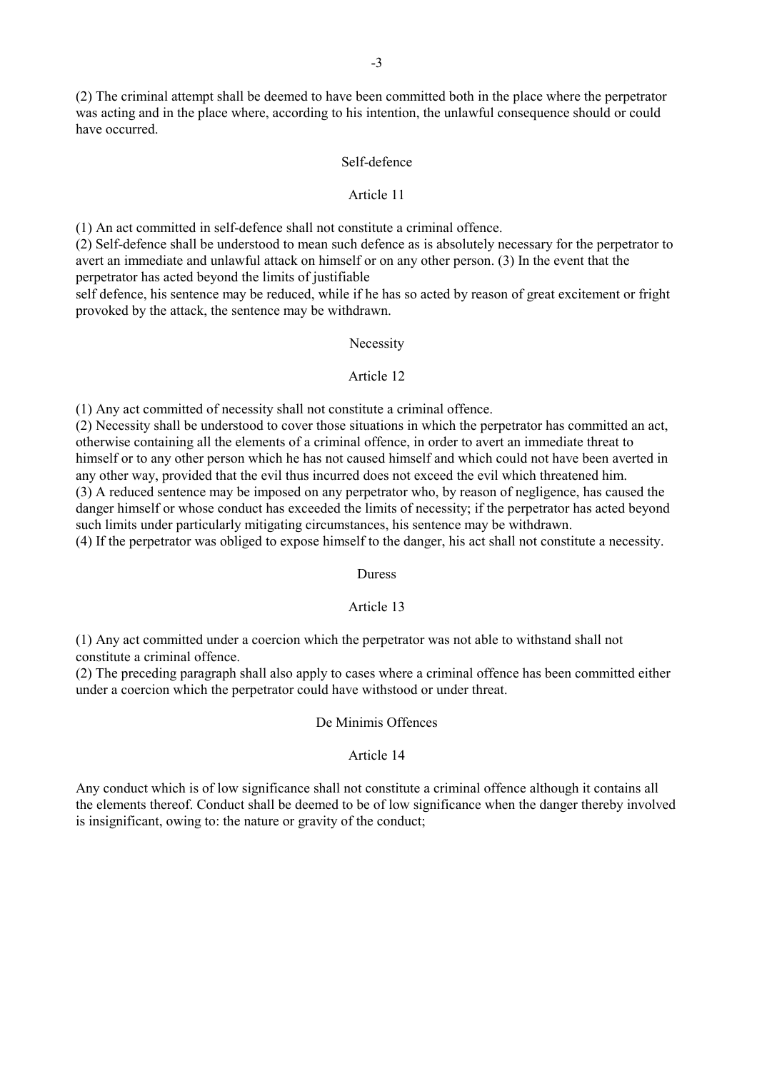(2) The criminal attempt shall be deemed to have been committed both in the place where the perpetrator was acting and in the place where, according to his intention, the unlawful consequence should or could have occurred.

### Self-defence

### Article 11

(1) An act committed in self-defence shall not constitute a criminal offence.
(2) Self-defence shall be understood to mean such defence as is absolutely necessary for the perpetrator to avert an immediate and unlawful attack on himself or on any other person. (3) In the event that the perpetrator has acted beyond the limits of justifiable
self defence, his sentence may be reduced, while if he has so acted by reason of great excitement or fright provoked by the attack, the sentence may be withdrawn.

### Necessity

### Article 12

(1) Any act committed of necessity shall not constitute a criminal offence.
(2) Necessity shall be understood to cover those situations in which the perpetrator has committed an act, otherwise containing all the elements of a criminal offence, in order to avert an immediate threat to himself or to any other person which he has not caused himself and which could not have been averted in any other way, provided that the evil thus incurred does not exceed the evil which threatened him.
(3) A reduced sentence may be imposed on any perpetrator who, by reason of negligence, has caused the danger himself or whose conduct has exceeded the limits of necessity; if the perpetrator has acted beyond such limits under particularly mitigating circumstances, his sentence may be withdrawn.
(4) If the perpetrator was obliged to expose himself to the danger, his act shall not constitute a necessity.

### Duress

### Article 13

(1) Any act committed under a coercion which the perpetrator was not able to withstand shall not constitute a criminal offence.
(2) The preceding paragraph shall also apply to cases where a criminal offence has been committed either under a coercion which the perpetrator could have withstood or under threat.

### De Minimis Offences

### Article 14

Any conduct which is of low significance shall not constitute a criminal offence although it contains all the elements thereof. Conduct shall be deemed to be of low significance when the danger thereby involved is insignificant, owing to: the nature or gravity of the conduct;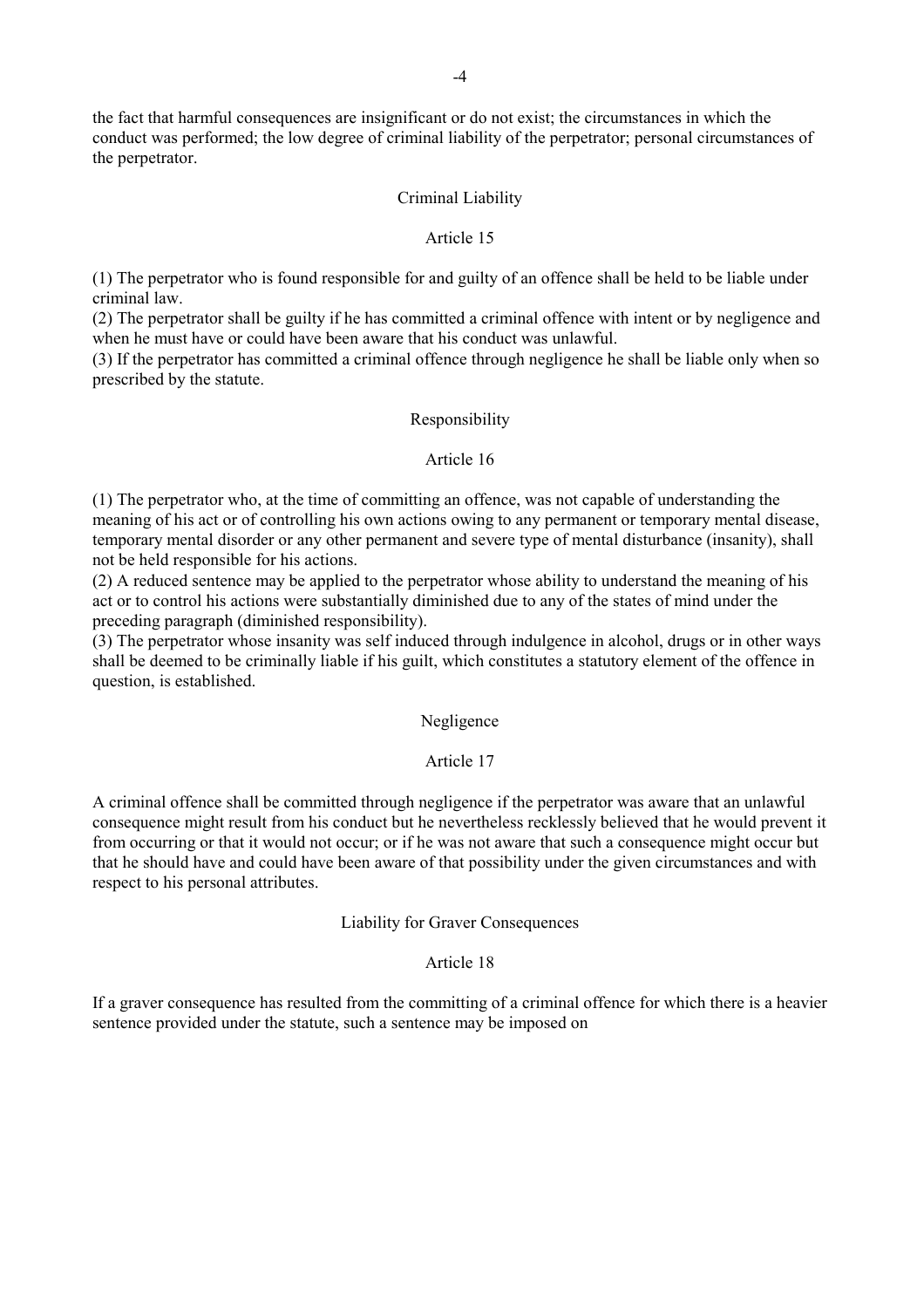the fact that harmful consequences are insignificant or do not exist; the circumstances in which the conduct was performed; the low degree of criminal liability of the perpetrator; personal circumstances of the perpetrator.

### Criminal Liability

#### Article 15

(1) The perpetrator who is found responsible for and guilty of an offence shall be held to be liable under criminal law.
(2) The perpetrator shall be guilty if he has committed a criminal offence with intent or by negligence and when he must have or could have been aware that his conduct was unlawful.
(3) If the perpetrator has committed a criminal offence through negligence he shall be liable only when so prescribed by the statute.

### Responsibility

#### Article 16

(1) The perpetrator who, at the time of committing an offence, was not capable of understanding the meaning of his act or of controlling his own actions owing to any permanent or temporary mental disease, temporary mental disorder or any other permanent and severe type of mental disturbance (insanity), shall not be held responsible for his actions.
(2) A reduced sentence may be applied to the perpetrator whose ability to understand the meaning of his act or to control his actions were substantially diminished due to any of the states of mind under the preceding paragraph (diminished responsibility).
(3) The perpetrator whose insanity was self induced through indulgence in alcohol, drugs or in other ways shall be deemed to be criminally liable if his guilt, which constitutes a statutory element of the offence in question, is established.

### Negligence

#### Article 17

A criminal offence shall be committed through negligence if the perpetrator was aware that an unlawful consequence might result from his conduct but he nevertheless recklessly believed that he would prevent it from occurring or that it would not occur; or if he was not aware that such a consequence might occur but that he should have and could have been aware of that possibility under the given circumstances and with respect to his personal attributes.

### Liability for Graver Consequences

#### Article 18

If a graver consequence has resulted from the committing of a criminal offence for which there is a heavier sentence provided under the statute, such a sentence may be imposed on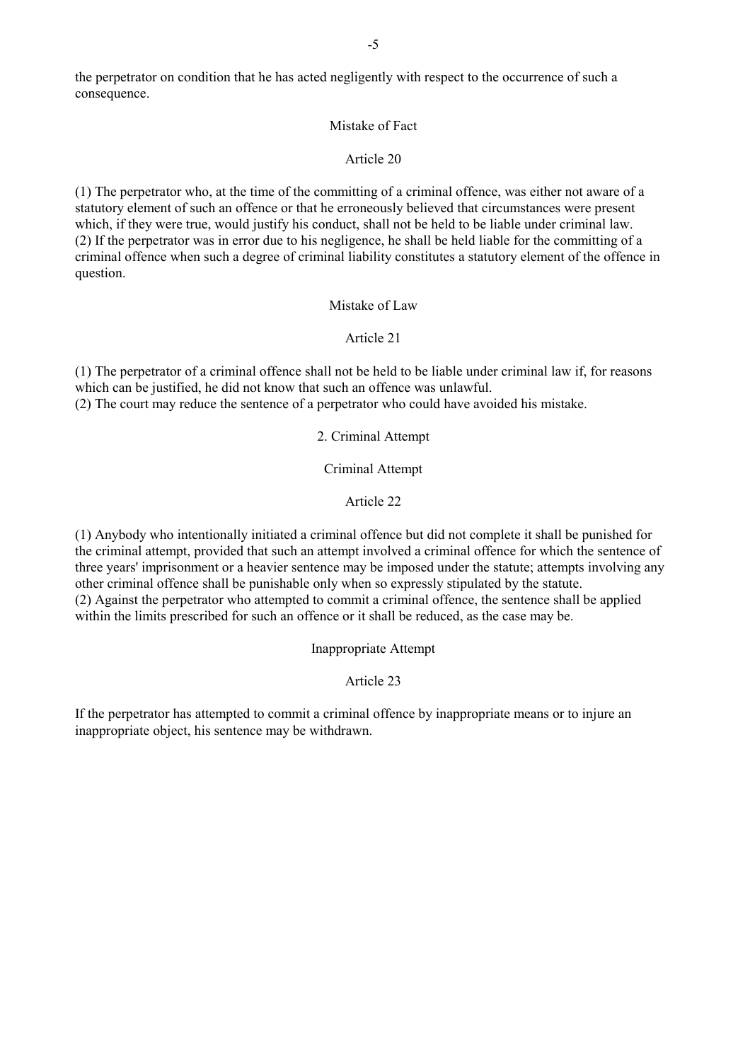the perpetrator on condition that he has acted negligently with respect to the occurrence of such a consequence.

### Mistake of Fact

### Article 20

(1) The perpetrator who, at the time of the committing of a criminal offence, was either not aware of a statutory element of such an offence or that he erroneously believed that circumstances were present which, if they were true, would justify his conduct, shall not be held to be liable under criminal law.
(2) If the perpetrator was in error due to his negligence, he shall be held liable for the committing of a criminal offence when such a degree of criminal liability constitutes a statutory element of the offence in question.

### Mistake of Law

### Article 21

(1) The perpetrator of a criminal offence shall not be held to be liable under criminal law if, for reasons which can be justified, he did not know that such an offence was unlawful.
(2) The court may reduce the sentence of a perpetrator who could have avoided his mistake.

## 2. Criminal Attempt

### Criminal Attempt

### Article 22

(1) Anybody who intentionally initiated a criminal offence but did not complete it shall be punished for the criminal attempt, provided that such an attempt involved a criminal offence for which the sentence of three years' imprisonment or a heavier sentence may be imposed under the statute; attempts involving any other criminal offence shall be punishable only when so expressly stipulated by the statute.
(2) Against the perpetrator who attempted to commit a criminal offence, the sentence shall be applied within the limits prescribed for such an offence or it shall be reduced, as the case may be.

### Inappropriate Attempt

### Article 23

If the perpetrator has attempted to commit a criminal offence by inappropriate means or to injure an inappropriate object, his sentence may be withdrawn.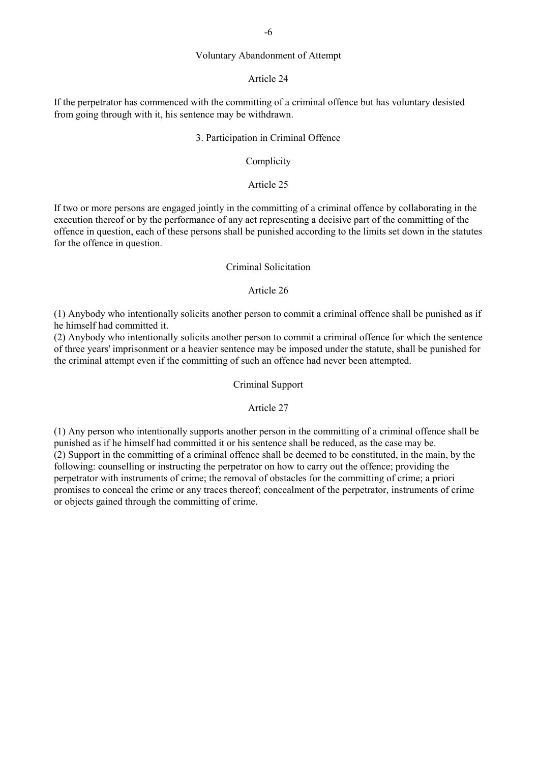### Voluntary Abandonment of Attempt

#### Article 24

If the perpetrator has commenced with the committing of a criminal offence but has voluntary desisted from going through with it, his sentence may be withdrawn.

## 3. Participation in Criminal Offence

### Complicity

#### Article 25

If two or more persons are engaged jointly in the committing of a criminal offence by collaborating in the execution thereof or by the performance of any act representing a decisive part of the committing of the offence in question, each of these persons shall be punished according to the limits set down in the statutes for the offence in question.

### Criminal Solicitation

#### Article 26

(1) Anybody who intentionally solicits another person to commit a criminal offence shall be punished as if he himself had committed it.
(2) Anybody who intentionally solicits another person to commit a criminal offence for which the sentence of three years' imprisonment or a heavier sentence may be imposed under the statute, shall be punished for the criminal attempt even if the committing of such an offence had never been attempted.

### Criminal Support

#### Article 27

(1) Any person who intentionally supports another person in the committing of a criminal offence shall be punished as if he himself had committed it or his sentence shall be reduced, as the case may be.
(2) Support in the committing of a criminal offence shall be deemed to be constituted, in the main, by the following: counselling or instructing the perpetrator on how to carry out the offence; providing the perpetrator with instruments of crime; the removal of obstacles for the committing of crime; a priori promises to conceal the crime or any traces thereof; concealment of the perpetrator, instruments of crime or objects gained through the committing of crime.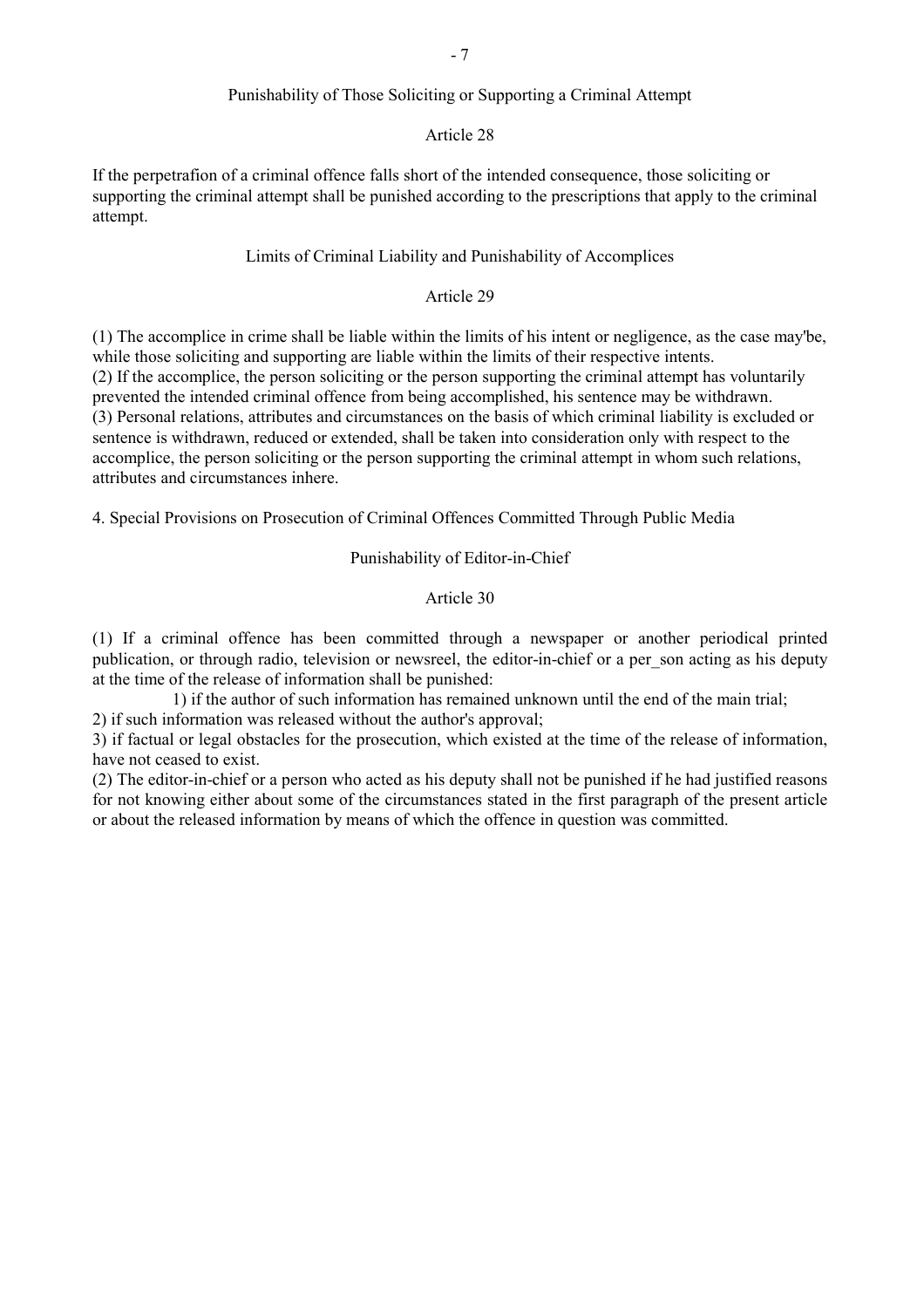### Punishability of Those Soliciting or Supporting a Criminal Attempt

#### Article 28

If the perpetrafion of a criminal offence falls short of the intended consequence, those soliciting or supporting the criminal attempt shall be punished according to the prescriptions that apply to the criminal attempt.

### Limits of Criminal Liability and Punishability of Accomplices

#### Article 29

(1) The accomplice in crime shall be liable within the limits of his intent or negligence, as the case may'be, while those soliciting and supporting are liable within the limits of their respective intents.
(2) If the accomplice, the person soliciting or the person supporting the criminal attempt has voluntarily prevented the intended criminal offence from being accomplished, his sentence may be withdrawn.
(3) Personal relations, attributes and circumstances on the basis of which criminal liability is excluded or sentence is withdrawn, reduced or extended, shall be taken into consideration only with respect to the accomplice, the person soliciting or the person supporting the criminal attempt in whom such relations, attributes and circumstances inhere.

## 4. Special Provisions on Prosecution of Criminal Offences Committed Through Public Media

### Punishability of Editor-in-Chief

#### Article 30

(1) If a criminal offence has been committed through a newspaper or another periodical printed publication, or through radio, television or newsreel, the editor-in-chief or a per_son acting as his deputy at the time of the release of information shall be punished:
1) if the author of such information has remained unknown until the end of the main trial;
2) if such information was released without the author's approval;
3) if factual or legal obstacles for the prosecution, which existed at the time of the release of information, have not ceased to exist.
(2) The editor-in-chief or a person who acted as his deputy shall not be punished if he had justified reasons for not knowing either about some of the circumstances stated in the first paragraph of the present article or about the released information by means of which the offence in question was committed.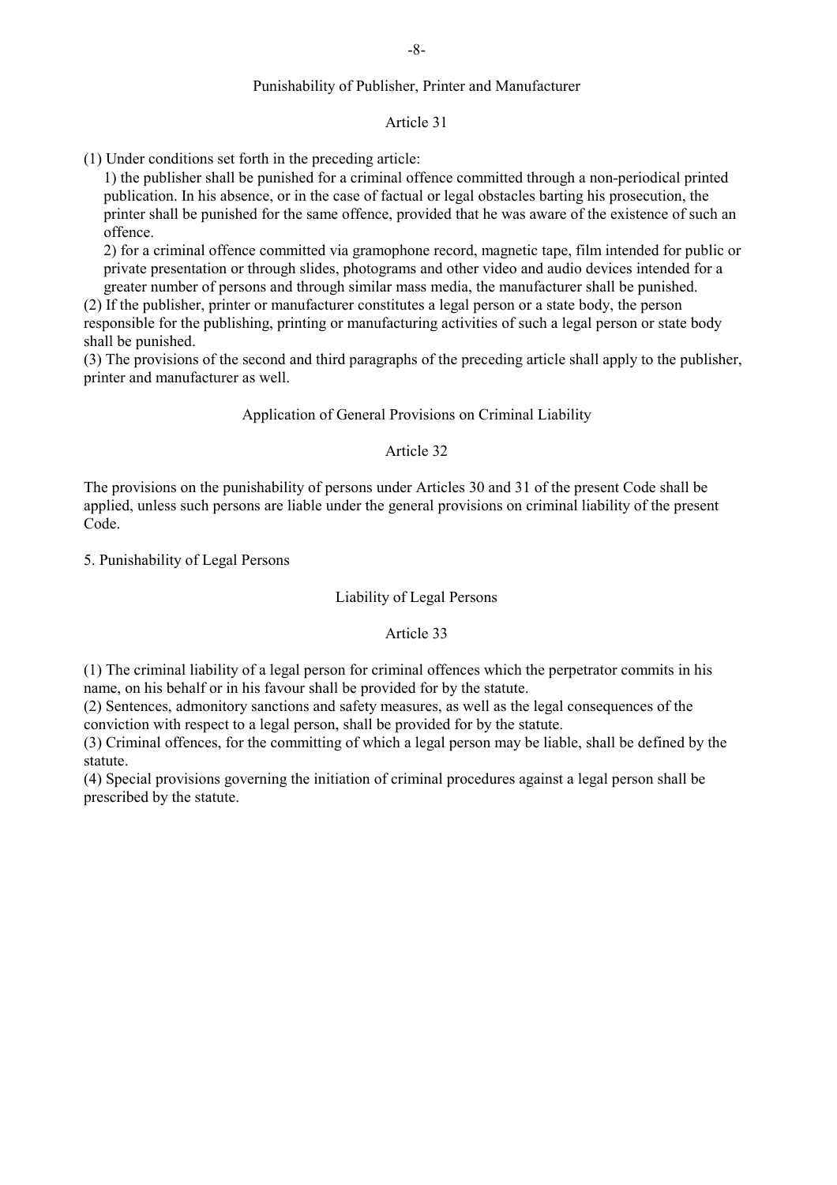### Punishability of Publisher, Printer and Manufacturer

#### Article 31

(1) Under conditions set forth in the preceding article:

1) the publisher shall be punished for a criminal offence committed through a non-periodical printed publication. In his absence, or in the case of factual or legal obstacles barting his prosecution, the printer shall be punished for the same offence, provided that he was aware of the existence of such an offence.

2) for a criminal offence committed via gramophone record, magnetic tape, film intended for public or private presentation or through slides, photograms and other video and audio devices intended for a greater number of persons and through similar mass media, the manufacturer shall be punished.

(2) If the publisher, printer or manufacturer constitutes a legal person or a state body, the person responsible for the publishing, printing or manufacturing activities of such a legal person or state body shall be punished.

(3) The provisions of the second and third paragraphs of the preceding article shall apply to the publisher, printer and manufacturer as well.

### Application of General Provisions on Criminal Liability

#### Article 32

The provisions on the punishability of persons under Articles 30 and 31 of the present Code shall be applied, unless such persons are liable under the general provisions on criminal liability of the present Code.

## 5. Punishability of Legal Persons

### Liability of Legal Persons

#### Article 33

(1) The criminal liability of a legal person for criminal offences which the perpetrator commits in his name, on his behalf or in his favour shall be provided for by the statute.

(2) Sentences, admonitory sanctions and safety measures, as well as the legal consequences of the conviction with respect to a legal person, shall be provided for by the statute.

(3) Criminal offences, for the committing of which a legal person may be liable, shall be defined by the statute.

(4) Special provisions governing the initiation of criminal procedures against a legal person shall be prescribed by the statute.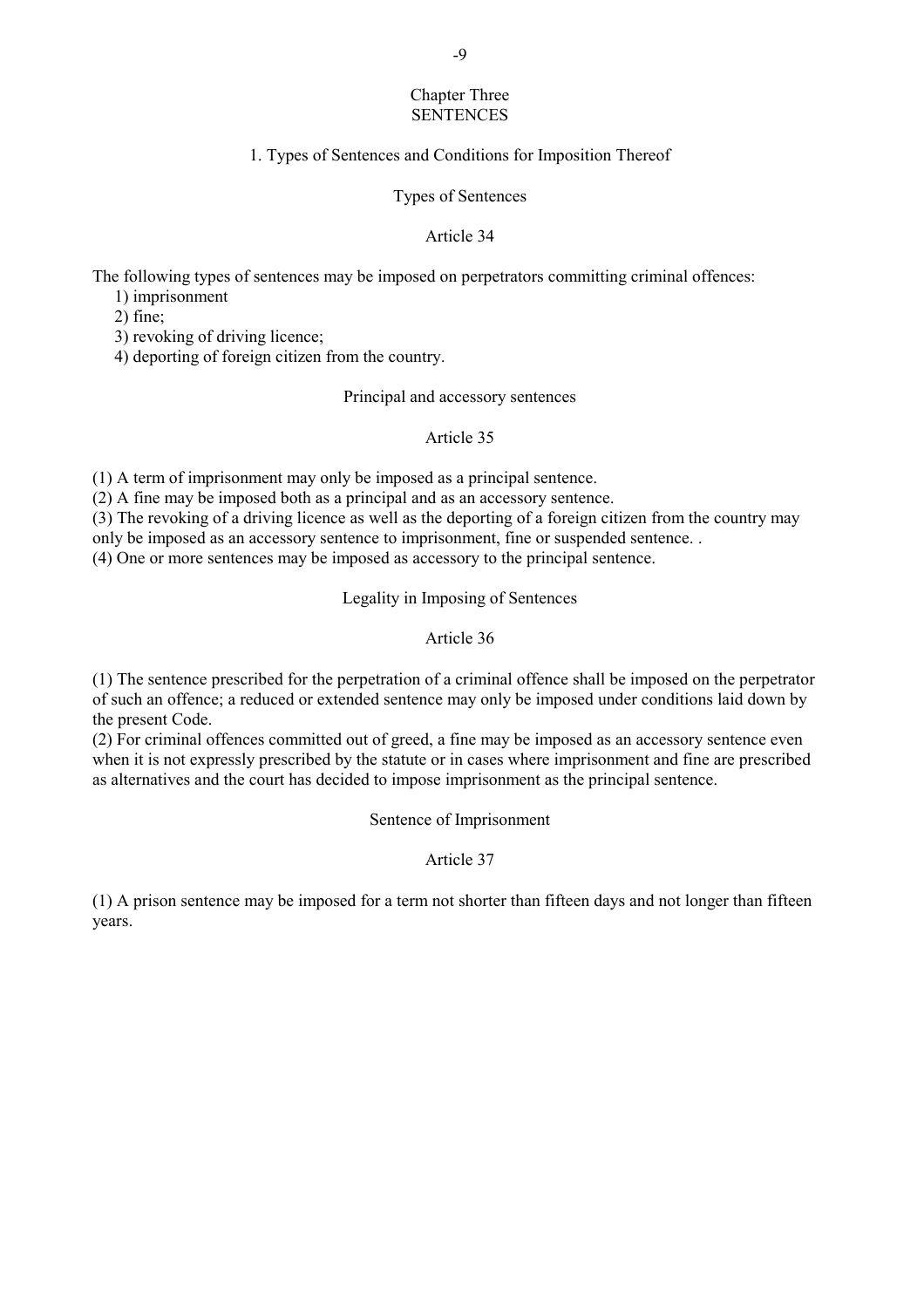# Chapter Three
# SENTENCES

## 1. Types of Sentences and Conditions for Imposition Thereof

### Types of Sentences

### Article 34

The following types of sentences may be imposed on perpetrators committing criminal offences:

1) imprisonment
2) fine;
3) revoking of driving licence;
4) deporting of foreign citizen from the country.

### Principal and accessory sentences

### Article 35

(1) A term of imprisonment may only be imposed as a principal sentence.
(2) A fine may be imposed both as a principal and as an accessory sentence.
(3) The revoking of a driving licence as well as the deporting of a foreign citizen from the country may only be imposed as an accessory sentence to imprisonment, fine or suspended sentence. .
(4) One or more sentences may be imposed as accessory to the principal sentence.

### Legality in Imposing of Sentences

### Article 36

(1) The sentence prescribed for the perpetration of a criminal offence shall be imposed on the perpetrator of such an offence; a reduced or extended sentence may only be imposed under conditions laid down by the present Code.
(2) For criminal offences committed out of greed, a fine may be imposed as an accessory sentence even when it is not expressly prescribed by the statute or in cases where imprisonment and fine are prescribed as alternatives and the court has decided to impose imprisonment as the principal sentence.

### Sentence of Imprisonment

### Article 37

(1) A prison sentence may be imposed for a term not shorter than fifteen days and not longer than fifteen years.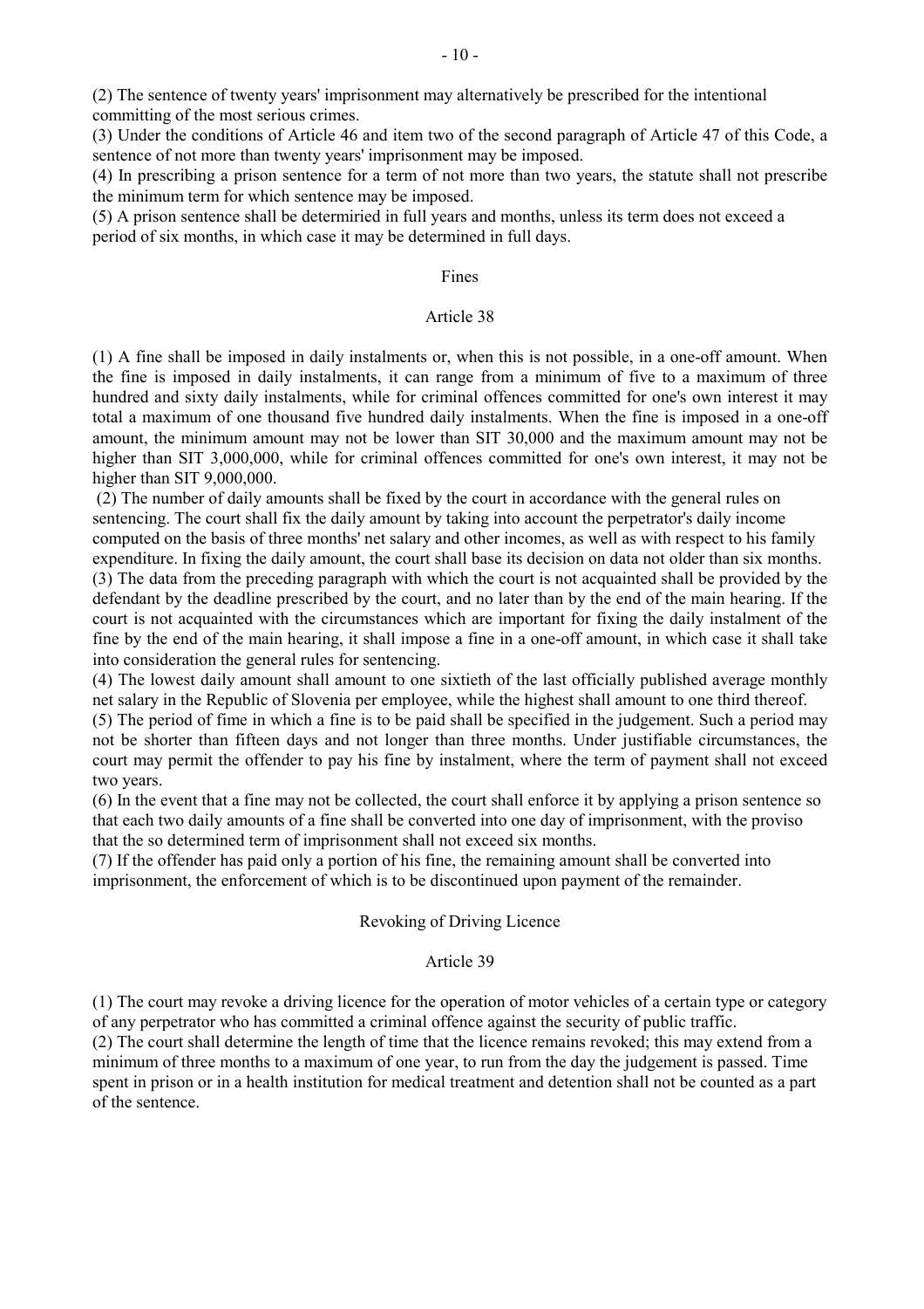(2) The sentence of twenty years' imprisonment may alternatively be prescribed for the intentional committing of the most serious crimes.

(3) Under the conditions of Article 46 and item two of the second paragraph of Article 47 of this Code, a sentence of not more than twenty years' imprisonment may be imposed.

(4) In prescribing a prison sentence for a term of not more than two years, the statute shall not prescribe the minimum term for which sentence may be imposed.

(5) A prison sentence shall be determiried in full years and months, unless its term does not exceed a period of six months, in which case it may be determined in full days.

## Fines

### Article 38

(1) A fine shall be imposed in daily instalments or, when this is not possible, in a one-off amount. When the fine is imposed in daily instalments, it can range from a minimum of five to a maximum of three hundred and sixty daily instalments, while for criminal offences committed for one's own interest it may total a maximum of one thousand five hundred daily instalments. When the fine is imposed in a one-off amount, the minimum amount may not be lower than SIT 30,000 and the maximum amount may not be higher than SIT 3,000,000, while for criminal offences committed for one's own interest, it may not be higher than SIT 9,000,000.

(2) The number of daily amounts shall be fixed by the court in accordance with the general rules on sentencing. The court shall fix the daily amount by taking into account the perpetrator's daily income computed on the basis of three months' net salary and other incomes, as well as with respect to his family expenditure. In fixing the daily amount, the court shall base its decision on data not older than six months.

(3) The data from the preceding paragraph with which the court is not acquainted shall be provided by the defendant by the deadline prescribed by the court, and no later than by the end of the main hearing. If the court is not acquainted with the circumstances which are important for fixing the daily instalment of the fine by the end of the main hearing, it shall impose a fine in a one-off amount, in which case it shall take into consideration the general rules for sentencing.

(4) The lowest daily amount shall amount to one sixtieth of the last officially published average monthly net salary in the Republic of Slovenia per employee, while the highest shall amount to one third thereof.

(5) The period of fime in which a fine is to be paid shall be specified in the judgement. Such a period may not be shorter than fifteen days and not longer than three months. Under justifiable circumstances, the court may permit the offender to pay his fine by instalment, where the term of payment shall not exceed two years.

(6) In the event that a fine may not be collected, the court shall enforce it by applying a prison sentence so that each two daily amounts of a fine shall be converted into one day of imprisonment, with the proviso that the so determined term of imprisonment shall not exceed six months.

(7) If the offender has paid only a portion of his fine, the remaining amount shall be converted into imprisonment, the enforcement of which is to be discontinued upon payment of the remainder.

## Revoking of Driving Licence

### Article 39

(1) The court may revoke a driving licence for the operation of motor vehicles of a certain type or category of any perpetrator who has committed a criminal offence against the security of public traffic.

(2) The court shall determine the length of time that the licence remains revoked; this may extend from a minimum of three months to a maximum of one year, to run from the day the judgement is passed. Time spent in prison or in a health institution for medical treatment and detention shall not be counted as a part of the sentence.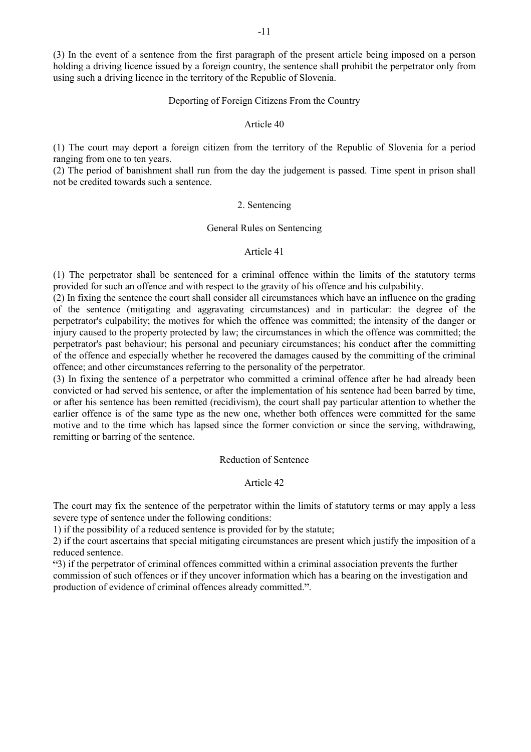(3) In the event of a sentence from the first paragraph of the present article being imposed on a person holding a driving licence issued by a foreign country, the sentence shall prohibit the perpetrator only from using such a driving licence in the territory of the Republic of Slovenia.

### Deporting of Foreign Citizens From the Country

### Article 40

(1) The court may deport a foreign citizen from the territory of the Republic of Slovenia for a period ranging from one to ten years.
(2) The period of banishment shall run from the day the judgement is passed. Time spent in prison shall not be credited towards such a sentence.

## 2. Sentencing

### General Rules on Sentencing

### Article 41

(1) The perpetrator shall be sentenced for a criminal offence within the limits of the statutory terms provided for such an offence and with respect to the gravity of his offence and his culpability.
(2) In fixing the sentence the court shall consider all circumstances which have an influence on the grading of the sentence (mitigating and aggravating circumstances) and in particular: the degree of the perpetrator's culpability; the motives for which the offence was committed; the intensity of the danger or injury caused to the property protected by law; the circumstances in which the offence was committed; the perpetrator's past behaviour; his personal and pecuniary circumstances; his conduct after the committing of the offence and especially whether he recovered the damages caused by the committing of the criminal offence; and other circumstances referring to the personality of the perpetrator.
(3) In fixing the sentence of a perpetrator who committed a criminal offence after he had already been convicted or had served his sentence, or after the implementation of his sentence had been barred by time, or after his sentence has been remitted (recidivism), the court shall pay particular attention to whether the earlier offence is of the same type as the new one, whether both offences were committed for the same motive and to the time which has lapsed since the former conviction or since the serving, withdrawing, remitting or barring of the sentence.

### Reduction of Sentence

### Article 42

The court may fix the sentence of the perpetrator within the limits of statutory terms or may apply a less severe type of sentence under the following conditions:
1) if the possibility of a reduced sentence is provided for by the statute;
2) if the court ascertains that special mitigating circumstances are present which justify the imposition of a reduced sentence.
"3) if the perpetrator of criminal offences committed within a criminal association prevents the further commission of such offences or if they uncover information which has a bearing on the investigation and production of evidence of criminal offences already committed.".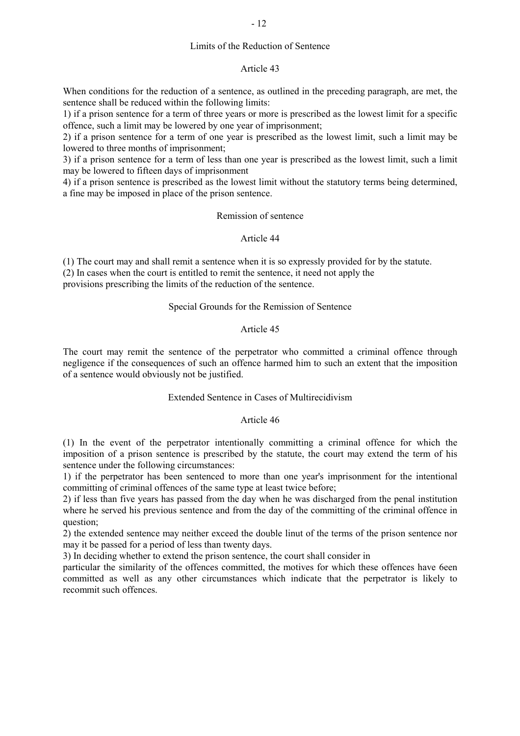### Limits of the Reduction of Sentence

### Article 43

When conditions for the reduction of a sentence, as outlined in the preceding paragraph, are met, the sentence shall be reduced within the following limits:

1) if a prison sentence for a term of three years or more is prescribed as the lowest limit for a specific offence, such a limit may be lowered by one year of imprisonment;

2) if a prison sentence for a term of one year is prescribed as the lowest limit, such a limit may be lowered to three months of imprisonment;

3) if a prison sentence for a term of less than one year is prescribed as the lowest limit, such a limit may be lowered to fifteen days of imprisonment

4) if a prison sentence is prescribed as the lowest limit without the statutory terms being determined, a fine may be imposed in place of the prison sentence.

### Remission of sentence

### Article 44

(1) The court may and shall remit a sentence when it is so expressly provided for by the statute.

(2) In cases when the court is entitled to remit the sentence, it need not apply the provisions prescribing the limits of the reduction of the sentence.

### Special Grounds for the Remission of Sentence

### Article 45

The court may remit the sentence of the perpetrator who committed a criminal offence through negligence if the consequences of such an offence harmed him to such an extent that the imposition of a sentence would obviously not be justified.

### Extended Sentence in Cases of Multirecidivism

### Article 46

(1) In the event of the perpetrator intentionally committing a criminal offence for which the imposition of a prison sentence is prescribed by the statute, the court may extend the term of his sentence under the following circumstances:

1) if the perpetrator has been sentenced to more than one year's imprisonment for the intentional committing of criminal offences of the same type at least twice before;

2) if less than five years has passed from the day when he was discharged from the penal institution where he served his previous sentence and from the day of the committing of the criminal offence in question;

2) the extended sentence may neither exceed the double linut of the terms of the prison sentence nor may it be passed for a period of less than twenty days.

3) In deciding whether to extend the prison sentence, the court shall consider in particular the similarity of the offences committed, the motives for which these offences have 6een committed as well as any other circumstances which indicate that the perpetrator is likely to recommit such offences.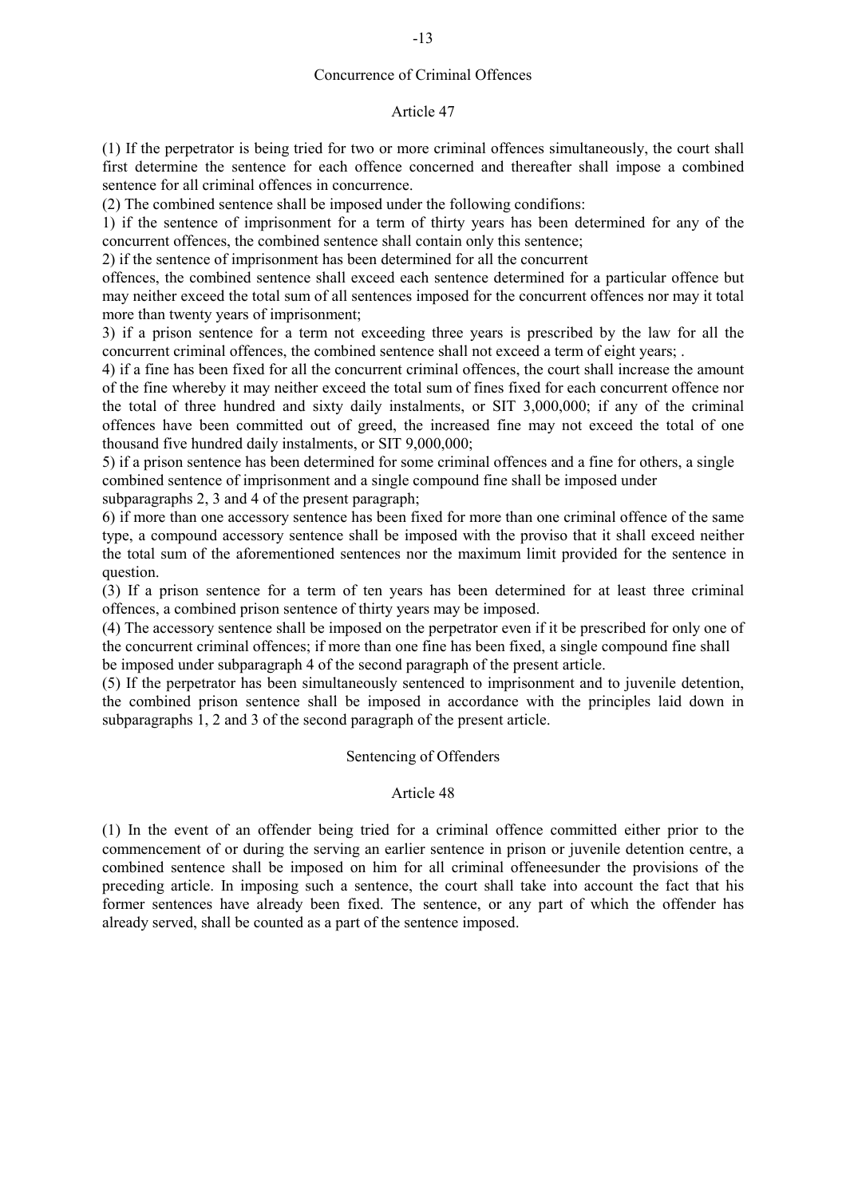## Concurrence of Criminal Offences

### Article 47

(1) If the perpetrator is being tried for two or more criminal offences simultaneously, the court shall first determine the sentence for each offence concerned and thereafter shall impose a combined sentence for all criminal offences in concurrence.

(2) The combined sentence shall be imposed under the following condifions:

1) if the sentence of imprisonment for a term of thirty years has been determined for any of the concurrent offences, the combined sentence shall contain only this sentence;

2) if the sentence of imprisonment has been determined for all the concurrent offences, the combined sentence shall exceed each sentence determined for a particular offence but may neither exceed the total sum of all sentences imposed for the concurrent offences nor may it total more than twenty years of imprisonment;

3) if a prison sentence for a term not exceeding three years is prescribed by the law for all the concurrent criminal offences, the combined sentence shall not exceed a term of eight years; .

4) if a fine has been fixed for all the concurrent criminal offences, the court shall increase the amount of the fine whereby it may neither exceed the total sum of fines fixed for each concurrent offence nor the total of three hundred and sixty daily instalments, or SIT 3,000,000; if any of the criminal offences have been committed out of greed, the increased fine may not exceed the total of one thousand five hundred daily instalments, or SIT 9,000,000;

5) if a prison sentence has been determined for some criminal offences and a fine for others, a single combined sentence of imprisonment and a single compound fine shall be imposed under subparagraphs 2, 3 and 4 of the present paragraph;

6) if more than one accessory sentence has been fixed for more than one criminal offence of the same type, a compound accessory sentence shall be imposed with the proviso that it shall exceed neither the total sum of the aforementioned sentences nor the maximum limit provided for the sentence in question.

(3) If a prison sentence for a term of ten years has been determined for at least three criminal offences, a combined prison sentence of thirty years may be imposed.

(4) The accessory sentence shall be imposed on the perpetrator even if it be prescribed for only one of the concurrent criminal offences; if more than one fine has been fixed, a single compound fine shall be imposed under subparagraph 4 of the second paragraph of the present article.

(5) If the perpetrator has been simultaneously sentenced to imprisonment and to juvenile detention, the combined prison sentence shall be imposed in accordance with the principles laid down in subparagraphs 1, 2 and 3 of the second paragraph of the present article.

## Sentencing of Offenders

### Article 48

(1) In the event of an offender being tried for a criminal offence committed either prior to the commencement of or during the serving an earlier sentence in prison or juvenile detention centre, a combined sentence shall be imposed on him for all criminal offeneesunder the provisions of the preceding article. In imposing such a sentence, the court shall take into account the fact that his former sentences have already been fixed. The sentence, or any part of which the offender has already served, shall be counted as a part of the sentence imposed.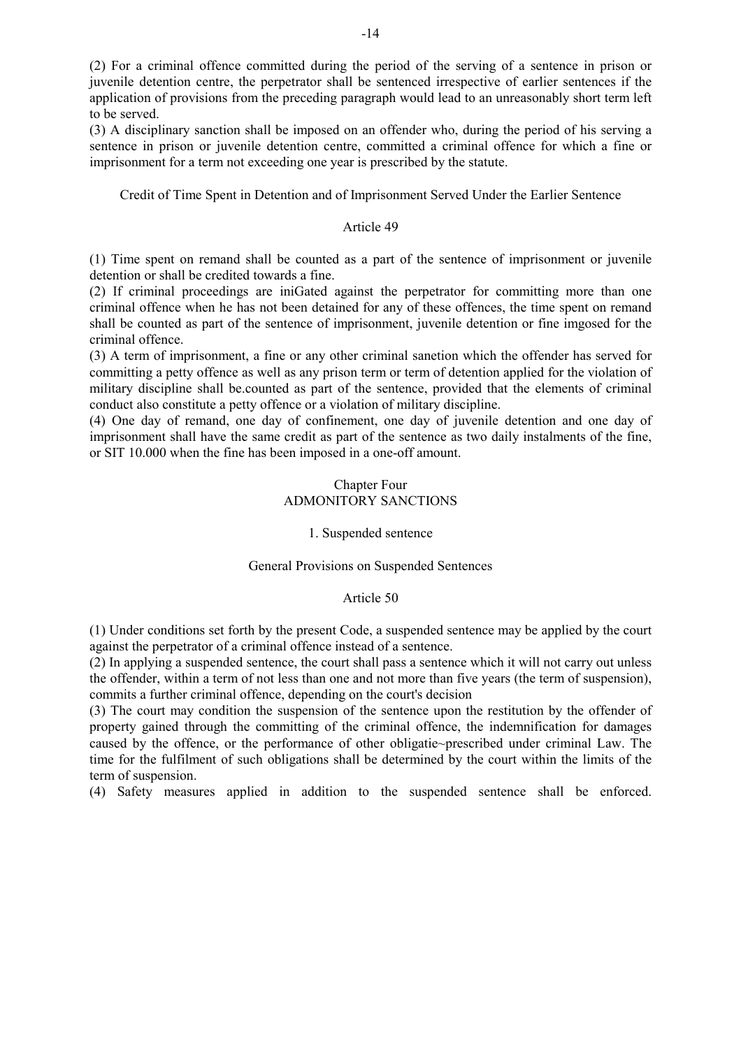(2) For a criminal offence committed during the period of the serving of a sentence in prison or juvenile detention centre, the perpetrator shall be sentenced irrespective of earlier sentences if the application of provisions from the preceding paragraph would lead to an unreasonably short term left to be served.

(3) A disciplinary sanction shall be imposed on an offender who, during the period of his serving a sentence in prison or juvenile detention centre, committed a criminal offence for which a fine or imprisonment for a term not exceeding one year is prescribed by the statute.

### Credit of Time Spent in Detention and of Imprisonment Served Under the Earlier Sentence

#### Article 49

(1) Time spent on remand shall be counted as a part of the sentence of imprisonment or juvenile detention or shall be credited towards a fine.

(2) If criminal proceedings are iniGated against the perpetrator for committing more than one criminal offence when he has not been detained for any of these offences, the time spent on remand shall be counted as part of the sentence of imprisonment, juvenile detention or fine imgosed for the criminal offence.

(3) A term of imprisonment, a fine or any other criminal sanetion which the offender has served for committing a petty offence as well as any prison term or term of detention applied for the violation of military discipline shall be.counted as part of the sentence, provided that the elements of criminal conduct also constitute a petty offence or a violation of military discipline.

(4) One day of remand, one day of confinement, one day of juvenile detention and one day of imprisonment shall have the same credit as part of the sentence as two daily instalments of the fine, or SIT 10.000 when the fine has been imposed in a one-off amount.

## Chapter Four
## ADMONITORY SANCTIONS

### 1. Suspended sentence

### General Provisions on Suspended Sentences

#### Article 50

(1) Under conditions set forth by the present Code, a suspended sentence may be applied by the court against the perpetrator of a criminal offence instead of a sentence.

(2) In applying a suspended sentence, the court shall pass a sentence which it will not carry out unless the offender, within a term of not less than one and not more than five years (the term of suspension), commits a further criminal offence, depending on the court's decision

(3) The court may condition the suspension of the sentence upon the restitution by the offender of property gained through the committing of the criminal offence, the indemnification for damages caused by the offence, or the performance of other obligatie~prescribed under criminal Law. The time for the fulfilment of such obligations shall be determined by the court within the limits of the term of suspension.

(4) Safety measures applied in addition to the suspended sentence shall be enforced.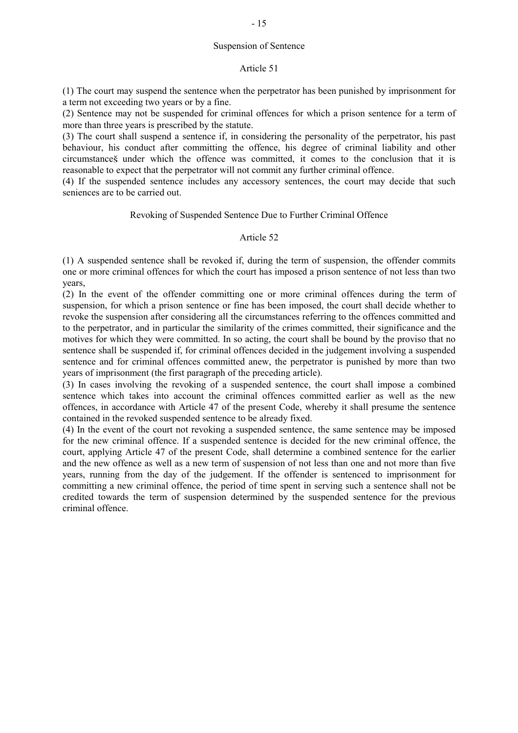### Suspension of Sentence

### Article 51

(1) The court may suspend the sentence when the perpetrator has been punished by imprisonment for a term not exceeding two years or by a fine.

(2) Sentence may not be suspended for criminal offences for which a prison sentence for a term of more than three years is prescribed by the statute.

(3) The court shall suspend a sentence if, in considering the personality of the perpetrator, his past behaviour, his conduct after committing the offence, his degree of criminal liability and other circumstanceš under which the offence was committed, it comes to the conclusion that it is reasonable to expect that the perpetrator will not commit any further criminal offence.

(4) If the suspended sentence includes any accessory sentences, the court may decide that such seniences are to be carried out.

### Revoking of Suspended Sentence Due to Further Criminal Offence

### Article 52

(1) A suspended sentence shall be revoked if, during the term of suspension, the offender commits one or more criminal offences for which the court has imposed a prison sentence of not less than two years,

(2) In the event of the offender committing one or more criminal offences during the term of suspension, for which a prison sentence or fine has been imposed, the court shall decide whether to revoke the suspension after considering all the circumstances referring to the offences committed and to the perpetrator, and in particular the similarity of the crimes committed, their significance and the motives for which they were committed. In so acting, the court shall be bound by the proviso that no sentence shall be suspended if, for criminal offences decided in the judgement involving a suspended sentence and for criminal offences committed anew, the perpetrator is punished by more than two years of imprisonment (the first paragraph of the preceding article).

(3) In cases involving the revoking of a suspended sentence, the court shall impose a combined sentence which takes into account the criminal offences committed earlier as well as the new offences, in accordance with Article 47 of the present Code, whereby it shall presume the sentence contained in the revoked suspended sentence to be already fixed.

(4) In the event of the court not revoking a suspended sentence, the same sentence may be imposed for the new criminal offence. If a suspended sentence is decided for the new criminal offence, the court, applying Article 47 of the present Code, shall determine a combined sentence for the earlier and the new offence as well as a new term of suspension of not less than one and not more than five years, running from the day of the judgement. If the offender is sentenced to imprisonment for committing a new criminal offence, the period of time spent in serving such a sentence shall not be credited towards the term of suspension determined by the suspended sentence for the previous criminal offence.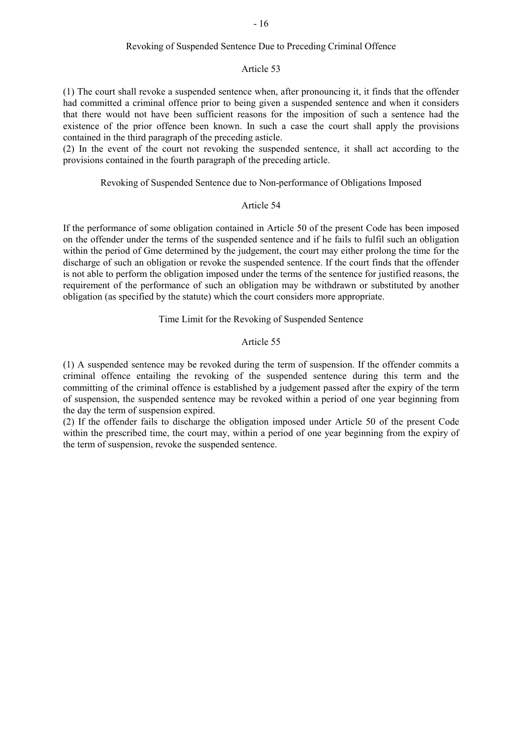### Revoking of Suspended Sentence Due to Preceding Criminal Offence

#### Article 53

(1) The court shall revoke a suspended sentence when, after pronouncing it, it finds that the offender had committed a criminal offence prior to being given a suspended sentence and when it considers that there would not have been sufficient reasons for the imposition of such a sentence had the existence of the prior offence been known. In such a case the court shall apply the provisions contained in the third paragraph of the preceding asticle.

(2) In the event of the court not revoking the suspended sentence, it shall act according to the provisions contained in the fourth paragraph of the preceding article.

### Revoking of Suspended Sentence due to Non-performance of Obligations Imposed

#### Article 54

If the performance of some obligation contained in Article 50 of the present Code has been imposed on the offender under the terms of the suspended sentence and if he fails to fulfil such an obligation within the period of Gme determined by the judgement, the court may either prolong the time for the discharge of such an obligation or revoke the suspended sentence. If the court finds that the offender is not able to perform the obligation imposed under the terms of the sentence for justified reasons, the requirement of the performance of such an obligation may be withdrawn or substituted by another obligation (as specified by the statute) which the court considers more appropriate.

### Time Limit for the Revoking of Suspended Sentence

#### Article 55

(1) A suspended sentence may be revoked during the term of suspension. If the offender commits a criminal offence entailing the revoking of the suspended sentence during this term and the committing of the criminal offence is established by a judgement passed after the expiry of the term of suspension, the suspended sentence may be revoked within a period of one year beginning from the day the term of suspension expired.

(2) If the offender fails to discharge the obligation imposed under Article 50 of the present Code within the prescribed time, the court may, within a period of one year beginning from the expiry of the term of suspension, revoke the suspended sentence.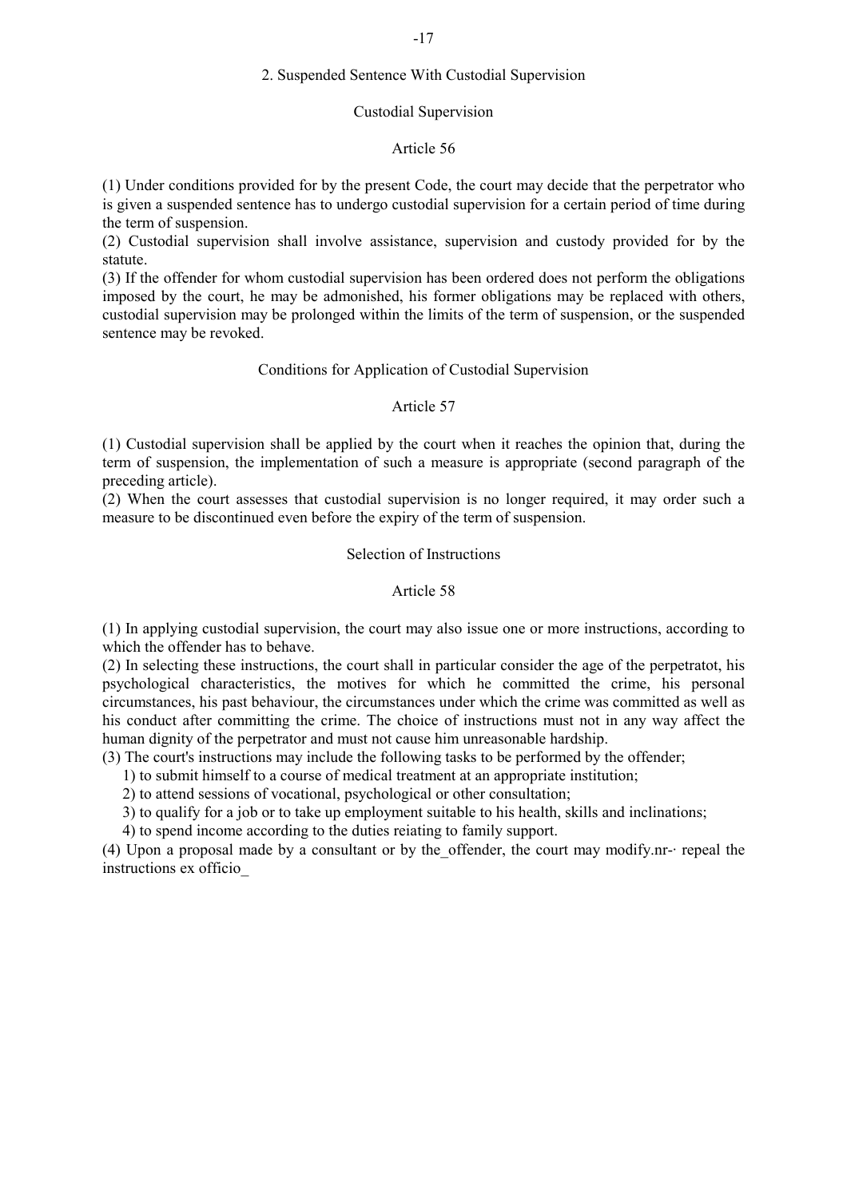## 2. Suspended Sentence With Custodial Supervision

### Custodial Supervision

#### Article 56

(1) Under conditions provided for by the present Code, the court may decide that the perpetrator who is given a suspended sentence has to undergo custodial supervision for a certain period of time during the term of suspension.

(2) Custodial supervision shall involve assistance, supervision and custody provided for by the statute.

(3) If the offender for whom custodial supervision has been ordered does not perform the obligations imposed by the court, he may be admonished, his former obligations may be replaced with others, custodial supervision may be prolonged within the limits of the term of suspension, or the suspended sentence may be revoked.

### Conditions for Application of Custodial Supervision

#### Article 57

(1) Custodial supervision shall be applied by the court when it reaches the opinion that, during the term of suspension, the implementation of such a measure is appropriate (second paragraph of the preceding article).

(2) When the court assesses that custodial supervision is no longer required, it may order such a measure to be discontinued even before the expiry of the term of suspension.

### Selection of Instructions

#### Article 58

(1) In applying custodial supervision, the court may also issue one or more instructions, according to which the offender has to behave.

(2) In selecting these instructions, the court shall in particular consider the age of the perpetratot, his psychological characteristics, the motives for which he committed the crime, his personal circumstances, his past behaviour, the circumstances under which the crime was committed as well as his conduct after committing the crime. The choice of instructions must not in any way affect the human dignity of the perpetrator and must not cause him unreasonable hardship.

(3) The court's instructions may include the following tasks to be performed by the offender;

1) to submit himself to a course of medical treatment at an appropriate institution;
2) to attend sessions of vocational, psychological or other consultation;
3) to qualify for a job or to take up employment suitable to his health, skills and inclinations;
4) to spend income according to the duties reiating to family support.

(4) Upon a proposal made by a consultant or by the_offender, the court may modify.nr-· repeal the instructions ex officio_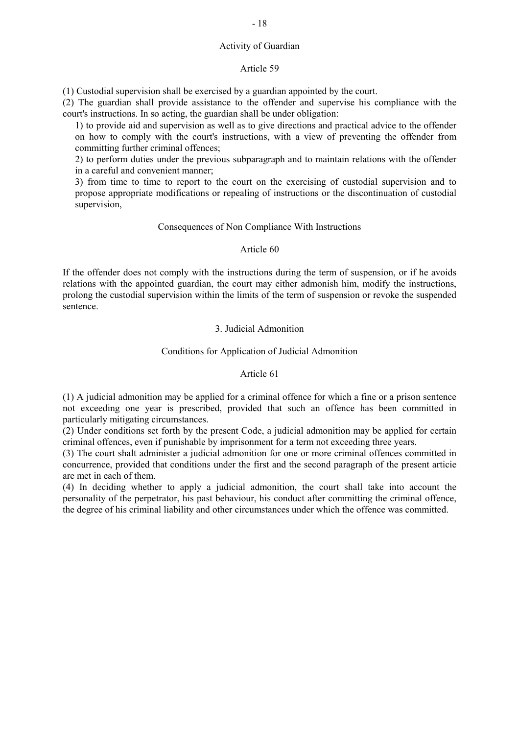### Activity of Guardian

### Article 59

(1) Custodial supervision shall be exercised by a guardian appointed by the court.

(2) The guardian shall provide assistance to the offender and supervise his compliance with the court's instructions. In so acting, the guardian shall be under obligation:

1) to provide aid and supervision as well as to give directions and practical advice to the offender on how to comply with the court's instructions, with a view of preventing the offender from committing further criminal offences;

2) to perform duties under the previous subparagraph and to maintain relations with the offender in a careful and convenient manner;

3) from time to time to report to the court on the exercising of custodial supervision and to propose appropriate modifications or repealing of instructions or the discontinuation of custodial supervision,

### Consequences of Non Compliance With Instructions

### Article 60

If the offender does not comply with the instructions during the term of suspension, or if he avoids relations with the appointed guardian, the court may either admonish him, modify the instructions, prolong the custodial supervision within the limits of the term of suspension or revoke the suspended sentence.

## 3. Judicial Admonition

### Conditions for Application of Judicial Admonition

### Article 61

(1) A judicial admonition may be applied for a criminal offence for which a fine or a prison sentence not exceeding one year is prescribed, provided that such an offence has been committed in particularly mitigating circumstances.

(2) Under conditions set forth by the present Code, a judicial admonition may be applied for certain criminal offences, even if punishable by imprisonment for a term not exceeding three years.

(3) The court shalt administer a judicial admonition for one or more criminal offences committed in concurrence, provided that conditions under the first and the second paragraph of the present articie are met in each of them.

(4) In deciding whether to apply a judicial admonition, the court shall take into account the personality of the perpetrator, his past behaviour, his conduct after committing the criminal offence, the degree of his criminal liability and other circumstances under which the offence was committed.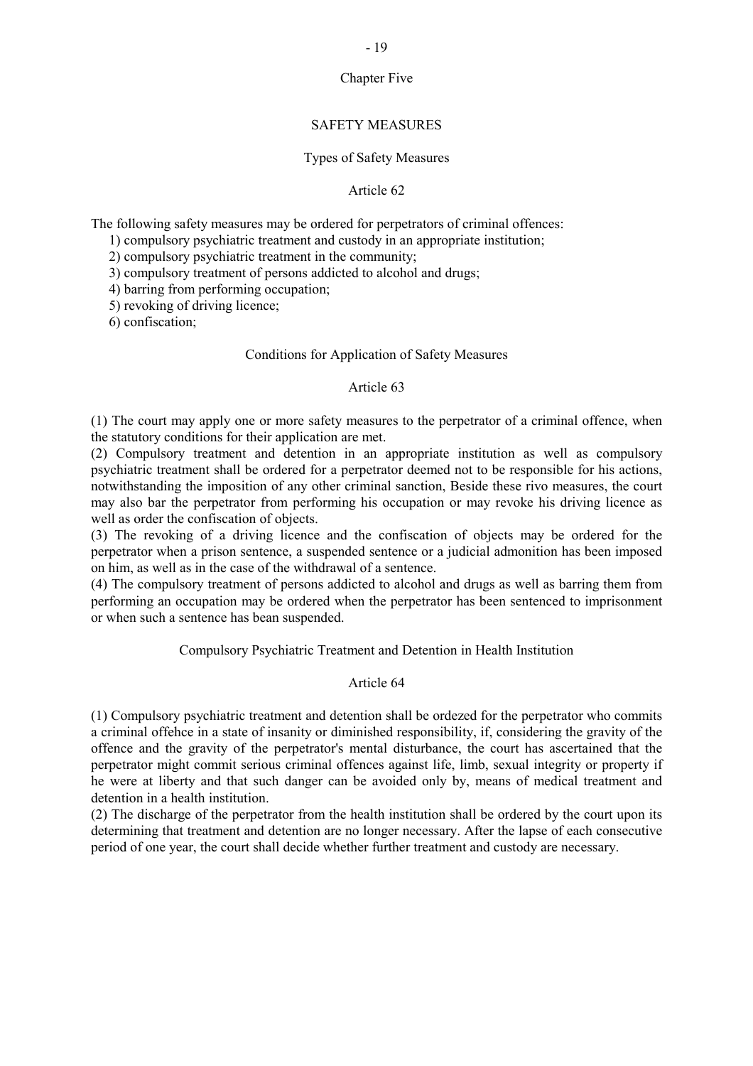## Chapter Five

## SAFETY MEASURES

### Types of Safety Measures

#### Article 62

The following safety measures may be ordered for perpetrators of criminal offences:

1) compulsory psychiatric treatment and custody in an appropriate institution;
2) compulsory psychiatric treatment in the community;
3) compulsory treatment of persons addicted to alcohol and drugs;
4) barring from performing occupation;
5) revoking of driving licence;
6) confiscation;

### Conditions for Application of Safety Measures

#### Article 63

(1) The court may apply one or more safety measures to the perpetrator of a criminal offence, when the statutory conditions for their application are met.

(2) Compulsory treatment and detention in an appropriate institution as well as compulsory psychiatric treatment shall be ordered for a perpetrator deemed not to be responsible for his actions, notwithstanding the imposition of any other criminal sanction, Beside these rivo measures, the court may also bar the perpetrator from performing his occupation or may revoke his driving licence as well as order the confiscation of objects.

(3) The revoking of a driving licence and the confiscation of objects may be ordered for the perpetrator when a prison sentence, a suspended sentence or a judicial admonition has been imposed on him, as well as in the case of the withdrawal of a sentence.

(4) The compulsory treatment of persons addicted to alcohol and drugs as well as barring them from performing an occupation may be ordered when the perpetrator has been sentenced to imprisonment or when such a sentence has bean suspended.

### Compulsory Psychiatric Treatment and Detention in Health Institution

#### Article 64

(1) Compulsory psychiatric treatment and detention shall be ordezed for the perpetrator who commits a criminal offehce in a state of insanity or diminished responsibility, if, considering the gravity of the offence and the gravity of the perpetrator's mental disturbance, the court has ascertained that the perpetrator might commit serious criminal offences against life, limb, sexual integrity or property if he were at liberty and that such danger can be avoided only by, means of medical treatment and detention in a health institution.

(2) The discharge of the perpetrator from the health institution shall be ordered by the court upon its determining that treatment and detention are no longer necessary. After the lapse of each consecutive period of one year, the court shall decide whether further treatment and custody are necessary.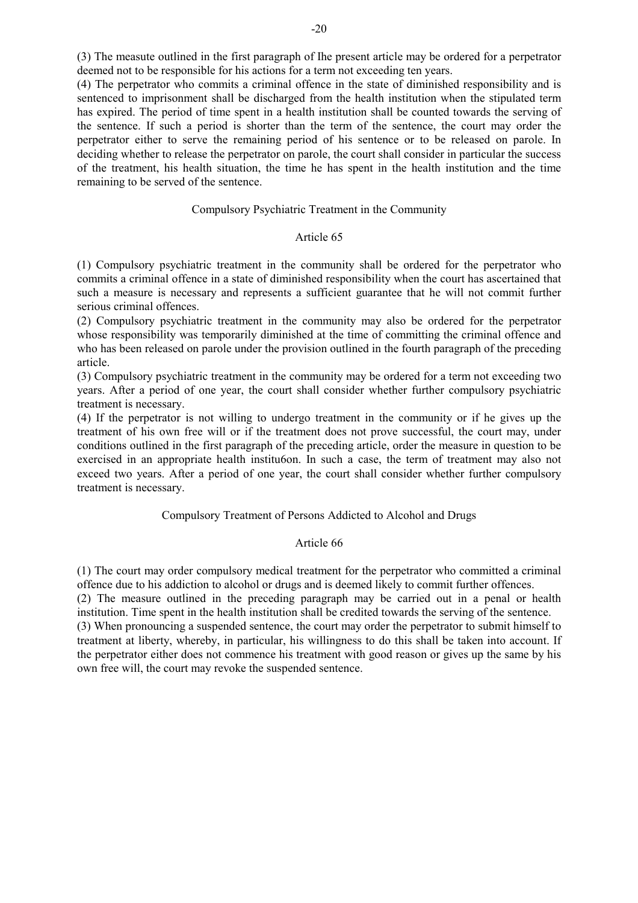(3) The measute outlined in the first paragraph of Ihe present article may be ordered for a perpetrator deemed not to be responsible for his actions for a term not exceeding ten years.

(4) The perpetrator who commits a criminal offence in the state of diminished responsibility and is sentenced to imprisonment shall be discharged from the health institution when the stipulated term has expired. The period of time spent in a health institution shall be counted towards the serving of the sentence. If such a period is shorter than the term of the sentence, the court may order the perpetrator either to serve the remaining period of his sentence or to be released on parole. In deciding whether to release the perpetrator on parole, the court shall consider in particular the success of the treatment, his health situation, the time he has spent in the health institution and the time remaining to be served of the sentence.

### Compulsory Psychiatric Treatment in the Community

#### Article 65

(1) Compulsory psychiatric treatment in the community shall be ordered for the perpetrator who commits a criminal offence in a state of diminished responsibility when the court has ascertained that such a measure is necessary and represents a sufficient guarantee that he will not commit further serious criminal offences.

(2) Compulsory psychiatric treatment in the community may also be ordered for the perpetrator whose responsibility was temporarily diminished at the time of committing the criminal offence and who has been released on parole under the provision outlined in the fourth paragraph of the preceding article.

(3) Compulsory psychiatric treatment in the community may be ordered for a term not exceeding two years. After a period of one year, the court shall consider whether further compulsory psychiatric treatment is necessary.

(4) If the perpetrator is not willing to undergo treatment in the community or if he gives up the treatment of his own free will or if the treatment does not prove successful, the court may, under conditions outlined in the first paragraph of the preceding article, order the measure in question to be exercised in an appropriate health institu6on. In such a case, the term of treatment may also not exceed two years. After a period of one year, the court shall consider whether further compulsory treatment is necessary.

### Compulsory Treatment of Persons Addicted to Alcohol and Drugs

#### Article 66

(1) The court may order compulsory medical treatment for the perpetrator who committed a criminal offence due to his addiction to alcohol or drugs and is deemed likely to commit further offences.

(2) The measure outlined in the preceding paragraph may be carried out in a penal or health institution. Time spent in the health institution shall be credited towards the serving of the sentence.

(3) When pronouncing a suspended sentence, the court may order the perpetrator to submit himself to treatment at liberty, whereby, in particular, his willingness to do this shall be taken into account. If the perpetrator either does not commence his treatment with good reason or gives up the same by his own free will, the court may revoke the suspended sentence.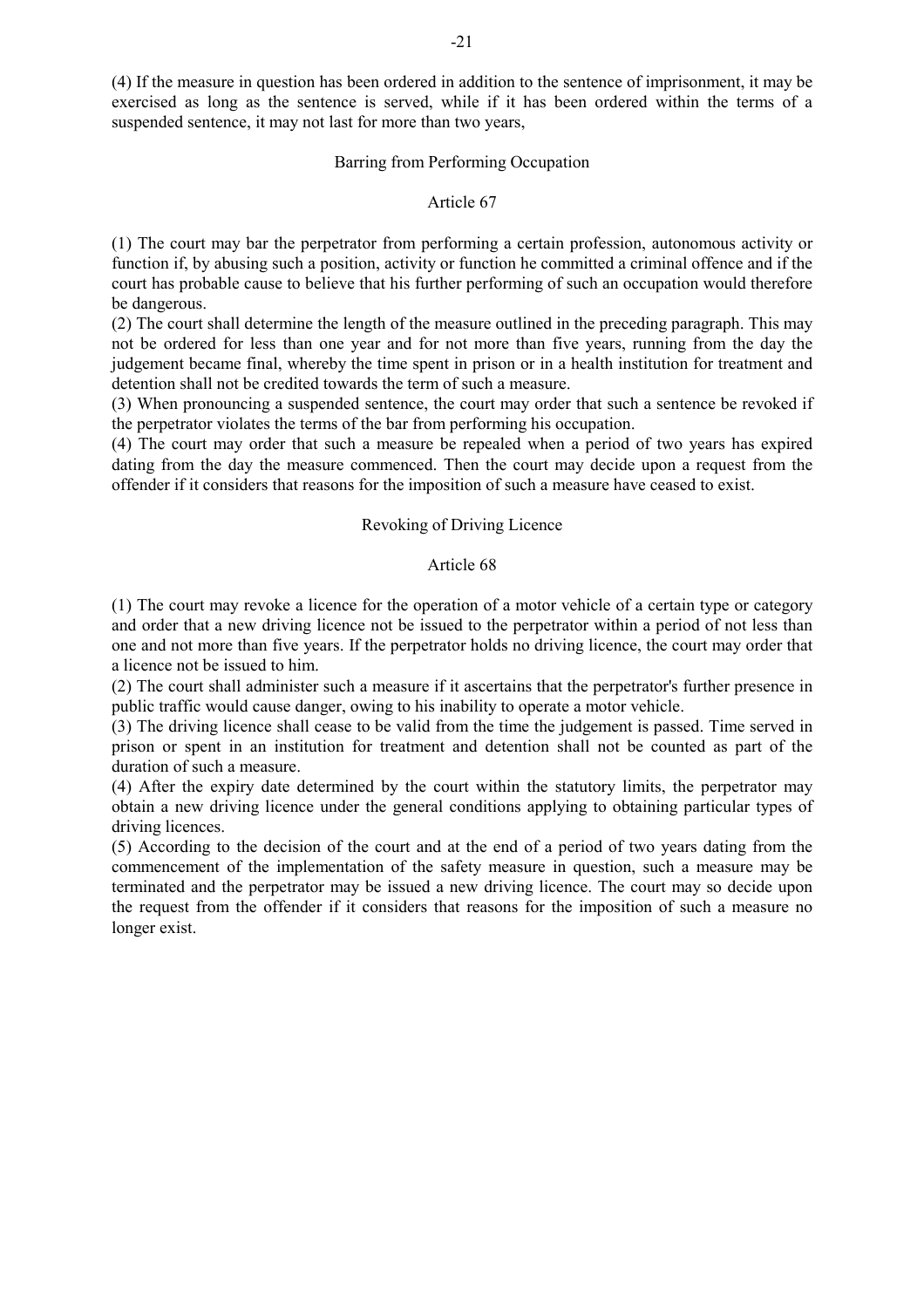(4) If the measure in question has been ordered in addition to the sentence of imprisonment, it may be exercised as long as the sentence is served, while if it has been ordered within the terms of a suspended sentence, it may not last for more than two years,

### Barring from Performing Occupation

#### Article 67

(1) The court may bar the perpetrator from performing a certain profession, autonomous activity or function if, by abusing such a position, activity or function he committed a criminal offence and if the court has probable cause to believe that his further performing of such an occupation would therefore be dangerous.
(2) The court shall determine the length of the measure outlined in the preceding paragraph. This may not be ordered for less than one year and for not more than five years, running from the day the judgement became final, whereby the time spent in prison or in a health institution for treatment and detention shall not be credited towards the term of such a measure.
(3) When pronouncing a suspended sentence, the court may order that such a sentence be revoked if the perpetrator violates the terms of the bar from performing his occupation.
(4) The court may order that such a measure be repealed when a period of two years has expired dating from the day the measure commenced. Then the court may decide upon a request from the offender if it considers that reasons for the imposition of such a measure have ceased to exist.

### Revoking of Driving Licence

#### Article 68

(1) The court may revoke a licence for the operation of a motor vehicle of a certain type or category and order that a new driving licence not be issued to the perpetrator within a period of not less than one and not more than five years. If the perpetrator holds no driving licence, the court may order that a licence not be issued to him.
(2) The court shall administer such a measure if it ascertains that the perpetrator's further presence in public traffic would cause danger, owing to his inability to operate a motor vehicle.
(3) The driving licence shall cease to be valid from the time the judgement is passed. Time served in prison or spent in an institution for treatment and detention shall not be counted as part of the duration of such a measure.
(4) After the expiry date determined by the court within the statutory limits, the perpetrator may obtain a new driving licence under the general conditions applying to obtaining particular types of driving licences.
(5) According to the decision of the court and at the end of a period of two years dating from the commencement of the implementation of the safety measure in question, such a measure may be terminated and the perpetrator may be issued a new driving licence. The court may so decide upon the request from the offender if it considers that reasons for the imposition of such a measure no longer exist.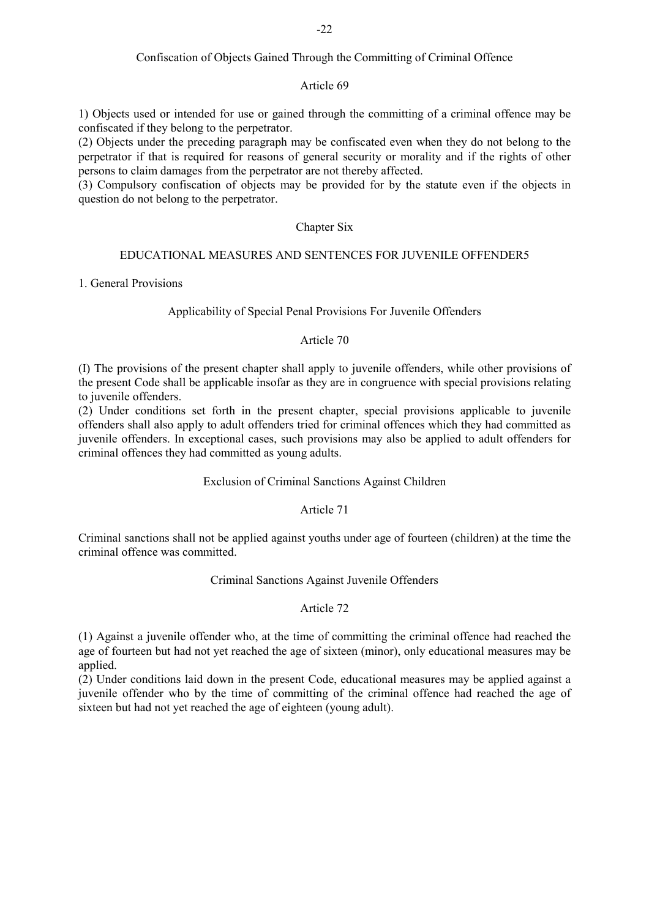Confiscation of Objects Gained Through the Committing of Criminal Offence

Article 69

1) Objects used or intended for use or gained through the committing of a criminal offence may be confiscated if they belong to the perpetrator.
(2) Objects under the preceding paragraph may be confiscated even when they do not belong to the perpetrator if that is required for reasons of general security or morality and if the rights of other persons to claim damages from the perpetrator are not thereby affected.
(3) Compulsory confiscation of objects may be provided for by the statute even if the objects in question do not belong to the perpetrator.

## Chapter Six

## EDUCATIONAL MEASURES AND SENTENCES FOR JUVENILE OFFENDER5

### 1. General Provisions

Applicability of Special Penal Provisions For Juvenile Offenders

Article 70

(I) The provisions of the present chapter shall apply to juvenile offenders, while other provisions of the present Code shall be applicable insofar as they are in congruence with special provisions relating to juvenile offenders.
(2) Under conditions set forth in the present chapter, special provisions applicable to juvenile offenders shall also apply to adult offenders tried for criminal offences which they had committed as juvenile offenders. In exceptional cases, such provisions may also be applied to adult offenders for criminal offences they had committed as young adults.

Exclusion of Criminal Sanctions Against Children

Article 71

Criminal sanctions shall not be applied against youths under age of fourteen (children) at the time the criminal offence was committed.

Criminal Sanctions Against Juvenile Offenders

Article 72

(1) Against a juvenile offender who, at the time of committing the criminal offence had reached the age of fourteen but had not yet reached the age of sixteen (minor), only educational measures may be applied.
(2) Under conditions laid down in the present Code, educational measures may be applied against a juvenile offender who by the time of committing of the criminal offence had reached the age of sixteen but had not yet reached the age of eighteen (young adult).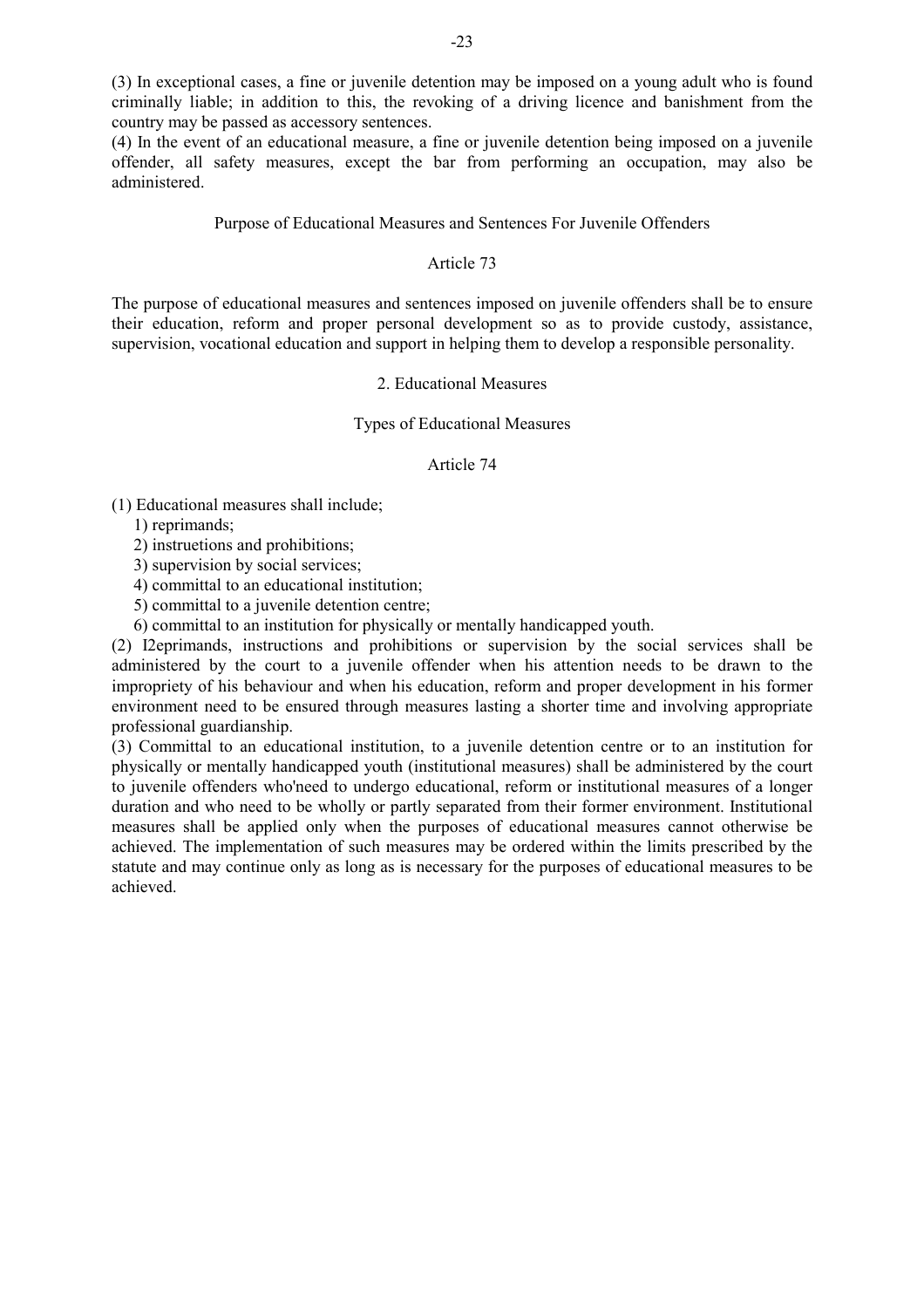(3) In exceptional cases, a fine or juvenile detention may be imposed on a young adult who is found criminally liable; in addition to this, the revoking of a driving licence and banishment from the country may be passed as accessory sentences.

(4) In the event of an educational measure, a fine or juvenile detention being imposed on a juvenile offender, all safety measures, except the bar from performing an occupation, may also be administered.

Purpose of Educational Measures and Sentences For Juvenile Offenders

Article 73

The purpose of educational measures and sentences imposed on juvenile offenders shall be to ensure their education, reform and proper personal development so as to provide custody, assistance, supervision, vocational education and support in helping them to develop a responsible personality.

2. Educational Measures

Types of Educational Measures

Article 74

(1) Educational measures shall include;

1) reprimands;
2) instruetions and prohibitions;
3) supervision by social services;
4) committal to an educational institution;
5) committal to a juvenile detention centre;
6) committal to an institution for physically or mentally handicapped youth.

(2) I2eprimands, instructions and prohibitions or supervision by the social services shall be administered by the court to a juvenile offender when his attention needs to be drawn to the impropriety of his behaviour and when his education, reform and proper development in his former environment need to be ensured through measures lasting a shorter time and involving appropriate professional guardianship.

(3) Committal to an educational institution, to a juvenile detention centre or to an institution for physically or mentally handicapped youth (institutional measures) shall be administered by the court to juvenile offenders who'need to undergo educational, reform or institutional measures of a longer duration and who need to be wholly or partly separated from their former environment. Institutional measures shall be applied only when the purposes of educational measures cannot otherwise be achieved. The implementation of such measures may be ordered within the limits prescribed by the statute and may continue only as long as is necessary for the purposes of educational measures to be achieved.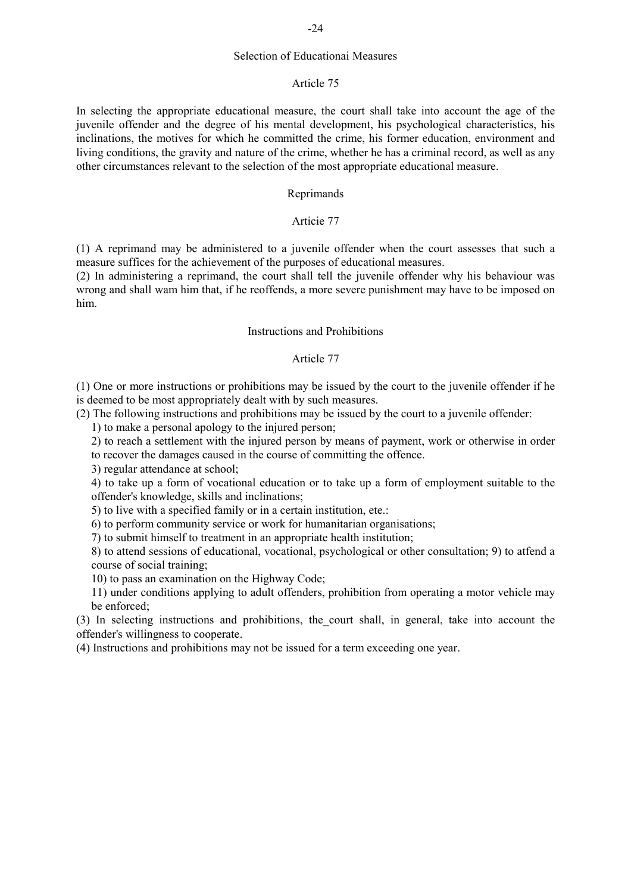Selection of Educationai Measures

Article 75

In selecting the appropriate educational measure, the court shall take into account the age of the juvenile offender and the degree of his mental development, his psychological characteristics, his inclinations, the motives for which he committed the crime, his former education, environment and living conditions, the gravity and nature of the crime, whether he has a criminal record, as well as any other circumstances relevant to the selection of the most appropriate educational measure.

Reprimands

Articie 77

(1) A reprimand may be administered to a juvenile offender when the court assesses that such a measure suffices for the achievement of the purposes of educational measures.
(2) In administering a reprimand, the court shall tell the juvenile offender why his behaviour was wrong and shall wam him that, if he reoffends, a more severe punishment may have to be imposed on him.

Instructions and Prohibitions

Article 77

(1) One or more instructions or prohibitions may be issued by the court to the juvenile offender if he is deemed to be most appropriately dealt with by such measures.
(2) The following instructions and prohibitions may be issued by the court to a juvenile offender:

1) to make a personal apology to the injured person;
2) to reach a settlement with the injured person by means of payment, work or otherwise in order to recover the damages caused in the course of committing the offence.
3) regular attendance at school;
4) to take up a form of vocational education or to take up a form of employment suitable to the offender's knowledge, skills and inclinations;
5) to live with a specified family or in a certain institution, etc.:
6) to perform community service or work for humanitarian organisations;
7) to submit himself to treatment in an appropriate health institution;
8) to attend sessions of educational, vocational, psychological or other consultation; 9) to atfend a course of social training;
10) to pass an examination on the Highway Code;
11) under conditions applying to adult offenders, prohibition from operating a motor vehicle may be enforced;

(3) In selecting instructions and prohibitions, the_court shall, in general, take into account the offender's willingness to cooperate.
(4) Instructions and prohibitions may not be issued for a term exceeding one year.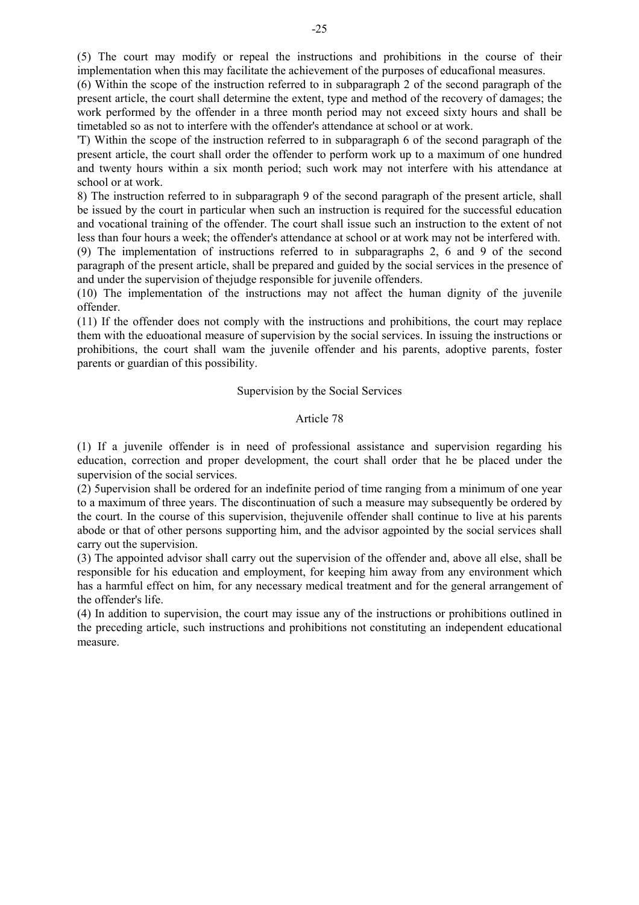(5) The court may modify or repeal the instructions and prohibitions in the course of their implementation when this may facilitate the achievement of the purposes of educafional measures.

(6) Within the scope of the instruction referred to in subparagraph 2 of the second paragraph of the present article, the court shall determine the extent, type and method of the recovery of damages; the work performed by the offender in a three month period may not exceed sixty hours and shall be timetabled so as not to interfere with the offender's attendance at school or at work.

'T) Within the scope of the instruction referred to in subparagraph 6 of the second paragraph of the present article, the court shall order the offender to perform work up to a maximum of one hundred and twenty hours within a six month period; such work may not interfere with his attendance at school or at work.

8) The instruction referred to in subparagraph 9 of the second paragraph of the present article, shall be issued by the court in particular when such an instruction is required for the successful education and vocational training of the offender. The court shall issue such an instruction to the extent of not less than four hours a week; the offender's attendance at school or at work may not be interfered with.

(9) The implementation of instructions referred to in subparagraphs 2, 6 and 9 of the second paragraph of the present article, shall be prepared and guided by the social services in the presence of and under the supervision of thejudge responsible for juvenile offenders.

(10) The implementation of the instructions may not affect the human dignity of the juvenile offender.

(11) If the offender does not comply with the instructions and prohibitions, the court may replace them with the eduoational measure of supervision by the social services. In issuing the instructions or prohibitions, the court shall wam the juvenile offender and his parents, adoptive parents, foster parents or guardian of this possibility.

Supervision by the Social Services

Article 78

(1) If a juvenile offender is in need of professional assistance and supervision regarding his education, correction and proper development, the court shall order that he be placed under the supervision of the social services.

(2) 5upervision shall be ordered for an indefinite period of time ranging from a minimum of one year to a maximum of three years. The discontinuation of such a measure may subsequently be ordered by the court. In the course of this supervision, thejuvenile offender shall continue to live at his parents abode or that of other persons supporting him, and the advisor agpointed by the social services shall carry out the supervision.

(3) The appointed advisor shall carry out the supervision of the offender and, above all else, shall be responsible for his education and employment, for keeping him away from any environment which has a harmful effect on him, for any necessary medical treatment and for the general arrangement of the offender's life.

(4) In addition to supervision, the court may issue any of the instructions or prohibitions outlined in the preceding article, such instructions and prohibitions not constituting an independent educational measure.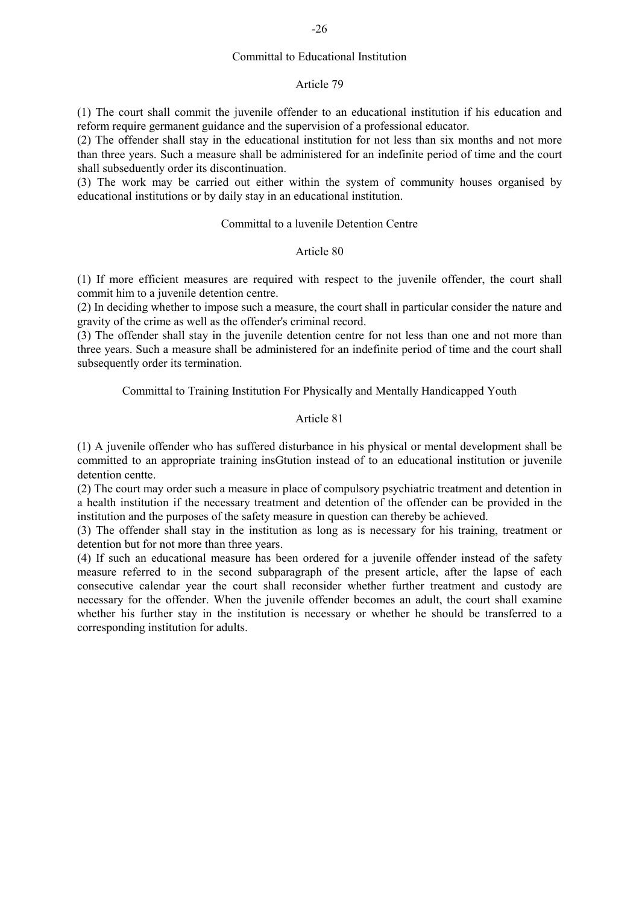### Committal to Educational Institution

#### Article 79

(1) The court shall commit the juvenile offender to an educational institution if his education and reform require germanent guidance and the supervision of a professional educator.
(2) The offender shall stay in the educational institution for not less than six months and not more than three years. Such a measure shall be administered for an indefinite period of time and the court shall subseduently order its discontinuation.
(3) The work may be carried out either within the system of community houses organised by educational institutions or by daily stay in an educational institution.

### Committal to a luvenile Detention Centre

#### Article 80

(1) If more efficient measures are required with respect to the juvenile offender, the court shall commit him to a juvenile detention centre.
(2) In deciding whether to impose such a measure, the court shall in particular consider the nature and gravity of the crime as well as the offender's criminal record.
(3) The offender shall stay in the juvenile detention centre for not less than one and not more than three years. Such a measure shall be administered for an indefinite period of time and the court shall subsequently order its termination.

### Committal to Training Institution For Physically and Mentally Handicapped Youth

#### Article 81

(1) A juvenile offender who has suffered disturbance in his physical or mental development shall be committed to an appropriate training insGtution instead of to an educational institution or juvenile detention centte.
(2) The court may order such a measure in place of compulsory psychiatric treatment and detention in a health institution if the necessary treatment and detention of the offender can be provided in the institution and the purposes of the safety measure in question can thereby be achieved.
(3) The offender shall stay in the institution as long as is necessary for his training, treatment or detention but for not more than three years.
(4) If such an educational measure has been ordered for a juvenile offender instead of the safety measure referred to in the second subparagraph of the present article, after the lapse of each consecutive calendar year the court shall reconsider whether further treatment and custody are necessary for the offender. When the juvenile offender becomes an adult, the court shall examine whether his further stay in the institution is necessary or whether he should be transferred to a corresponding institution for adults.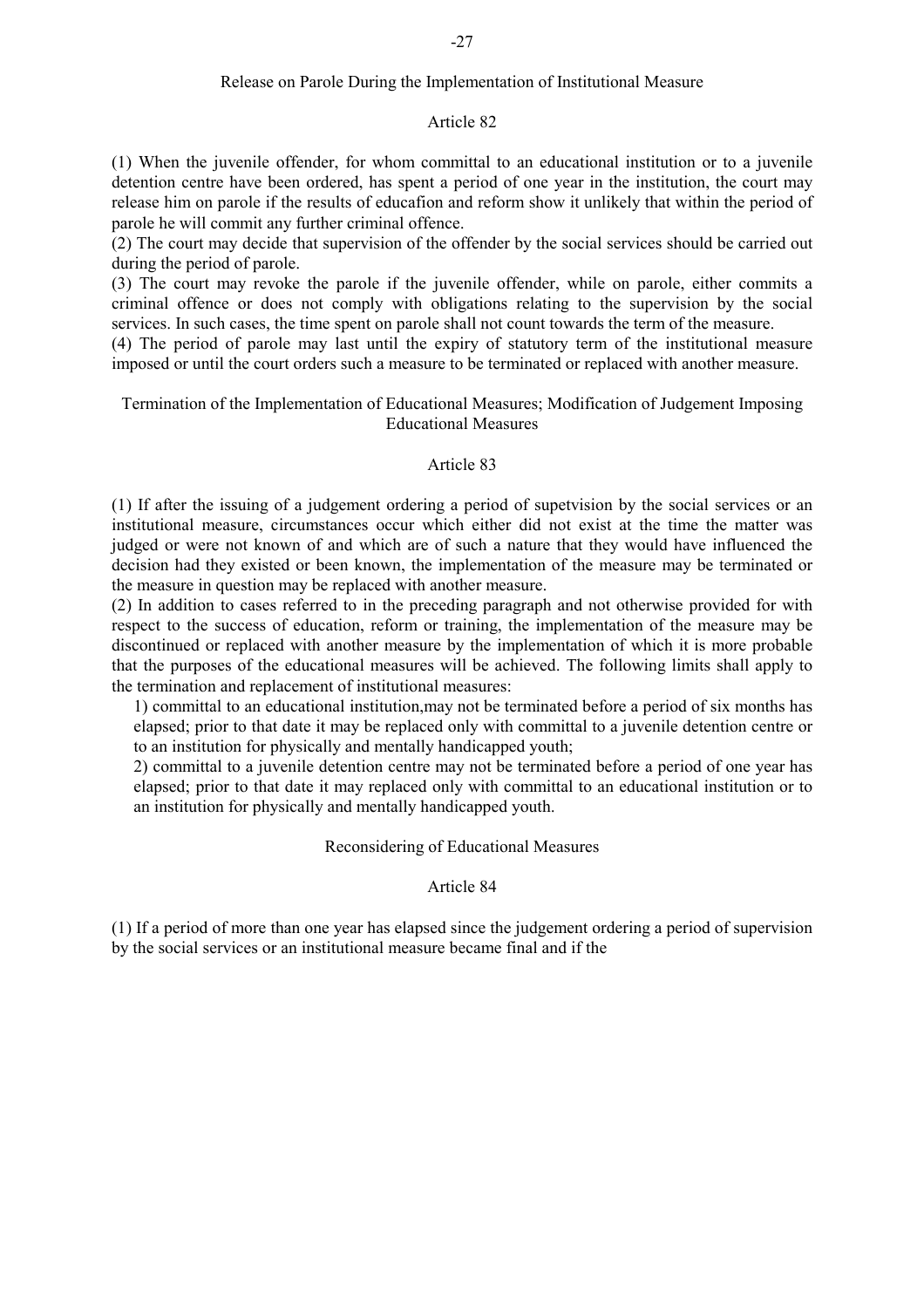### Release on Parole During the Implementation of Institutional Measure

#### Article 82

(1) When the juvenile offender, for whom committal to an educational institution or to a juvenile detention centre have been ordered, has spent a period of one year in the institution, the court may release him on parole if the results of educafion and reform show it unlikely that within the period of parole he will commit any further criminal offence.
(2) The court may decide that supervision of the offender by the social services should be carried out during the period of parole.
(3) The court may revoke the parole if the juvenile offender, while on parole, either commits a criminal offence or does not comply with obligations relating to the supervision by the social services. In such cases, the time spent on parole shall not count towards the term of the measure.
(4) The period of parole may last until the expiry of statutory term of the institutional measure imposed or until the court orders such a measure to be terminated or replaced with another measure.

### Termination of the Implementation of Educational Measures; Modification of Judgement Imposing Educational Measures

#### Article 83

(1) If after the issuing of a judgement ordering a period of supetvision by the social services or an institutional measure, circumstances occur which either did not exist at the time the matter was judged or were not known of and which are of such a nature that they would have influenced the decision had they existed or been known, the implementation of the measure may be terminated or the measure in question may be replaced with another measure.
(2) In addition to cases referred to in the preceding paragraph and not otherwise provided for with respect to the success of education, reform or training, the implementation of the measure may be discontinued or replaced with another measure by the implementation of which it is more probable that the purposes of the educational measures will be achieved. The following limits shall apply to the termination and replacement of institutional measures:

1) committal to an educational institution,may not be terminated before a period of six months has elapsed; prior to that date it may be replaced only with committal to a juvenile detention centre or to an institution for physically and mentally handicapped youth;

2) committal to a juvenile detention centre may not be terminated before a period of one year has elapsed; prior to that date it may replaced only with committal to an educational institution or to an institution for physically and mentally handicapped youth.

### Reconsidering of Educational Measures

#### Article 84

(1) If a period of more than one year has elapsed since the judgement ordering a period of supervision by the social services or an institutional measure became final and if the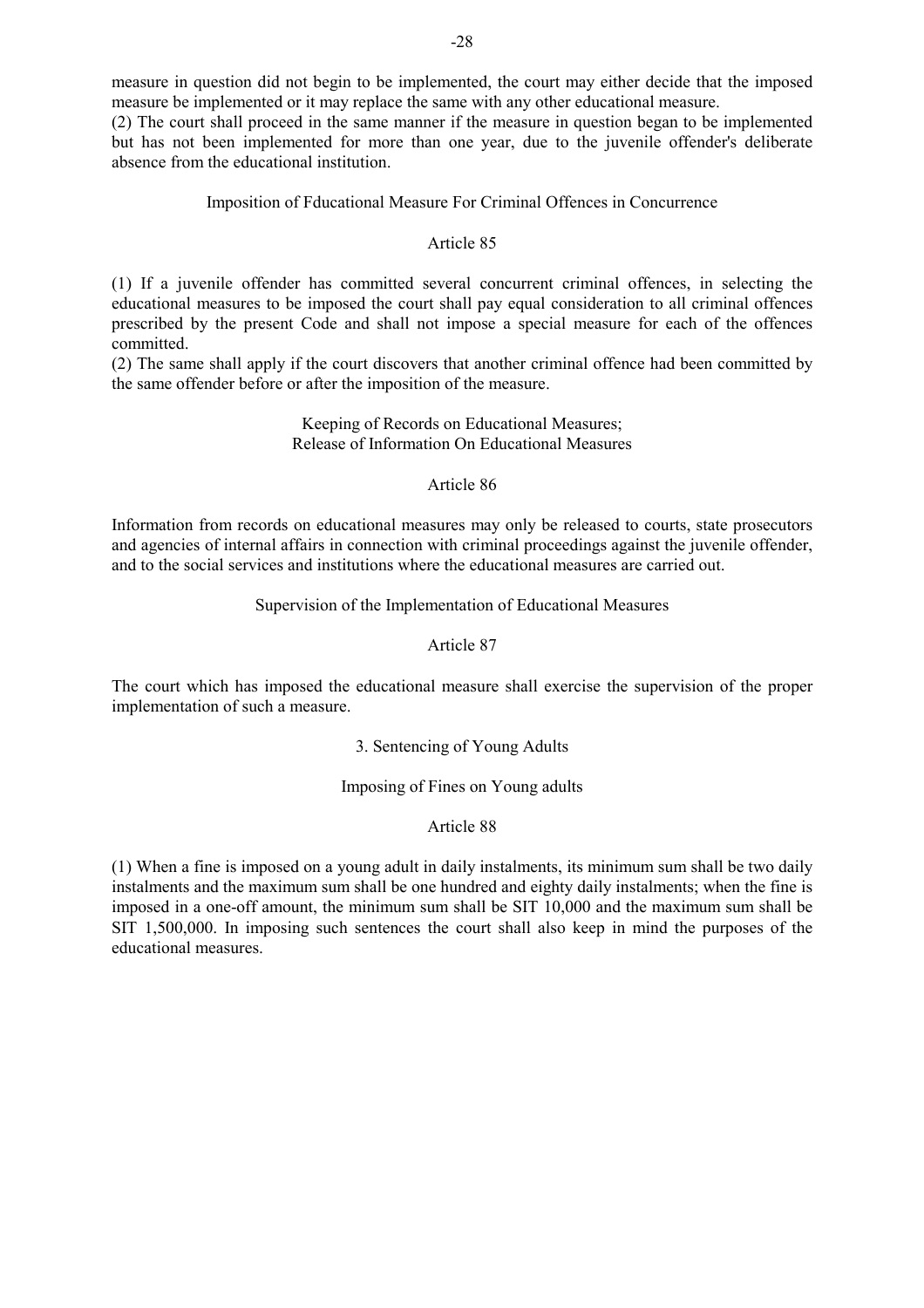measure in question did not begin to be implemented, the court may either decide that the imposed measure be implemented or it may replace the same with any other educational measure.
(2) The court shall proceed in the same manner if the measure in question began to be implemented but has not been implemented for more than one year, due to the juvenile offender's deliberate absence from the educational institution.

### Imposition of Fducational Measure For Criminal Offences in Concurrence

#### Article 85

(1) If a juvenile offender has committed several concurrent criminal offences, in selecting the educational measures to be imposed the court shall pay equal consideration to all criminal offences prescribed by the present Code and shall not impose a special measure for each of the offences committed.
(2) The same shall apply if the court discovers that another criminal offence had been committed by the same offender before or after the imposition of the measure.

### Keeping of Records on Educational Measures; Release of Information On Educational Measures

#### Article 86

Information from records on educational measures may only be released to courts, state prosecutors and agencies of internal affairs in connection with criminal proceedings against the juvenile offender, and to the social services and institutions where the educational measures are carried out.

### Supervision of the Implementation of Educational Measures

#### Article 87

The court which has imposed the educational measure shall exercise the supervision of the proper implementation of such a measure.

## 3. Sentencing of Young Adults

### Imposing of Fines on Young adults

#### Article 88

(1) When a fine is imposed on a young adult in daily instalments, its minimum sum shall be two daily instalments and the maximum sum shall be one hundred and eighty daily instalments; when the fine is imposed in a one-off amount, the minimum sum shall be SIT 10,000 and the maximum sum shall be SIT 1,500,000. In imposing such sentences the court shall also keep in mind the purposes of the educational measures.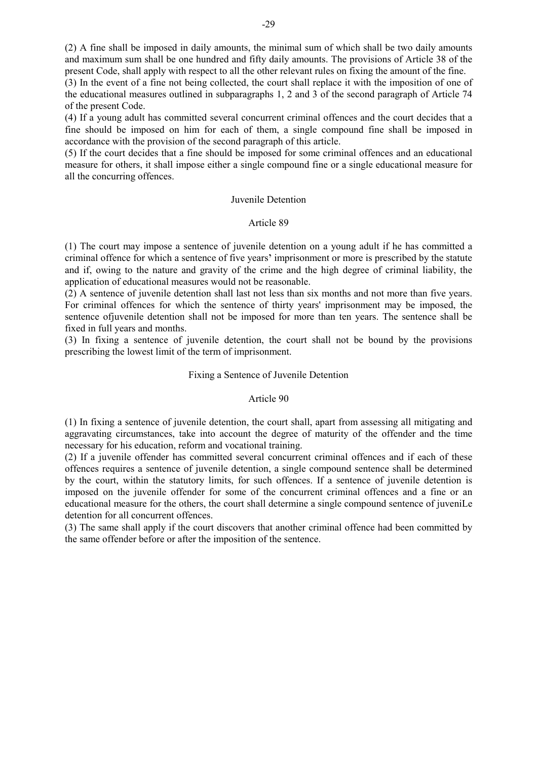(2) A fine shall be imposed in daily amounts, the minimal sum of which shall be two daily amounts and maximum sum shall be one hundred and fifty daily amounts. The provisions of Article 38 of the present Code, shall apply with respect to all the other relevant rules on fixing the amount of the fine.

(3) In the event of a fine not being collected, the court shall replace it with the imposition of one of the educational measures outlined in subparagraphs 1, 2 and 3 of the second paragraph of Article 74 of the present Code.

(4) If a young adult has committed several concurrent criminal offences and the court decides that a fine should be imposed on him for each of them, a single compound fine shall be imposed in accordance with the provision of the second paragraph of this article.

(5) If the court decides that a fine should be imposed for some criminal offences and an educational measure for others, it shall impose either a single compound fine or a single educational measure for all the concurring offences.

### Juvenile Detention

### Article 89

(1) The court may impose a sentence of juvenile detention on a young adult if he has committed a criminal offence for which a sentence of five years' imprisonment or more is prescribed by the statute and if, owing to the nature and gravity of the crime and the high degree of criminal liability, the application of educational measures would not be reasonable.

(2) A sentence of juvenile detention shall last not less than six months and not more than five years. For criminal offences for which the sentence of thirty years' imprisonment may be imposed, the sentence ofjuvenile detention shall not be imposed for more than ten years. The sentence shall be fixed in full years and months.

(3) In fixing a sentence of juvenile detention, the court shall not be bound by the provisions prescribing the lowest limit of the term of imprisonment.

### Fixing a Sentence of Juvenile Detention

### Article 90

(1) In fixing a sentence of juvenile detention, the court shall, apart from assessing all mitigating and aggravating circumstances, take into account the degree of maturity of the offender and the time necessary for his education, reform and vocational training.

(2) If a juvenile offender has committed several concurrent criminal offences and if each of these offences requires a sentence of juvenile detention, a single compound sentence shall be determined by the court, within the statutory limits, for such offences. If a sentence of juvenile detention is imposed on the juvenile offender for some of the concurrent criminal offences and a fine or an educational measure for the others, the court shall determine a single compound sentence of juveniLe detention for all concurrent offences.

(3) The same shall apply if the court discovers that another criminal offence had been committed by the same offender before or after the imposition of the sentence.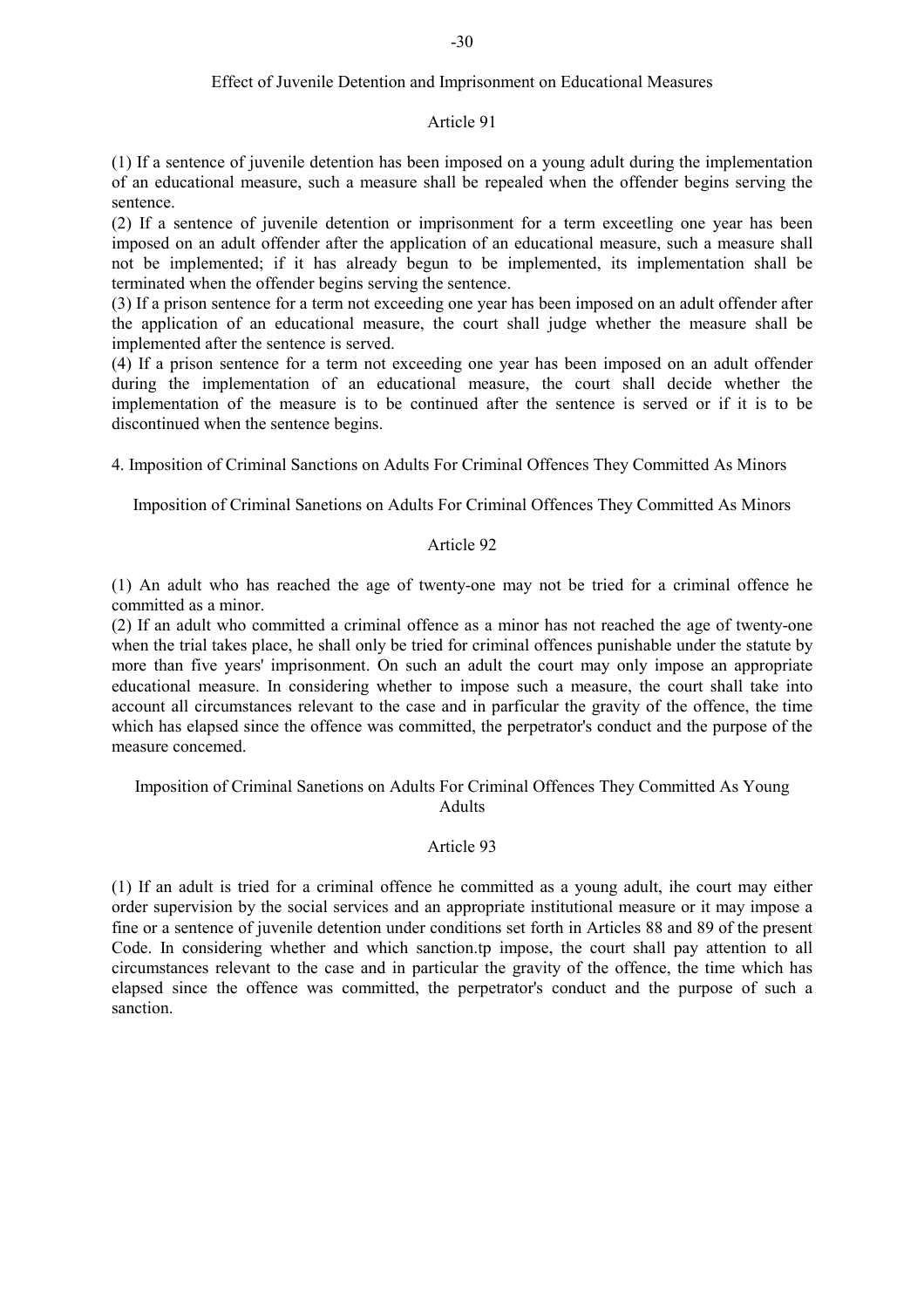### Effect of Juvenile Detention and Imprisonment on Educational Measures

#### Article 91

(1) If a sentence of juvenile detention has been imposed on a young adult during the implementation of an educational measure, such a measure shall be repealed when the offender begins serving the sentence.
(2) If a sentence of juvenile detention or imprisonment for a term exceetling one year has been imposed on an adult offender after the application of an educational measure, such a measure shall not be implemented; if it has already begun to be implemented, its implementation shall be terminated when the offender begins serving the sentence.
(3) If a prison sentence for a term not exceeding one year has been imposed on an adult offender after the application of an educational measure, the court shall judge whether the measure shall be implemented after the sentence is served.
(4) If a prison sentence for a term not exceeding one year has been imposed on an adult offender during the implementation of an educational measure, the court shall decide whether the implementation of the measure is to be continued after the sentence is served or if it is to be discontinued when the sentence begins.

## 4. Imposition of Criminal Sanctions on Adults For Criminal Offences They Committed As Minors

### Imposition of Criminal Sanetions on Adults For Criminal Offences They Committed As Minors

#### Article 92

(1) An adult who has reached the age of twenty-one may not be tried for a criminal offence he committed as a minor.
(2) If an adult who committed a criminal offence as a minor has not reached the age of twenty-one when the trial takes place, he shall only be tried for criminal offences punishable under the statute by more than five years' imprisonment. On such an adult the court may only impose an appropriate educational measure. In considering whether to impose such a measure, the court shall take into account all circumstances relevant to the case and in parficular the gravity of the offence, the time which has elapsed since the offence was committed, the perpetrator's conduct and the purpose of the measure concemed.

### Imposition of Criminal Sanetions on Adults For Criminal Offences They Committed As Young Adults

#### Article 93

(1) If an adult is tried for a criminal offence he committed as a young adult, ihe court may either order supervision by the social services and an appropriate institutional measure or it may impose a fine or a sentence of juvenile detention under conditions set forth in Articles 88 and 89 of the present Code. In considering whether and which sanction.tp impose, the court shall pay attention to all circumstances relevant to the case and in particular the gravity of the offence, the time which has elapsed since the offence was committed, the perpetrator's conduct and the purpose of such a sanction.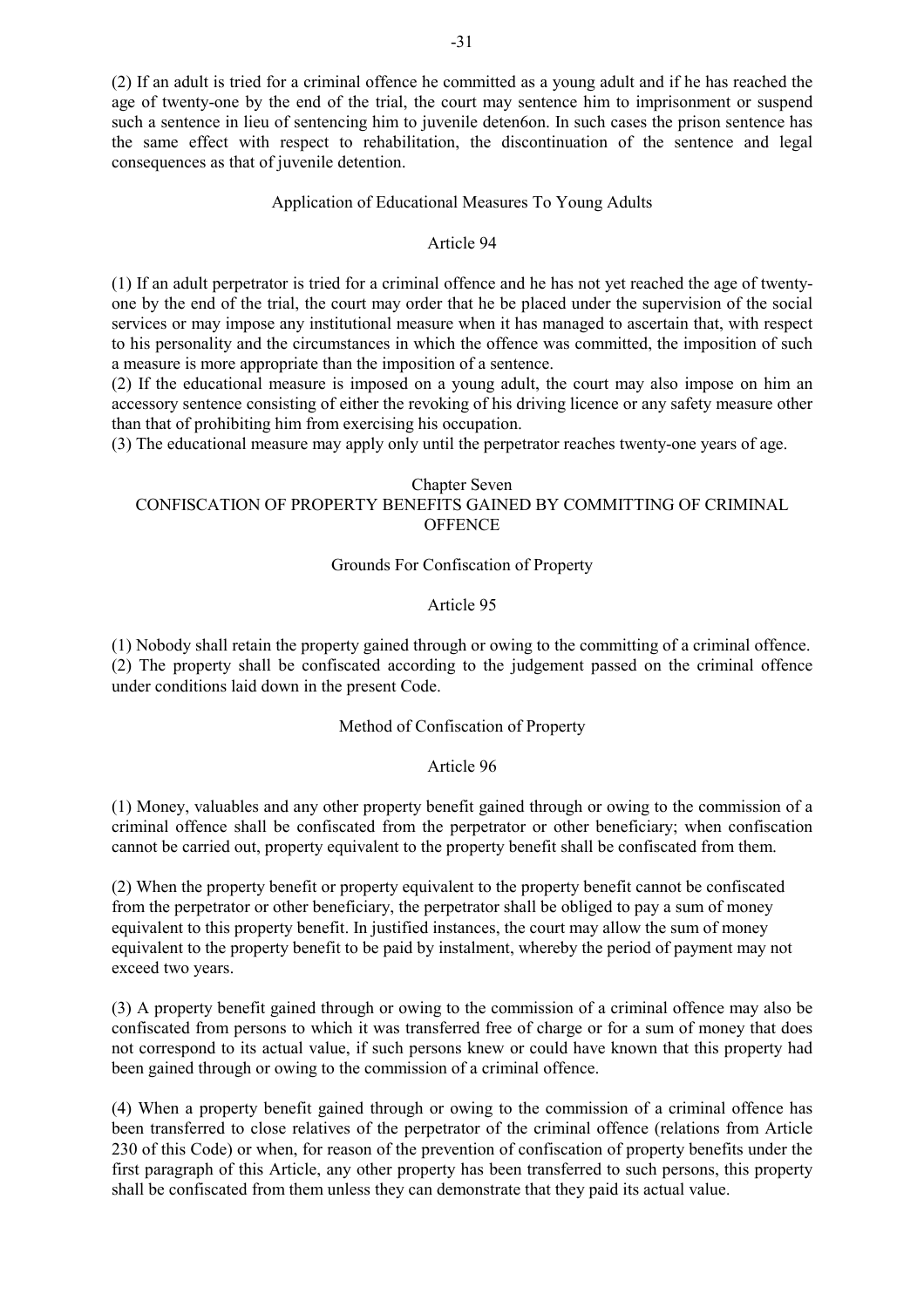(2) If an adult is tried for a criminal offence he committed as a young adult and if he has reached the age of twenty-one by the end of the trial, the court may sentence him to imprisonment or suspend such a sentence in lieu of sentencing him to juvenile deten6on. In such cases the prison sentence has the same effect with respect to rehabilitation, the discontinuation of the sentence and legal consequences as that of juvenile detention.

Application of Educational Measures To Young Adults

Article 94

(1) If an adult perpetrator is tried for a criminal offence and he has not yet reached the age of twenty-one by the end of the trial, the court may order that he be placed under the supervision of the social services or may impose any institutional measure when it has managed to ascertain that, with respect to his personality and the circumstances in which the offence was committed, the imposition of such a measure is more appropriate than the imposition of a sentence.

(2) If the educational measure is imposed on a young adult, the court may also impose on him an accessory sentence consisting of either the revoking of his driving licence or any safety measure other than that of prohibiting him from exercising his occupation.

(3) The educational measure may apply only until the perpetrator reaches twenty-one years of age.

## Chapter Seven
## CONFISCATION OF PROPERTY BENEFITS GAINED BY COMMITTING OF CRIMINAL OFFENCE

Grounds For Confiscation of Property

Article 95

(1) Nobody shall retain the property gained through or owing to the committing of a criminal offence.

(2) The property shall be confiscated according to the judgement passed on the criminal offence under conditions laid down in the present Code.

Method of Confiscation of Property

Article 96

(1) Money, valuables and any other property benefit gained through or owing to the commission of a criminal offence shall be confiscated from the perpetrator or other beneficiary; when confiscation cannot be carried out, property equivalent to the property benefit shall be confiscated from them.

(2) When the property benefit or property equivalent to the property benefit cannot be confiscated from the perpetrator or other beneficiary, the perpetrator shall be obliged to pay a sum of money equivalent to this property benefit. In justified instances, the court may allow the sum of money equivalent to the property benefit to be paid by instalment, whereby the period of payment may not exceed two years.

(3) A property benefit gained through or owing to the commission of a criminal offence may also be confiscated from persons to which it was transferred free of charge or for a sum of money that does not correspond to its actual value, if such persons knew or could have known that this property had been gained through or owing to the commission of a criminal offence.

(4) When a property benefit gained through or owing to the commission of a criminal offence has been transferred to close relatives of the perpetrator of the criminal offence (relations from Article 230 of this Code) or when, for reason of the prevention of confiscation of property benefits under the first paragraph of this Article, any other property has been transferred to such persons, this property shall be confiscated from them unless they can demonstrate that they paid its actual value.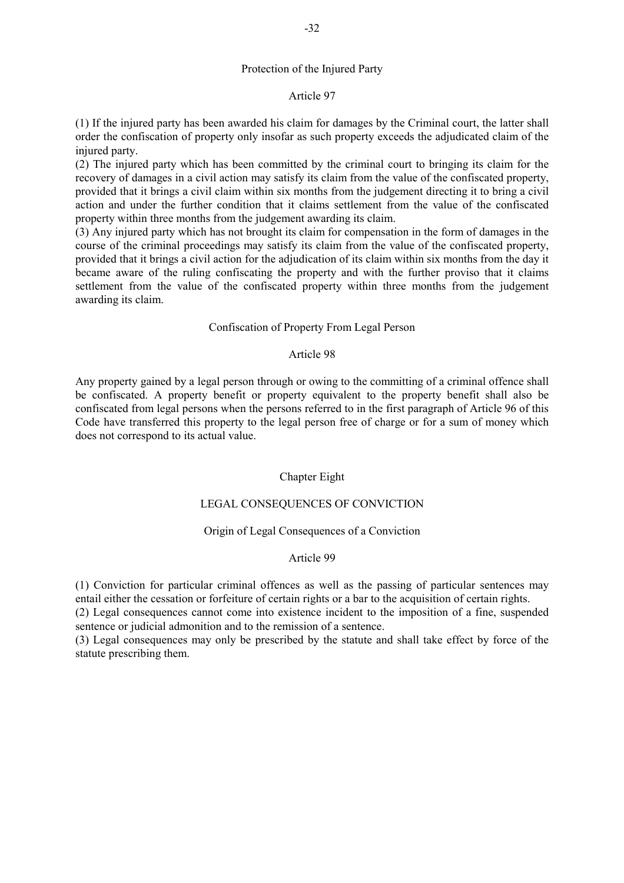### Protection of the Injured Party

#### Article 97

(1) If the injured party has been awarded his claim for damages by the Criminal court, the latter shall order the confiscation of property only insofar as such property exceeds the adjudicated claim of the injured party.

(2) The injured party which has been committed by the criminal court to bringing its claim for the recovery of damages in a civil action may satisfy its claim from the value of the confiscated property, provided that it brings a civil claim within six months from the judgement directing it to bring a civil action and under the further condition that it claims settlement from the value of the confiscated property within three months from the judgement awarding its claim.

(3) Any injured party which has not brought its claim for compensation in the form of damages in the course of the criminal proceedings may satisfy its claim from the value of the confiscated property, provided that it brings a civil action for the adjudication of its claim within six months from the day it became aware of the ruling confiscating the property and with the further proviso that it claims settlement from the value of the confiscated property within three months from the judgement awarding its claim.

### Confiscation of Property From Legal Person

#### Article 98

Any property gained by a legal person through or owing to the committing of a criminal offence shall be confiscated. A property benefit or property equivalent to the property benefit shall also be confiscated from legal persons when the persons referred to in the first paragraph of Article 96 of this Code have transferred this property to the legal person free of charge or for a sum of money which does not correspond to its actual value.

## Chapter Eight

## LEGAL CONSEQUENCES OF CONVICTION

### Origin of Legal Consequences of a Conviction

#### Article 99

(1) Conviction for particular criminal offences as well as the passing of particular sentences may entail either the cessation or forfeiture of certain rights or a bar to the acquisition of certain rights.

(2) Legal consequences cannot come into existence incident to the imposition of a fine, suspended sentence or judicial admonition and to the remission of a sentence.

(3) Legal consequences may only be prescribed by the statute and shall take effect by force of the statute prescribing them.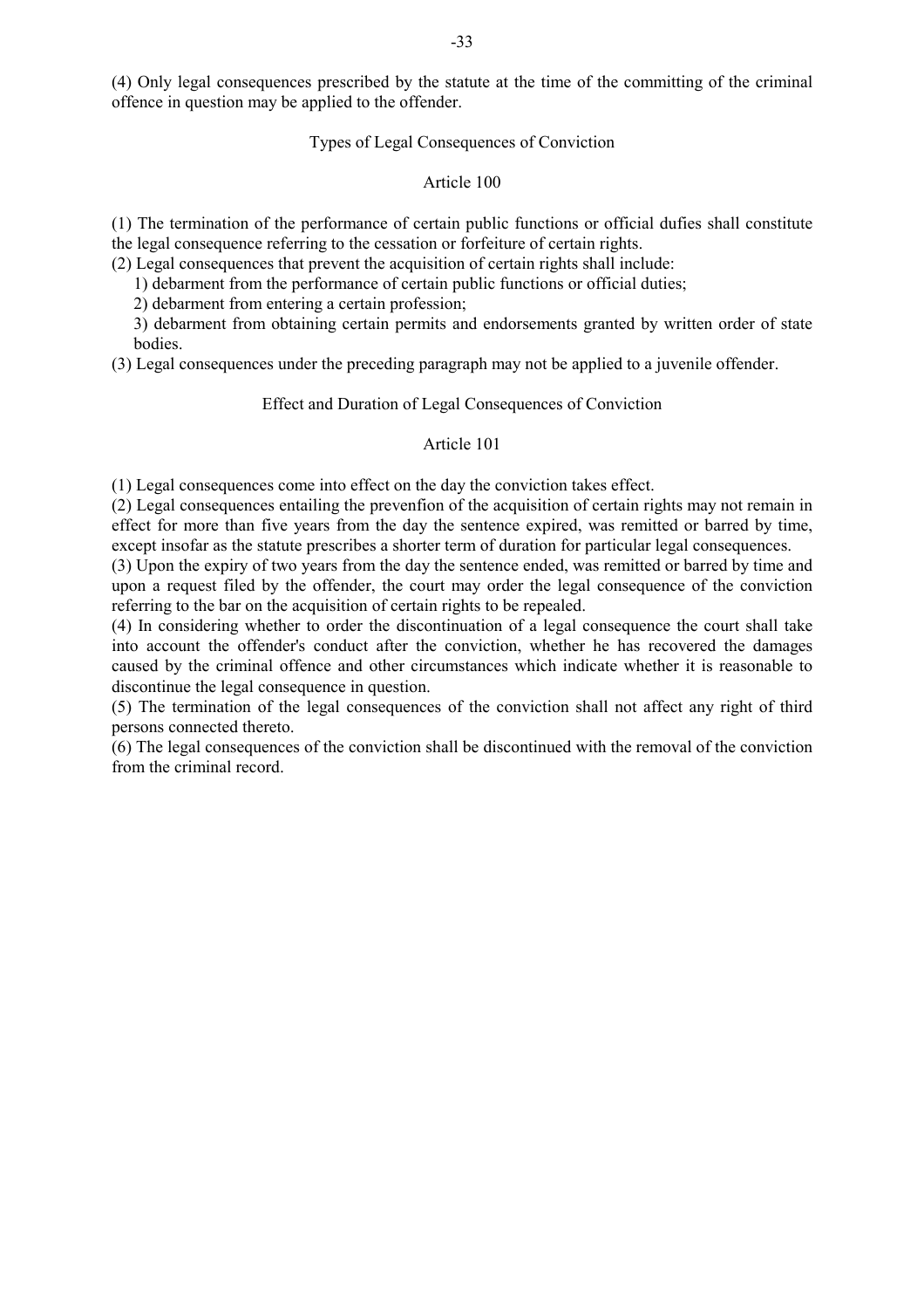(4) Only legal consequences prescribed by the statute at the time of the committing of the criminal offence in question may be applied to the offender.

## Types of Legal Consequences of Conviction

### Article 100

(1) The termination of the performance of certain public functions or official dufies shall constitute the legal consequence referring to the cessation or forfeiture of certain rights.

(2) Legal consequences that prevent the acquisition of certain rights shall include:

1) debarment from the performance of certain public functions or official duties;
2) debarment from entering a certain profession;
3) debarment from obtaining certain permits and endorsements granted by written order of state bodies.

(3) Legal consequences under the preceding paragraph may not be applied to a juvenile offender.

## Effect and Duration of Legal Consequences of Conviction

### Article 101

(1) Legal consequences come into effect on the day the conviction takes effect.

(2) Legal consequences entailing the prevenfion of the acquisition of certain rights may not remain in effect for more than five years from the day the sentence expired, was remitted or barred by time, except insofar as the statute prescribes a shorter term of duration for particular legal consequences.

(3) Upon the expiry of two years from the day the sentence ended, was remitted or barred by time and upon a request filed by the offender, the court may order the legal consequence of the conviction referring to the bar on the acquisition of certain rights to be repealed.

(4) In considering whether to order the discontinuation of a legal consequence the court shall take into account the offender's conduct after the conviction, whether he has recovered the damages caused by the criminal offence and other circumstances which indicate whether it is reasonable to discontinue the legal consequence in question.

(5) The termination of the legal consequences of the conviction shall not affect any right of third persons connected thereto.

(6) The legal consequences of the conviction shall be discontinued with the removal of the conviction from the criminal record.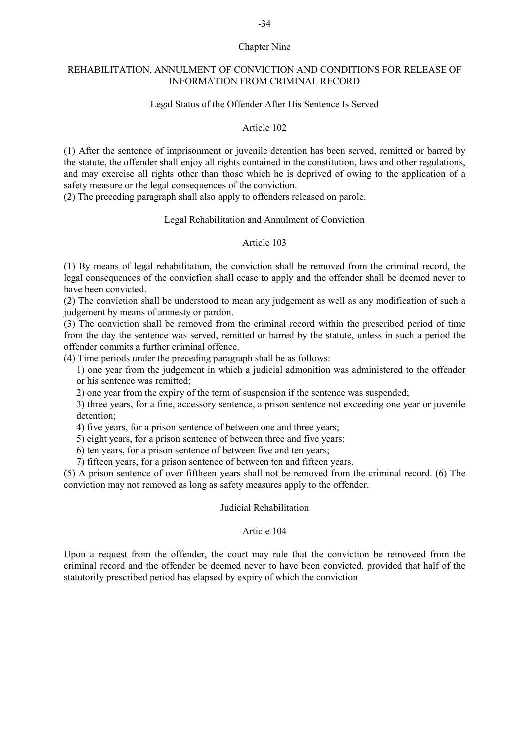## Chapter Nine

## REHABILITATION, ANNULMENT OF CONVICTION AND CONDITIONS FOR RELEASE OF INFORMATION FROM CRIMINAL RECORD

### Legal Status of the Offender After His Sentence Is Served

#### Article 102

(1) After the sentence of imprisonment or juvenile detention has been served, remitted or barred by the statute, the offender shall enjoy all rights contained in the constitution, laws and other regulations, and may exercise all rights other than those which he is deprived of owing to the application of a safety measure or the legal consequences of the conviction.

(2) The preceding paragraph shall also apply to offenders released on parole.

### Legal Rehabilitation and Annulment of Conviction

#### Article 103

(1) By means of legal rehabilitation, the conviction shall be removed from the criminal record, the legal consequences of the convicfion shall cease to apply and the offender shall be deemed never to have been convicted.

(2) The conviction shall be understood to mean any judgement as well as any modification of such a judgement by means of amnesty or pardon.

(3) The conviction shall be removed from the criminal record within the prescribed period of time from the day the sentence was served, remitted or barred by the statute, unless in such a period the offender commits a further criminal offence.

(4) Time periods under the preceding paragraph shall be as follows:

1) one year from the judgement in which a judicial admonition was administered to the offender or his sentence was remitted;

2) one year from the expiry of the term of suspension if the sentence was suspended;

3) three years, for a fine, accessory sentence, a prison sentence not exceeding one year or juvenile detention;

4) five years, for a prison sentence of between one and three years;

5) eight years, for a prison sentence of between three and five years;

6) ten years, for a prison sentence of between five and ten years;

7) fifteen years, for a prison sentence of between ten and fifteen years.

(5) A prison sentence of over fiftheen years shall not be removed from the criminal record. (6) The conviction may not removed as long as safety measures apply to the offender.

### Judicial Rehabilitation

#### Article 104

Upon a request from the offender, the court may rule that the conviction be removeed from the criminal record and the offender be deemed never to have been convicted, provided that half of the statutorily prescribed period has elapsed by expiry of which the conviction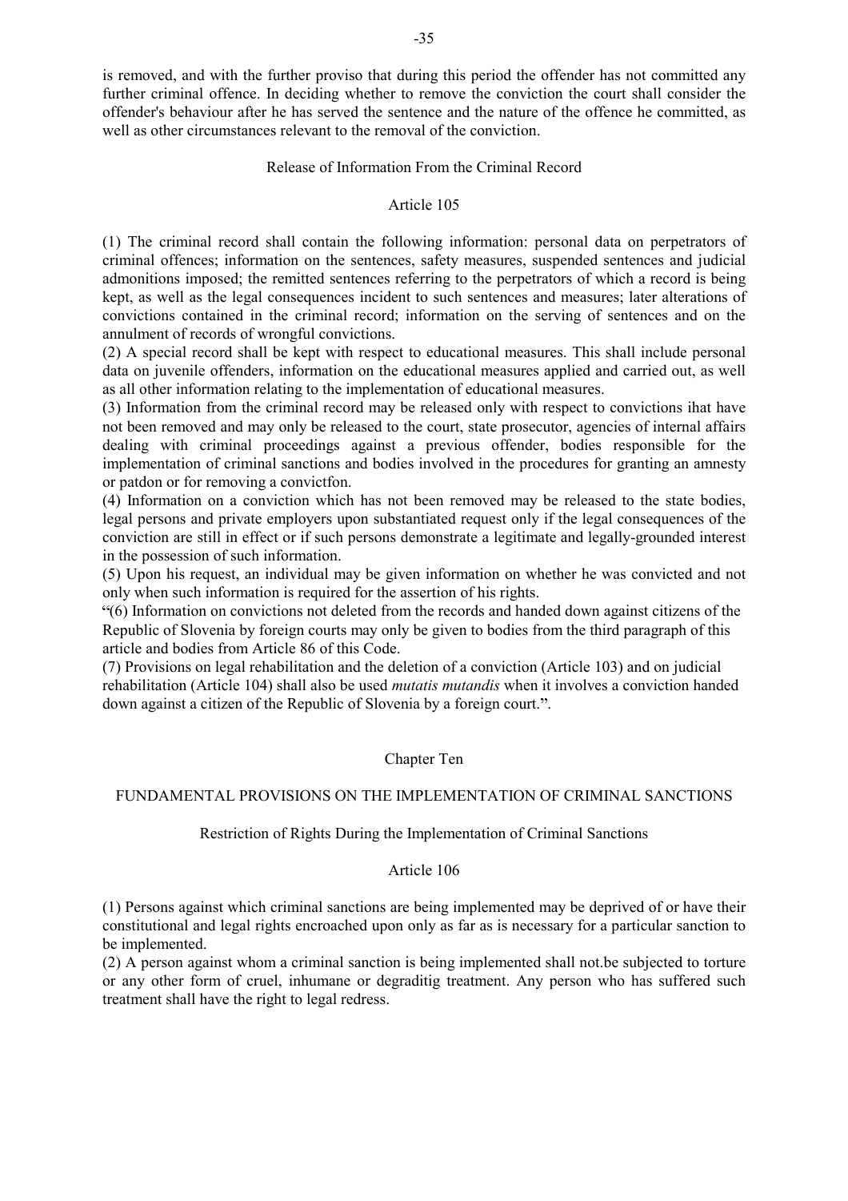is removed, and with the further proviso that during this period the offender has not committed any further criminal offence. In deciding whether to remove the conviction the court shall consider the offender's behaviour after he has served the sentence and the nature of the offence he committed, as well as other circumstances relevant to the removal of the conviction.

### Release of Information From the Criminal Record

#### Article 105

(1) The criminal record shall contain the following information: personal data on perpetrators of criminal offences; information on the sentences, safety measures, suspended sentences and judicial admonitions imposed; the remitted sentences referring to the perpetrators of which a record is being kept, as well as the legal consequences incident to such sentences and measures; later alterations of convictions contained in the criminal record; information on the serving of sentences and on the annulment of records of wrongful convictions.
(2) A special record shall be kept with respect to educational measures. This shall include personal data on juvenile offenders, information on the educational measures applied and carried out, as well as all other information relating to the implementation of educational measures.
(3) Information from the criminal record may be released only with respect to convictions ihat have not been removed and may only be released to the court, state prosecutor, agencies of internal affairs dealing with criminal proceedings against a previous offender, bodies responsible for the implementation of criminal sanctions and bodies involved in the procedures for granting an amnesty or patdon or for removing a convictfon.
(4) Information on a conviction which has not been removed may be released to the state bodies, legal persons and private employers upon substantiated request only if the legal consequences of the conviction are still in effect or if such persons demonstrate a legitimate and legally-grounded interest in the possession of such information.
(5) Upon his request, an individual may be given information on whether he was convicted and not only when such information is required for the assertion of his rights.
"(6) Information on convictions not deleted from the records and handed down against citizens of the Republic of Slovenia by foreign courts may only be given to bodies from the third paragraph of this article and bodies from Article 86 of this Code.
(7) Provisions on legal rehabilitation and the deletion of a conviction (Article 103) and on judicial rehabilitation (Article 104) shall also be used *mutatis mutandis* when it involves a conviction handed down against a citizen of the Republic of Slovenia by a foreign court.".

## Chapter Ten

## FUNDAMENTAL PROVISIONS ON THE IMPLEMENTATION OF CRIMINAL SANCTIONS

### Restriction of Rights During the Implementation of Criminal Sanctions

#### Article 106

(1) Persons against which criminal sanctions are being implemented may be deprived of or have their constitutional and legal rights encroached upon only as far as is necessary for a particular sanction to be implemented.
(2) A person against whom a criminal sanction is being implemented shall not.be subjected to torture or any other form of cruel, inhumane or degraditig treatment. Any person who has suffered such treatment shall have the right to legal redress.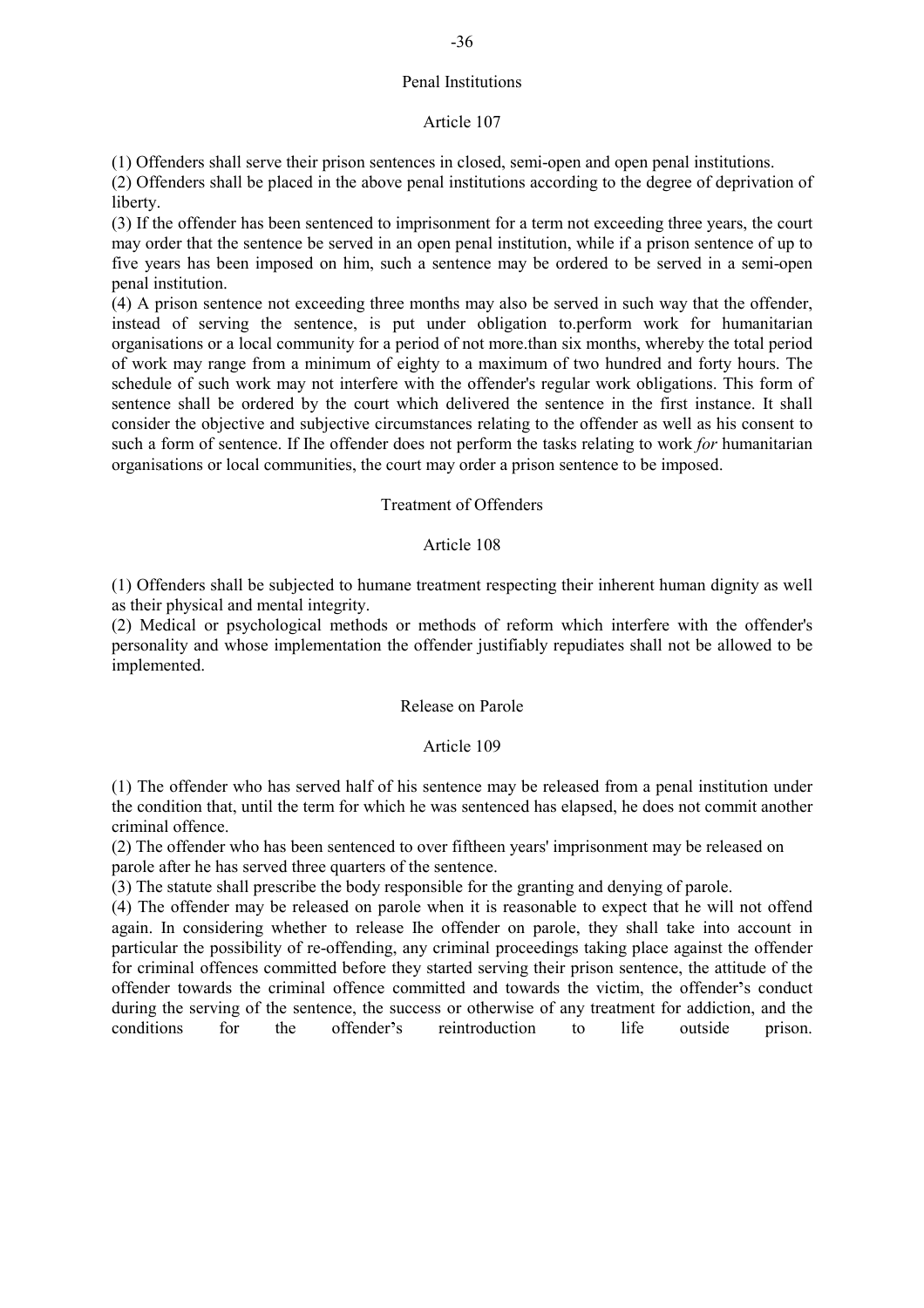## Penal Institutions

### Article 107

(1) Offenders shall serve their prison sentences in closed, semi-open and open penal institutions.

(2) Offenders shall be placed in the above penal institutions according to the degree of deprivation of liberty.

(3) If the offender has been sentenced to imprisonment for a term not exceeding three years, the court may order that the sentence be served in an open penal institution, while if a prison sentence of up to five years has been imposed on him, such a sentence may be ordered to be served in a semi-open penal institution.

(4) A prison sentence not exceeding three months may also be served in such way that the offender, instead of serving the sentence, is put under obligation to.perform work for humanitarian organisations or a local community for a period of not more.than six months, whereby the total period of work may range from a minimum of eighty to a maximum of two hundred and forty hours. The schedule of such work may not interfere with the offender's regular work obligations. This form of sentence shall be ordered by the court which delivered the sentence in the first instance. It shall consider the objective and subjective circumstances relating to the offender as well as his consent to such a form of sentence. If Ihe offender does not perform the tasks relating to work *for* humanitarian organisations or local communities, the court may order a prison sentence to be imposed.

## Treatment of Offenders

### Article 108

(1) Offenders shall be subjected to humane treatment respecting their inherent human dignity as well as their physical and mental integrity.

(2) Medical or psychological methods or methods of reform which interfere with the offender's personality and whose implementation the offender justifiably repudiates shall not be allowed to be implemented.

## Release on Parole

### Article 109

(1) The offender who has served half of his sentence may be released from a penal institution under the condition that, until the term for which he was sentenced has elapsed, he does not commit another criminal offence.

(2) The offender who has been sentenced to over fiftheen years' imprisonment may be released on parole after he has served three quarters of the sentence.

(3) The statute shall prescribe the body responsible for the granting and denying of parole.

(4) The offender may be released on parole when it is reasonable to expect that he will not offend again. In considering whether to release Ihe offender on parole, they shall take into account in particular the possibility of re-offending, any criminal proceedings taking place against the offender for criminal offences committed before they started serving their prison sentence, the attitude of the offender towards the criminal offence committed and towards the victim, the offender's conduct during the serving of the sentence, the success or otherwise of any treatment for addiction, and the conditions for the offender's reintroduction to life outside prison.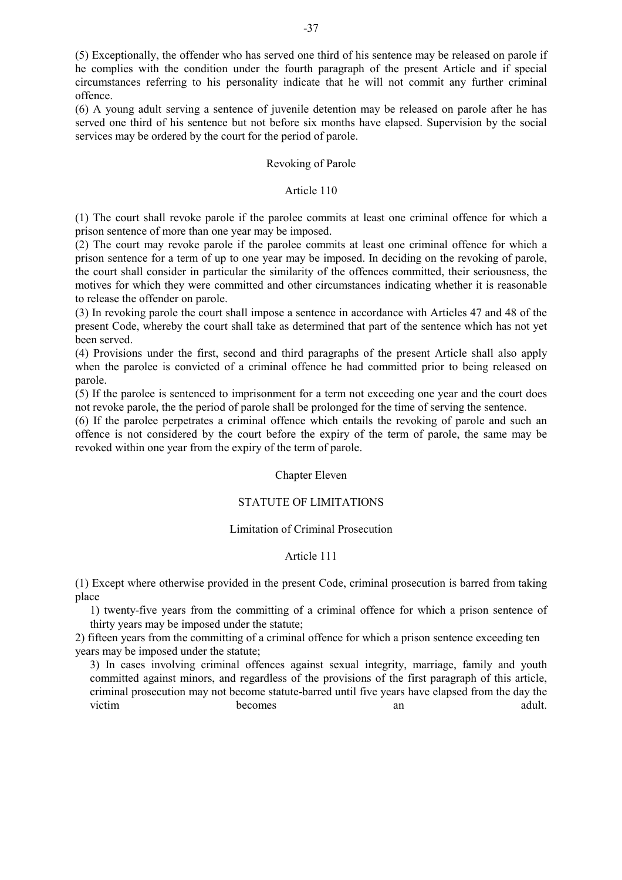(5) Exceptionally, the offender who has served one third of his sentence may be released on parole if he complies with the condition under the fourth paragraph of the present Article and if special circumstances referring to his personality indicate that he will not commit any further criminal offence.

(6) A young adult serving a sentence of juvenile detention may be released on parole after he has served one third of his sentence but not before six months have elapsed. Supervision by the social services may be ordered by the court for the period of parole.

### Revoking of Parole

### Article 110

(1) The court shall revoke parole if the parolee commits at least one criminal offence for which a prison sentence of more than one year may be imposed.

(2) The court may revoke parole if the parolee commits at least one criminal offence for which a prison sentence for a term of up to one year may be imposed. In deciding on the revoking of parole, the court shall consider in particular the similarity of the offences committed, their seriousness, the motives for which they were committed and other circumstances indicating whether it is reasonable to release the offender on parole.

(3) In revoking parole the court shall impose a sentence in accordance with Articles 47 and 48 of the present Code, whereby the court shall take as determined that part of the sentence which has not yet been served.

(4) Provisions under the first, second and third paragraphs of the present Article shall also apply when the parolee is convicted of a criminal offence he had committed prior to being released on parole.

(5) If the parolee is sentenced to imprisonment for a term not exceeding one year and the court does not revoke parole, the the period of parole shall be prolonged for the time of serving the sentence.

(6) If the parolee perpetrates a criminal offence which entails the revoking of parole and such an offence is not considered by the court before the expiry of the term of parole, the same may be revoked within one year from the expiry of the term of parole.

## Chapter Eleven

## STATUTE OF LIMITATIONS

### Limitation of Criminal Prosecution

### Article 111

(1) Except where otherwise provided in the present Code, criminal prosecution is barred from taking place

1) twenty-five years from the committing of a criminal offence for which a prison sentence of thirty years may be imposed under the statute;

2) fifteen years from the committing of a criminal offence for which a prison sentence exceeding ten years may be imposed under the statute;

3) In cases involving criminal offences against sexual integrity, marriage, family and youth committed against minors, and regardless of the provisions of the first paragraph of this article, criminal prosecution may not become statute-barred until five years have elapsed from the day the victim becomes an adult.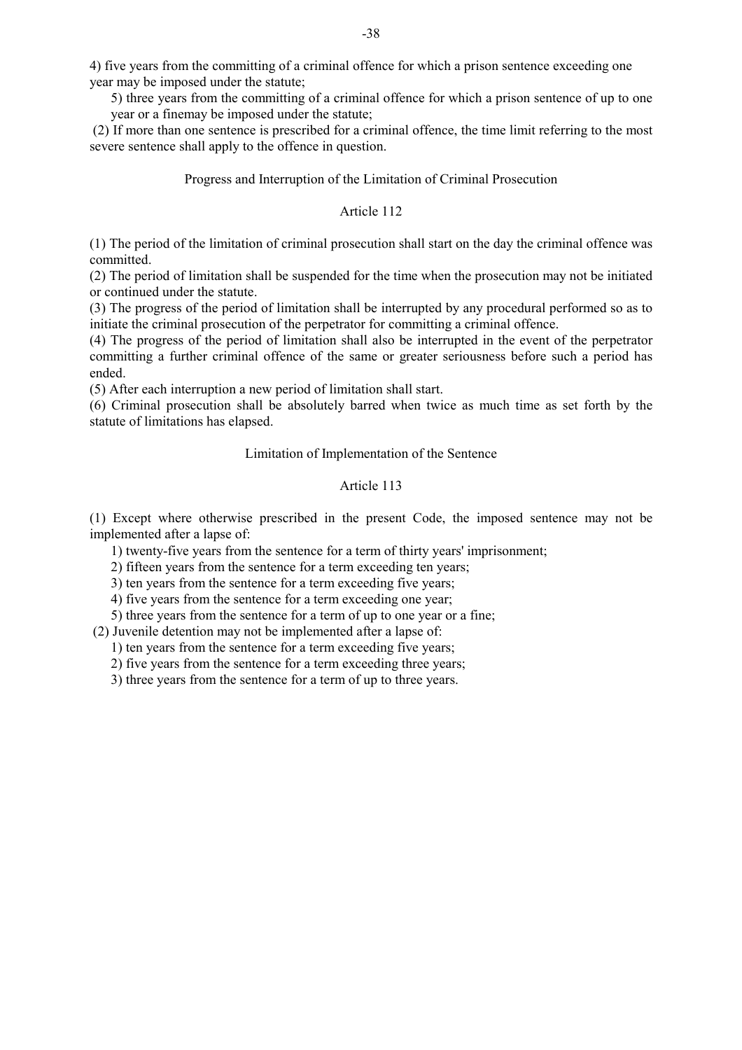4) five years from the committing of a criminal offence for which a prison sentence exceeding one year may be imposed under the statute;

5) three years from the committing of a criminal offence for which a prison sentence of up to one year or a finemay be imposed under the statute;

(2) If more than one sentence is prescribed for a criminal offence, the time limit referring to the most severe sentence shall apply to the offence in question.

Progress and Interruption of the Limitation of Criminal Prosecution

Article 112

(1) The period of the limitation of criminal prosecution shall start on the day the criminal offence was committed.

(2) The period of limitation shall be suspended for the time when the prosecution may not be initiated or continued under the statute.

(3) The progress of the period of limitation shall be interrupted by any procedural performed so as to initiate the criminal prosecution of the perpetrator for committing a criminal offence.

(4) The progress of the period of limitation shall also be interrupted in the event of the perpetrator committing a further criminal offence of the same or greater seriousness before such a period has ended.

(5) After each interruption a new period of limitation shall start.

(6) Criminal prosecution shall be absolutely barred when twice as much time as set forth by the statute of limitations has elapsed.

Limitation of Implementation of the Sentence

Article 113

(1) Except where otherwise prescribed in the present Code, the imposed sentence may not be implemented after a lapse of:

1) twenty-five years from the sentence for a term of thirty years' imprisonment;
2) fifteen years from the sentence for a term exceeding ten years;
3) ten years from the sentence for a term exceeding five years;
4) five years from the sentence for a term exceeding one year;
5) three years from the sentence for a term of up to one year or a fine;

(2) Juvenile detention may not be implemented after a lapse of:

1) ten years from the sentence for a term exceeding five years;
2) five years from the sentence for a term exceeding three years;
3) three years from the sentence for a term of up to three years.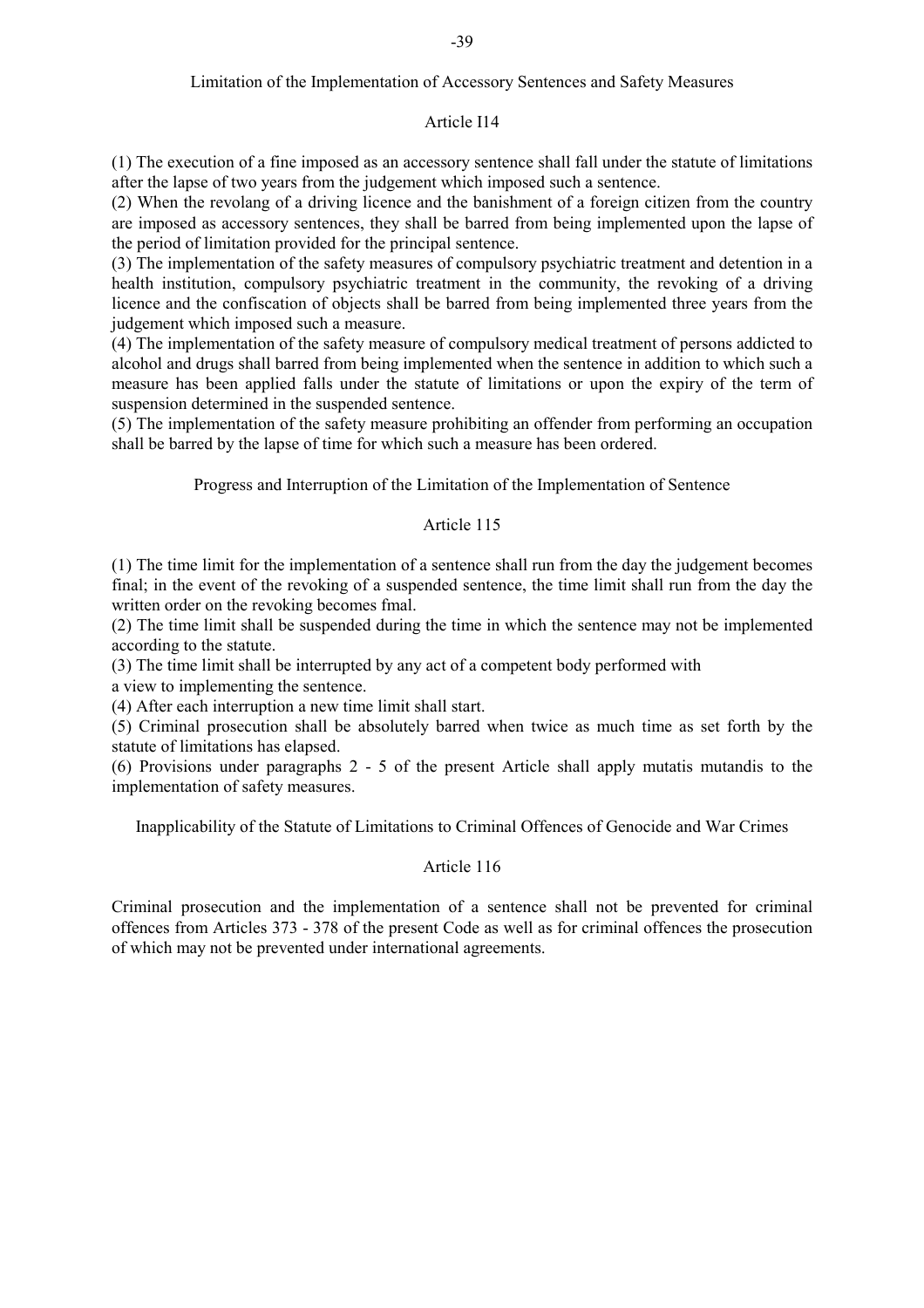Limitation of the Implementation of Accessory Sentences and Safety Measures

Article I14

(1) The execution of a fine imposed as an accessory sentence shall fall under the statute of limitations after the lapse of two years from the judgement which imposed such a sentence.
(2) When the revolang of a driving licence and the banishment of a foreign citizen from the country are imposed as accessory sentences, they shall be barred from being implemented upon the lapse of the period of limitation provided for the principal sentence.
(3) The implementation of the safety measures of compulsory psychiatric treatment and detention in a health institution, compulsory psychiatric treatment in the community, the revoking of a driving licence and the confiscation of objects shall be barred from being implemented three years from the judgement which imposed such a measure.
(4) The implementation of the safety measure of compulsory medical treatment of persons addicted to alcohol and drugs shall barred from being implemented when the sentence in addition to which such a measure has been applied falls under the statute of limitations or upon the expiry of the term of suspension determined in the suspended sentence.
(5) The implementation of the safety measure prohibiting an offender from performing an occupation shall be barred by the lapse of time for which such a measure has been ordered.

Progress and Interruption of the Limitation of the Implementation of Sentence

Article 115

(1) The time limit for the implementation of a sentence shall run from the day the judgement becomes final; in the event of the revoking of a suspended sentence, the time limit shall run from the day the written order on the revoking becomes fmal.
(2) The time limit shall be suspended during the time in which the sentence may not be implemented according to the statute.
(3) The time limit shall be interrupted by any act of a competent body performed with
a view to implementing the sentence.
(4) After each interruption a new time limit shall start.
(5) Criminal prosecution shall be absolutely barred when twice as much time as set forth by the statute of limitations has elapsed.
(6) Provisions under paragraphs 2 - 5 of the present Article shall apply mutatis mutandis to the implementation of safety measures.

Inapplicability of the Statute of Limitations to Criminal Offences of Genocide and War Crimes

Article 116

Criminal prosecution and the implementation of a sentence shall not be prevented for criminal offences from Articles 373 - 378 of the present Code as well as for criminal offences the prosecution of which may not be prevented under international agreements.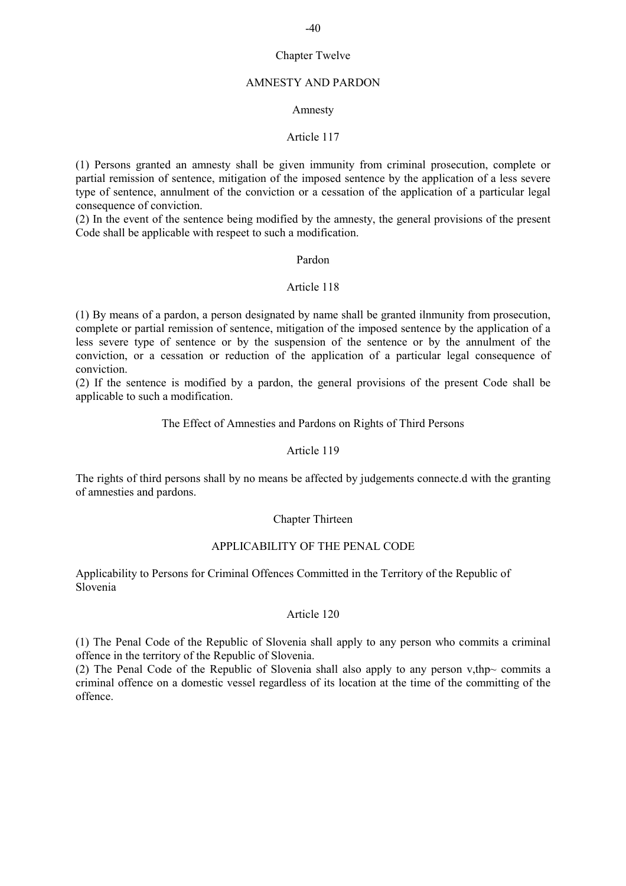## Chapter Twelve

## AMNESTY AND PARDON

### Amnesty

#### Article 117

(1) Persons granted an amnesty shall be given immunity from criminal prosecution, complete or partial remission of sentence, mitigation of the imposed sentence by the application of a less severe type of sentence, annulment of the conviction or a cessation of the application of a particular legal consequence of conviction.
(2) In the event of the sentence being modified by the amnesty, the general provisions of the present Code shall be applicable with respeet to such a modification.

### Pardon

#### Article 118

(1) By means of a pardon, a person designated by name shall be granted ilnmunity from prosecution, complete or partial remission of sentence, mitigation of the imposed sentence by the application of a less severe type of sentence or by the suspension of the sentence or by the annulment of the conviction, or a cessation or reduction of the application of a particular legal consequence of conviction.
(2) If the sentence is modified by a pardon, the general provisions of the present Code shall be applicable to such a modification.

### The Effect of Amnesties and Pardons on Rights of Third Persons

#### Article 119

The rights of third persons shall by no means be affected by judgements connecte.d with the granting of amnesties and pardons.

## Chapter Thirteen

## APPLICABILITY OF THE PENAL CODE

### Applicability to Persons for Criminal Offences Committed in the Territory of the Republic of Slovenia

#### Article 120

(1) The Penal Code of the Republic of Slovenia shall apply to any person who commits a criminal offence in the territory of the Republic of Slovenia.
(2) The Penal Code of the Republic of Slovenia shall also apply to any person v,thp~ commits a criminal offence on a domestic vessel regardless of its location at the time of the committing of the offence.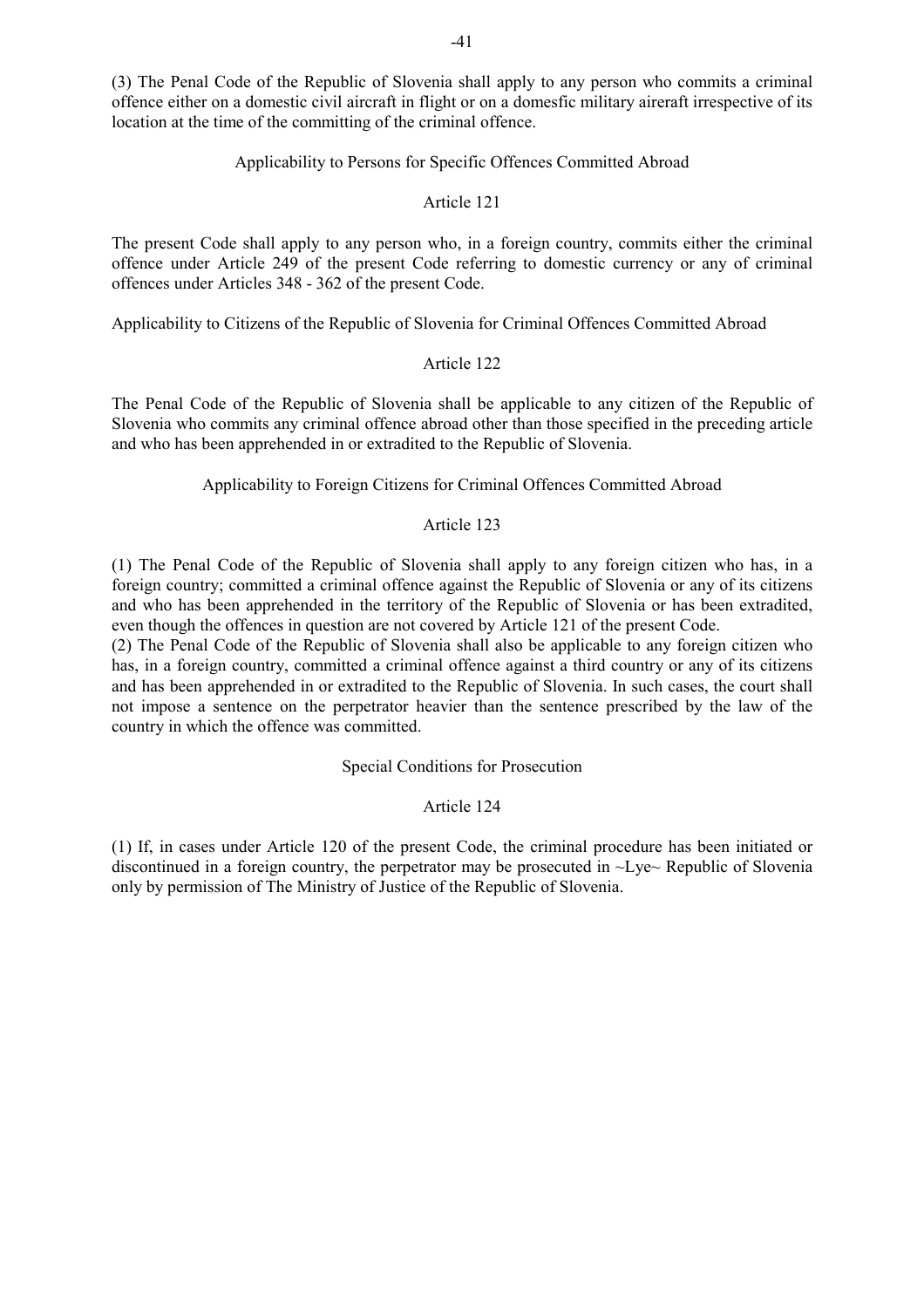(3) The Penal Code of the Republic of Slovenia shall apply to any person who commits a criminal offence either on a domestic civil aircraft in flight or on a domesfic military aireraft irrespective of its location at the time of the committing of the criminal offence.

### Applicability to Persons for Specific Offences Committed Abroad

### Article 121

The present Code shall apply to any person who, in a foreign country, commits either the criminal offence under Article 249 of the present Code referring to domestic currency or any of criminal offences under Articles 348 - 362 of the present Code.

### Applicability to Citizens of the Republic of Slovenia for Criminal Offences Committed Abroad

### Article 122

The Penal Code of the Republic of Slovenia shall be applicable to any citizen of the Republic of Slovenia who commits any criminal offence abroad other than those specified in the preceding article and who has been apprehended in or extradited to the Republic of Slovenia.

### Applicability to Foreign Citizens for Criminal Offences Committed Abroad

### Article 123

(1) The Penal Code of the Republic of Slovenia shall apply to any foreign citizen who has, in a foreign country; committed a criminal offence against the Republic of Slovenia or any of its citizens and who has been apprehended in the territory of the Republic of Slovenia or has been extradited, even though the offences in question are not covered by Article 121 of the present Code.

(2) The Penal Code of the Republic of Slovenia shall also be applicable to any foreign citizen who has, in a foreign country, committed a criminal offence against a third country or any of its citizens and has been apprehended in or extradited to the Republic of Slovenia. In such cases, the court shall not impose a sentence on the perpetrator heavier than the sentence prescribed by the law of the country in which the offence was committed.

### Special Conditions for Prosecution

### Article 124

(1) If, in cases under Article 120 of the present Code, the criminal procedure has been initiated or discontinued in a foreign country, the perpetrator may be prosecuted in ~Lye~ Republic of Slovenia only by permission of The Ministry of Justice of the Republic of Slovenia.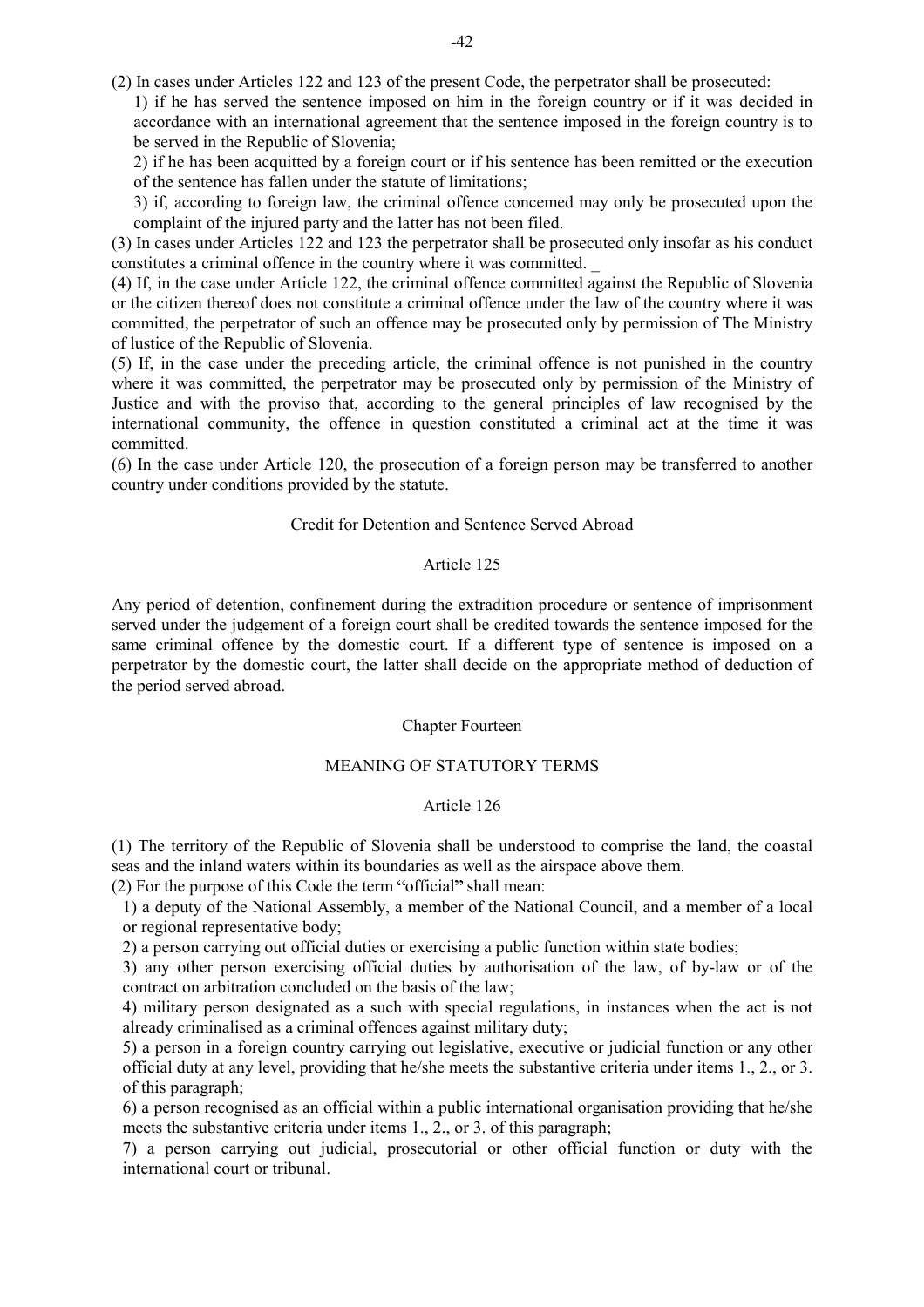(2) In cases under Articles 122 and 123 of the present Code, the perpetrator shall be prosecuted:

1) if he has served the sentence imposed on him in the foreign country or if it was decided in accordance with an international agreement that the sentence imposed in the foreign country is to be served in the Republic of Slovenia;

2) if he has been acquitted by a foreign court or if his sentence has been remitted or the execution of the sentence has fallen under the statute of limitations;

3) if, according to foreign law, the criminal offence concemed may only be prosecuted upon the complaint of the injured party and the latter has not been filed.

(3) In cases under Articles 122 and 123 the perpetrator shall be prosecuted only insofar as his conduct constitutes a criminal offence in the country where it was committed. _

(4) If, in the case under Article 122, the criminal offence committed against the Republic of Slovenia or the citizen thereof does not constitute a criminal offence under the law of the country where it was committed, the perpetrator of such an offence may be prosecuted only by permission of The Ministry of lustice of the Republic of Slovenia.

(5) If, in the case under the preceding article, the criminal offence is not punished in the country where it was committed, the perpetrator may be prosecuted only by permission of the Ministry of Justice and with the proviso that, according to the general principles of law recognised by the international community, the offence in question constituted a criminal act at the time it was committed.

(6) In the case under Article 120, the prosecution of a foreign person may be transferred to another country under conditions provided by the statute.

### Credit for Detention and Sentence Served Abroad

### Article 125

Any period of detention, confinement during the extradition procedure or sentence of imprisonment served under the judgement of a foreign court shall be credited towards the sentence imposed for the same criminal offence by the domestic court. If a different type of sentence is imposed on a perpetrator by the domestic court, the latter shall decide on the appropriate method of deduction of the period served abroad.

## Chapter Fourteen

## MEANING OF STATUTORY TERMS

### Article 126

(1) The territory of the Republic of Slovenia shall be understood to comprise the land, the coastal seas and the inland waters within its boundaries as well as the airspace above them.

(2) For the purpose of this Code the term "official" shall mean:

1) a deputy of the National Assembly, a member of the National Council, and a member of a local or regional representative body;

2) a person carrying out official duties or exercising a public function within state bodies;

3) any other person exercising official duties by authorisation of the law, of by-law or of the contract on arbitration concluded on the basis of the law;

4) military person designated as a such with special regulations, in instances when the act is not already criminalised as a criminal offences against military duty;

5) a person in a foreign country carrying out legislative, executive or judicial function or any other official duty at any level, providing that he/she meets the substantive criteria under items 1., 2., or 3. of this paragraph;

6) a person recognised as an official within a public international organisation providing that he/she meets the substantive criteria under items 1., 2., or 3. of this paragraph;

7) a person carrying out judicial, prosecutorial or other official function or duty with the international court or tribunal.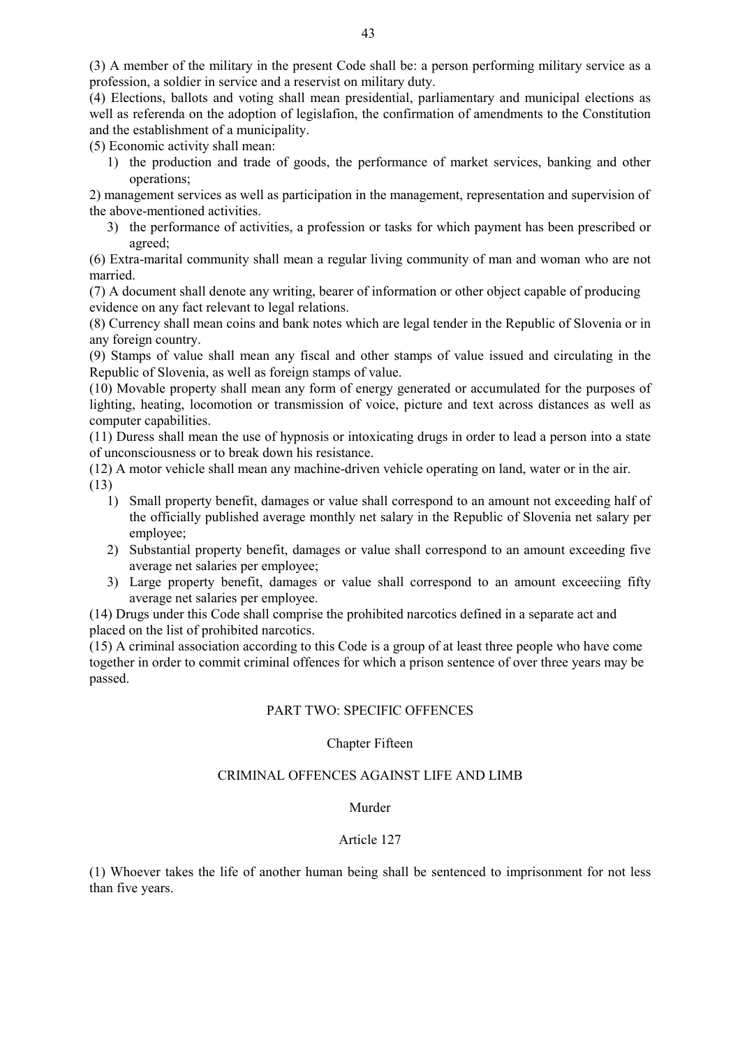(3) A member of the military in the present Code shall be: a person performing military service as a profession, a soldier in service and a reservist on military duty.

(4) Elections, ballots and voting shall mean presidential, parliamentary and municipal elections as well as referenda on the adoption of legislafion, the confirmation of amendments to the Constitution and the establishment of a municipality.

(5) Economic activity shall mean:

1) the production and trade of goods, the performance of market services, banking and other operations;

2) management services as well as participation in the management, representation and supervision of the above-mentioned activities.

3) the performance of activities, a profession or tasks for which payment has been prescribed or agreed;

(6) Extra-marital community shall mean a regular living community of man and woman who are not married.

(7) A document shall denote any writing, bearer of information or other object capable of producing evidence on any fact relevant to legal relations.

(8) Currency shall mean coins and bank notes which are legal tender in the Republic of Slovenia or in any foreign country.

(9) Stamps of value shall mean any fiscal and other stamps of value issued and circulating in the Republic of Slovenia, as well as foreign stamps of value.

(10) Movable property shall mean any form of energy generated or accumulated for the purposes of lighting, heating, locomotion or transmission of voice, picture and text across distances as well as computer capabilities.

(11) Duress shall mean the use of hypnosis or intoxicating drugs in order to lead a person into a state of unconsciousness or to break down his resistance.

(12) A motor vehicle shall mean any machine-driven vehicle operating on land, water or in the air.

(13)

1) Small property benefit, damages or value shall correspond to an amount not exceeding half of the officially published average monthly net salary in the Republic of Slovenia net salary per employee;
2) Substantial property benefit, damages or value shall correspond to an amount exceeding five average net salaries per employee;
3) Large property benefit, damages or value shall correspond to an amount exceeciing fifty average net salaries per employee.

(14) Drugs under this Code shall comprise the prohibited narcotics defined in a separate act and placed on the list of prohibited narcotics.

(15) A criminal association according to this Code is a group of at least three people who have come together in order to commit criminal offences for which a prison sentence of over three years may be passed.

# PART TWO: SPECIFIC OFFENCES

## Chapter Fifteen

## CRIMINAL OFFENCES AGAINST LIFE AND LIMB

### Murder

### Article 127

(1) Whoever takes the life of another human being shall be sentenced to imprisonment for not less than five years.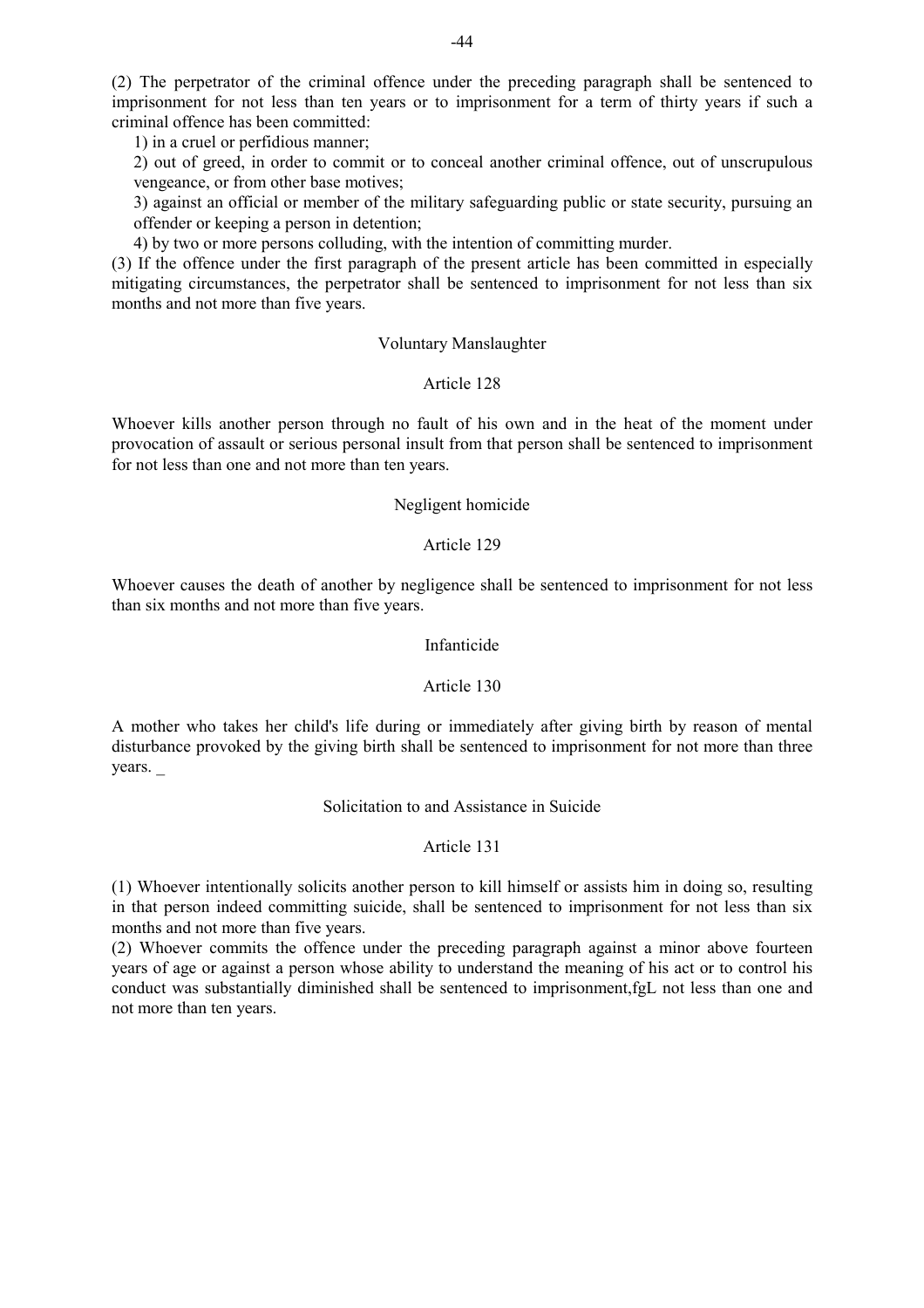(2) The perpetrator of the criminal offence under the preceding paragraph shall be sentenced to imprisonment for not less than ten years or to imprisonment for a term of thirty years if such a criminal offence has been committed:

1) in a cruel or perfidious manner;

2) out of greed, in order to commit or to conceal another criminal offence, out of unscrupulous vengeance, or from other base motives;

3) against an official or member of the military safeguarding public or state security, pursuing an offender or keeping a person in detention;

4) by two or more persons colluding, with the intention of committing murder.

(3) If the offence under the first paragraph of the present article has been committed in especially mitigating circumstances, the perpetrator shall be sentenced to imprisonment for not less than six months and not more than five years.

### Voluntary Manslaughter

### Article 128

Whoever kills another person through no fault of his own and in the heat of the moment under provocation of assault or serious personal insult from that person shall be sentenced to imprisonment for not less than one and not more than ten years.

### Negligent homicide

### Article 129

Whoever causes the death of another by negligence shall be sentenced to imprisonment for not less than six months and not more than five years.

### Infanticide

### Article 130

A mother who takes her child's life during or immediately after giving birth by reason of mental disturbance provoked by the giving birth shall be sentenced to imprisonment for not more than three years. _

### Solicitation to and Assistance in Suicide

### Article 131

(1) Whoever intentionally solicits another person to kill himself or assists him in doing so, resulting in that person indeed committing suicide, shall be sentenced to imprisonment for not less than six months and not more than five years.

(2) Whoever commits the offence under the preceding paragraph against a minor above fourteen years of age or against a person whose ability to understand the meaning of his act or to control his conduct was substantially diminished shall be sentenced to imprisonment,fgL not less than one and not more than ten years.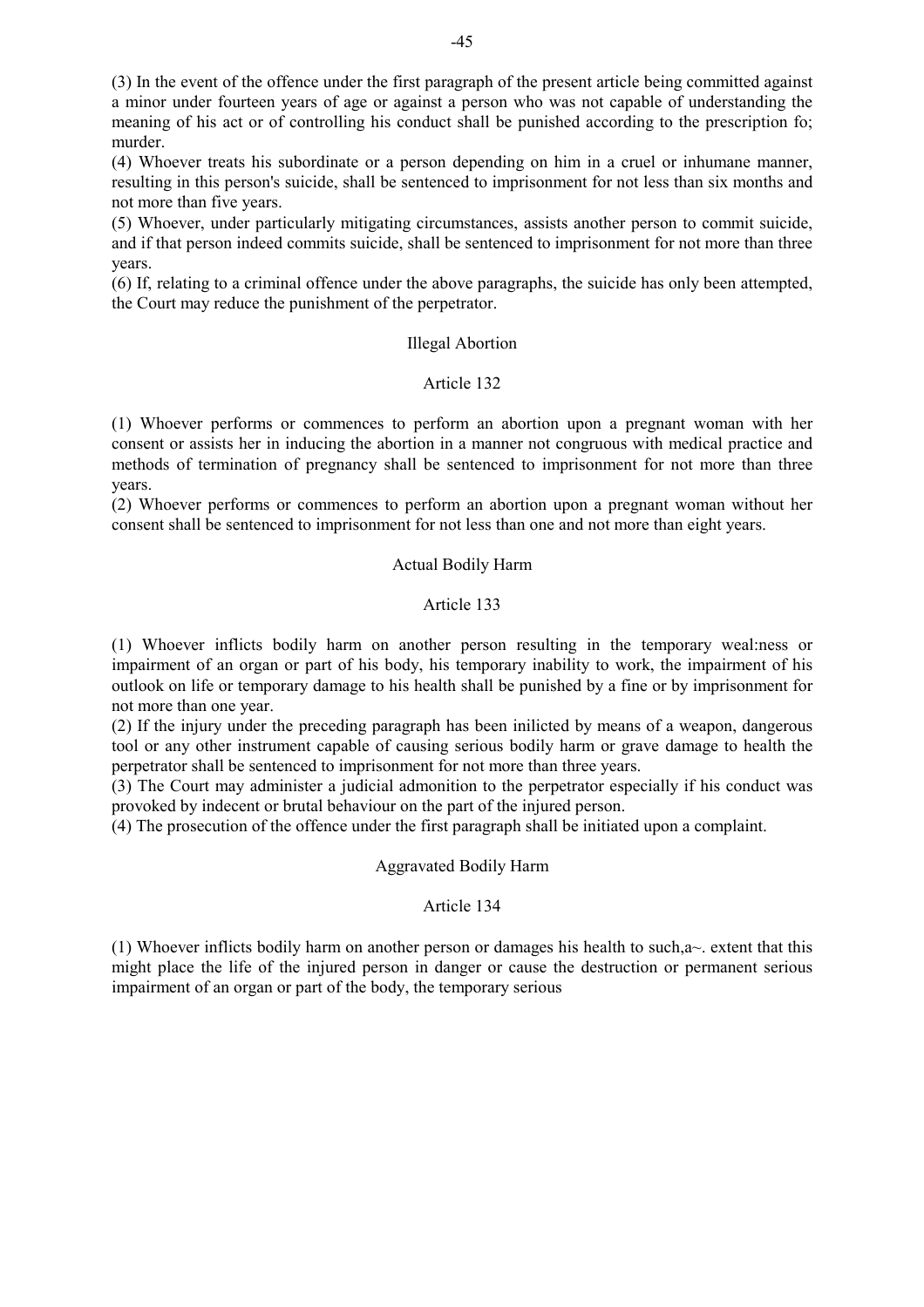(3) In the event of the offence under the first paragraph of the present article being committed against a minor under fourteen years of age or against a person who was not capable of understanding the meaning of his act or of controlling his conduct shall be punished according to the prescription fo; murder.

(4) Whoever treats his subordinate or a person depending on him in a cruel or inhumane manner, resulting in this person's suicide, shall be sentenced to imprisonment for not less than six months and not more than five years.

(5) Whoever, under particularly mitigating circumstances, assists another person to commit suicide, and if that person indeed commits suicide, shall be sentenced to imprisonment for not more than three years.

(6) If, relating to a criminal offence under the above paragraphs, the suicide has only been attempted, the Court may reduce the punishment of the perpetrator.

### Illegal Abortion

### Article 132

(1) Whoever performs or commences to perform an abortion upon a pregnant woman with her consent or assists her in inducing the abortion in a manner not congruous with medical practice and methods of termination of pregnancy shall be sentenced to imprisonment for not more than three years.

(2) Whoever performs or commences to perform an abortion upon a pregnant woman without her consent shall be sentenced to imprisonment for not less than one and not more than eight years.

### Actual Bodily Harm

### Article 133

(1) Whoever inflicts bodily harm on another person resulting in the temporary weal:ness or impairment of an organ or part of his body, his temporary inability to work, the impairment of his outlook on life or temporary damage to his health shall be punished by a fine or by imprisonment for not more than one year.

(2) If the injury under the preceding paragraph has been inilicted by means of a weapon, dangerous tool or any other instrument capable of causing serious bodily harm or grave damage to health the perpetrator shall be sentenced to imprisonment for not more than three years.

(3) The Court may administer a judicial admonition to the perpetrator especially if his conduct was provoked by indecent or brutal behaviour on the part of the injured person.

(4) The prosecution of the offence under the first paragraph shall be initiated upon a complaint.

### Aggravated Bodily Harm

### Article 134

(1) Whoever inflicts bodily harm on another person or damages his health to such,a~. extent that this might place the life of the injured person in danger or cause the destruction or permanent serious impairment of an organ or part of the body, the temporary serious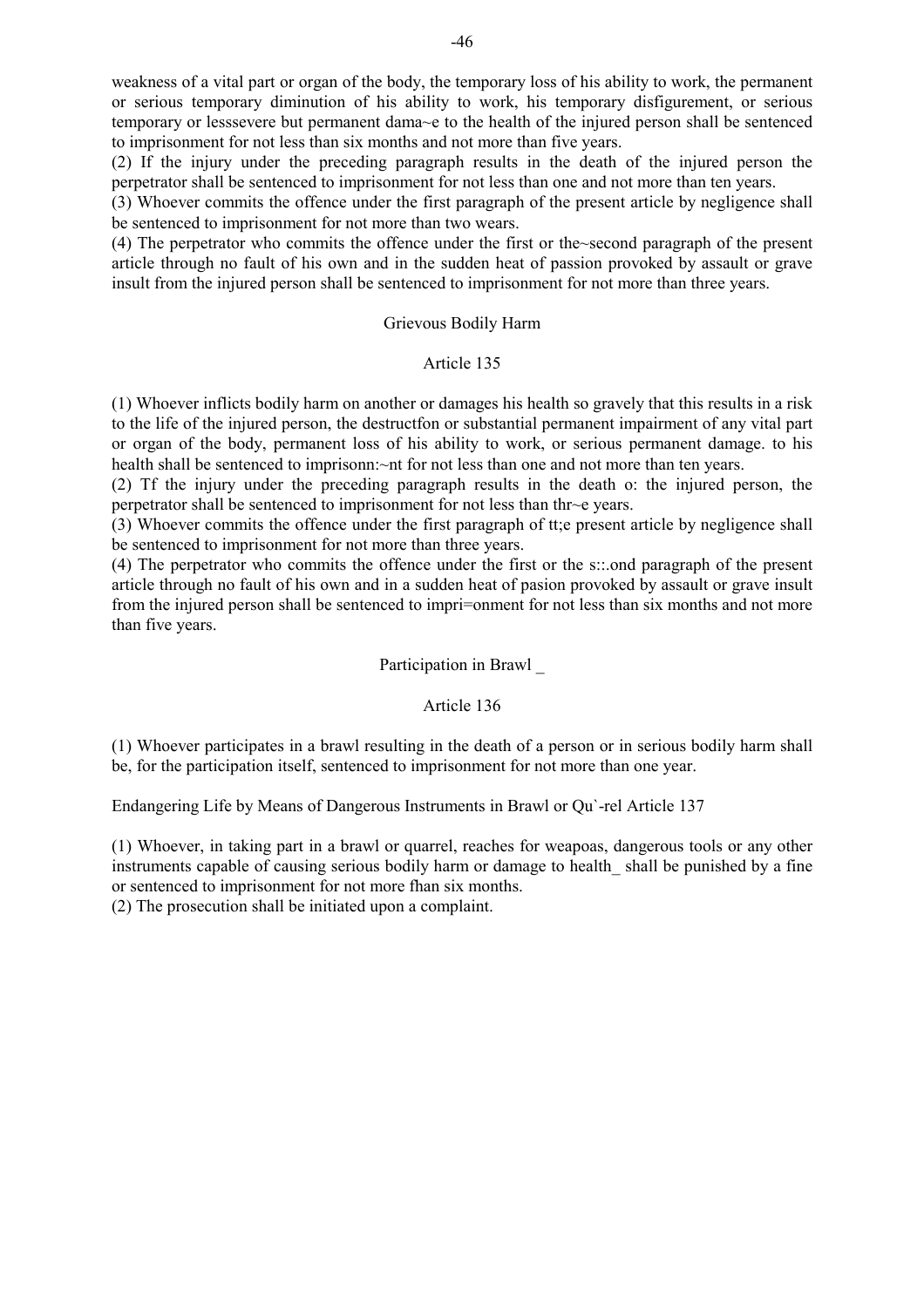weakness of a vital part or organ of the body, the temporary loss of his ability to work, the permanent or serious temporary diminution of his ability to work, his temporary disfigurement, or serious temporary or lesssevere but permanent dama~e to the health of the injured person shall be sentenced to imprisonment for not less than six months and not more than five years.

(2) If the injury under the preceding paragraph results in the death of the injured person the perpetrator shall be sentenced to imprisonment for not less than one and not more than ten years.

(3) Whoever commits the offence under the first paragraph of the present article by negligence shall be sentenced to imprisonment for not more than two wears.

(4) The perpetrator who commits the offence under the first or the~second paragraph of the present article through no fault of his own and in the sudden heat of passion provoked by assault or grave insult from the injured person shall be sentenced to imprisonment for not more than three years.

## Grievous Bodily Harm

### Article 135

(1) Whoever inflicts bodily harm on another or damages his health so gravely that this results in a risk to the life of the injured person, the destructfon or substantial permanent impairment of any vital part or organ of the body, permanent loss of his ability to work, or serious permanent damage. to his health shall be sentenced to imprisonn:~nt for not less than one and not more than ten years.

(2) Tf the injury under the preceding paragraph results in the death o: the injured person, the perpetrator shall be sentenced to imprisonment for not less than thr~e years.

(3) Whoever commits the offence under the first paragraph of tt;e present article by negligence shall be sentenced to imprisonment for not more than three years.

(4) The perpetrator who commits the offence under the first or the s::.ond paragraph of the present article through no fault of his own and in a sudden heat of pasion provoked by assault or grave insult from the injured person shall be sentenced to impri=onment for not less than six months and not more than five years.

## Participation in Brawl _

### Article 136

(1) Whoever participates in a brawl resulting in the death of a person or in serious bodily harm shall be, for the participation itself, sentenced to imprisonment for not more than one year.

## Endangering Life by Means of Dangerous Instruments in Brawl or Qu`-rel Article 137

(1) Whoever, in taking part in a brawl or quarrel, reaches for weapoas, dangerous tools or any other instruments capable of causing serious bodily harm or damage to health_ shall be punished by a fine or sentenced to imprisonment for not more fhan six months.

(2) The prosecution shall be initiated upon a complaint.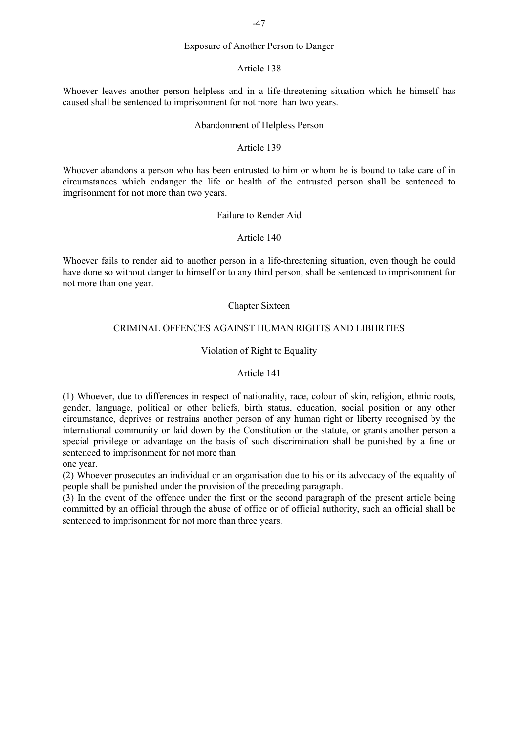### Exposure of Another Person to Danger

#### Article 138

Whoever leaves another person helpless and in a life-threatening situation which he himself has caused shall be sentenced to imprisonment for not more than two years.

### Abandonment of Helpless Person

#### Article 139

Whocver abandons a person who has been entrusted to him or whom he is bound to take care of in circumstances which endanger the life or health of the entrusted person shall be sentenced to imgrisonment for not more than two years.

### Failure to Render Aid

#### Article 140

Whoever fails to render aid to another person in a life-threatening situation, even though he could have done so without danger to himself or to any third person, shall be sentenced to imprisonment for not more than one year.

## Chapter Sixteen

## CRIMINAL OFFENCES AGAINST HUMAN RIGHTS AND LIBHRTIES

### Violation of Right to Equality

#### Article 141

(1) Whoever, due to differences in respect of nationality, race, colour of skin, religion, ethnic roots, gender, language, political or other beliefs, birth status, education, social position or any other circumstance, deprives or restrains another person of any human right or liberty recognised by the international community or laid down by the Constitution or the statute, or grants another person a special privilege or advantage on the basis of such discrimination shall be punished by a fine or sentenced to imprisonment for not more than one year.

(2) Whoever prosecutes an individual or an organisation due to his or its advocacy of the equality of people shall be punished under the provision of the preceding paragraph.

(3) In the event of the offence under the first or the second paragraph of the present article being committed by an official through the abuse of office or of official authority, such an official shall be sentenced to imprisonment for not more than three years.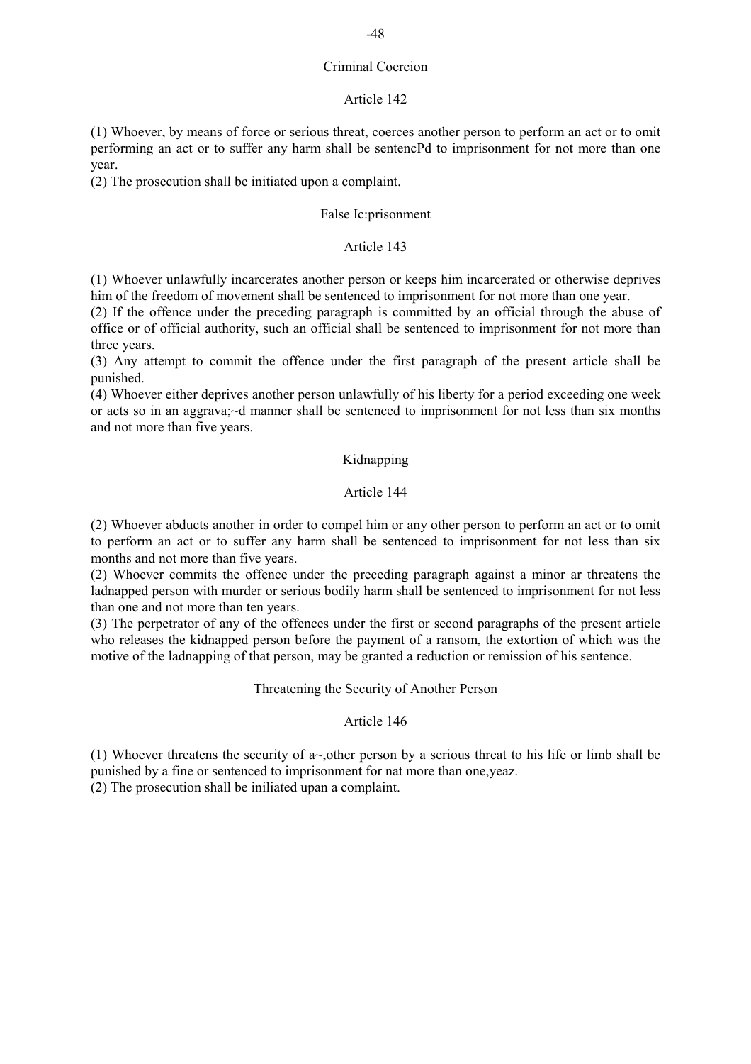## Criminal Coercion

### Article 142

(1) Whoever, by means of force or serious threat, coerces another person to perform an act or to omit performing an act or to suffer any harm shall be sentencPd to imprisonment for not more than one year.
(2) The prosecution shall be initiated upon a complaint.

## False Ic:prisonment

### Article 143

(1) Whoever unlawfully incarcerates another person or keeps him incarcerated or otherwise deprives him of the freedom of movement shall be sentenced to imprisonment for not more than one year.
(2) If the offence under the preceding paragraph is committed by an official through the abuse of office or of official authority, such an official shall be sentenced to imprisonment for not more than three years.
(3) Any attempt to commit the offence under the first paragraph of the present article shall be punished.
(4) Whoever either deprives another person unlawfully of his liberty for a period exceeding one week or acts so in an aggrava;~d manner shall be sentenced to imprisonment for not less than six months and not more than five years.

## Kidnapping

### Article 144

(2) Whoever abducts another in order to compel him or any other person to perform an act or to omit to perform an act or to suffer any harm shall be sentenced to imprisonment for not less than six months and not more than five years.
(2) Whoever commits the offence under the preceding paragraph against a minor ar threatens the ladnapped person with murder or serious bodily harm shall be sentenced to imprisonment for not less than one and not more than ten years.
(3) The perpetrator of any of the offences under the first or second paragraphs of the present article who releases the kidnapped person before the payment of a ransom, the extortion of which was the motive of the ladnapping of that person, may be granted a reduction or remission of his sentence.

## Threatening the Security of Another Person

### Article 146

(1) Whoever threatens the security of a~,other person by a serious threat to his life or limb shall be punished by a fine or sentenced to imprisonment for nat more than one,yeaz.
(2) The prosecution shall be iniliated upan a complaint.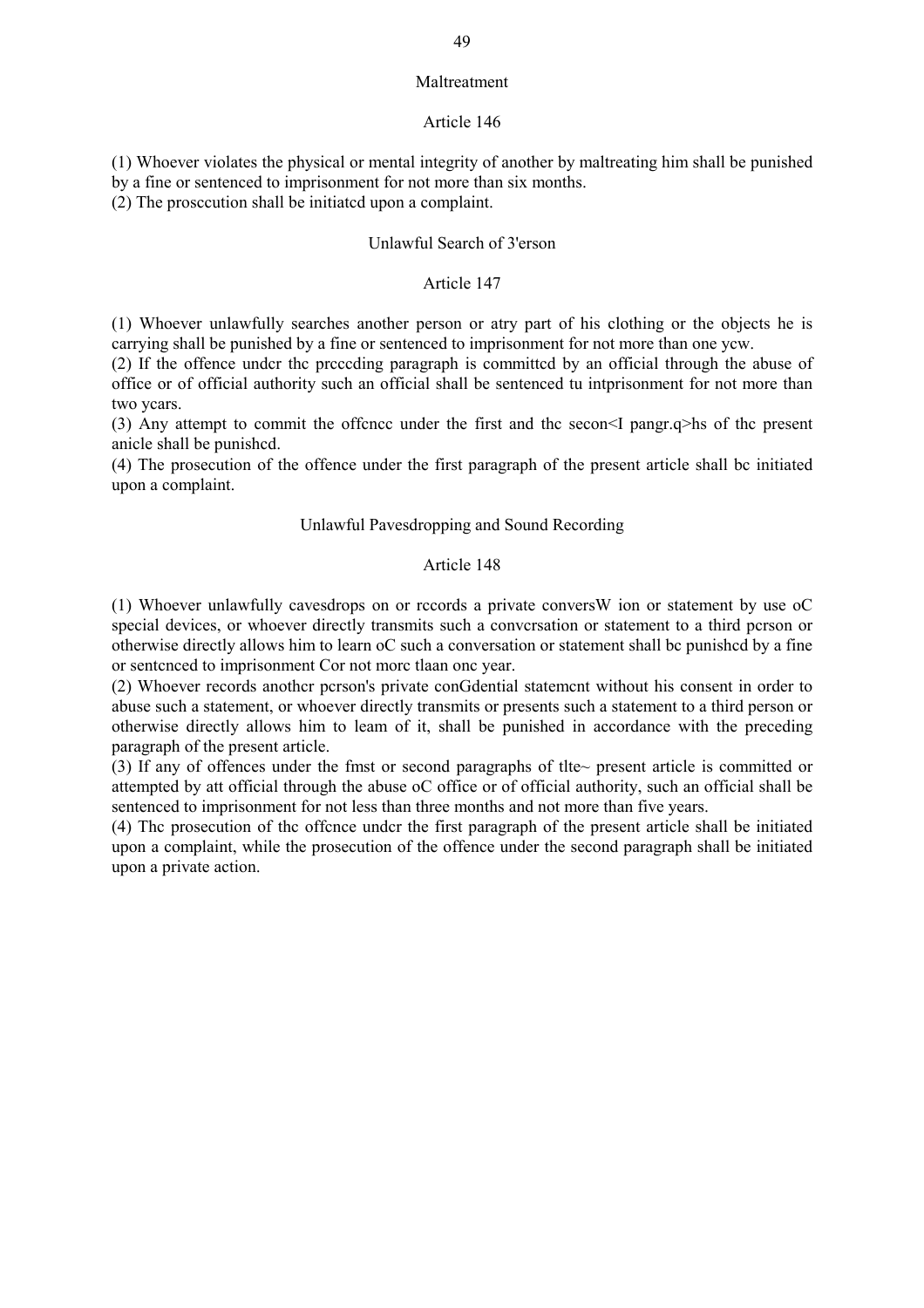### Maltreatment

### Article 146

(1) Whoever violates the physical or mental integrity of another by maltreating him shall be punished by a fine or sentenced to imprisonment for not more than six months.
(2) The prosccution shall be initiatcd upon a complaint.

### Unlawful Search of 3'erson

### Article 147

(1) Whoever unlawfully searches another person or atry part of his clothing or the objects he is carrying shall be punished by a fine or sentenced to imprisonment for not more than one ycw.
(2) If the offence undcr thc prcccding paragraph is committcd by an official through the abuse of office or of official authority such an official shall be sentenced tu intprisonment for not more than two ycars.
(3) Any attempt to commit the offcncc under the first and thc secon<I pangr.q>hs of thc present anicle shall be punishcd.
(4) The prosecution of the offence under the first paragraph of the present article shall bc initiated upon a complaint.

### Unlawful Pavesdropping and Sound Recording

### Article 148

(1) Whoever unlawfully cavesdrops on or rccords a private conversW ion or statement by use oC special devices, or whoever directly transmits such a convcrsation or statement to a third pcrson or otherwise directly allows him to learn oC such a conversation or statement shall bc punishcd by a fine or sentcnced to imprisonment Cor not morc tlaan onc year.
(2) Whoever records anothcr pcrson's private conGdential statemcnt without his consent in order to abuse such a statement, or whoever directly transmits or presents such a statement to a third person or otherwise directly allows him to leam of it, shall be punished in accordance with the preceding paragraph of the present article.
(3) If any of offences under the fmst or second paragraphs of tlte~ present article is committed or attempted by att official through the abuse oC office or of official authority, such an official shall be sentenced to imprisonment for not less than three months and not more than five years.
(4) Thc prosecution of thc offcnce undcr the first paragraph of the present article shall be initiated upon a complaint, while the prosecution of the offence under the second paragraph shall be initiated upon a private action.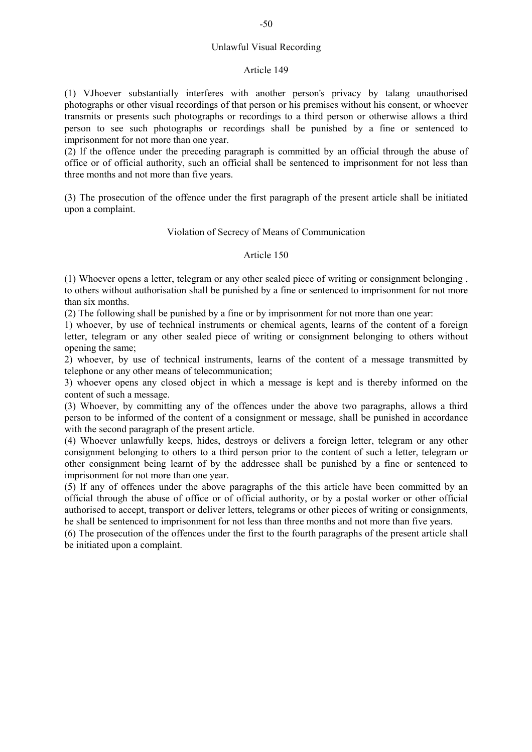## Unlawful Visual Recording

### Article 149

(1) VJhoever substantially interferes with another person's privacy by talang unauthorised photographs or other visual recordings of that person or his premises without his consent, or whoever transmits or presents such photographs or recordings to a third person or otherwise allows a third person to see such photographs or recordings shall be punished by a fine or sentenced to imprisonment for not more than one year.

(2) lf the offence under the preceding paragraph is committed by an official through the abuse of office or of official authority, such an official shall be sentenced to imprisonment for not less than three months and not more than five years.

(3) The prosecution of the offence under the first paragraph of the present article shall be initiated upon a complaint.

## Violation of Secrecy of Means of Communication

### Article 150

(1) Whoever opens a letter, telegram or any other sealed piece of writing or consignment belonging , to others without authorisation shall be punished by a fine or sentenced to imprisonment for not more than six months.

(2) The following shall be punished by a fine or by imprisonment for not more than one year:

1) whoever, by use of technical instruments or chemical agents, learns of the content of a foreign letter, telegram or any other sealed piece of writing or consignment belonging to others without opening the same;

2) whoever, by use of technical instruments, learns of the content of a message transmitted by telephone or any other means of telecommunication;

3) whoever opens any closed object in which a message is kept and is thereby informed on the content of such a message.

(3) Whoever, by committing any of the offences under the above two paragraphs, allows a third person to be informed of the content of a consignment or message, shall be punished in accordance with the second paragraph of the present article.

(4) Whoever unlawfully keeps, hides, destroys or delivers a foreign letter, telegram or any other consignment belonging to others to a third person prior to the content of such a letter, telegram or other consignment being learnt of by the addressee shall be punished by a fine or sentenced to imprisonment for not more than one year.

(5) lf any of offences under the above paragraphs of the this article have been committed by an official through the abuse of office or of official authority, or by a postal worker or other official authorised to accept, transport or deliver letters, telegrams or other pieces of writing or consignments, he shall be sentenced to imprisonment for not less than three months and not more than five years.

(6) The prosecution of the offences under the first to the fourth paragraphs of the present article shall be initiated upon a complaint.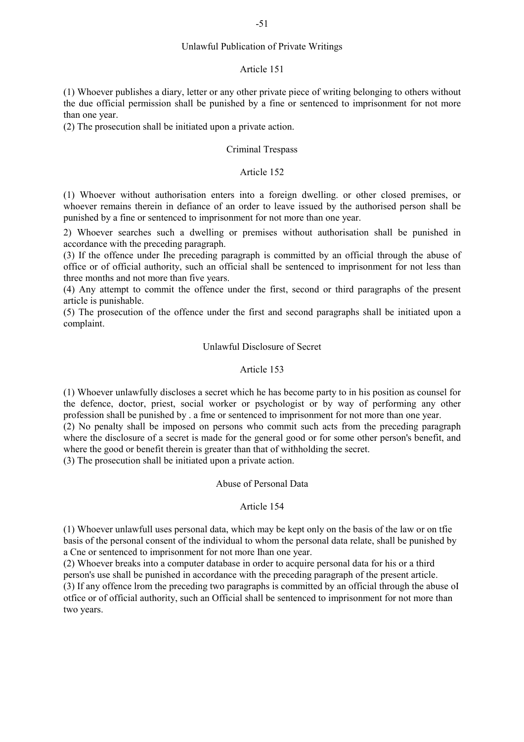### Unlawful Publication of Private Writings

#### Article 151

(1) Whoever publishes a diary, letter or any other private piece of writing belonging to others without the due official permission shall be punished by a fine or sentenced to imprisonment for not more than one year.

(2) The prosecution shall be initiated upon a private action.

### Criminal Trespass

#### Article 152

(1) Whoever without authorisation enters into a foreign dwelling. or other closed premises, or whoever remains therein in defiance of an order to leave issued by the authorised person shall be punished by a fine or sentenced to imprisonment for not more than one year.

2) Whoever searches such a dwelling or premises without authorisation shall be punished in accordance with the preceding paragraph.

(3) If the offence under Ihe preceding paragraph is committed by an official through the abuse of office or of official authority, such an official shall be sentenced to imprisonment for not less than three months and not more than five years.

(4) Any attempt to commit the offence under the first, second or third paragraphs of the present article is punishable.

(5) The prosecution of the offence under the first and second paragraphs shall be initiated upon a complaint.

### Unlawful Disclosure of Secret

#### Article 153

(1) Whoever unlawfully discloses a secret which he has become party to in his position as counsel for the defence, doctor, priest, social worker or psychologist or by way of performing any other profession shall be punished by . a fme or sentenced to imprisonment for not more than one year.

(2) No penalty shall be imposed on persons who commit such acts from the preceding paragraph where the disclosure of a secret is made for the general good or for some other person's benefit, and where the good or benefit therein is greater than that of withholding the secret.

(3) The prosecution shall be initiated upon a private action.

### Abuse of Personal Data

#### Article 154

(1) Whoever unlawfull uses personal data, which may be kept only on the basis of the law or on tfie basis of the personal consent of the individual to whom the personal data relate, shall be punished by a Cne or sentenced to imprisonment for not more Ihan one year.

(2) Whoever breaks into a computer database in order to acquire personal data for his or a third person's use shall be punished in accordance with the preceding paragraph of the present article.

(3) If any offence lrom the preceding two paragraphs is committed by an official through the abuse oI otfice or of official authority, such an Official shall be sentenced to imprisonment for not more than two years.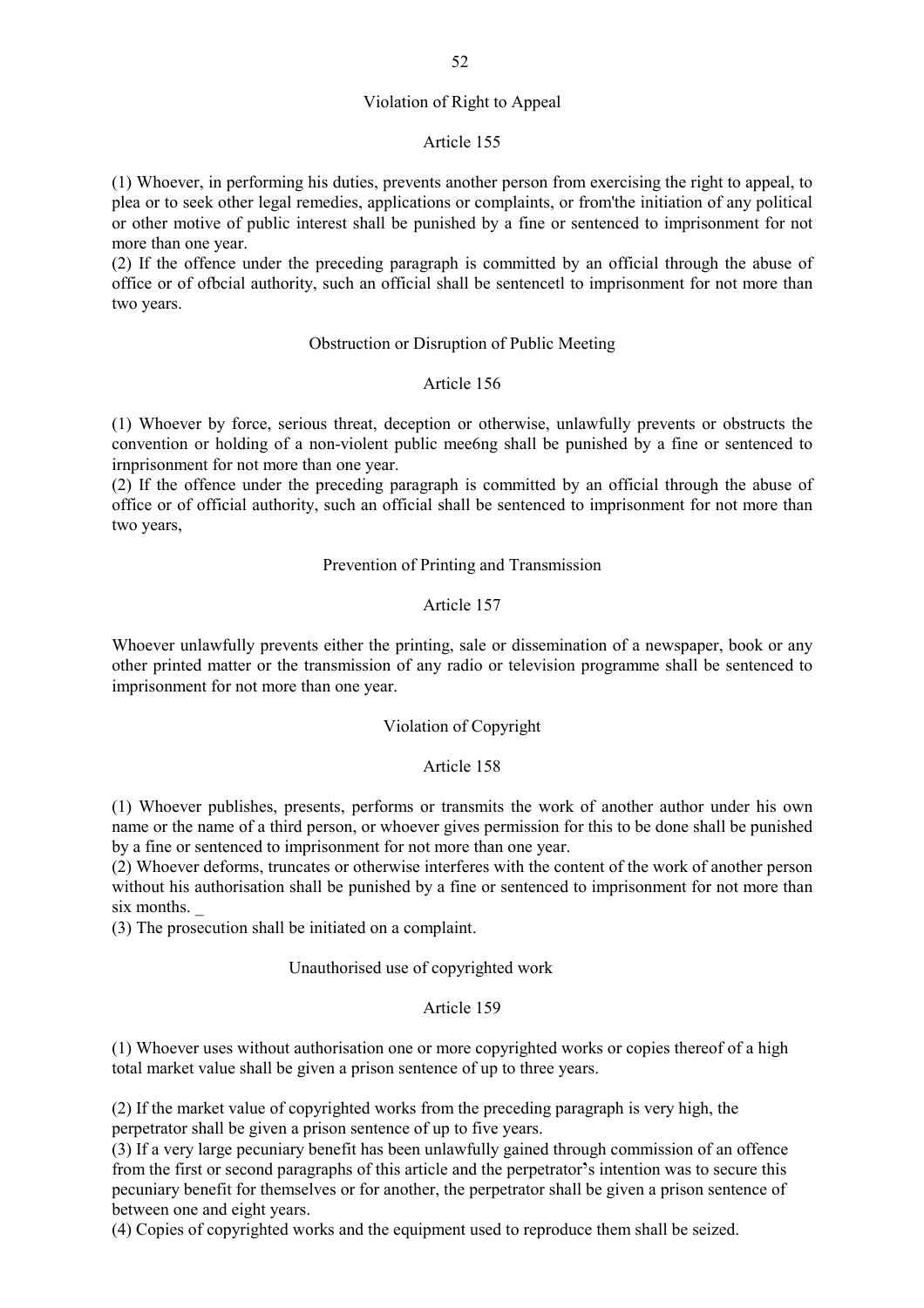### Violation of Right to Appeal

#### Article 155

(1) Whoever, in performing his duties, prevents another person from exercising the right to appeal, to plea or to seek other legal remedies, applications or complaints, or from'the initiation of any political or other motive of public interest shall be punished by a fine or sentenced to imprisonment for not more than one year.

(2) If the offence under the preceding paragraph is committed by an official through the abuse of office or of ofbcial authority, such an official shall be sentencetl to imprisonment for not more than two years.

### Obstruction or Disruption of Public Meeting

#### Article 156

(1) Whoever by force, serious threat, deception or otherwise, unlawfully prevents or obstructs the convention or holding of a non-violent public mee6ng shall be punished by a fine or sentenced to irnprisonment for not more than one year.

(2) If the offence under the preceding paragraph is committed by an official through the abuse of office or of official authority, such an official shall be sentenced to imprisonment for not more than two years,

### Prevention of Printing and Transmission

#### Article 157

Whoever unlawfully prevents either the printing, sale or dissemination of a newspaper, book or any other printed matter or the transmission of any radio or television programme shall be sentenced to imprisonment for not more than one year.

### Violation of Copyright

#### Article 158

(1) Whoever publishes, presents, performs or transmits the work of another author under his own name or the name of a third person, or whoever gives permission for this to be done shall be punished by a fine or sentenced to imprisonment for not more than one year.

(2) Whoever deforms, truncates or otherwise interferes with the content of the work of another person without his authorisation shall be punished by a fine or sentenced to imprisonment for not more than six months. _

(3) The prosecution shall be initiated on a complaint.

### Unauthorised use of copyrighted work

#### Article 159

(1) Whoever uses without authorisation one or more copyrighted works or copies thereof of a high total market value shall be given a prison sentence of up to three years.

(2) If the market value of copyrighted works from the preceding paragraph is very high, the perpetrator shall be given a prison sentence of up to five years.

(3) If a very large pecuniary benefit has been unlawfully gained through commission of an offence from the first or second paragraphs of this article and the perpetrator's intention was to secure this pecuniary benefit for themselves or for another, the perpetrator shall be given a prison sentence of between one and eight years.

(4) Copies of copyrighted works and the equipment used to reproduce them shall be seized.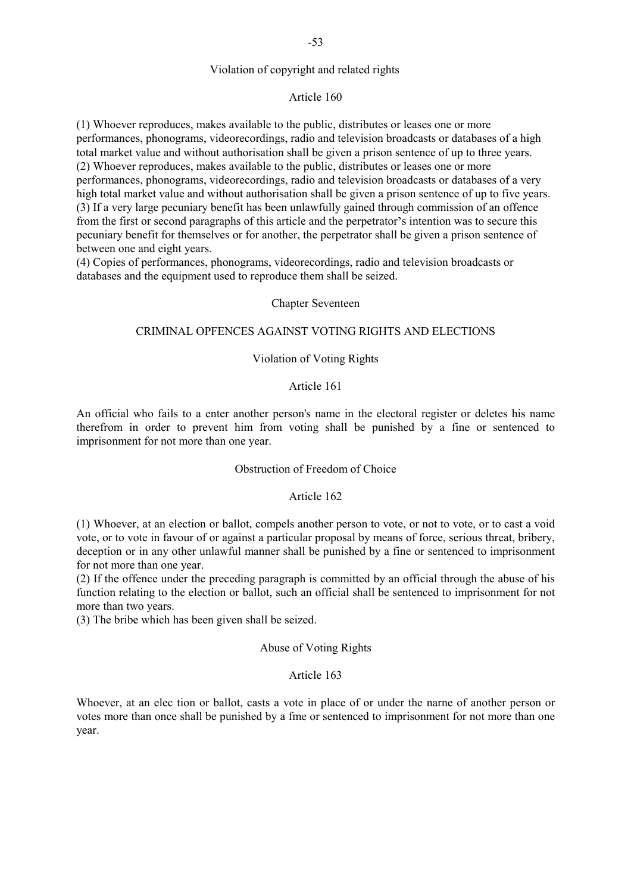### Violation of copyright and related rights

#### Article 160

(1) Whoever reproduces, makes available to the public, distributes or leases one or more performances, phonograms, videorecordings, radio and television broadcasts or databases of a high total market value and without authorisation shall be given a prison sentence of up to three years.
(2) Whoever reproduces, makes available to the public, distributes or leases one or more performances, phonograms, videorecordings, radio and television broadcasts or databases of a very high total market value and without authorisation shall be given a prison sentence of up to five years.
(3) If a very large pecuniary benefit has been unlawfully gained through commission of an offence from the first or second paragraphs of this article and the perpetrator's intention was to secure this pecuniary benefit for themselves or for another, the perpetrator shall be given a prison sentence of between one and eight years.
(4) Copies of performances, phonograms, videorecordings, radio and television broadcasts or databases and the equipment used to reproduce them shall be seized.

## Chapter Seventeen

## CRIMINAL OPFENCES AGAINST VOTING RIGHTS AND ELECTIONS

### Violation of Voting Rights

#### Article 161

An official who fails to a enter another person's name in the electoral register or deletes his name therefrom in order to prevent him from voting shall be punished by a fine or sentenced to imprisonment for not more than one year.

### Obstruction of Freedom of Choice

#### Article 162

(1) Whoever, at an election or ballot, compels another person to vote, or not to vote, or to cast a void vote, or to vote in favour of or against a particular proposal by means of force, serious threat, bribery, deception or in any other unlawful manner shall be punished by a fine or sentenced to imprisonment for not more than one year.
(2) If the offence under the preceding paragraph is committed by an official through the abuse of his function relating to the election or ballot, such an official shall be sentenced to imprisonment for not more than two years.
(3) The bribe which has been given shall be seized.

### Abuse of Voting Rights

#### Article 163

Whoever, at an elec tion or ballot, casts a vote in place of or under the narne of another person or votes more than once shall be punished by a fme or sentenced to imprisonment for not more than one year.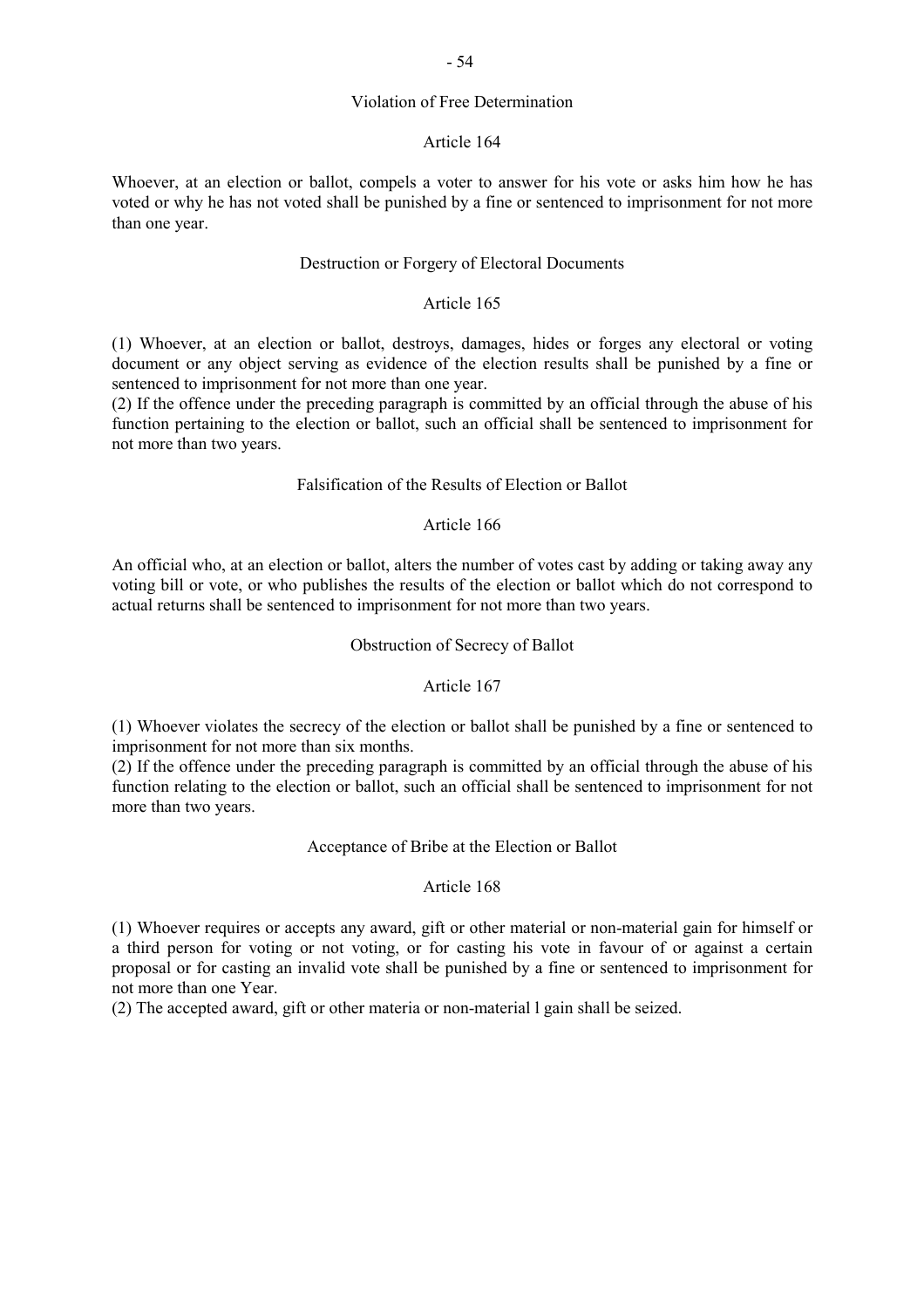### Violation of Free Determination

#### Article 164

Whoever, at an election or ballot, compels a voter to answer for his vote or asks him how he has voted or why he has not voted shall be punished by a fine or sentenced to imprisonment for not more than one year.

### Destruction or Forgery of Electoral Documents

#### Article 165

(1) Whoever, at an election or ballot, destroys, damages, hides or forges any electoral or voting document or any object serving as evidence of the election results shall be punished by a fine or sentenced to imprisonment for not more than one year.
(2) If the offence under the preceding paragraph is committed by an official through the abuse of his function pertaining to the election or ballot, such an official shall be sentenced to imprisonment for not more than two years.

### Falsification of the Results of Election or Ballot

#### Article 166

An official who, at an election or ballot, alters the number of votes cast by adding or taking away any voting bill or vote, or who publishes the results of the election or ballot which do not correspond to actual returns shall be sentenced to imprisonment for not more than two years.

### Obstruction of Secrecy of Ballot

#### Article 167

(1) Whoever violates the secrecy of the election or ballot shall be punished by a fine or sentenced to imprisonment for not more than six months.
(2) If the offence under the preceding paragraph is committed by an official through the abuse of his function relating to the election or ballot, such an official shall be sentenced to imprisonment for not more than two years.

### Acceptance of Bribe at the Election or Ballot

#### Article 168

(1) Whoever requires or accepts any award, gift or other material or non-material gain for himself or a third person for voting or not voting, or for casting his vote in favour of or against a certain proposal or for casting an invalid vote shall be punished by a fine or sentenced to imprisonment for not more than one Year.
(2) The accepted award, gift or other materia or non-material l gain shall be seized.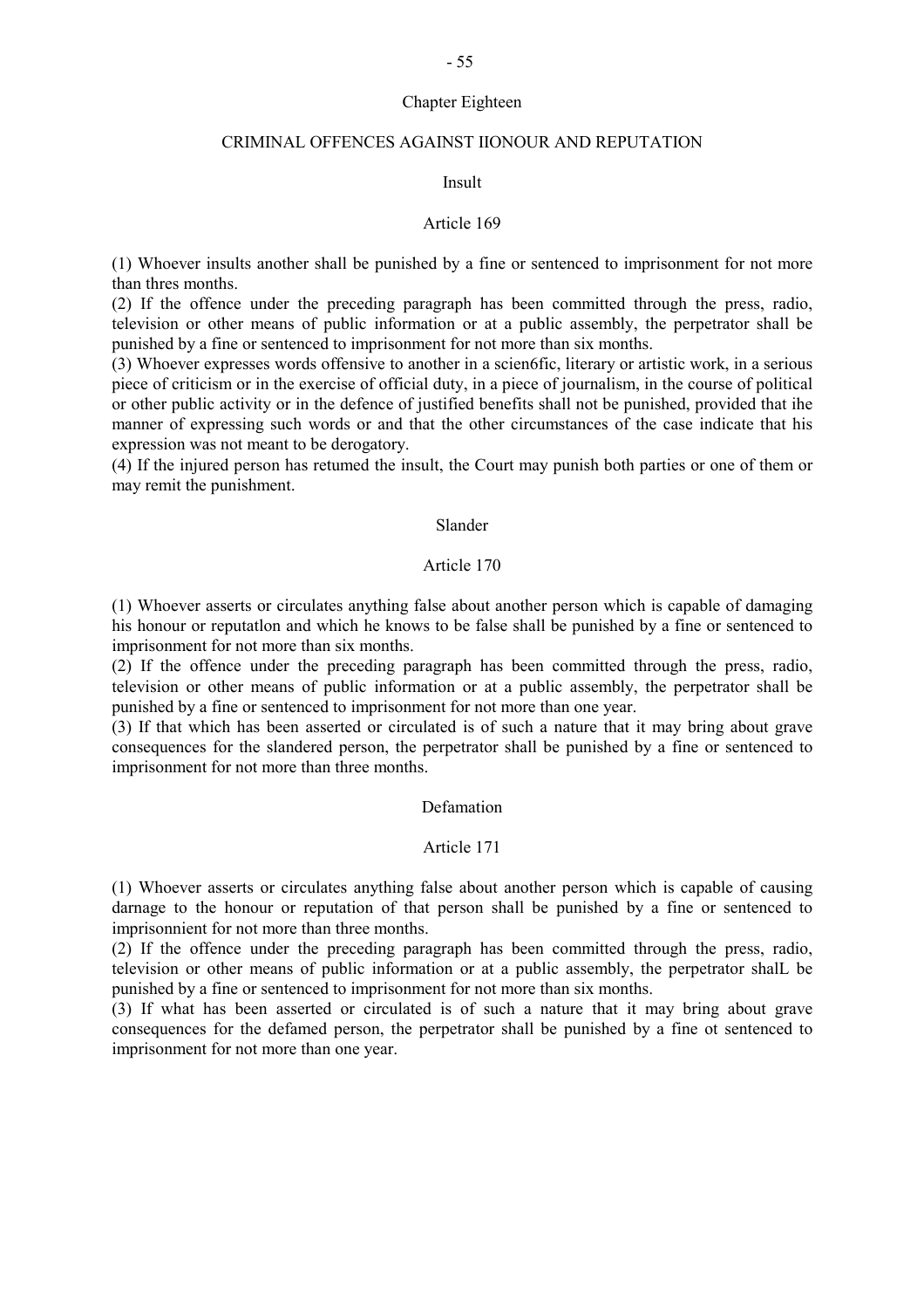## Chapter Eighteen

## CRIMINAL OFFENCES AGAINST IIONOUR AND REPUTATION

### Insult

#### Article 169

(1) Whoever insults another shall be punished by a fine or sentenced to imprisonment for not more than thres months.

(2) If the offence under the preceding paragraph has been committed through the press, radio, television or other means of public information or at a public assembly, the perpetrator shall be punished by a fine or sentenced to imprisonment for not more than six months.

(3) Whoever expresses words offensive to another in a scien6fic, literary or artistic work, in a serious piece of criticism or in the exercise of official duty, in a piece of journalism, in the course of political or other public activity or in the defence of justified benefits shall not be punished, provided that ihe manner of expressing such words or and that the other circumstances of the case indicate that his expression was not meant to be derogatory.

(4) If the injured person has retumed the insult, the Court may punish both parties or one of them or may remit the punishment.

### Slander

#### Article 170

(1) Whoever asserts or circulates anything false about another person which is capable of damaging his honour or reputatlon and which he knows to be false shall be punished by a fine or sentenced to imprisonment for not more than six months.

(2) If the offence under the preceding paragraph has been committed through the press, radio, television or other means of public information or at a public assembly, the perpetrator shall be punished by a fine or sentenced to imprisonment for not more than one year.

(3) If that which has been asserted or circulated is of such a nature that it may bring about grave consequences for the slandered person, the perpetrator shall be punished by a fine or sentenced to imprisonment for not more than three months.

### Defamation

#### Article 171

(1) Whoever asserts or circulates anything false about another person which is capable of causing darnage to the honour or reputation of that person shall be punished by a fine or sentenced to imprisonnient for not more than three months.

(2) If the offence under the preceding paragraph has been committed through the press, radio, television or other means of public information or at a public assembly, the perpetrator shalL be punished by a fine or sentenced to imprisonment for not more than six months.

(3) If what has been asserted or circulated is of such a nature that it may bring about grave consequences for the defamed person, the perpetrator shall be punished by a fine ot sentenced to imprisonment for not more than one year.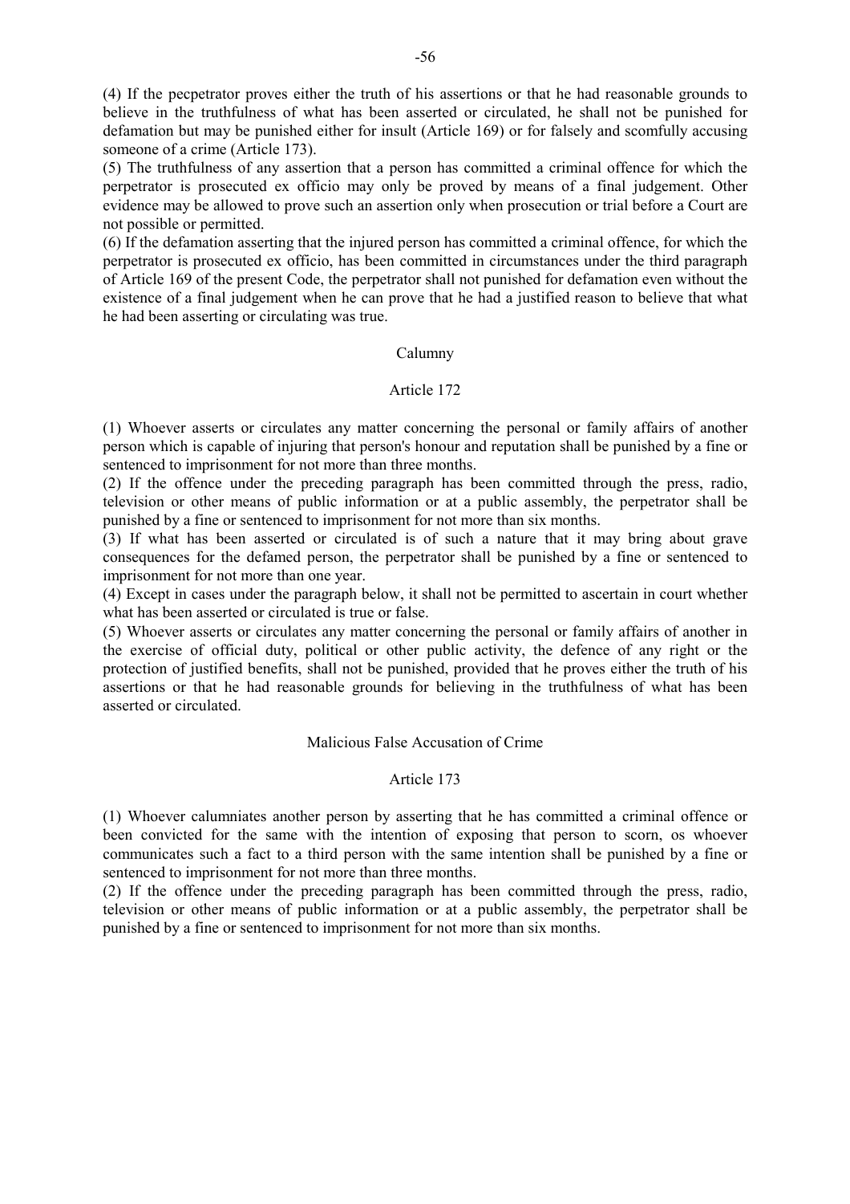(4) If the pecpetrator proves either the truth of his assertions or that he had reasonable grounds to believe in the truthfulness of what has been asserted or circulated, he shall not be punished for defamation but may be punished either for insult (Article 169) or for falsely and scomfully accusing someone of a crime (Article 173).

(5) The truthfulness of any assertion that a person has committed a criminal offence for which the perpetrator is prosecuted ex officio may only be proved by means of a final judgement. Other evidence may be allowed to prove such an assertion only when prosecution or trial before a Court are not possible or permitted.

(6) If the defamation asserting that the injured person has committed a criminal offence, for which the perpetrator is prosecuted ex officio, has been committed in circumstances under the third paragraph of Article 169 of the present Code, the perpetrator shall not punished for defamation even without the existence of a final judgement when he can prove that he had a justified reason to believe that what he had been asserting or circulating was true.

### Calumny

### Article 172

(1) Whoever asserts or circulates any matter concerning the personal or family affairs of another person which is capable of injuring that person's honour and reputation shall be punished by a fine or sentenced to imprisonment for not more than three months.

(2) If the offence under the preceding paragraph has been committed through the press, radio, television or other means of public information or at a public assembly, the perpetrator shall be punished by a fine or sentenced to imprisonment for not more than six months.

(3) If what has been asserted or circulated is of such a nature that it may bring about grave consequences for the defamed person, the perpetrator shall be punished by a fine or sentenced to imprisonment for not more than one year.

(4) Except in cases under the paragraph below, it shall not be permitted to ascertain in court whether what has been asserted or circulated is true or false.

(5) Whoever asserts or circulates any matter concerning the personal or family affairs of another in the exercise of official duty, political or other public activity, the defence of any right or the protection of justified benefits, shall not be punished, provided that he proves either the truth of his assertions or that he had reasonable grounds for believing in the truthfulness of what has been asserted or circulated.

### Malicious False Accusation of Crime

### Article 173

(1) Whoever calumniates another person by asserting that he has committed a criminal offence or been convicted for the same with the intention of exposing that person to scorn, os whoever communicates such a fact to a third person with the same intention shall be punished by a fine or sentenced to imprisonment for not more than three months.

(2) If the offence under the preceding paragraph has been committed through the press, radio, television or other means of public information or at a public assembly, the perpetrator shall be punished by a fine or sentenced to imprisonment for not more than six months.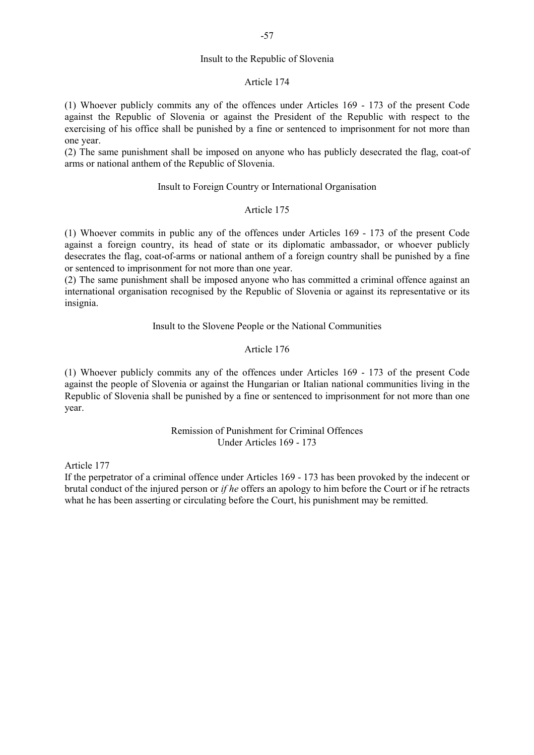### Insult to the Republic of Slovenia

#### Article 174

(1) Whoever publicly commits any of the offences under Articles 169 - 173 of the present Code against the Republic of Slovenia or against the President of the Republic with respect to the exercising of his office shall be punished by a fine or sentenced to imprisonment for not more than one year.
(2) The same punishment shall be imposed on anyone who has publicly desecrated the flag, coat-of arms or national anthem of the Republic of Slovenia.

### Insult to Foreign Country or International Organisation

#### Article 175

(1) Whoever commits in public any of the offences under Articles 169 - 173 of the present Code against a foreign country, its head of state or its diplomatic ambassador, or whoever publicly desecrates the flag, coat-of-arms or national anthem of a foreign country shall be punished by a fine or sentenced to imprisonment for not more than one year.
(2) The same punishment shall be imposed anyone who has committed a criminal offence against an international organisation recognised by the Republic of Slovenia or against its representative or its insignia.

### Insult to the Slovene People or the National Communities

#### Article 176

(1) Whoever publicly commits any of the offences under Articles 169 - 173 of the present Code against the people of Slovenia or against the Hungarian or Italian national communities living in the Republic of Slovenia shall be punished by a fine or sentenced to imprisonment for not more than one year.

### Remission of Punishment for Criminal Offences Under Articles 169 - 173

Article 177
If the perpetrator of a criminal offence under Articles 169 - 173 has been provoked by the indecent or brutal conduct of the injured person or *if he* offers an apology to him before the Court or if he retracts what he has been asserting or circulating before the Court, his punishment may be remitted.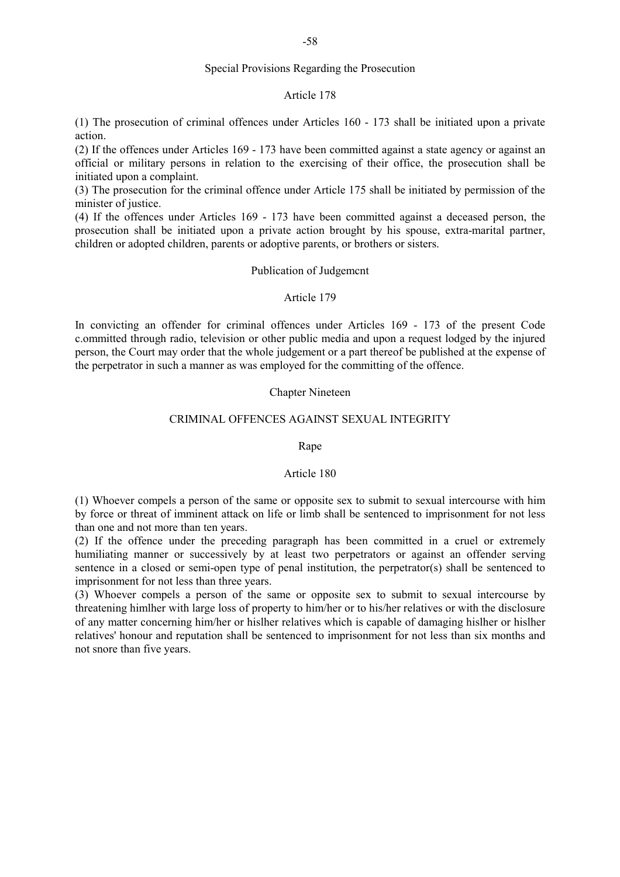### Special Provisions Regarding the Prosecution

#### Article 178

(1) The prosecution of criminal offences under Articles 160 - 173 shall be initiated upon a private action.
(2) If the offences under Articles 169 - 173 have been committed against a state agency or against an official or military persons in relation to the exercising of their office, the prosecution shall be initiated upon a complaint.
(3) The prosecution for the criminal offence under Article 175 shall be initiated by permission of the minister of justice.
(4) If the offences under Articles 169 - 173 have been committed against a deceased person, the prosecution shall be initiated upon a private action brought by his spouse, extra-marital partner, children or adopted children, parents or adoptive parents, or brothers or sisters.

### Publication of Judgemcnt

#### Article 179

In convicting an offender for criminal offences under Articles 169 - 173 of the present Code c.ommitted through radio, television or other public media and upon a request lodged by the injured person, the Court may order that the whole judgement or a part thereof be published at the expense of the perpetrator in such a manner as was employed for the committing of the offence.

## Chapter Nineteen

## CRIMINAL OFFENCES AGAINST SEXUAL INTEGRITY

### Rape

#### Article 180

(1) Whoever compels a person of the same or opposite sex to submit to sexual intercourse with him by force or threat of imminent attack on life or limb shall be sentenced to imprisonment for not less than one and not more than ten years.
(2) If the offence under the preceding paragraph has been committed in a cruel or extremely humiliating manner or successively by at least two perpetrators or against an offender serving sentence in a closed or semi-open type of penal institution, the perpetrator(s) shall be sentenced to imprisonment for not less than three years.
(3) Whoever compels a person of the same or opposite sex to submit to sexual intercourse by threatening himlher with large loss of property to him/her or to his/her relatives or with the disclosure of any matter concerning him/her or hislher relatives which is capable of damaging hislher or hislher relatives' honour and reputation shall be sentenced to imprisonment for not less than six months and not snore than five years.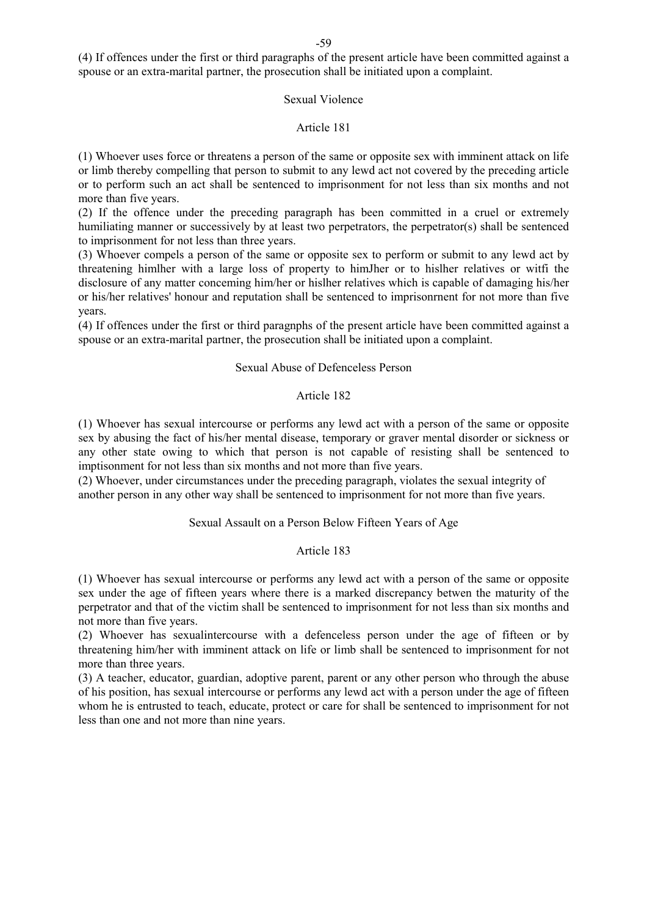(4) If offences under the first or third paragraphs of the present article have been committed against a spouse or an extra-marital partner, the prosecution shall be initiated upon a complaint.

### Sexual Violence

### Article 181

(1) Whoever uses force or threatens a person of the same or opposite sex with imminent attack on life or limb thereby compelling that person to submit to any lewd act not covered by the preceding article or to perform such an act shall be sentenced to imprisonment for not less than six months and not more than five years.

(2) If the offence under the preceding paragraph has been committed in a cruel or extremely humiliating manner or successively by at least two perpetrators, the perpetrator(s) shall be sentenced to imprisonment for not less than three years.

(3) Whoever compels a person of the same or opposite sex to perform or submit to any lewd act by threatening himlher with a large loss of property to himJher or to hislher relatives or witfi the disclosure of any matter conceming him/her or hislher relatives which is capable of damaging his/her or his/her relatives' honour and reputation shall be sentenced to imprisonrnent for not more than five years.

(4) If offences under the first or third paragnphs of the present article have been committed against a spouse or an extra-marital partner, the prosecution shall be initiated upon a complaint.

### Sexual Abuse of Defenceless Person

### Article 182

(1) Whoever has sexual intercourse or performs any lewd act with a person of the same or opposite sex by abusing the fact of his/her mental disease, temporary or graver mental disorder or sickness or any other state owing to which that person is not capable of resisting shall be sentenced to imptisonment for not less than six months and not more than five years.

(2) Whoever, under circumstances under the preceding paragraph, violates the sexual integrity of another person in any other way shall be sentenced to imprisonment for not more than five years.

### Sexual Assault on a Person Below Fifteen Years of Age

### Article 183

(1) Whoever has sexual intercourse or performs any lewd act with a person of the same or opposite sex under the age of fifteen years where there is a marked discrepancy betwen the maturity of the perpetrator and that of the victim shall be sentenced to imprisonment for not less than six months and not more than five years.

(2) Whoever has sexualintercourse with a defenceless person under the age of fifteen or by threatening him/her with imminent attack on life or limb shall be sentenced to imprisonment for not more than three years.

(3) A teacher, educator, guardian, adoptive parent, parent or any other person who through the abuse of his position, has sexual intercourse or performs any lewd act with a person under the age of fifteen whom he is entrusted to teach, educate, protect or care for shall be sentenced to imprisonment for not less than one and not more than nine years.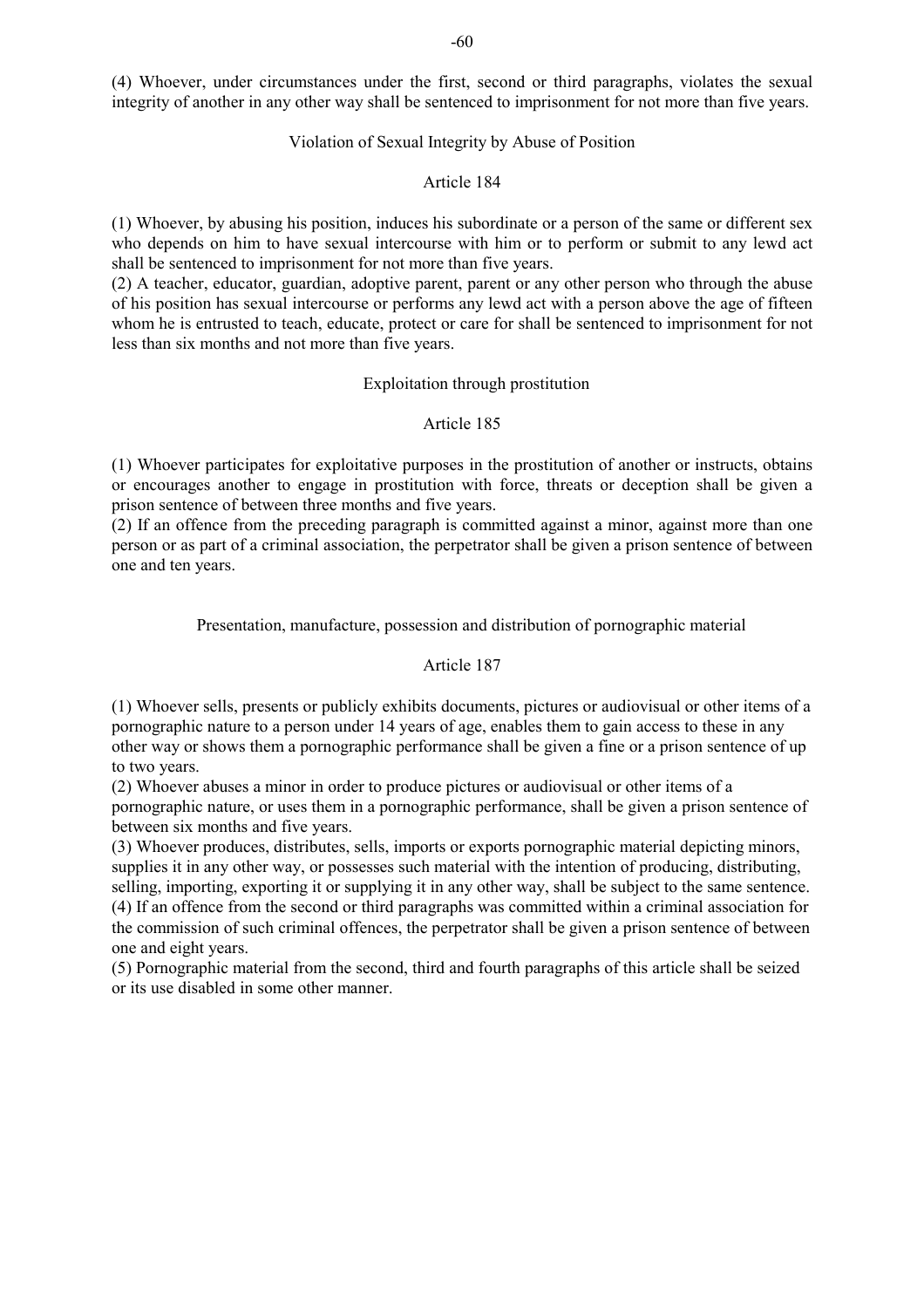(4) Whoever, under circumstances under the first, second or third paragraphs, violates the sexual integrity of another in any other way shall be sentenced to imprisonment for not more than five years.

### Violation of Sexual Integrity by Abuse of Position

#### Article 184

(1) Whoever, by abusing his position, induces his subordinate or a person of the same or different sex who depends on him to have sexual intercourse with him or to perform or submit to any lewd act shall be sentenced to imprisonment for not more than five years.
(2) A teacher, educator, guardian, adoptive parent, parent or any other person who through the abuse of his position has sexual intercourse or performs any lewd act with a person above the age of fifteen whom he is entrusted to teach, educate, protect or care for shall be sentenced to imprisonment for not less than six months and not more than five years.

### Exploitation through prostitution

#### Article 185

(1) Whoever participates for exploitative purposes in the prostitution of another or instructs, obtains or encourages another to engage in prostitution with force, threats or deception shall be given a prison sentence of between three months and five years.
(2) If an offence from the preceding paragraph is committed against a minor, against more than one person or as part of a criminal association, the perpetrator shall be given a prison sentence of between one and ten years.

### Presentation, manufacture, possession and distribution of pornographic material

#### Article 187

(1) Whoever sells, presents or publicly exhibits documents, pictures or audiovisual or other items of a pornographic nature to a person under 14 years of age, enables them to gain access to these in any other way or shows them a pornographic performance shall be given a fine or a prison sentence of up to two years.
(2) Whoever abuses a minor in order to produce pictures or audiovisual or other items of a pornographic nature, or uses them in a pornographic performance, shall be given a prison sentence of between six months and five years.
(3) Whoever produces, distributes, sells, imports or exports pornographic material depicting minors, supplies it in any other way, or possesses such material with the intention of producing, distributing, selling, importing, exporting it or supplying it in any other way, shall be subject to the same sentence.
(4) If an offence from the second or third paragraphs was committed within a criminal association for the commission of such criminal offences, the perpetrator shall be given a prison sentence of between one and eight years.
(5) Pornographic material from the second, third and fourth paragraphs of this article shall be seized or its use disabled in some other manner.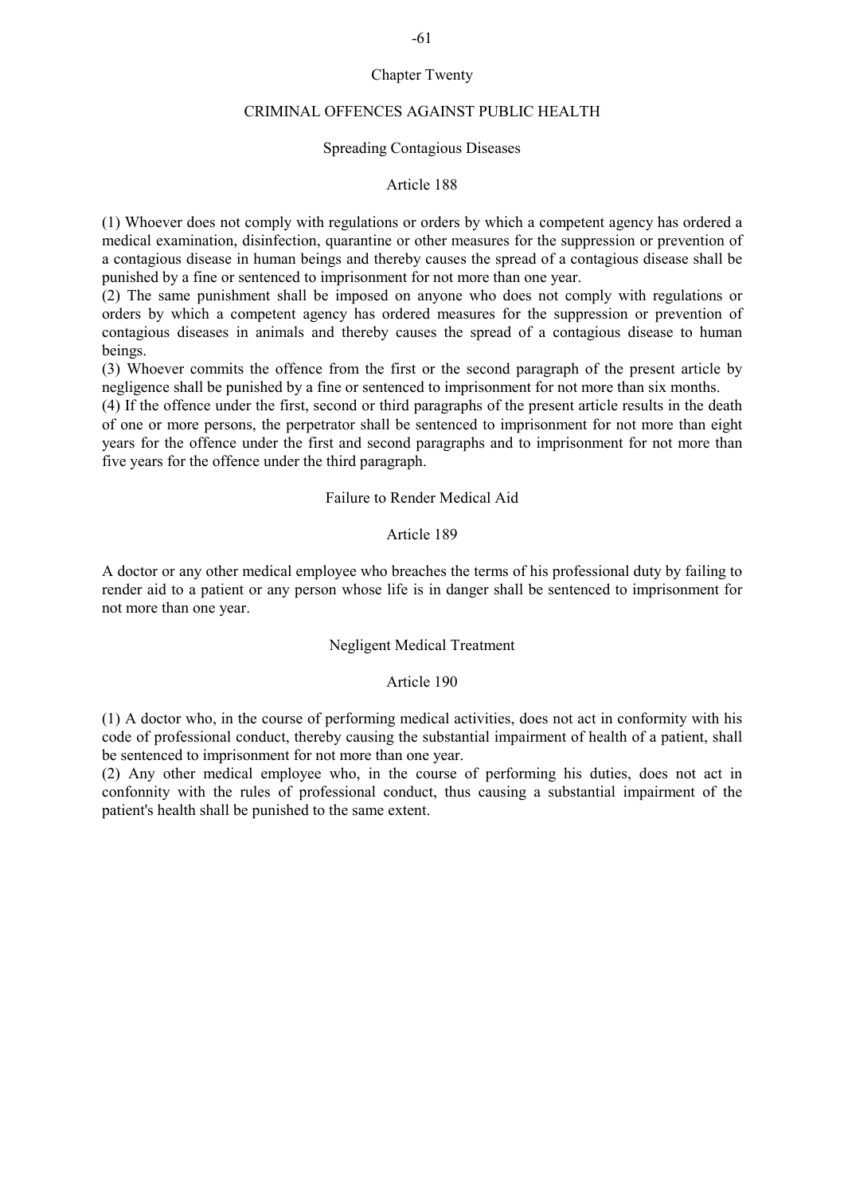## Chapter Twenty

## CRIMINAL OFFENCES AGAINST PUBLIC HEALTH

### Spreading Contagious Diseases

#### Article 188

(1) Whoever does not comply with regulations or orders by which a competent agency has ordered a medical examination, disinfection, quarantine or other measures for the suppression or prevention of a contagious disease in human beings and thereby causes the spread of a contagious disease shall be punished by a fine or sentenced to imprisonment for not more than one year.

(2) The same punishment shall be imposed on anyone who does not comply with regulations or orders by which a competent agency has ordered measures for the suppression or prevention of contagious diseases in animals and thereby causes the spread of a contagious disease to human beings.

(3) Whoever commits the offence from the first or the second paragraph of the present article by negligence shall be punished by a fine or sentenced to imprisonment for not more than six months.

(4) If the offence under the first, second or third paragraphs of the present article results in the death of one or more persons, the perpetrator shall be sentenced to imprisonment for not more than eight years for the offence under the first and second paragraphs and to imprisonment for not more than five years for the offence under the third paragraph.

### Failure to Render Medical Aid

#### Article 189

A doctor or any other medical employee who breaches the terms of his professional duty by failing to render aid to a patient or any person whose life is in danger shall be sentenced to imprisonment for not more than one year.

### Negligent Medical Treatment

#### Article 190

(1) A doctor who, in the course of performing medical activities, does not act in conformity with his code of professional conduct, thereby causing the substantial impairment of health of a patient, shall be sentenced to imprisonment for not more than one year.

(2) Any other medical employee who, in the course of performing his duties, does not act in confonnity with the rules of professional conduct, thus causing a substantial impairment of the patient's health shall be punished to the same extent.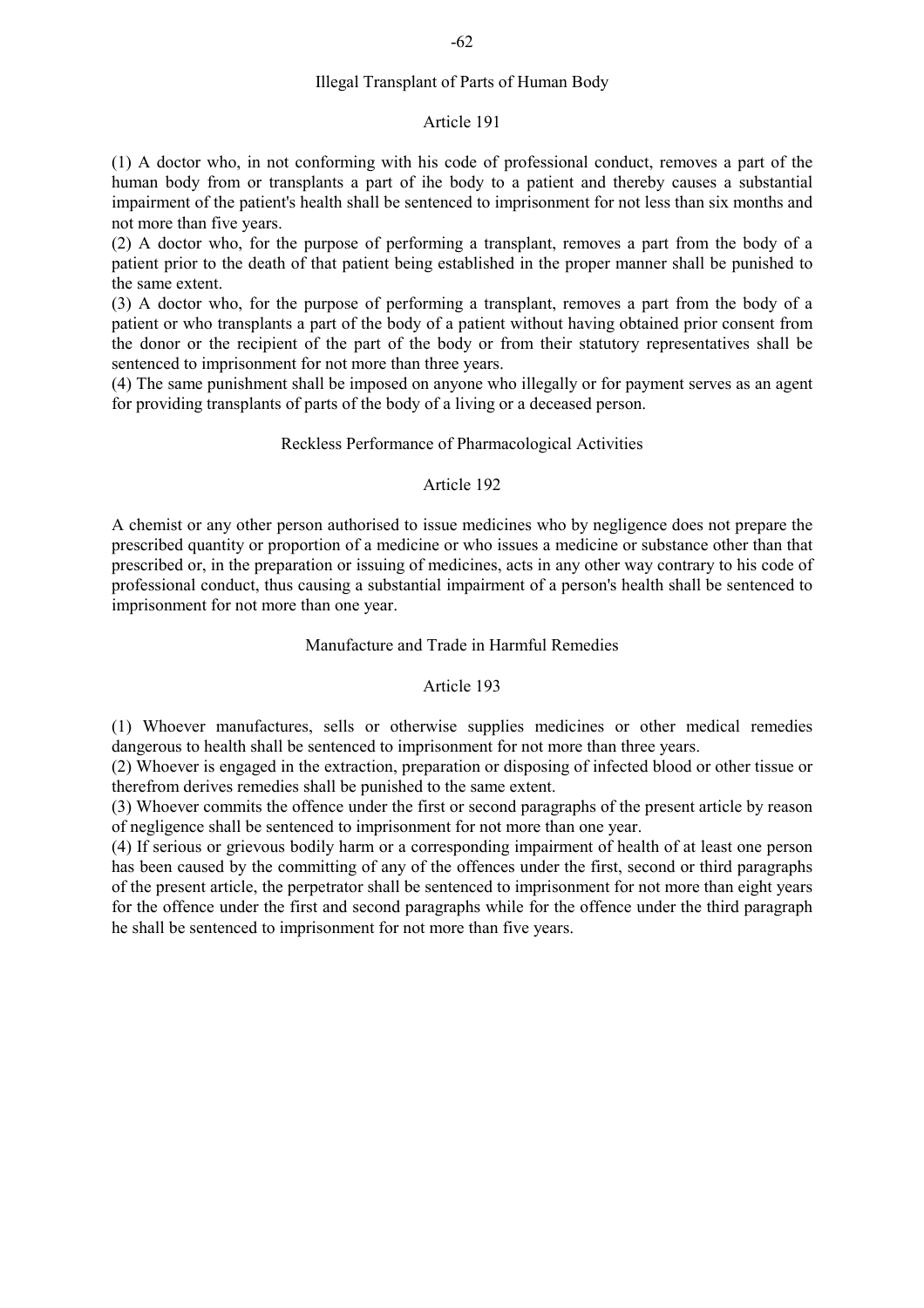### Illegal Transplant of Parts of Human Body

#### Article 191

(1) A doctor who, in not conforming with his code of professional conduct, removes a part of the human body from or transplants a part of ihe body to a patient and thereby causes a substantial impairment of the patient's health shall be sentenced to imprisonment for not less than six months and not more than five years.

(2) A doctor who, for the purpose of performing a transplant, removes a part from the body of a patient prior to the death of that patient being established in the proper manner shall be punished to the same extent.

(3) A doctor who, for the purpose of performing a transplant, removes a part from the body of a patient or who transplants a part of the body of a patient without having obtained prior consent from the donor or the recipient of the part of the body or from their statutory representatives shall be sentenced to imprisonment for not more than three years.

(4) The same punishment shall be imposed on anyone who illegally or for payment serves as an agent for providing transplants of parts of the body of a living or a deceased person.

### Reckless Performance of Pharmacological Activities

#### Article 192

A chemist or any other person authorised to issue medicines who by negligence does not prepare the prescribed quantity or proportion of a medicine or who issues a medicine or substance other than that prescribed or, in the preparation or issuing of medicines, acts in any other way contrary to his code of professional conduct, thus causing a substantial impairment of a person's health shall be sentenced to imprisonment for not more than one year.

### Manufacture and Trade in Harmful Remedies

#### Article 193

(1) Whoever manufactures, sells or otherwise supplies medicines or other medical remedies dangerous to health shall be sentenced to imprisonment for not more than three years.

(2) Whoever is engaged in the extraction, preparation or disposing of infected blood or other tissue or therefrom derives remedies shall be punished to the same extent.

(3) Whoever commits the offence under the first or second paragraphs of the present article by reason of negligence shall be sentenced to imprisonment for not more than one year.

(4) If serious or grievous bodily harm or a corresponding impairment of health of at least one person has been caused by the committing of any of the offences under the first, second or third paragraphs of the present article, the perpetrator shall be sentenced to imprisonment for not more than eight years for the offence under the first and second paragraphs while for the offence under the third paragraph he shall be sentenced to imprisonment for not more than five years.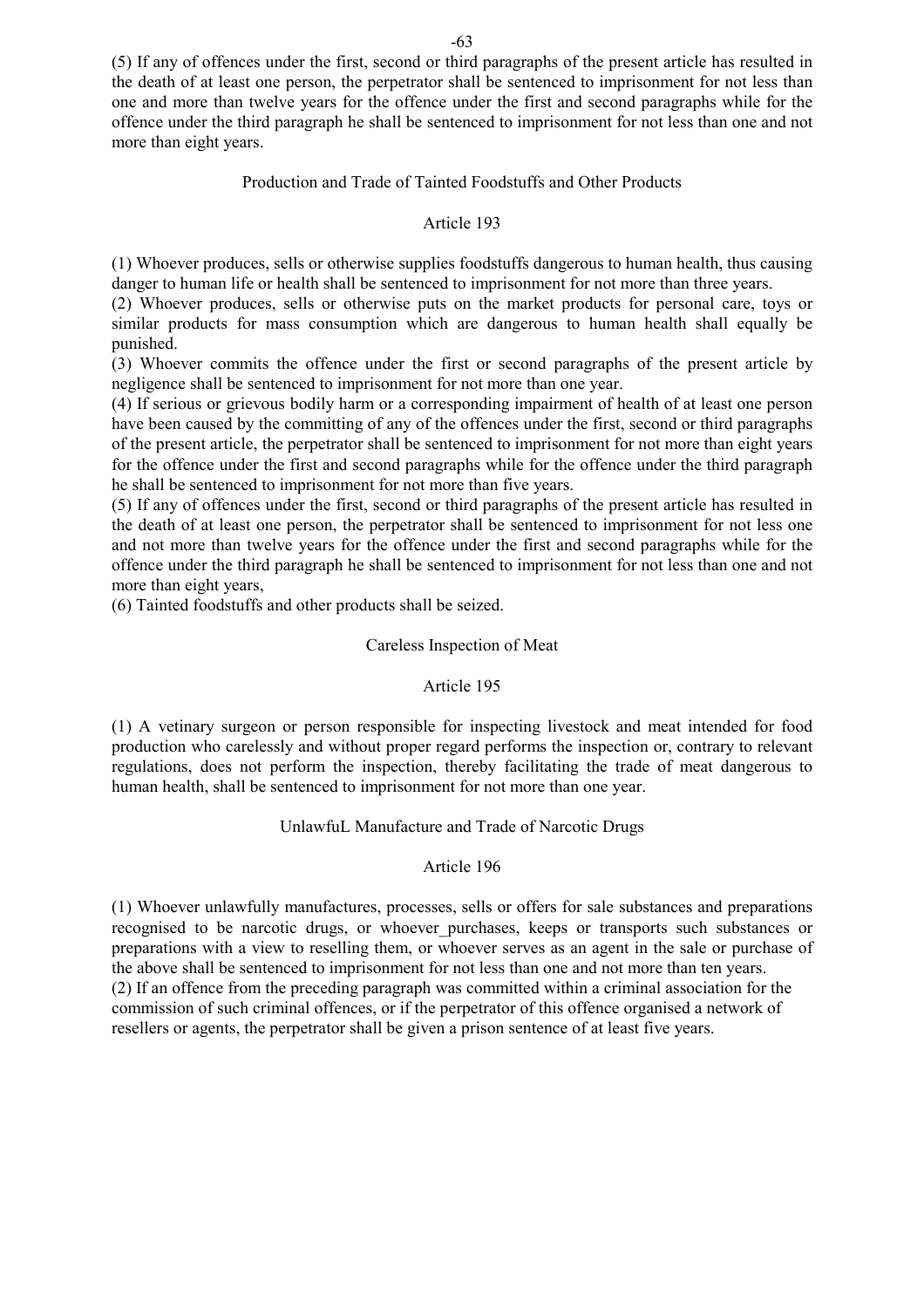(5) If any of offences under the first, second or third paragraphs of the present article has resulted in the death of at least one person, the perpetrator shall be sentenced to imprisonment for not less than one and more than twelve years for the offence under the first and second paragraphs while for the offence under the third paragraph he shall be sentenced to imprisonment for not less than one and not more than eight years.

### Production and Trade of Tainted Foodstuffs and Other Products

#### Article 193

(1) Whoever produces, sells or otherwise supplies foodstuffs dangerous to human health, thus causing danger to human life or health shall be sentenced to imprisonment for not more than three years.
(2) Whoever produces, sells or otherwise puts on the market products for personal care, toys or similar products for mass consumption which are dangerous to human health shall equally be punished.
(3) Whoever commits the offence under the first or second paragraphs of the present article by negligence shall be sentenced to imprisonment for not more than one year.
(4) If serious or grievous bodily harm or a corresponding impairment of health of at least one person have been caused by the committing of any of the offences under the first, second or third paragraphs of the present article, the perpetrator shall be sentenced to imprisonment for not more than eight years for the offence under the first and second paragraphs while for the offence under the third paragraph he shall be sentenced to imprisonment for not more than five years.
(5) If any of offences under the first, second or third paragraphs of the present article has resulted in the death of at least one person, the perpetrator shall be sentenced to imprisonment for not less one and not more than twelve years for the offence under the first and second paragraphs while for the offence under the third paragraph he shall be sentenced to imprisonment for not less than one and not more than eight years,
(6) Tainted foodstuffs and other products shall be seized.

### Careless Inspection of Meat

#### Article 195

(1) A vetinary surgeon or person responsible for inspecting livestock and meat intended for food production who carelessly and without proper regard performs the inspection or, contrary to relevant regulations, does not perform the inspection, thereby facilitating the trade of meat dangerous to human health, shall be sentenced to imprisonment for not more than one year.

### UnlawfuL Manufacture and Trade of Narcotic Drugs

#### Article 196

(1) Whoever unlawfully manufactures, processes, sells or offers for sale substances and preparations recognised to be narcotic drugs, or whoever_purchases, keeps or transports such substances or preparations with a view to reselling them, or whoever serves as an agent in the sale or purchase of the above shall be sentenced to imprisonment for not less than one and not more than ten years.
(2) If an offence from the preceding paragraph was committed within a criminal association for the commission of such criminal offences, or if the perpetrator of this offence organised a network of resellers or agents, the perpetrator shall be given a prison sentence of at least five years.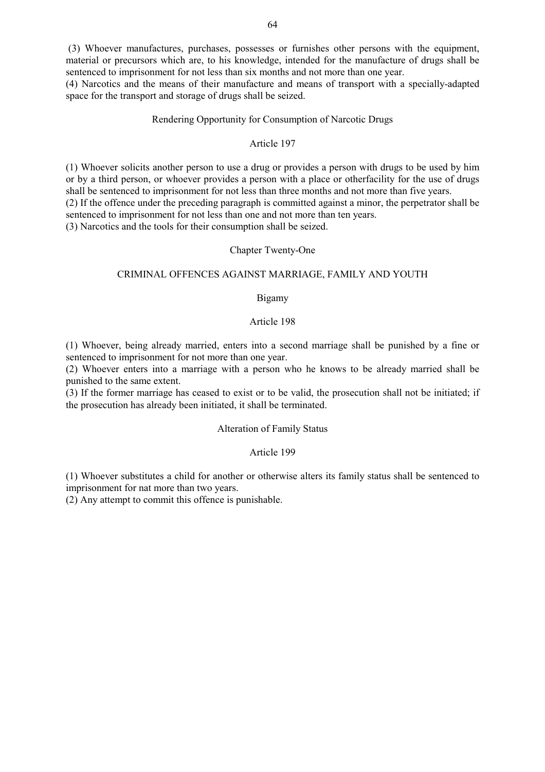(3) Whoever manufactures, purchases, possesses or furnishes other persons with the equipment, material or precursors which are, to his knowledge, intended for the manufacture of drugs shall be sentenced to imprisonment for not less than six months and not more than one year.
(4) Narcotics and the means of their manufacture and means of transport with a specially-adapted space for the transport and storage of drugs shall be seized.

### Rendering Opportunity for Consumption of Narcotic Drugs

### Article 197

(1) Whoever solicits another person to use a drug or provides a person with drugs to be used by him or by a third person, or whoever provides a person with a place or otherfacility for the use of drugs shall be sentenced to imprisonment for not less than three months and not more than five years.
(2) If the offence under the preceding paragraph is committed against a minor, the perpetrator shall be sentenced to imprisonment for not less than one and not more than ten years.
(3) Narcotics and the tools for their consumption shall be seized.

## Chapter Twenty-One

## CRIMINAL OFFENCES AGAINST MARRIAGE, FAMILY AND YOUTH

### Bigamy

### Article 198

(1) Whoever, being already married, enters into a second marriage shall be punished by a fine or sentenced to imprisonment for not more than one year.
(2) Whoever enters into a marriage with a person who he knows to be already married shall be punished to the same extent.
(3) If the former marriage has ceased to exist or to be valid, the prosecution shall not be initiated; if the prosecution has already been initiated, it shall be terminated.

### Alteration of Family Status

### Article 199

(1) Whoever substitutes a child for another or otherwise alters its family status shall be sentenced to imprisonment for nat more than two years.
(2) Any attempt to commit this offence is punishable.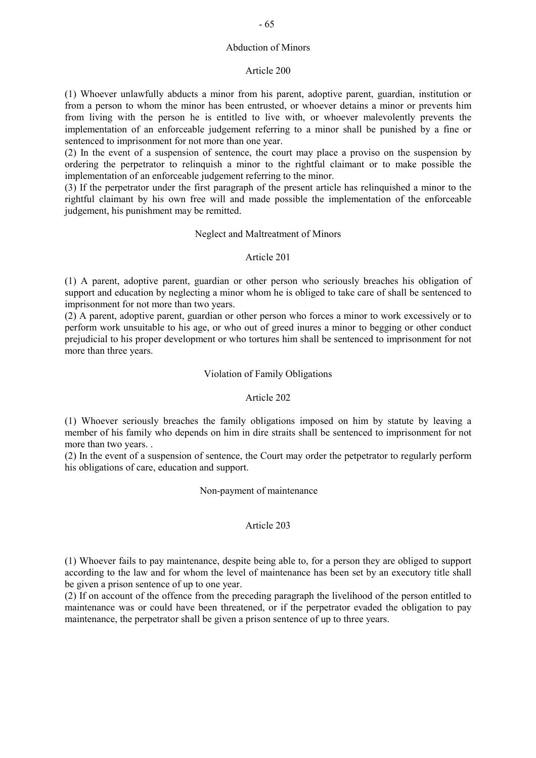### Abduction of Minors

#### Article 200

(1) Whoever unlawfully abducts a minor from his parent, adoptive parent, guardian, institution or from a person to whom the minor has been entrusted, or whoever detains a minor or prevents him from living with the person he is entitled to live with, or whoever malevolently prevents the implementation of an enforceable judgement referring to a minor shall be punished by a fine or sentenced to imprisonment for not more than one year.

(2) In the event of a suspension of sentence, the court may place a proviso on the suspension by ordering the perpetrator to relinquish a minor to the rightful claimant or to make possible the implementation of an enforceable judgement referring to the minor.

(3) If the perpetrator under the first paragraph of the present article has relinquished a minor to the rightful claimant by his own free will and made possible the implementation of the enforceable judgement, his punishment may be remitted.

### Neglect and Maltreatment of Minors

#### Article 201

(1) A parent, adoptive parent, guardian or other person who seriously breaches his obligation of support and education by neglecting a minor whom he is obliged to take care of shall be sentenced to imprisonment for not more than two years.

(2) A parent, adoptive parent, guardian or other person who forces a minor to work excessively or to perform work unsuitable to his age, or who out of greed inures a minor to begging or other conduct prejudicial to his proper development or who tortures him shall be sentenced to imprisonment for not more than three years.

### Violation of Family Obligations

#### Article 202

(1) Whoever seriously breaches the family obligations imposed on him by statute by leaving a member of his family who depends on him in dire straits shall be sentenced to imprisonment for not more than two years. .

(2) In the event of a suspension of sentence, the Court may order the petpetrator to regularly perform his obligations of care, education and support.

### Non-payment of maintenance

#### Article 203

(1) Whoever fails to pay maintenance, despite being able to, for a person they are obliged to support according to the law and for whom the level of maintenance has been set by an executory title shall be given a prison sentence of up to one year.

(2) If on account of the offence from the preceding paragraph the livelihood of the person entitled to maintenance was or could have been threatened, or if the perpetrator evaded the obligation to pay maintenance, the perpetrator shall be given a prison sentence of up to three years.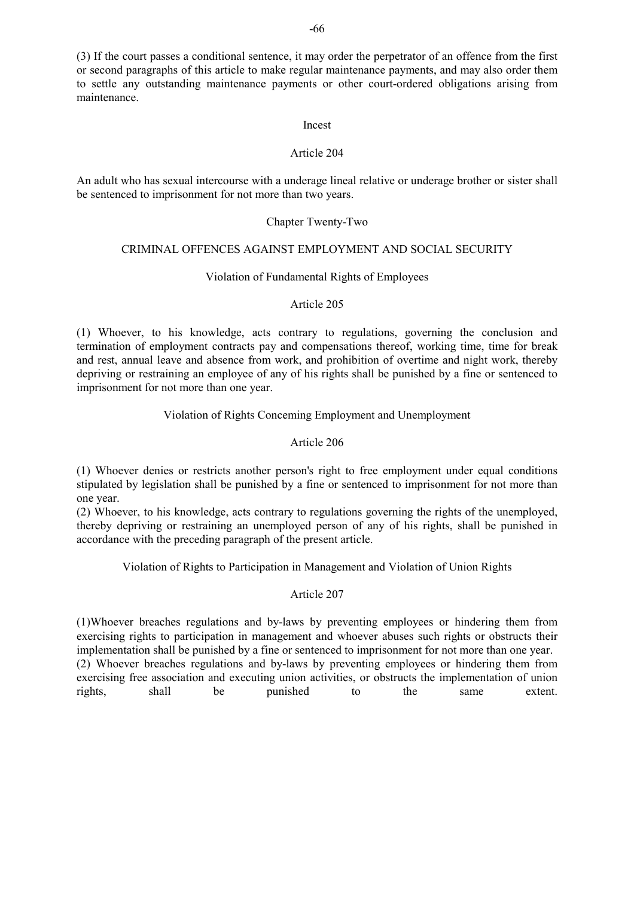(3) If the court passes a conditional sentence, it may order the perpetrator of an offence from the first or second paragraphs of this article to make regular maintenance payments, and may also order them to settle any outstanding maintenance payments or other court-ordered obligations arising from maintenance.

Incest

Article 204

An adult who has sexual intercourse with a underage lineal relative or underage brother or sister shall be sentenced to imprisonment for not more than two years.

## Chapter Twenty-Two

## CRIMINAL OFFENCES AGAINST EMPLOYMENT AND SOCIAL SECURITY

Violation of Fundamental Rights of Employees

Article 205

(1) Whoever, to his knowledge, acts contrary to regulations, governing the conclusion and termination of employment contracts pay and compensations thereof, working time, time for break and rest, annual leave and absence from work, and prohibition of overtime and night work, thereby depriving or restraining an employee of any of his rights shall be punished by a fine or sentenced to imprisonment for not more than one year.

Violation of Rights Conceming Employment and Unemployment

Article 206

(1) Whoever denies or restricts another person's right to free employment under equal conditions stipulated by legislation shall be punished by a fine or sentenced to imprisonment for not more than one year.

(2) Whoever, to his knowledge, acts contrary to regulations governing the rights of the unemployed, thereby depriving or restraining an unemployed person of any of his rights, shall be punished in accordance with the preceding paragraph of the present article.

Violation of Rights to Participation in Management and Violation of Union Rights

Article 207

(1)Whoever breaches regulations and by-laws by preventing employees or hindering them from exercising rights to participation in management and whoever abuses such rights or obstructs their implementation shall be punished by a fine or sentenced to imprisonment for not more than one year.

(2) Whoever breaches regulations and by-laws by preventing employees or hindering them from exercising free association and executing union activities, or obstructs the implementation of union rights, shall be punished to the same extent.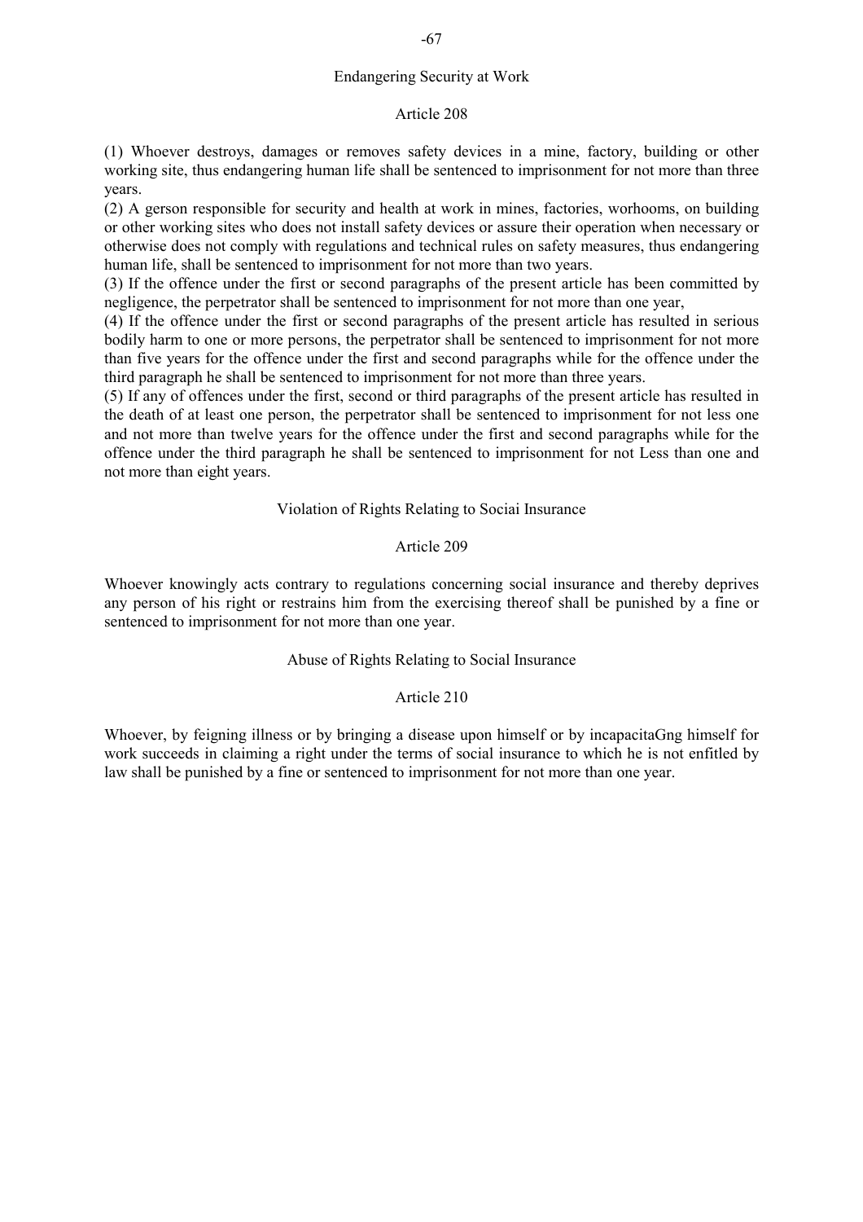### Endangering Security at Work

#### Article 208

(1) Whoever destroys, damages or removes safety devices in a mine, factory, building or other working site, thus endangering human life shall be sentenced to imprisonment for not more than three years.

(2) A gerson responsible for security and health at work in mines, factories, worhooms, on building or other working sites who does not install safety devices or assure their operation when necessary or otherwise does not comply with regulations and technical rules on safety measures, thus endangering human life, shall be sentenced to imprisonment for not more than two years.

(3) If the offence under the first or second paragraphs of the present article has been committed by negligence, the perpetrator shall be sentenced to imprisonment for not more than one year,

(4) If the offence under the first or second paragraphs of the present article has resulted in serious bodily harm to one or more persons, the perpetrator shall be sentenced to imprisonment for not more than five years for the offence under the first and second paragraphs while for the offence under the third paragraph he shall be sentenced to imprisonment for not more than three years.

(5) If any of offences under the first, second or third paragraphs of the present article has resulted in the death of at least one person, the perpetrator shall be sentenced to imprisonment for not less one and not more than twelve years for the offence under the first and second paragraphs while for the offence under the third paragraph he shall be sentenced to imprisonment for not Less than one and not more than eight years.

### Violation of Rights Relating to Sociai Insurance

#### Article 209

Whoever knowingly acts contrary to regulations concerning social insurance and thereby deprives any person of his right or restrains him from the exercising thereof shall be punished by a fine or sentenced to imprisonment for not more than one year.

### Abuse of Rights Relating to Social Insurance

#### Article 210

Whoever, by feigning illness or by bringing a disease upon himself or by incapacitaGng himself for work succeeds in claiming a right under the terms of social insurance to which he is not enfitled by law shall be punished by a fine or sentenced to imprisonment for not more than one year.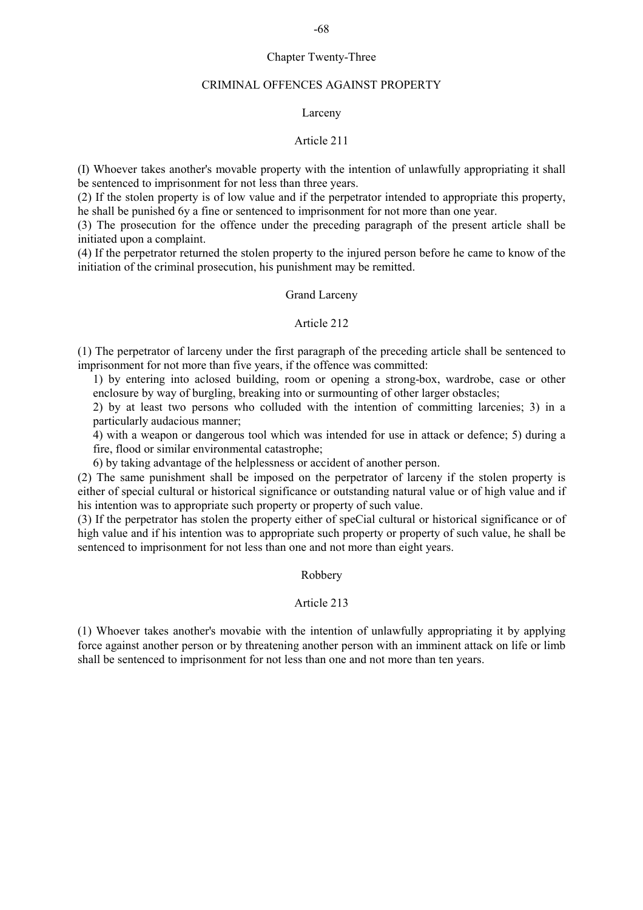## Chapter Twenty-Three

## CRIMINAL OFFENCES AGAINST PROPERTY

### Larceny

#### Article 211

(I) Whoever takes another's movable property with the intention of unlawfully appropriating it shall be sentenced to imprisonment for not less than three years.

(2) If the stolen property is of low value and if the perpetrator intended to appropriate this property, he shall be punished 6y a fine or sentenced to imprisonment for not more than one year.

(3) The prosecution for the offence under the preceding paragraph of the present article shall be initiated upon a complaint.

(4) If the perpetrator returned the stolen property to the injured person before he came to know of the initiation of the criminal prosecution, his punishment may be remitted.

### Grand Larceny

#### Article 212

(1) The perpetrator of larceny under the first paragraph of the preceding article shall be sentenced to imprisonment for not more than five years, if the offence was committed:

1) by entering into aclosed building, room or opening a strong-box, wardrobe, case or other enclosure by way of burgling, breaking into or surmounting of other larger obstacles;

2) by at least two persons who colluded with the intention of committing larcenies; 3) in a particularly audacious manner;

4) with a weapon or dangerous tool which was intended for use in attack or defence; 5) during a fire, flood or similar environmental catastrophe;

6) by taking advantage of the helplessness or accident of another person.

(2) The same punishment shall be imposed on the perpetrator of larceny if the stolen property is either of special cultural or historical significance or outstanding natural value or of high value and if his intention was to appropriate such property or property of such value.

(3) If the perpetrator has stolen the property either of speCial cultural or historical significance or of high value and if his intention was to appropriate such property or property of such value, he shall be sentenced to imprisonment for not less than one and not more than eight years.

### Robbery

#### Article 213

(1) Whoever takes another's movabie with the intention of unlawfully appropriating it by applying force against another person or by threatening another person with an imminent attack on life or limb shall be sentenced to imprisonment for not less than one and not more than ten years.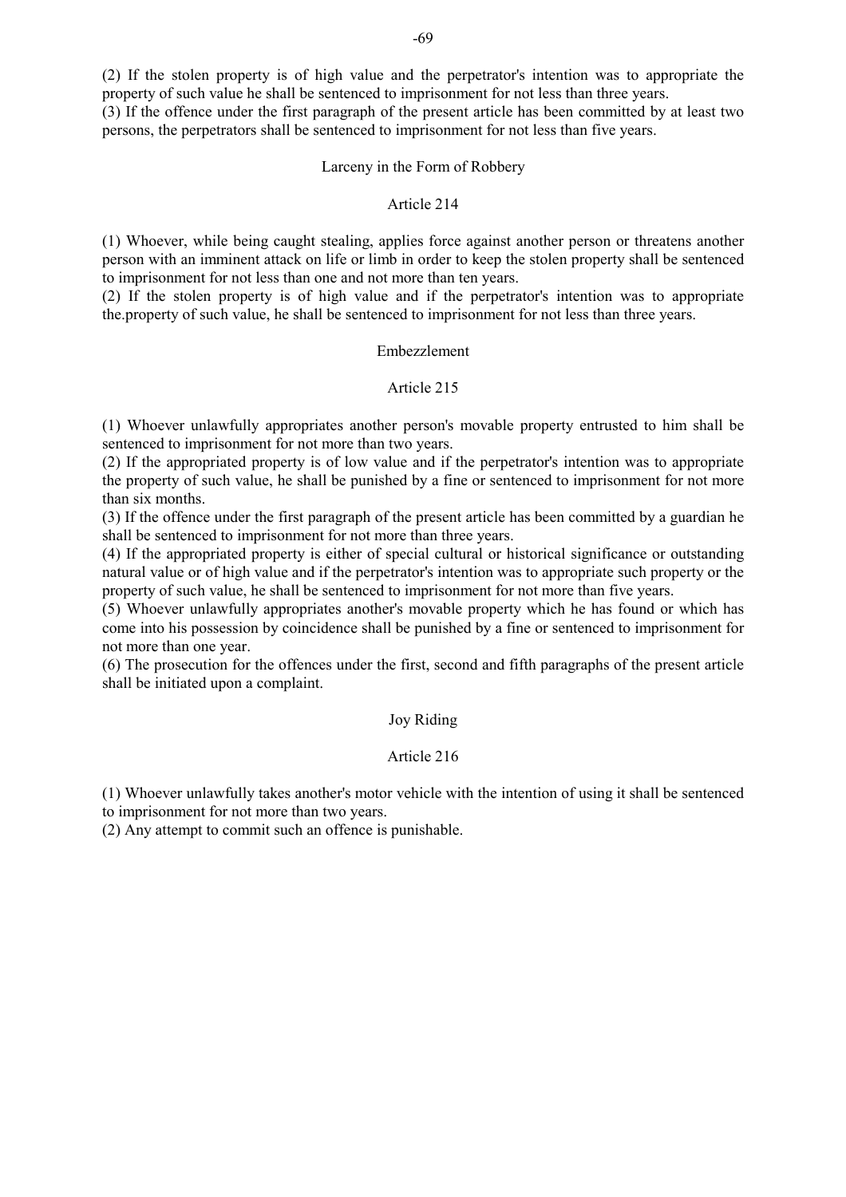(2) If the stolen property is of high value and the perpetrator's intention was to appropriate the property of such value he shall be sentenced to imprisonment for not less than three years.
(3) If the offence under the first paragraph of the present article has been committed by at least two persons, the perpetrators shall be sentenced to imprisonment for not less than five years.

### Larceny in the Form of Robbery

### Article 214

(1) Whoever, while being caught stealing, applies force against another person or threatens another person with an imminent attack on life or limb in order to keep the stolen property shall be sentenced to imprisonment for not less than one and not more than ten years.
(2) If the stolen property is of high value and if the perpetrator's intention was to appropriate the.property of such value, he shall be sentenced to imprisonment for not less than three years.

### Embezzlement

### Article 215

(1) Whoever unlawfully appropriates another person's movable property entrusted to him shall be sentenced to imprisonment for not more than two years.
(2) If the appropriated property is of low value and if the perpetrator's intention was to appropriate the property of such value, he shall be punished by a fine or sentenced to imprisonment for not more than six months.
(3) If the offence under the first paragraph of the present article has been committed by a guardian he shall be sentenced to imprisonment for not more than three years.
(4) If the appropriated property is either of special cultural or historical significance or outstanding natural value or of high value and if the perpetrator's intention was to appropriate such property or the property of such value, he shall be sentenced to imprisonment for not more than five years.
(5) Whoever unlawfully appropriates another's movable property which he has found or which has come into his possession by coincidence shall be punished by a fine or sentenced to imprisonment for not more than one year.
(6) The prosecution for the offences under the first, second and fifth paragraphs of the present article shall be initiated upon a complaint.

### Joy Riding

### Article 216

(1) Whoever unlawfully takes another's motor vehicle with the intention of using it shall be sentenced to imprisonment for not more than two years.
(2) Any attempt to commit such an offence is punishable.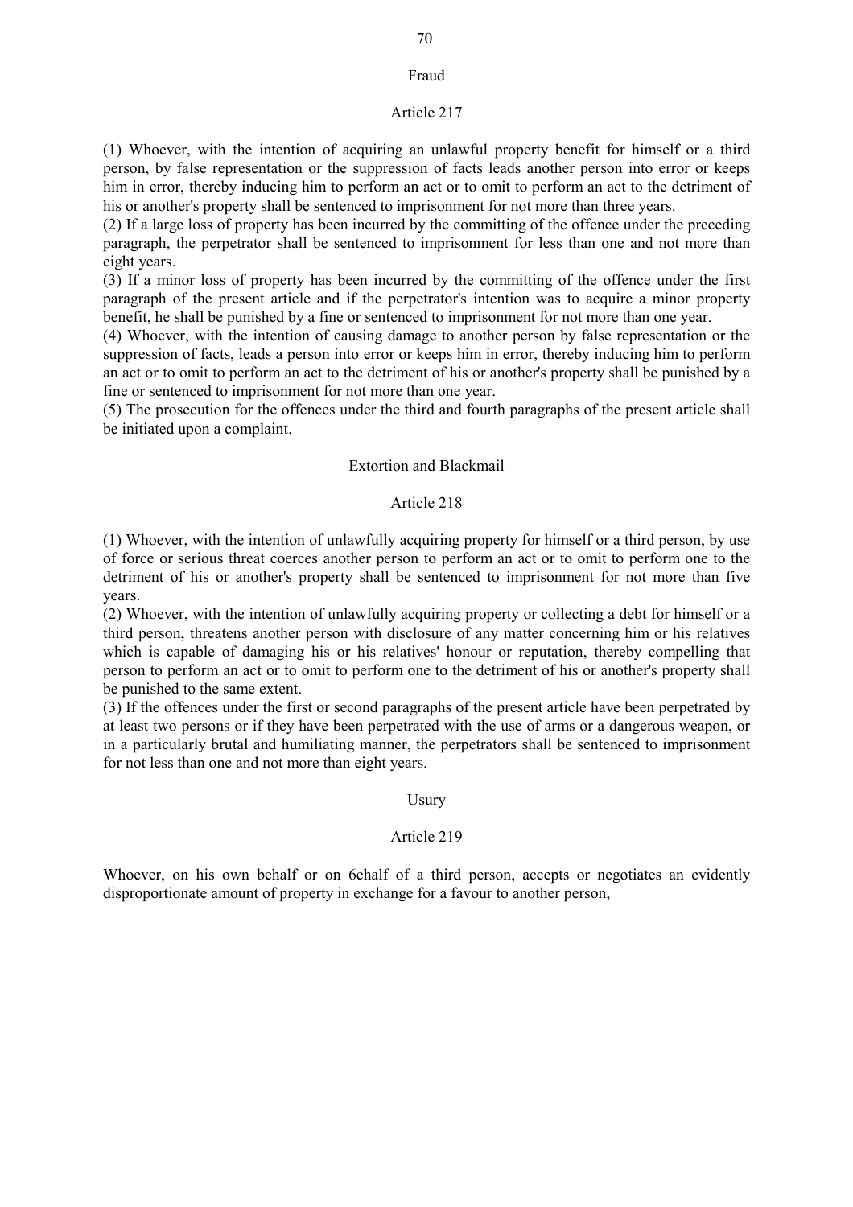## Fraud

### Article 217

(1) Whoever, with the intention of acquiring an unlawful property benefit for himself or a third person, by false representation or the suppression of facts leads another person into error or keeps him in error, thereby inducing him to perform an act or to omit to perform an act to the detriment of his or another's property shall be sentenced to imprisonment for not more than three years.
(2) If a large loss of property has been incurred by the committing of the offence under the preceding paragraph, the perpetrator shall be sentenced to imprisonment for less than one and not more than eight years.
(3) If a minor loss of property has been incurred by the committing of the offence under the first paragraph of the present article and if the perpetrator's intention was to acquire a minor property benefit, he shall be punished by a fine or sentenced to imprisonment for not more than one year.
(4) Whoever, with the intention of causing damage to another person by false representation or the suppression of facts, leads a person into error or keeps him in error, thereby inducing him to perform an act or to omit to perform an act to the detriment of his or another's property shall be punished by a fine or sentenced to imprisonment for not more than one year.
(5) The prosecution for the offences under the third and fourth paragraphs of the present article shall be initiated upon a complaint.

## Extortion and Blackmail

### Article 218

(1) Whoever, with the intention of unlawfully acquiring property for himself or a third person, by use of force or serious threat coerces another person to perform an act or to omit to perform one to the detriment of his or another's property shall be sentenced to imprisonment for not more than five years.
(2) Whoever, with the intention of unlawfully acquiring property or collecting a debt for himself or a third person, threatens another person with disclosure of any matter concerning him or his relatives which is capable of damaging his or his relatives' honour or reputation, thereby compelling that person to perform an act or to omit to perform one to the detriment of his or another's property shall be punished to the same extent.
(3) If the offences under the first or second paragraphs of the present article have been perpetrated by at least two persons or if they have been perpetrated with the use of arms or a dangerous weapon, or in a particularly brutal and humiliating manner, the perpetrators shall be sentenced to imprisonment for not less than one and not more than eight years.

## Usury

### Article 219

Whoever, on his own behalf or on 6ehalf of a third person, accepts or negotiates an evidently disproportionate amount of property in exchange for a favour to another person,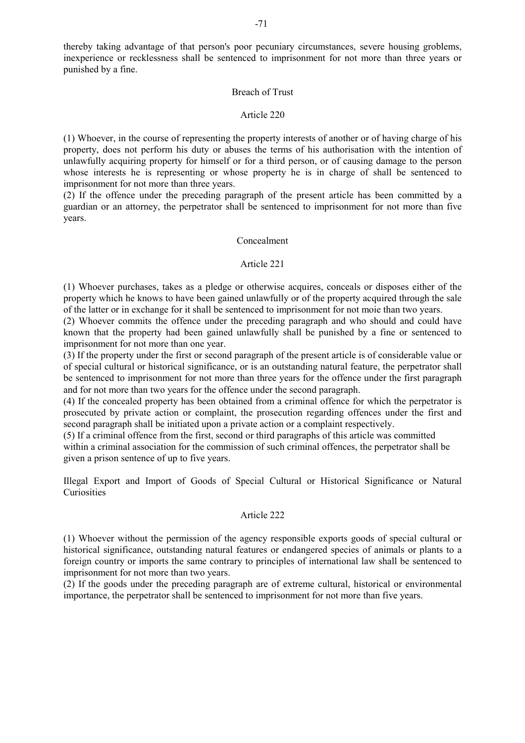thereby taking advantage of that person's poor pecuniary circumstances, severe housing groblems, inexperience or recklessness shall be sentenced to imprisonment for not more than three years or punished by a fine.

### Breach of Trust

#### Article 220

(1) Whoever, in the course of representing the property interests of another or of having charge of his property, does not perform his duty or abuses the terms of his authorisation with the intention of unlawfully acquiring property for himself or for a third person, or of causing damage to the person whose interests he is representing or whose property he is in charge of shall be sentenced to imprisonment for not more than three years.
(2) If the offence under the preceding paragraph of the present article has been committed by a guardian or an attorney, the perpetrator shall be sentenced to imprisonment for not more than five years.

### Concealment

#### Article 221

(1) Whoever purchases, takes as a pledge or otherwise acquires, conceals or disposes either of the property which he knows to have been gained unlawfully or of the property acquired through the sale of the latter or in exchange for it shall be sentenced to imprisonment for not moie than two years.
(2) Whoever commits the offence under the preceding paragraph and who should and could have known that the property had been gained unlawfully shall be punished by a fine or sentenced to imprisonment for not more than one year.
(3) If the property under the first or second paragraph of the present article is of considerable value or of special cultural or historical significance, or is an outstanding natural feature, the perpetrator shall be sentenced to imprisonment for not more than three years for the offence under the first paragraph and for not more than two years for the offence under the second paragraph.
(4) If the concealed property has been obtained from a criminal offence for which the perpetrator is prosecuted by private action or complaint, the prosecution regarding offences under the first and second paragraph shall be initiated upon a private action or a complaint respectively.
(5) If a criminal offence from the first, second or third paragraphs of this article was committed within a criminal association for the commission of such criminal offences, the perpetrator shall be given a prison sentence of up to five years.

### Illegal Export and Import of Goods of Special Cultural or Historical Significance or Natural Curiosities

#### Article 222

(1) Whoever without the permission of the agency responsible exports goods of special cultural or historical significance, outstanding natural features or endangered species of animals or plants to a foreign country or imports the same contrary to principles of international law shall be sentenced to imprisonment for not more than two years.
(2) If the goods under the preceding paragraph are of extreme cultural, historical or environmental importance, the perpetrator shall be sentenced to imprisonment for not more than five years.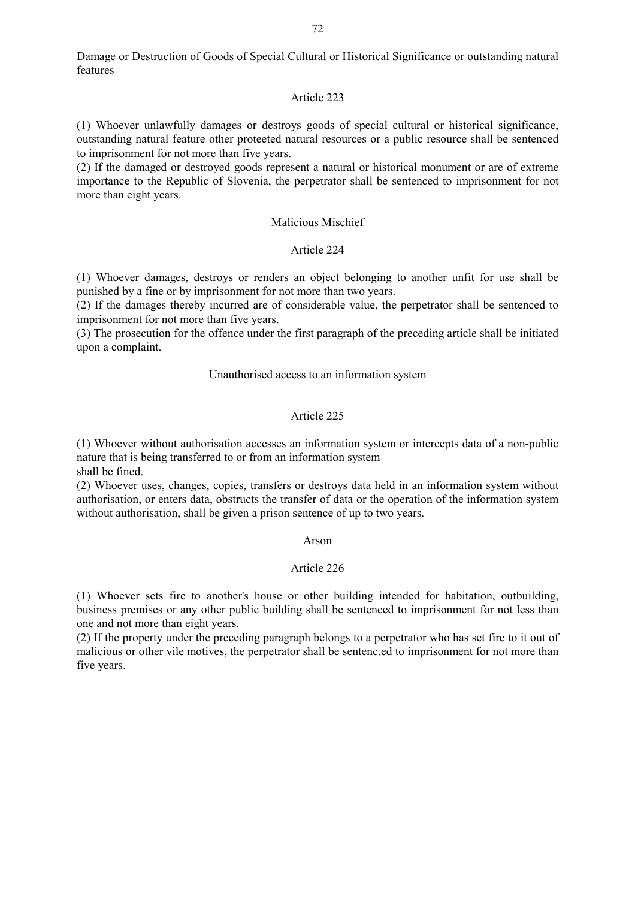Damage or Destruction of Goods of Special Cultural or Historical Significance or outstanding natural features

Article 223

(1) Whoever unlawfully damages or destroys goods of special cultural or historical significance, outstanding natural feature other proteeted natural resources or a public resource shall be sentenced to imprisonment for not more than five years.
(2) If the damaged or destroyed goods represent a natural or historical monument or are of extreme importance to the Republic of Slovenia, the perpetrator shall be sentenced to imprisonment for not more than eight years.

Malicious Mischief

Article 224

(1) Whoever damages, destroys or renders an object belonging to another unfit for use shall be punished by a fine or by imprisonment for not more than two years.
(2) If the damages thereby incurred are of considerable value, the perpetrator shall be sentenced to imprisonment for not more than five years.
(3) The prosecution for the offence under the first paragraph of the preceding article shall be initiated upon a complaint.

Unauthorised access to an information system

Article 225

(1) Whoever without authorisation accesses an information system or intercepts data of a non-public nature that is being transferred to or from an information system
shall be fined.
(2) Whoever uses, changes, copies, transfers or destroys data held in an information system without authorisation, or enters data, obstructs the transfer of data or the operation of the information system without authorisation, shall be given a prison sentence of up to two years.

Arson

Article 226

(1) Whoever sets fire to another's house or other building intended for habitation, outbuilding, business premises or any other public building shall be sentenced to imprisonment for not less than one and not more than eight years.
(2) If the property under the preceding paragraph belongs to a perpetrator who has set fire to it out of malicious or other vile motives, the perpetrator shall be sentenc.ed to imprisonment for not more than five years.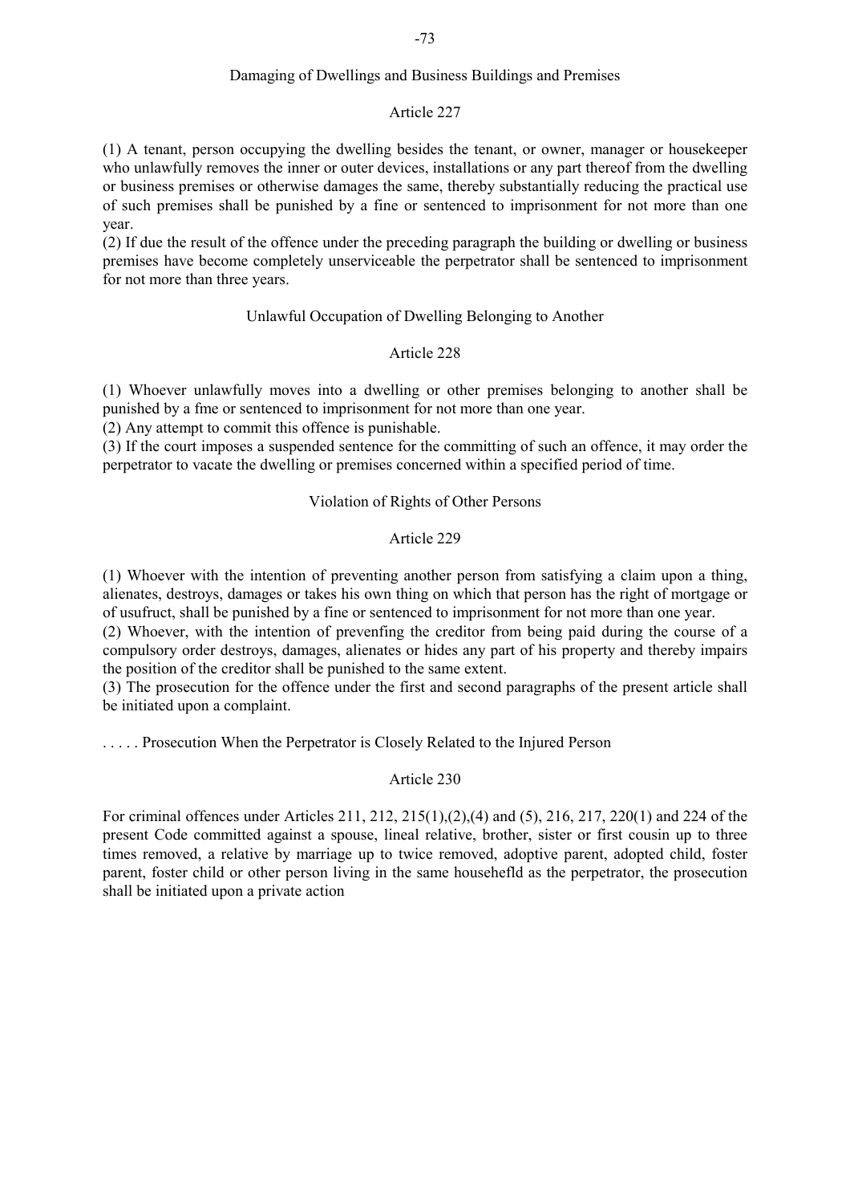### Damaging of Dwellings and Business Buildings and Premises

#### Article 227

(1) A tenant, person occupying the dwelling besides the tenant, or owner, manager or housekeeper who unlawfully removes the inner or outer devices, installations or any part thereof from the dwelling or business premises or otherwise damages the same, thereby substantially reducing the practical use of such premises shall be punished by a fine or sentenced to imprisonment for not more than one year.
(2) If due the result of the offence under the preceding paragraph the building or dwelling or business premises have become completely unserviceable the perpetrator shall be sentenced to imprisonment for not more than three years.

### Unlawful Occupation of Dwelling Belonging to Another

#### Article 228

(1) Whoever unlawfully moves into a dwelling or other premises belonging to another shall be punished by a fme or sentenced to imprisonment for not more than one year.
(2) Any attempt to commit this offence is punishable.
(3) If the court imposes a suspended sentence for the committing of such an offence, it may order the perpetrator to vacate the dwelling or premises concerned within a specified period of time.

### Violation of Rights of Other Persons

#### Article 229

(1) Whoever with the intention of preventing another person from satisfying a claim upon a thing, alienates, destroys, damages or takes his own thing on which that person has the right of mortgage or of usufruct, shall be punished by a fine or sentenced to imprisonment for not more than one year.
(2) Whoever, with the intention of prevenfing the creditor from being paid during the course of a compulsory order destroys, damages, alienates or hides any part of his property and thereby impairs the position of the creditor shall be punished to the same extent.
(3) The prosecution for the offence under the first and second paragraphs of the present article shall be initiated upon a complaint.

### . . . . . Prosecution When the Perpetrator is Closely Related to the Injured Person

#### Article 230

For criminal offences under Articles 211, 212, 215(1),(2),(4) and (5), 216, 217, 220(1) and 224 of the present Code committed against a spouse, lineal relative, brother, sister or first cousin up to three times removed, a relative by marriage up to twice removed, adoptive parent, adopted child, foster parent, foster child or other person living in the same househefld as the perpetrator, the prosecution shall be initiated upon a private action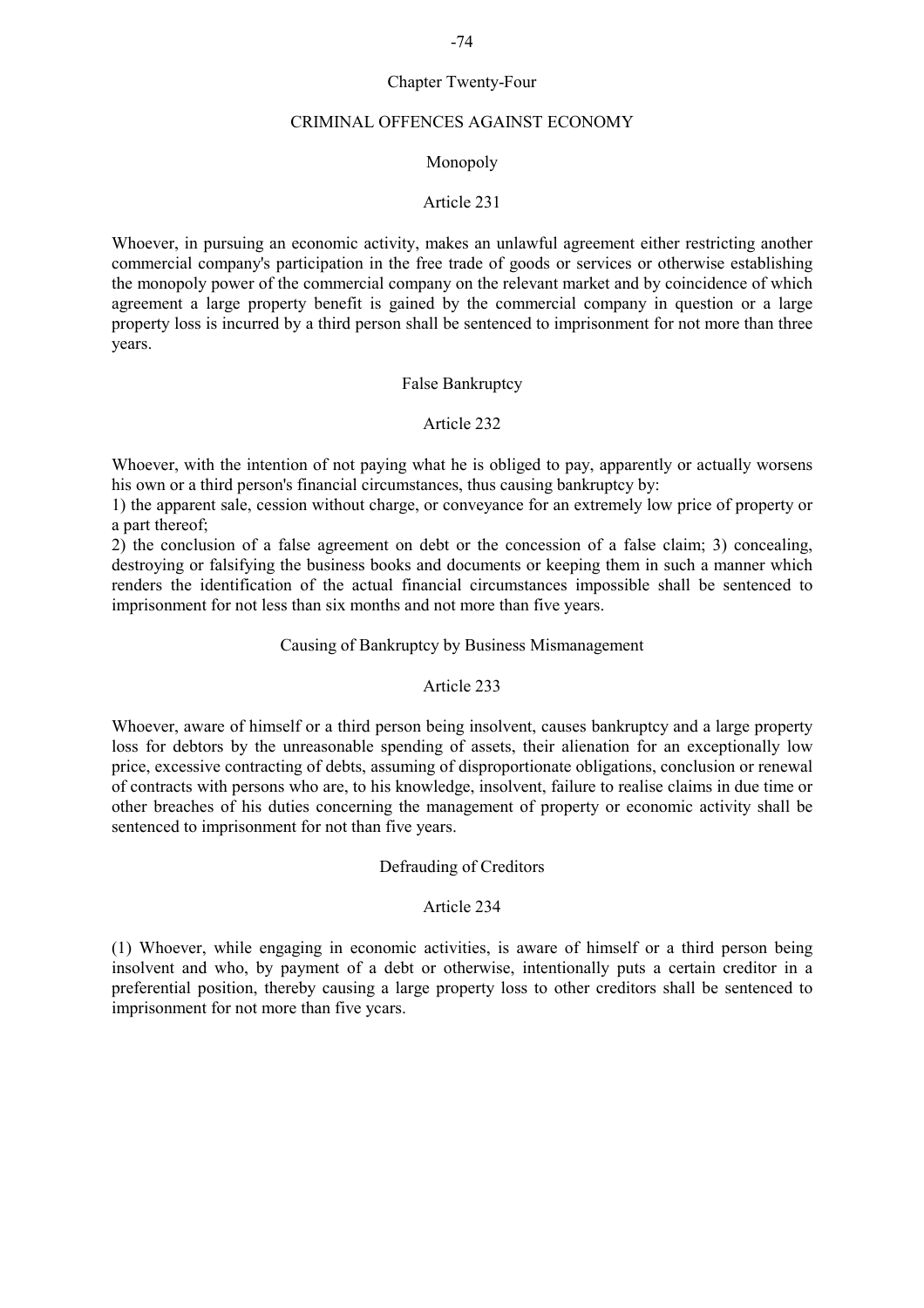## Chapter Twenty-Four

## CRIMINAL OFFENCES AGAINST ECONOMY

### Monopoly

#### Article 231

Whoever, in pursuing an economic activity, makes an unlawful agreement either restricting another commercial company's participation in the free trade of goods or services or otherwise establishing the monopoly power of the commercial company on the relevant market and by coincidence of which agreement a large property benefit is gained by the commercial company in question or a large property loss is incurred by a third person shall be sentenced to imprisonment for not more than three years.

### False Bankruptcy

#### Article 232

Whoever, with the intention of not paying what he is obliged to pay, apparently or actually worsens his own or a third person's financial circumstances, thus causing bankruptcy by:

1) the apparent sale, cession without charge, or conveyance for an extremely low price of property or a part thereof;

2) the conclusion of a false agreement on debt or the concession of a false claim; 3) concealing, destroying or falsifying the business books and documents or keeping them in such a manner which renders the identification of the actual financial circumstances impossible shall be sentenced to imprisonment for not less than six months and not more than five years.

### Causing of Bankruptcy by Business Mismanagement

#### Article 233

Whoever, aware of himself or a third person being insolvent, causes bankruptcy and a large property loss for debtors by the unreasonable spending of assets, their alienation for an exceptionally low price, excessive contracting of debts, assuming of disproportionate obligations, conclusion or renewal of contracts with persons who are, to his knowledge, insolvent, failure to realise claims in due time or other breaches of his duties concerning the management of property or economic activity shall be sentenced to imprisonment for not than five years.

### Defrauding of Creditors

#### Article 234

(1) Whoever, while engaging in economic activities, is aware of himself or a third person being insolvent and who, by payment of a debt or otherwise, intentionally puts a certain creditor in a preferential position, thereby causing a large property loss to other creditors shall be sentenced to imprisonment for not more than five ycars.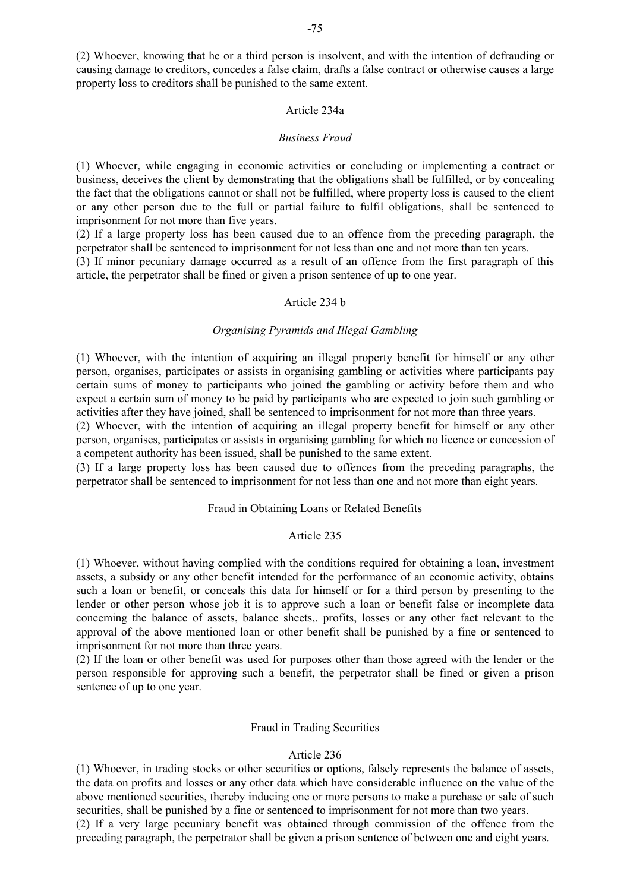(2) Whoever, knowing that he or a third person is insolvent, and with the intention of defrauding or causing damage to creditors, concedes a false claim, drafts a false contract or otherwise causes a large property loss to creditors shall be punished to the same extent.

### Article 234a

*Business Fraud*

(1) Whoever, while engaging in economic activities or concluding or implementing a contract or business, deceives the client by demonstrating that the obligations shall be fulfilled, or by concealing the fact that the obligations cannot or shall not be fulfilled, where property loss is caused to the client or any other person due to the full or partial failure to fulfil obligations, shall be sentenced to imprisonment for not more than five years.
(2) If a large property loss has been caused due to an offence from the preceding paragraph, the perpetrator shall be sentenced to imprisonment for not less than one and not more than ten years.
(3) If minor pecuniary damage occurred as a result of an offence from the first paragraph of this article, the perpetrator shall be fined or given a prison sentence of up to one year.

### Article 234 b

*Organising Pyramids and Illegal Gambling*

(1) Whoever, with the intention of acquiring an illegal property benefit for himself or any other person, organises, participates or assists in organising gambling or activities where participants pay certain sums of money to participants who joined the gambling or activity before them and who expect a certain sum of money to be paid by participants who are expected to join such gambling or activities after they have joined, shall be sentenced to imprisonment for not more than three years.
(2) Whoever, with the intention of acquiring an illegal property benefit for himself or any other person, organises, participates or assists in organising gambling for which no licence or concession of a competent authority has been issued, shall be punished to the same extent.
(3) If a large property loss has been caused due to offences from the preceding paragraphs, the perpetrator shall be sentenced to imprisonment for not less than one and not more than eight years.

### Fraud in Obtaining Loans or Related Benefits

### Article 235

(1) Whoever, without having complied with the conditions required for obtaining a loan, investment assets, a subsidy or any other benefit intended for the performance of an economic activity, obtains such a loan or benefit, or conceals this data for himself or for a third person by presenting to the lender or other person whose job it is to approve such a loan or benefit false or incomplete data conceming the balance of assets, balance sheets,. profits, losses or any other fact relevant to the approval of the above mentioned loan or other benefit shall be punished by a fine or sentenced to imprisonment for not more than three years.
(2) If the loan or other benefit was used for purposes other than those agreed with the lender or the person responsible for approving such a benefit, the perpetrator shall be fined or given a prison sentence of up to one year.

### Fraud in Trading Securities

### Article 236

(1) Whoever, in trading stocks or other securities or options, falsely represents the balance of assets, the data on profits and losses or any other data which have considerable influence on the value of the above mentioned securities, thereby inducing one or more persons to make a purchase or sale of such securities, shall be punished by a fine or sentenced to imprisonment for not more than two years.
(2) If a very large pecuniary benefit was obtained through commission of the offence from the preceding paragraph, the perpetrator shall be given a prison sentence of between one and eight years.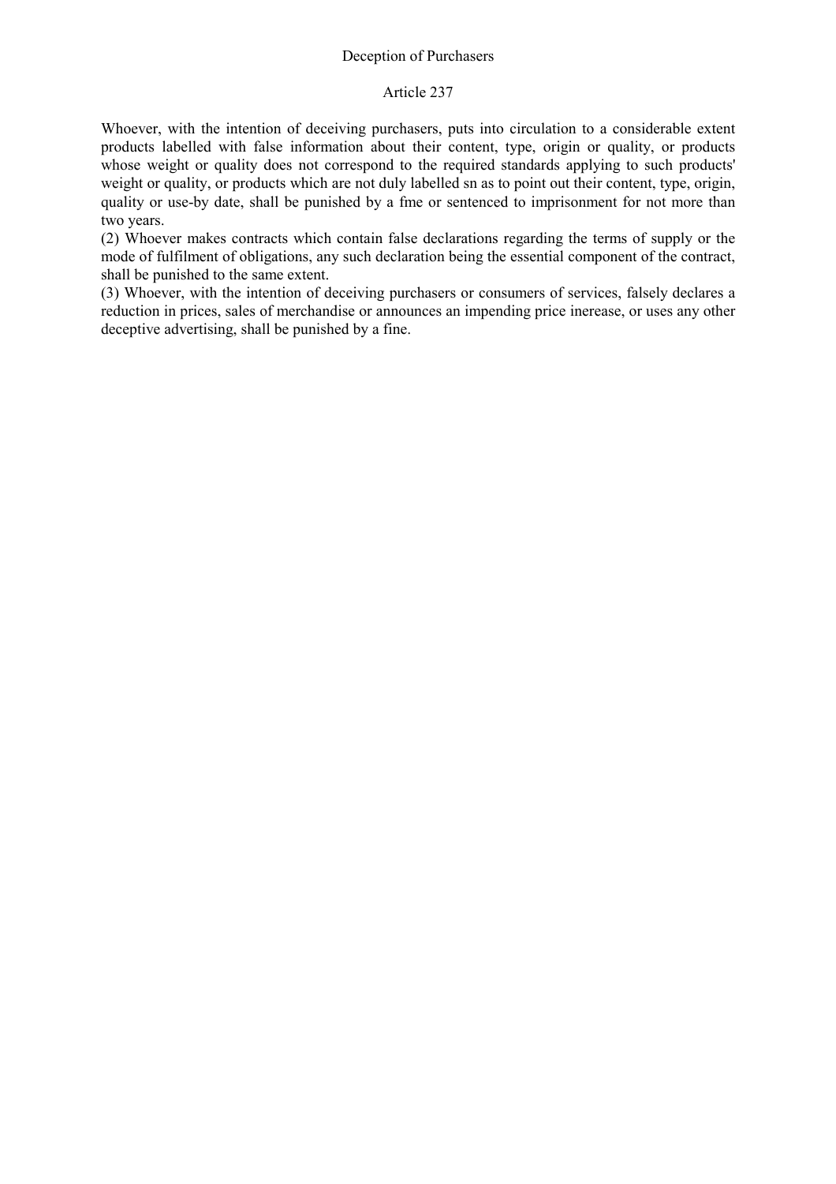Deception of Purchasers

Article 237

Whoever, with the intention of deceiving purchasers, puts into circulation to a considerable extent products labelled with false information about their content, type, origin or quality, or products whose weight or quality does not correspond to the required standards applying to such products' weight or quality, or products which are not duly labelled sn as to point out their content, type, origin, quality or use-by date, shall be punished by a fme or sentenced to imprisonment for not more than two years.

(2) Whoever makes contracts which contain false declarations regarding the terms of supply or the mode of fulfilment of obligations, any such declaration being the essential component of the contract, shall be punished to the same extent.

(3) Whoever, with the intention of deceiving purchasers or consumers of services, falsely declares a reduction in prices, sales of merchandise or announces an impending price inerease, or uses any other deceptive advertising, shall be punished by a fine.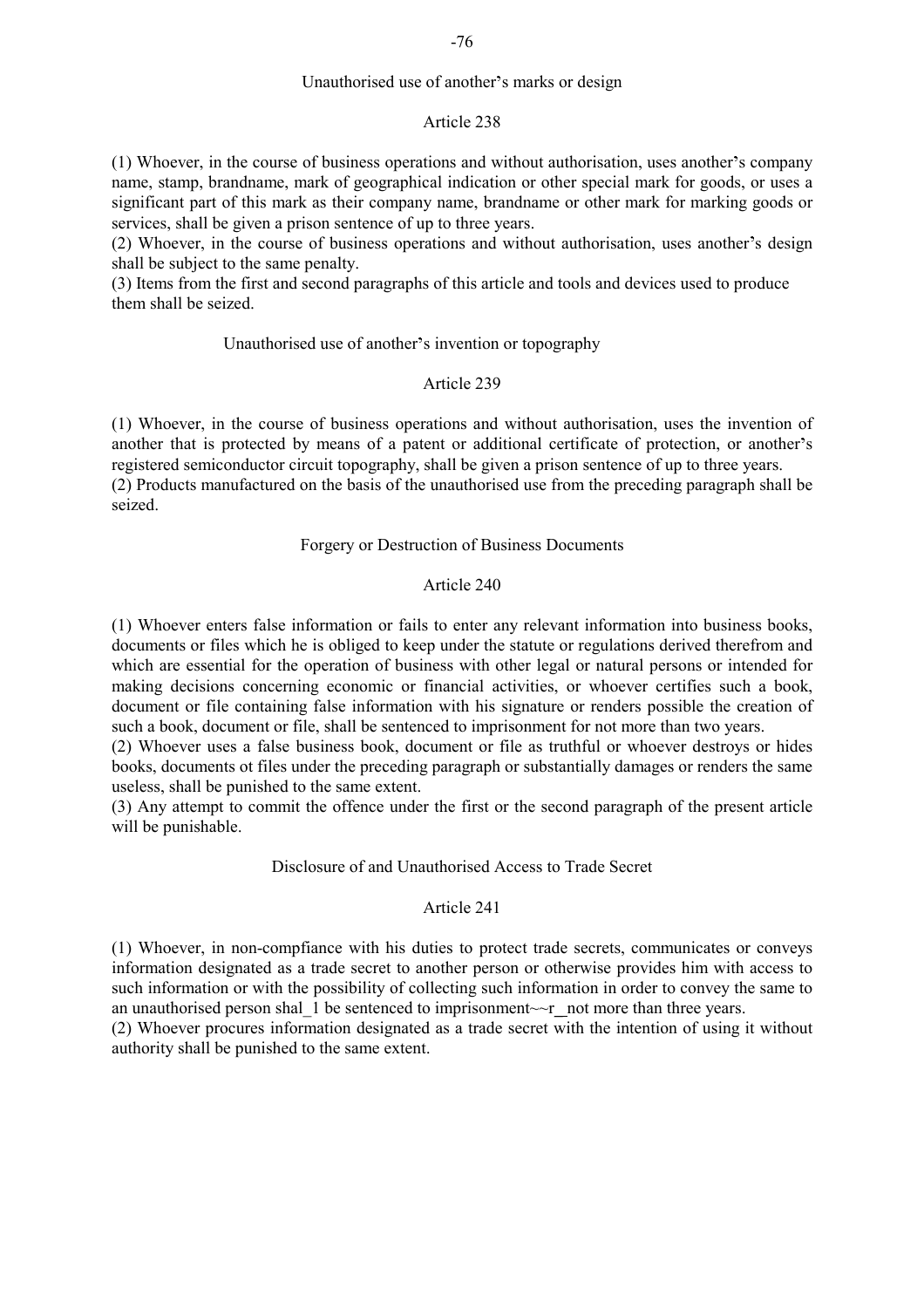Unauthorised use of another's marks or design

Article 238

(1) Whoever, in the course of business operations and without authorisation, uses another's company name, stamp, brandname, mark of geographical indication or other special mark for goods, or uses a significant part of this mark as their company name, brandname or other mark for marking goods or services, shall be given a prison sentence of up to three years.
(2) Whoever, in the course of business operations and without authorisation, uses another's design shall be subject to the same penalty.
(3) Items from the first and second paragraphs of this article and tools and devices used to produce them shall be seized.

Unauthorised use of another's invention or topography

Article 239

(1) Whoever, in the course of business operations and without authorisation, uses the invention of another that is protected by means of a patent or additional certificate of protection, or another's registered semiconductor circuit topography, shall be given a prison sentence of up to three years.
(2) Products manufactured on the basis of the unauthorised use from the preceding paragraph shall be seized.

Forgery or Destruction of Business Documents

Article 240

(1) Whoever enters false information or fails to enter any relevant information into business books, documents or files which he is obliged to keep under the statute or regulations derived therefrom and which are essential for the operation of business with other legal or natural persons or intended for making decisions concerning economic or financial activities, or whoever certifies such a book, document or file containing false information with his signature or renders possible the creation of such a book, document or file, shall be sentenced to imprisonment for not more than two years.
(2) Whoever uses a false business book, document or file as truthful or whoever destroys or hides books, documents ot files under the preceding paragraph or substantially damages or renders the same useless, shall be punished to the same extent.
(3) Any attempt to commit the offence under the first or the second paragraph of the present article will be punishable.

Disclosure of and Unauthorised Access to Trade Secret

Article 241

(1) Whoever, in non-compfiance with his duties to protect trade secrets, communicates or conveys information designated as a trade secret to another person or otherwise provides him with access to such information or with the possibility of collecting such information in order to convey the same to an unauthorised person shal_1 be sentenced to imprisonment~~r_not more than three years.
(2) Whoever procures information designated as a trade secret with the intention of using it without authority shall be punished to the same extent.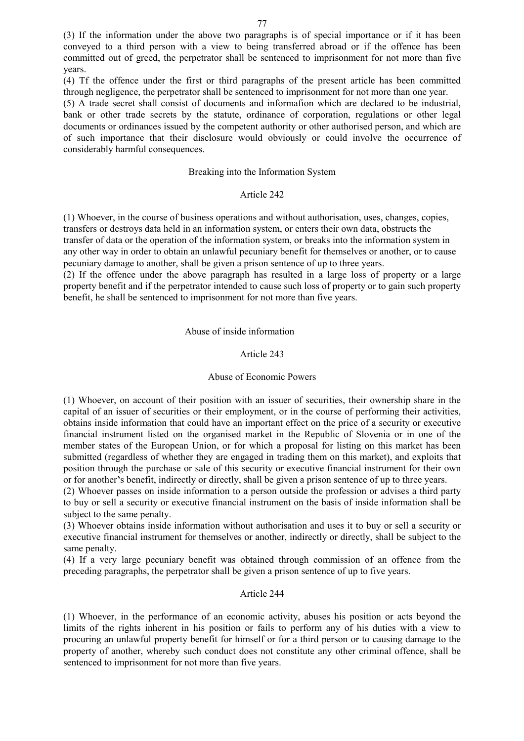(3) If the information under the above two paragraphs is of special importance or if it has been conveyed to a third person with a view to being transferred abroad or if the offence has been committed out of greed, the perpetrator shall be sentenced to imprisonment for not more than five years.

(4) Tf the offence under the first or third paragraphs of the present article has been committed through negligence, the perpetrator shall be sentenced to imprisonment for not more than one year.

(5) A trade secret shall consist of documents and informafion which are declared to be industrial, bank or other trade secrets by the statute, ordinance of corporation, regulations or other legal documents or ordinances issued by the competent authority or other authorised person, and which are of such importance that their disclosure would obviously or could involve the occurrence of considerably harmful consequences.

### Breaking into the Information System

#### Article 242

(1) Whoever, in the course of business operations and without authorisation, uses, changes, copies, transfers or destroys data held in an information system, or enters their own data, obstructs the transfer of data or the operation of the information system, or breaks into the information system in any other way in order to obtain an unlawful pecuniary benefit for themselves or another, or to cause pecuniary damage to another, shall be given a prison sentence of up to three years.

(2) If the offence under the above paragraph has resulted in a large loss of property or a large property benefit and if the perpetrator intended to cause such loss of property or to gain such property benefit, he shall be sentenced to imprisonment for not more than five years.

### Abuse of inside information

#### Article 243

### Abuse of Economic Powers

(1) Whoever, on account of their position with an issuer of securities, their ownership share in the capital of an issuer of securities or their employment, or in the course of performing their activities, obtains inside information that could have an important effect on the price of a security or executive financial instrument listed on the organised market in the Republic of Slovenia or in one of the member states of the European Union, or for which a proposal for listing on this market has been submitted (regardless of whether they are engaged in trading them on this market), and exploits that position through the purchase or sale of this security or executive financial instrument for their own or for another's benefit, indirectly or directly, shall be given a prison sentence of up to three years.

(2) Whoever passes on inside information to a person outside the profession or advises a third party to buy or sell a security or executive financial instrument on the basis of inside information shall be subject to the same penalty.

(3) Whoever obtains inside information without authorisation and uses it to buy or sell a security or executive financial instrument for themselves or another, indirectly or directly, shall be subject to the same penalty.

(4) If a very large pecuniary benefit was obtained through commission of an offence from the preceding paragraphs, the perpetrator shall be given a prison sentence of up to five years.

#### Article 244

(1) Whoever, in the performance of an economic activity, abuses his position or acts beyond the limits of the rights inherent in his position or fails to perform any of his duties with a view to procuring an unlawful property benefit for himself or for a third person or to causing damage to the property of another, whereby such conduct does not constitute any other criminal offence, shall be sentenced to imprisonment for not more than five years.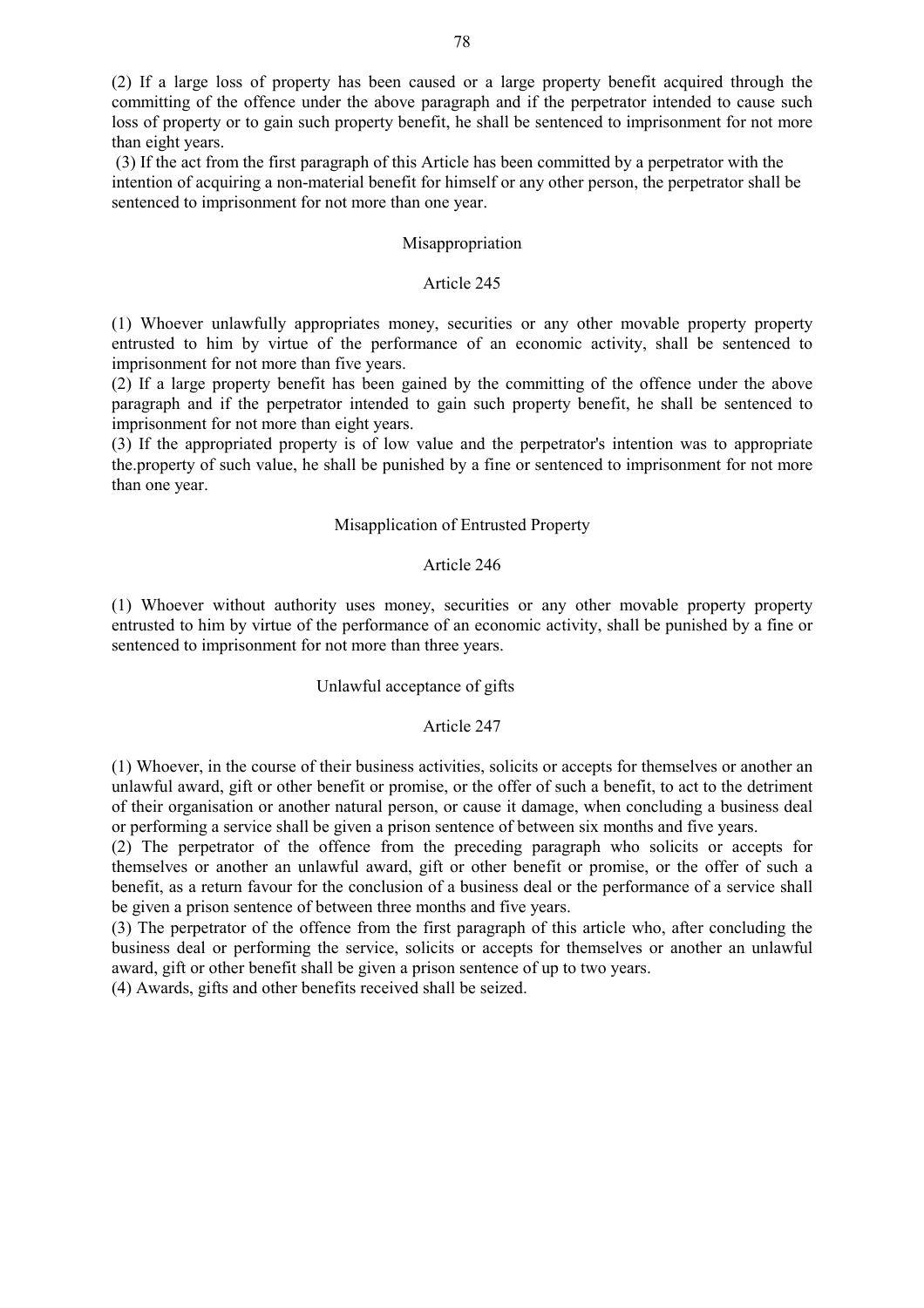(2) If a large loss of property has been caused or a large property benefit acquired through the committing of the offence under the above paragraph and if the perpetrator intended to cause such loss of property or to gain such property benefit, he shall be sentenced to imprisonment for not more than eight years.

(3) If the act from the first paragraph of this Article has been committed by a perpetrator with the intention of acquiring a non-material benefit for himself or any other person, the perpetrator shall be sentenced to imprisonment for not more than one year.

### Misappropriation

### Article 245

(1) Whoever unlawfully appropriates money, securities or any other movable property property entrusted to him by virtue of the performance of an economic activity, shall be sentenced to imprisonment for not more than five years.

(2) If a large property benefit has been gained by the committing of the offence under the above paragraph and if the perpetrator intended to gain such property benefit, he shall be sentenced to imprisonment for not more than eight years.

(3) If the appropriated property is of low value and the perpetrator's intention was to appropriate the.property of such value, he shall be punished by a fine or sentenced to imprisonment for not more than one year.

### Misapplication of Entrusted Property

### Article 246

(1) Whoever without authority uses money, securities or any other movable property property entrusted to him by virtue of the performance of an economic activity, shall be punished by a fine or sentenced to imprisonment for not more than three years.

### Unlawful acceptance of gifts

### Article 247

(1) Whoever, in the course of their business activities, solicits or accepts for themselves or another an unlawful award, gift or other benefit or promise, or the offer of such a benefit, to act to the detriment of their organisation or another natural person, or cause it damage, when concluding a business deal or performing a service shall be given a prison sentence of between six months and five years.

(2) The perpetrator of the offence from the preceding paragraph who solicits or accepts for themselves or another an unlawful award, gift or other benefit or promise, or the offer of such a benefit, as a return favour for the conclusion of a business deal or the performance of a service shall be given a prison sentence of between three months and five years.

(3) The perpetrator of the offence from the first paragraph of this article who, after concluding the business deal or performing the service, solicits or accepts for themselves or another an unlawful award, gift or other benefit shall be given a prison sentence of up to two years.

(4) Awards, gifts and other benefits received shall be seized.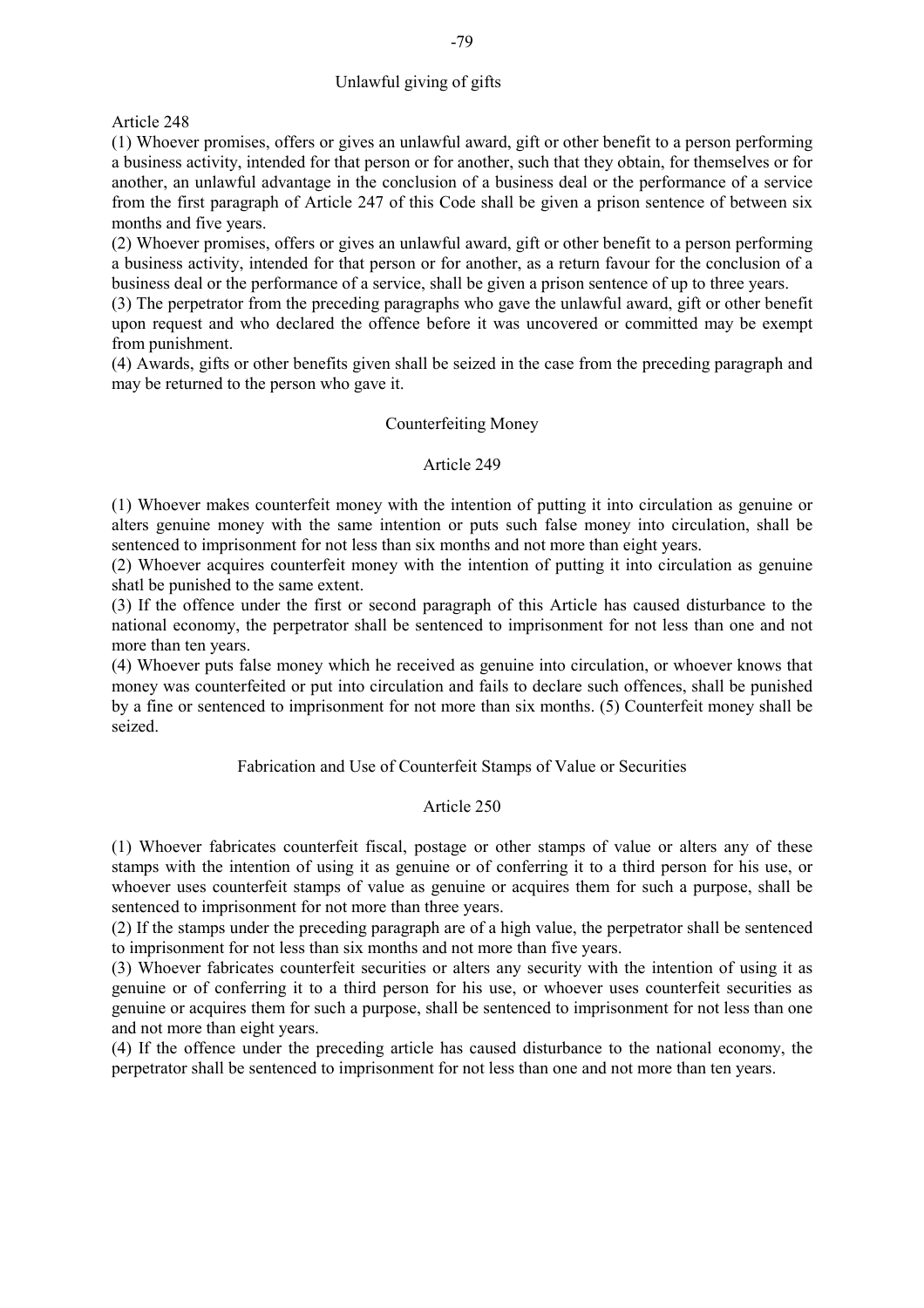### Unlawful giving of gifts

Article 248

(1) Whoever promises, offers or gives an unlawful award, gift or other benefit to a person performing a business activity, intended for that person or for another, such that they obtain, for themselves or for another, an unlawful advantage in the conclusion of a business deal or the performance of a service from the first paragraph of Article 247 of this Code shall be given a prison sentence of between six months and five years.

(2) Whoever promises, offers or gives an unlawful award, gift or other benefit to a person performing a business activity, intended for that person or for another, as a return favour for the conclusion of a business deal or the performance of a service, shall be given a prison sentence of up to three years.

(3) The perpetrator from the preceding paragraphs who gave the unlawful award, gift or other benefit upon request and who declared the offence before it was uncovered or committed may be exempt from punishment.

(4) Awards, gifts or other benefits given shall be seized in the case from the preceding paragraph and may be returned to the person who gave it.

### Counterfeiting Money

Article 249

(1) Whoever makes counterfeit money with the intention of putting it into circulation as genuine or alters genuine money with the same intention or puts such false money into circulation, shall be sentenced to imprisonment for not less than six months and not more than eight years.

(2) Whoever acquires counterfeit money with the intention of putting it into circulation as genuine shatl be punished to the same extent.

(3) If the offence under the first or second paragraph of this Article has caused disturbance to the national economy, the perpetrator shall be sentenced to imprisonment for not less than one and not more than ten years.

(4) Whoever puts false money which he received as genuine into circulation, or whoever knows that money was counterfeited or put into circulation and fails to declare such offences, shall be punished by a fine or sentenced to imprisonment for not more than six months. (5) Counterfeit money shall be seized.

### Fabrication and Use of Counterfeit Stamps of Value or Securities

Article 250

(1) Whoever fabricates counterfeit fiscal, postage or other stamps of value or alters any of these stamps with the intention of using it as genuine or of conferring it to a third person for his use, or whoever uses counterfeit stamps of value as genuine or acquires them for such a purpose, shall be sentenced to imprisonment for not more than three years.

(2) If the stamps under the preceding paragraph are of a high value, the perpetrator shall be sentenced to imprisonment for not less than six months and not more than five years.

(3) Whoever fabricates counterfeit securities or alters any security with the intention of using it as genuine or of conferring it to a third person for his use, or whoever uses counterfeit securities as genuine or acquires them for such a purpose, shall be sentenced to imprisonment for not less than one and not more than eight years.

(4) If the offence under the preceding article has caused disturbance to the national economy, the perpetrator shall be sentenced to imprisonment for not less than one and not more than ten years.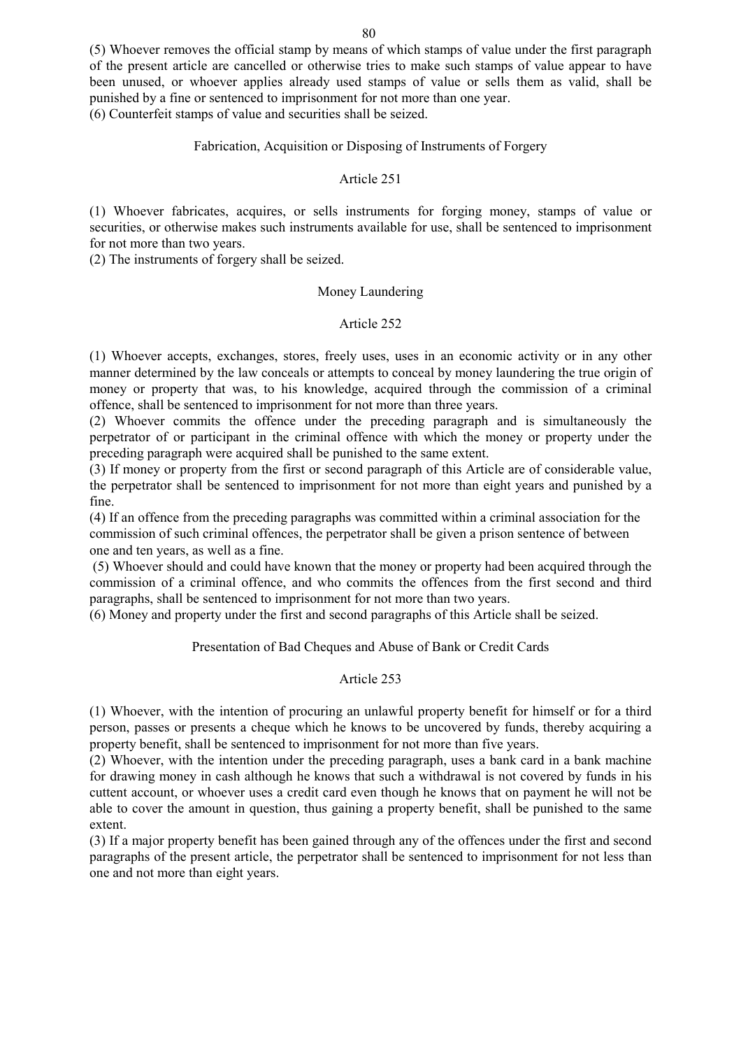(5) Whoever removes the official stamp by means of which stamps of value under the first paragraph of the present article are cancelled or otherwise tries to make such stamps of value appear to have been unused, or whoever applies already used stamps of value or sells them as valid, shall be punished by a fine or sentenced to imprisonment for not more than one year.
(6) Counterfeit stamps of value and securities shall be seized.

Fabrication, Acquisition or Disposing of Instruments of Forgery

Article 251

(1) Whoever fabricates, acquires, or sells instruments for forging money, stamps of value or securities, or otherwise makes such instruments available for use, shall be sentenced to imprisonment for not more than two years.
(2) The instruments of forgery shall be seized.

Money Laundering

Article 252

(1) Whoever accepts, exchanges, stores, freely uses, uses in an economic activity or in any other manner determined by the law conceals or attempts to conceal by money laundering the true origin of money or property that was, to his knowledge, acquired through the commission of a criminal offence, shall be sentenced to imprisonment for not more than three years.
(2) Whoever commits the offence under the preceding paragraph and is simultaneously the perpetrator of or participant in the criminal offence with which the money or property under the preceding paragraph were acquired shall be punished to the same extent.
(3) If money or property from the first or second paragraph of this Article are of considerable value, the perpetrator shall be sentenced to imprisonment for not more than eight years and punished by a fine.
(4) If an offence from the preceding paragraphs was committed within a criminal association for the commission of such criminal offences, the perpetrator shall be given a prison sentence of between one and ten years, as well as a fine.
(5) Whoever should and could have known that the money or property had been acquired through the commission of a criminal offence, and who commits the offences from the first second and third paragraphs, shall be sentenced to imprisonment for not more than two years.
(6) Money and property under the first and second paragraphs of this Article shall be seized.

Presentation of Bad Cheques and Abuse of Bank or Credit Cards

Article 253

(1) Whoever, with the intention of procuring an unlawful property benefit for himself or for a third person, passes or presents a cheque which he knows to be uncovered by funds, thereby acquiring a property benefit, shall be sentenced to imprisonment for not more than five years.
(2) Whoever, with the intention under the preceding paragraph, uses a bank card in a bank machine for drawing money in cash although he knows that such a withdrawal is not covered by funds in his cuttent account, or whoever uses a credit card even though he knows that on payment he will not be able to cover the amount in question, thus gaining a property benefit, shall be punished to the same extent.
(3) If a major property benefit has been gained through any of the offences under the first and second paragraphs of the present article, the perpetrator shall be sentenced to imprisonment for not less than one and not more than eight years.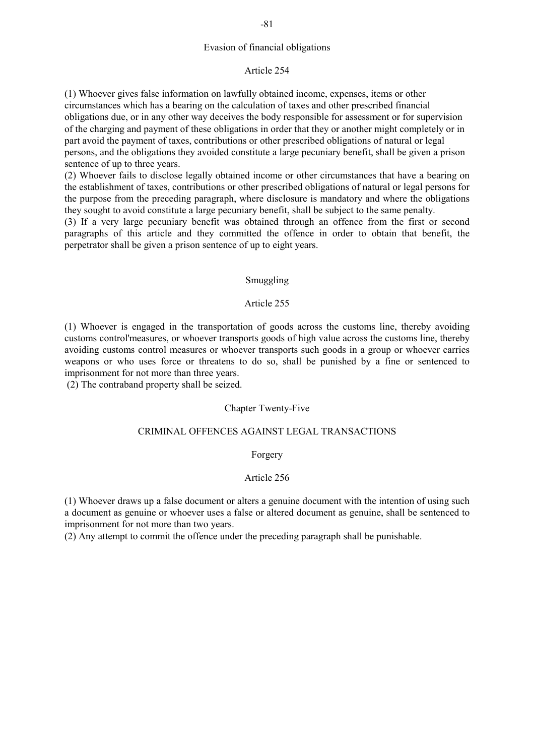### Evasion of financial obligations

### Article 254

(1) Whoever gives false information on lawfully obtained income, expenses, items or other circumstances which has a bearing on the calculation of taxes and other prescribed financial obligations due, or in any other way deceives the body responsible for assessment or for supervision of the charging and payment of these obligations in order that they or another might completely or in part avoid the payment of taxes, contributions or other prescribed obligations of natural or legal persons, and the obligations they avoided constitute a large pecuniary benefit, shall be given a prison sentence of up to three years.
(2) Whoever fails to disclose legally obtained income or other circumstances that have a bearing on the establishment of taxes, contributions or other prescribed obligations of natural or legal persons for the purpose from the preceding paragraph, where disclosure is mandatory and where the obligations they sought to avoid constitute a large pecuniary benefit, shall be subject to the same penalty.
(3) If a very large pecuniary benefit was obtained through an offence from the first or second paragraphs of this article and they committed the offence in order to obtain that benefit, the perpetrator shall be given a prison sentence of up to eight years.

### Smuggling

### Article 255

(1) Whoever is engaged in the transportation of goods across the customs line, thereby avoiding customs control'measures, or whoever transports goods of high value across the customs line, thereby avoiding customs control measures or whoever transports such goods in a group or whoever carries weapons or who uses force or threatens to do so, shall be punished by a fine or sentenced to imprisonment for not more than three years.
(2) The contraband property shall be seized.

## Chapter Twenty-Five

## CRIMINAL OFFENCES AGAINST LEGAL TRANSACTIONS

### Forgery

### Article 256

(1) Whoever draws up a false document or alters a genuine document with the intention of using such a document as genuine or whoever uses a false or altered document as genuine, shall be sentenced to imprisonment for not more than two years.
(2) Any attempt to commit the offence under the preceding paragraph shall be punishable.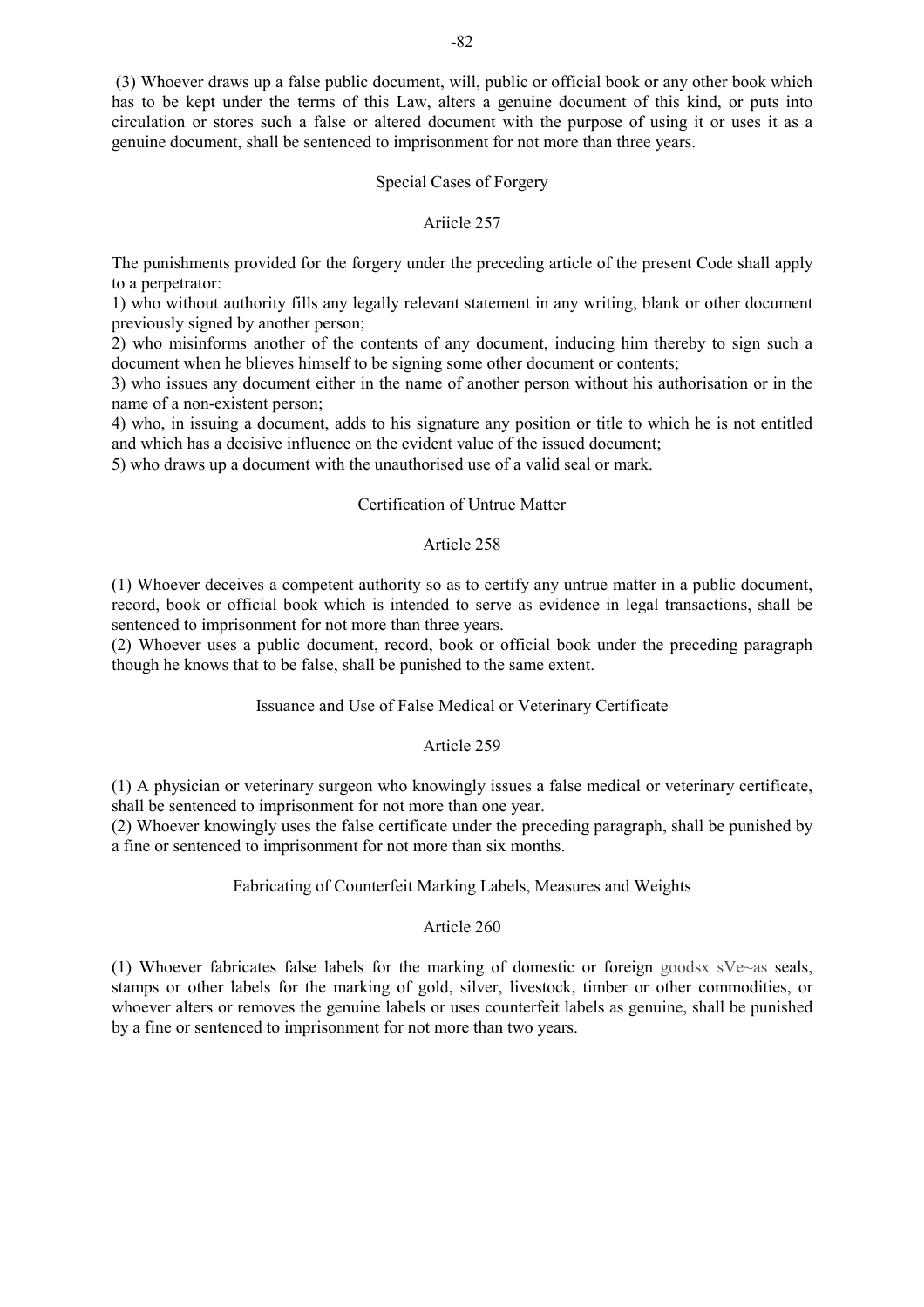(3) Whoever draws up a false public document, will, public or official book or any other book which has to be kept under the terms of this Law, alters a genuine document of this kind, or puts into circulation or stores such a false or altered document with the purpose of using it or uses it as a genuine document, shall be sentenced to imprisonment for not more than three years.

### Special Cases of Forgery

### Ariicle 257

The punishments provided for the forgery under the preceding article of the present Code shall apply to a perpetrator:

1) who without authority fills any legally relevant statement in any writing, blank or other document previously signed by another person;
2) who misinforms another of the contents of any document, inducing him thereby to sign such a document when he blieves himself to be signing some other document or contents;
3) who issues any document either in the name of another person without his authorisation or in the name of a non-existent person;
4) who, in issuing a document, adds to his signature any position or title to which he is not entitled and which has a decisive influence on the evident value of the issued document;
5) who draws up a document with the unauthorised use of a valid seal or mark.

### Certification of Untrue Matter

### Article 258

(1) Whoever deceives a competent authority so as to certify any untrue matter in a public document, record, book or official book which is intended to serve as evidence in legal transactions, shall be sentenced to imprisonment for not more than three years.
(2) Whoever uses a public document, record, book or official book under the preceding paragraph though he knows that to be false, shall be punished to the same extent.

### Issuance and Use of False Medical or Veterinary Certificate

### Article 259

(1) A physician or veterinary surgeon who knowingly issues a false medical or veterinary certificate, shall be sentenced to imprisonment for not more than one year.
(2) Whoever knowingly uses the false certificate under the preceding paragraph, shall be punished by a fine or sentenced to imprisonment for not more than six months.

### Fabricating of Counterfeit Marking Labels, Measures and Weights

### Article 260

(1) Whoever fabricates false labels for the marking of domestic or foreign goodsx sVe~as seals, stamps or other labels for the marking of gold, silver, livestock, timber or other commodities, or whoever alters or removes the genuine labels or uses counterfeit labels as genuine, shall be punished by a fine or sentenced to imprisonment for not more than two years.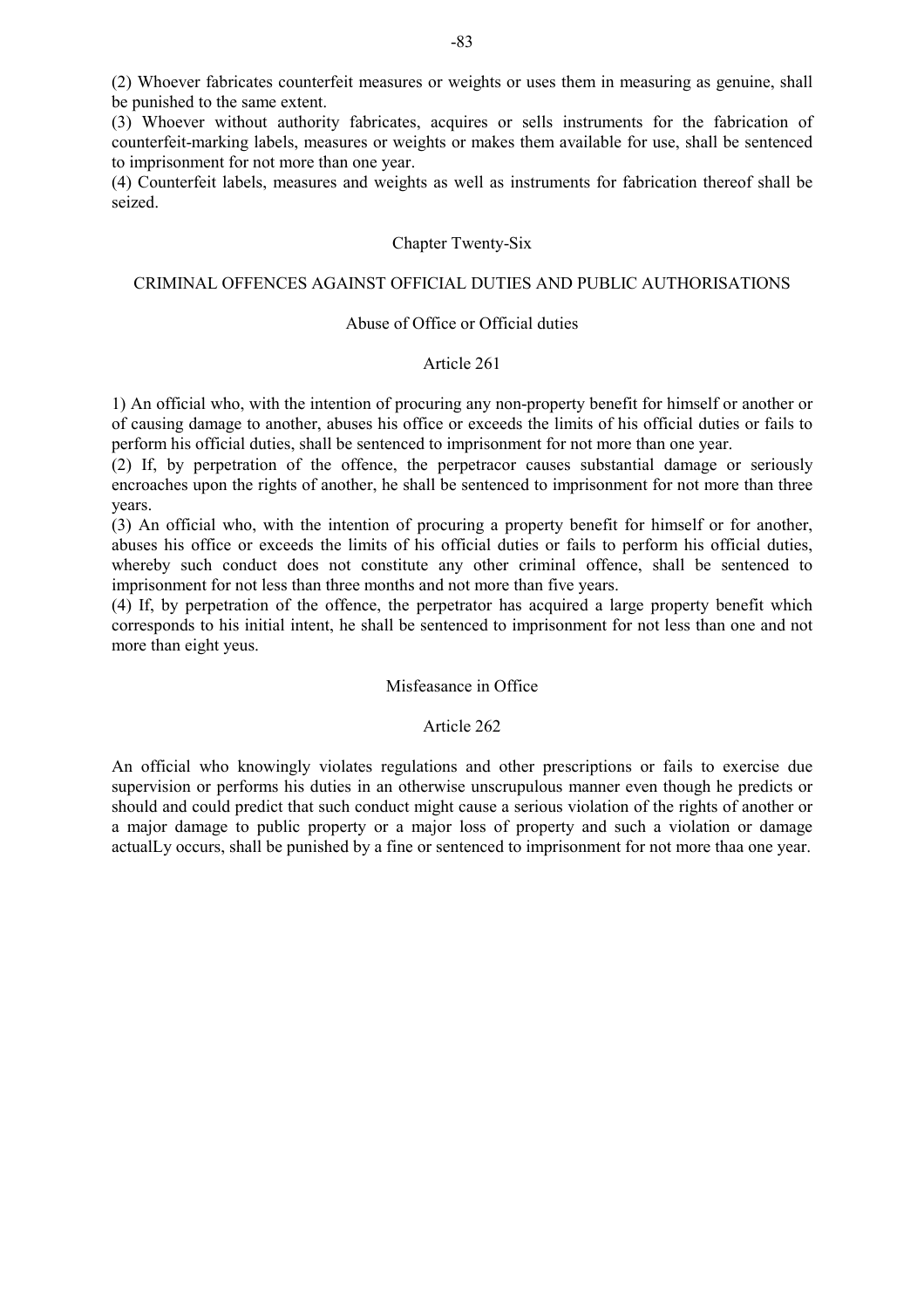(2) Whoever fabricates counterfeit measures or weights or uses them in measuring as genuine, shall be punished to the same extent.

(3) Whoever without authority fabricates, acquires or sells instruments for the fabrication of counterfeit-marking labels, measures or weights or makes them available for use, shall be sentenced to imprisonment for not more than one year.

(4) Counterfeit labels, measures and weights as well as instruments for fabrication thereof shall be seized.

## Chapter Twenty-Six

## CRIMINAL OFFENCES AGAINST OFFICIAL DUTIES AND PUBLIC AUTHORISATIONS

### Abuse of Office or Official duties

### Article 261

1) An official who, with the intention of procuring any non-property benefit for himself or another or of causing damage to another, abuses his office or exceeds the limits of his official duties or fails to perform his official duties, shall be sentenced to imprisonment for not more than one year.

(2) If, by perpetration of the offence, the perpetracor causes substantial damage or seriously encroaches upon the rights of another, he shall be sentenced to imprisonment for not more than three years.

(3) An official who, with the intention of procuring a property benefit for himself or for another, abuses his office or exceeds the limits of his official duties or fails to perform his official duties, whereby such conduct does not constitute any other criminal offence, shall be sentenced to imprisonment for not less than three months and not more than five years.

(4) If, by perpetration of the offence, the perpetrator has acquired a large property benefit which corresponds to his initial intent, he shall be sentenced to imprisonment for not less than one and not more than eight yeus.

### Misfeasance in Office

### Article 262

An official who knowingly violates regulations and other prescriptions or fails to exercise due supervision or performs his duties in an otherwise unscrupulous manner even though he predicts or should and could predict that such conduct might cause a serious violation of the rights of another or a major damage to public property or a major loss of property and such a violation or damage actualLy occurs, shall be punished by a fine or sentenced to imprisonment for not more thaa one year.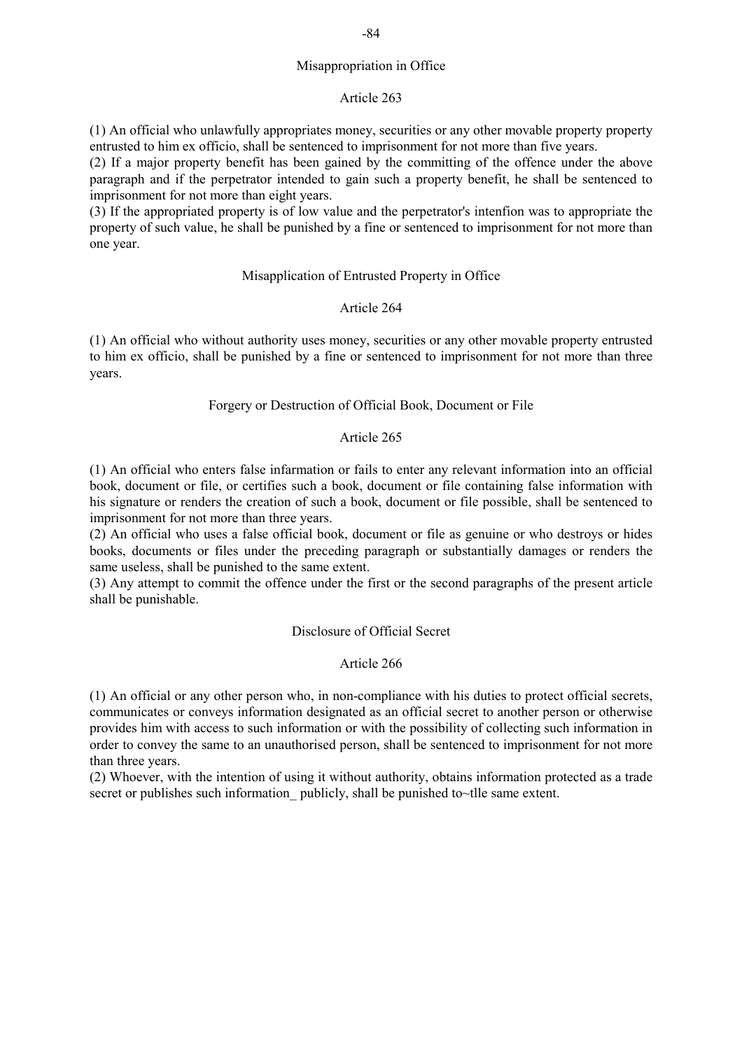## Misappropriation in Office

### Article 263

(1) An official who unlawfully appropriates money, securities or any other movable property property entrusted to him ex officio, shall be sentenced to imprisonment for not more than five years.
(2) If a major property benefit has been gained by the committing of the offence under the above paragraph and if the perpetrator intended to gain such a property benefit, he shall be sentenced to imprisonment for not more than eight years.
(3) If the appropriated property is of low value and the perpetrator's intenfion was to appropriate the property of such value, he shall be punished by a fine or sentenced to imprisonment for not more than one year.

## Misapplication of Entrusted Property in Office

### Article 264

(1) An official who without authority uses money, securities or any other movable property entrusted to him ex officio, shall be punished by a fine or sentenced to imprisonment for not more than three years.

## Forgery or Destruction of Official Book, Document or File

### Article 265

(1) An official who enters false infarmation or fails to enter any relevant information into an official book, document or file, or certifies such a book, document or file containing false information with his signature or renders the creation of such a book, document or file possible, shall be sentenced to imprisonment for not more than three years.
(2) An official who uses a false official book, document or file as genuine or who destroys or hides books, documents or files under the preceding paragraph or substantially damages or renders the same useless, shall be punished to the same extent.
(3) Any attempt to commit the offence under the first or the second paragraphs of the present article shall be punishable.

## Disclosure of Official Secret

### Article 266

(1) An official or any other person who, in non-compliance with his duties to protect official secrets, communicates or conveys information designated as an official secret to another person or otherwise provides him with access to such information or with the possibility of collecting such information in order to convey the same to an unauthorised person, shall be sentenced to imprisonment for not more than three years.
(2) Whoever, with the intention of using it without authority, obtains information protected as a trade secret or publishes such information_ publicly, shall be punished to~tlle same extent.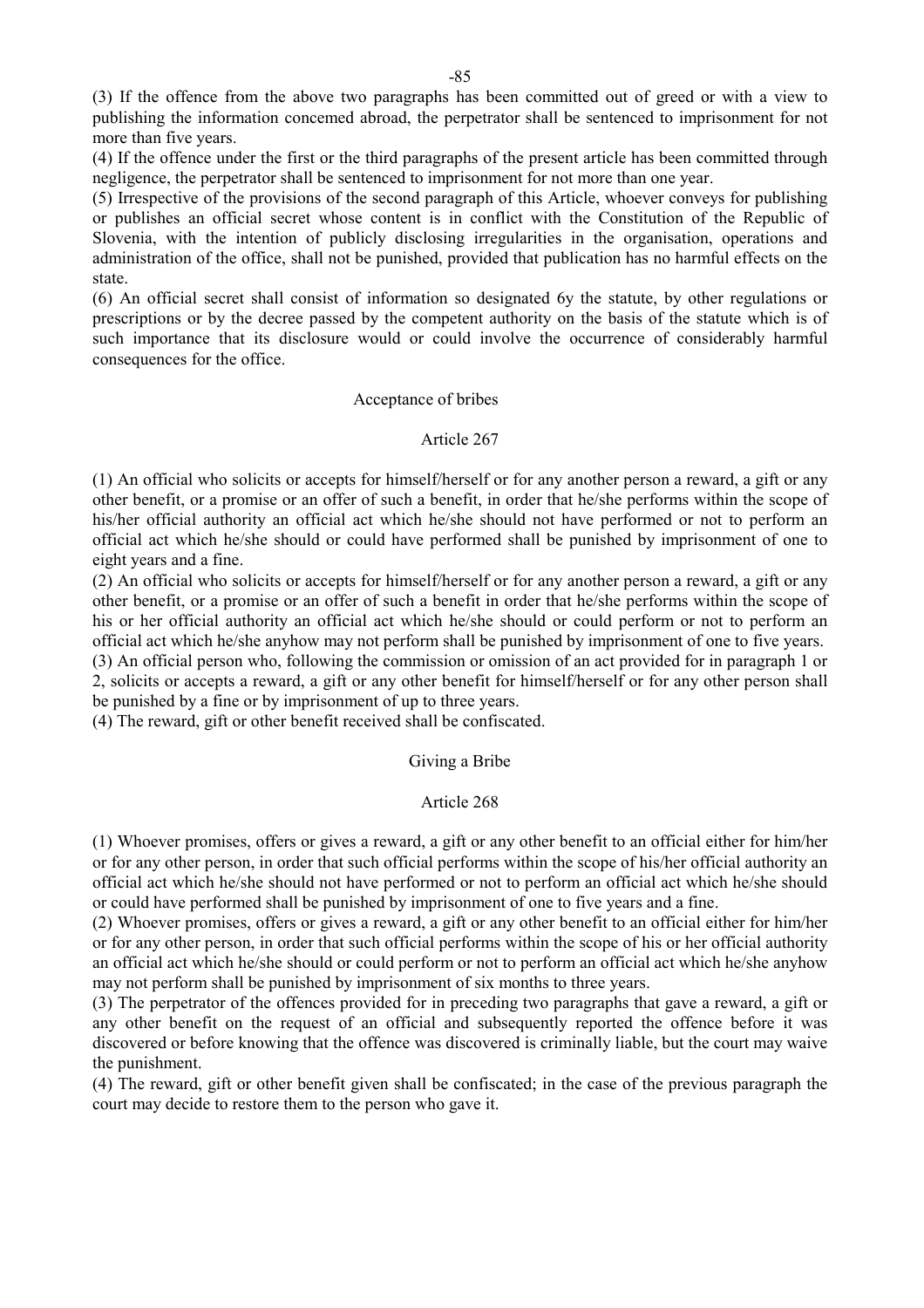(3) If the offence from the above two paragraphs has been committed out of greed or with a view to publishing the information concemed abroad, the perpetrator shall be sentenced to imprisonment for not more than five years.

(4) If the offence under the first or the third paragraphs of the present article has been committed through negligence, the perpetrator shall be sentenced to imprisonment for not more than one year.

(5) Irrespective of the provisions of the second paragraph of this Article, whoever conveys for publishing or publishes an official secret whose content is in conflict with the Constitution of the Republic of Slovenia, with the intention of publicly disclosing irregularities in the organisation, operations and administration of the office, shall not be punished, provided that publication has no harmful effects on the state.

(6) An official secret shall consist of information so designated 6y the statute, by other regulations or prescriptions or by the decree passed by the competent authority on the basis of the statute which is of such importance that its disclosure would or could involve the occurrence of considerably harmful consequences for the office.

### Acceptance of bribes

### Article 267

(1) An official who solicits or accepts for himself/herself or for any another person a reward, a gift or any other benefit, or a promise or an offer of such a benefit, in order that he/she performs within the scope of his/her official authority an official act which he/she should not have performed or not to perform an official act which he/she should or could have performed shall be punished by imprisonment of one to eight years and a fine.

(2) An official who solicits or accepts for himself/herself or for any another person a reward, a gift or any other benefit, or a promise or an offer of such a benefit in order that he/she performs within the scope of his or her official authority an official act which he/she should or could perform or not to perform an official act which he/she anyhow may not perform shall be punished by imprisonment of one to five years.

(3) An official person who, following the commission or omission of an act provided for in paragraph 1 or 2, solicits or accepts a reward, a gift or any other benefit for himself/herself or for any other person shall be punished by a fine or by imprisonment of up to three years.

(4) The reward, gift or other benefit received shall be confiscated.

### Giving a Bribe

### Article 268

(1) Whoever promises, offers or gives a reward, a gift or any other benefit to an official either for him/her or for any other person, in order that such official performs within the scope of his/her official authority an official act which he/she should not have performed or not to perform an official act which he/she should or could have performed shall be punished by imprisonment of one to five years and a fine.

(2) Whoever promises, offers or gives a reward, a gift or any other benefit to an official either for him/her or for any other person, in order that such official performs within the scope of his or her official authority an official act which he/she should or could perform or not to perform an official act which he/she anyhow may not perform shall be punished by imprisonment of six months to three years.

(3) The perpetrator of the offences provided for in preceding two paragraphs that gave a reward, a gift or any other benefit on the request of an official and subsequently reported the offence before it was discovered or before knowing that the offence was discovered is criminally liable, but the court may waive the punishment.

(4) The reward, gift or other benefit given shall be confiscated; in the case of the previous paragraph the court may decide to restore them to the person who gave it.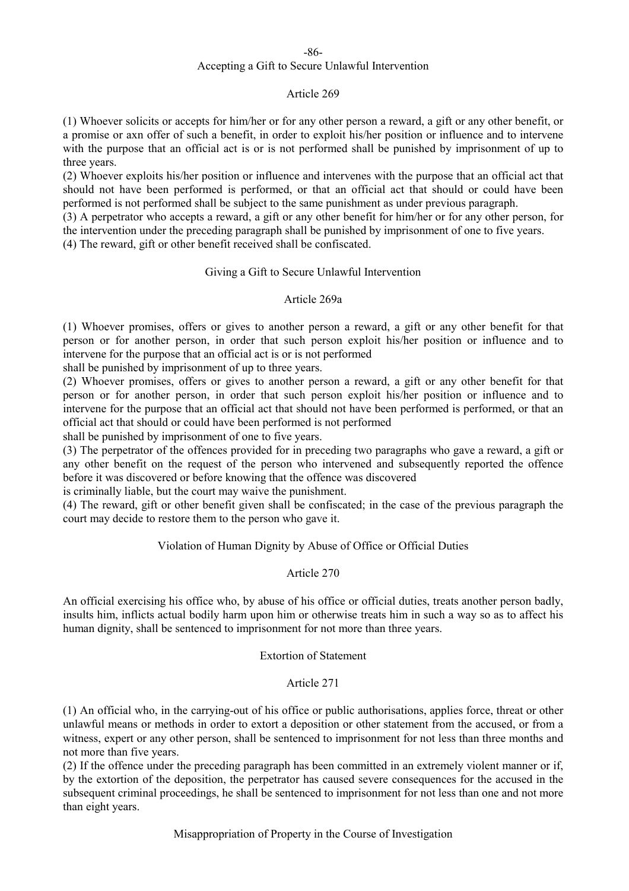## Accepting a Gift to Secure Unlawful Intervention

### Article 269

(1) Whoever solicits or accepts for him/her or for any other person a reward, a gift or any other benefit, or a promise or axn offer of such a benefit, in order to exploit his/her position or influence and to intervene with the purpose that an official act is or is not performed shall be punished by imprisonment of up to three years.

(2) Whoever exploits his/her position or influence and intervenes with the purpose that an official act that should not have been performed is performed, or that an official act that should or could have been performed is not performed shall be subject to the same punishment as under previous paragraph.

(3) A perpetrator who accepts a reward, a gift or any other benefit for him/her or for any other person, for the intervention under the preceding paragraph shall be punished by imprisonment of one to five years.

(4) The reward, gift or other benefit received shall be confiscated.

## Giving a Gift to Secure Unlawful Intervention

### Article 269a

(1) Whoever promises, offers or gives to another person a reward, a gift or any other benefit for that person or for another person, in order that such person exploit his/her position or influence and to intervene for the purpose that an official act is or is not performed

shall be punished by imprisonment of up to three years.

(2) Whoever promises, offers or gives to another person a reward, a gift or any other benefit for that person or for another person, in order that such person exploit his/her position or influence and to intervene for the purpose that an official act that should not have been performed is performed, or that an official act that should or could have been performed is not performed

shall be punished by imprisonment of one to five years.

(3) The perpetrator of the offences provided for in preceding two paragraphs who gave a reward, a gift or any other benefit on the request of the person who intervened and subsequently reported the offence before it was discovered or before knowing that the offence was discovered

is criminally liable, but the court may waive the punishment.

(4) The reward, gift or other benefit given shall be confiscated; in the case of the previous paragraph the court may decide to restore them to the person who gave it.

## Violation of Human Dignity by Abuse of Office or Official Duties

### Article 270

An official exercising his office who, by abuse of his office or official duties, treats another person badly, insults him, inflicts actual bodily harm upon him or otherwise treats him in such a way so as to affect his human dignity, shall be sentenced to imprisonment for not more than three years.

## Extortion of Statement

### Article 271

(1) An official who, in the carrying-out of his office or public authorisations, applies force, threat or other unlawful means or methods in order to extort a deposition or other statement from the accused, or from a witness, expert or any other person, shall be sentenced to imprisonment for not less than three months and not more than five years.

(2) If the offence under the preceding paragraph has been committed in an extremely violent manner or if, by the extortion of the deposition, the perpetrator has caused severe consequences for the accused in the subsequent criminal proceedings, he shall be sentenced to imprisonment for not less than one and not more than eight years.

## Misappropriation of Property in the Course of Investigation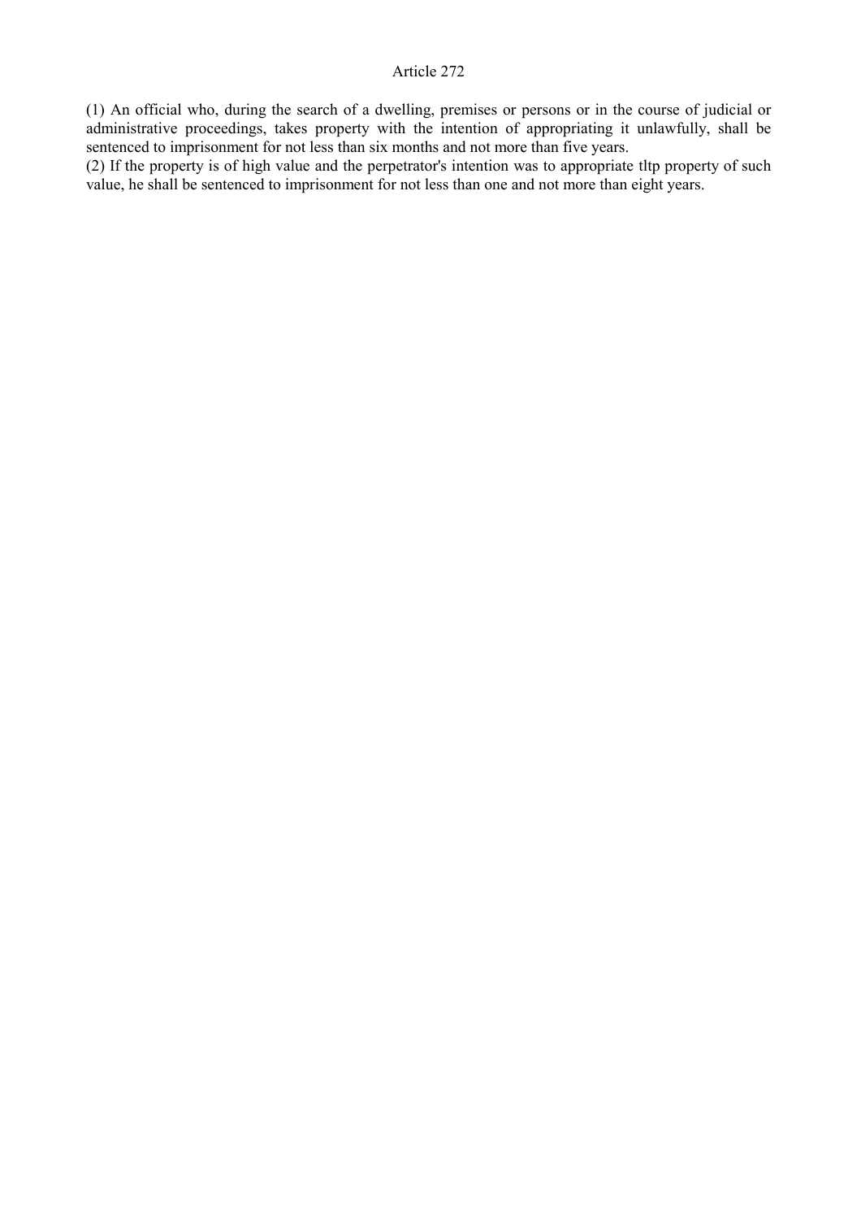# Article 272

(1) An official who, during the search of a dwelling, premises or persons or in the course of judicial or administrative proceedings, takes property with the intention of appropriating it unlawfully, shall be sentenced to imprisonment for not less than six months and not more than five years.

(2) If the property is of high value and the perpetrator's intention was to appropriate tltp property of such value, he shall be sentenced to imprisonment for not less than one and not more than eight years.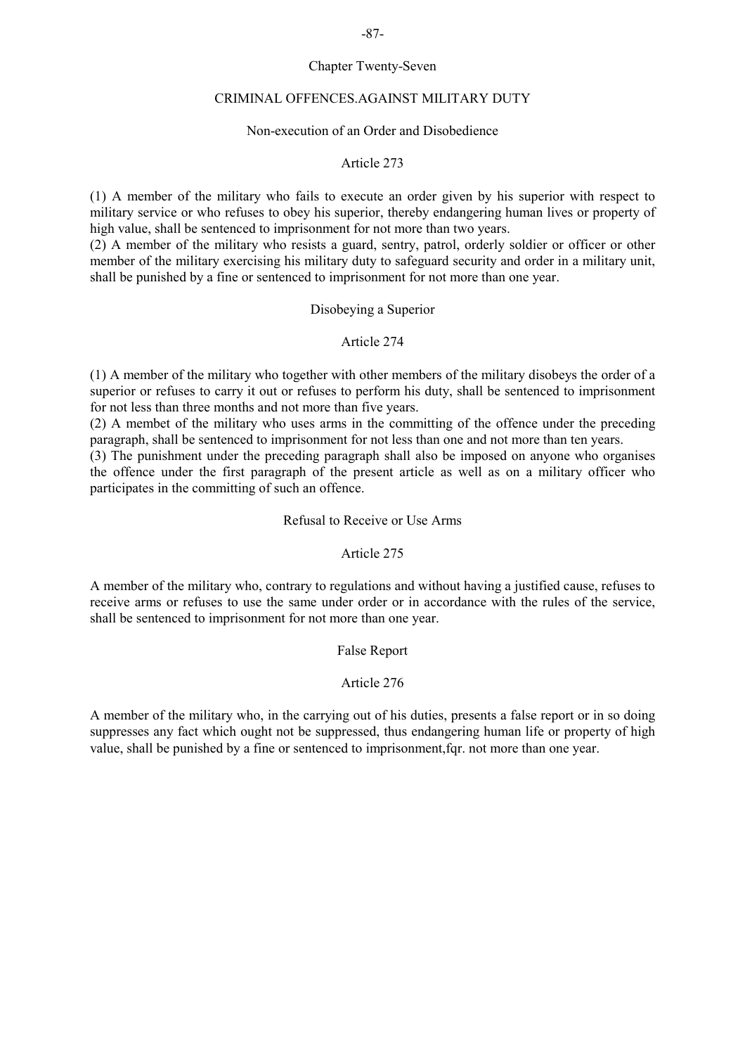## Chapter Twenty-Seven

## CRIMINAL OFFENCES.AGAINST MILITARY DUTY

### Non-execution of an Order and Disobedience

#### Article 273

(1) A member of the military who fails to execute an order given by his superior with respect to military service or who refuses to obey his superior, thereby endangering human lives or property of high value, shall be sentenced to imprisonment for not more than two years.
(2) A member of the military who resists a guard, sentry, patrol, orderly soldier or officer or other member of the military exercising his military duty to safeguard security and order in a military unit, shall be punished by a fine or sentenced to imprisonment for not more than one year.

### Disobeying a Superior

#### Article 274

(1) A member of the military who together with other members of the military disobeys the order of a superior or refuses to carry it out or refuses to perform his duty, shall be sentenced to imprisonment for not less than three months and not more than five years.
(2) A membet of the military who uses arms in the committing of the offence under the preceding paragraph, shall be sentenced to imprisonment for not less than one and not more than ten years.
(3) The punishment under the preceding paragraph shall also be imposed on anyone who organises the offence under the first paragraph of the present article as well as on a military officer who participates in the committing of such an offence.

### Refusal to Receive or Use Arms

#### Article 275

A member of the military who, contrary to regulations and without having a justified cause, refuses to receive arms or refuses to use the same under order or in accordance with the rules of the service, shall be sentenced to imprisonment for not more than one year.

### False Report

#### Article 276

A member of the military who, in the carrying out of his duties, presents a false report or in so doing suppresses any fact which ought not be suppressed, thus endangering human life or property of high value, shall be punished by a fine or sentenced to imprisonment,fqr. not more than one year.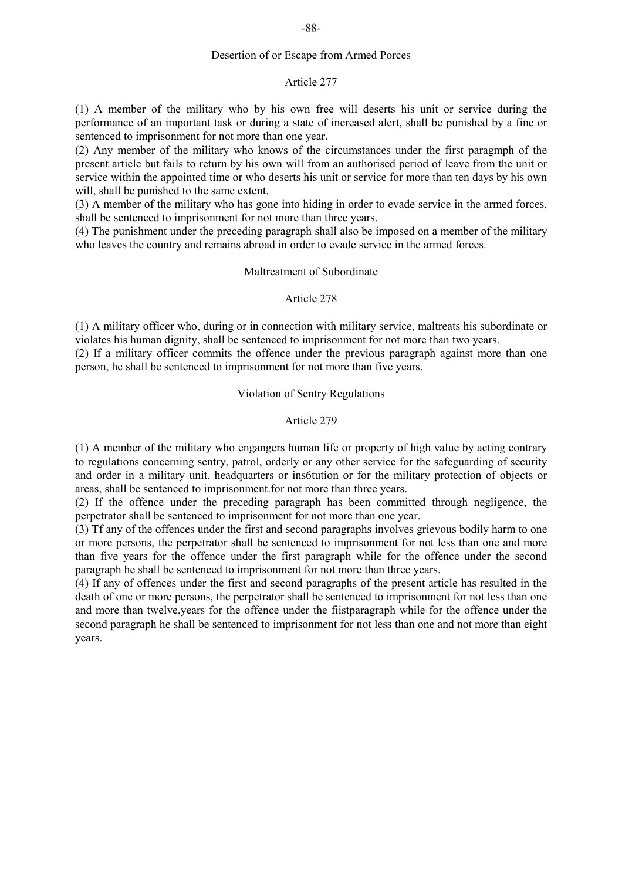### Desertion of or Escape from Armed Porces

#### Article 277

(1) A member of the military who by his own free will deserts his unit or service during the performance of an important task or during a state of inereased alert, shall be punished by a fine or sentenced to imprisonment for not more than one year.

(2) Any member of the military who knows of the circumstances under the first paragmph of the present article but fails to return by his own will from an authorised period of leave from the unit or service within the appointed time or who deserts his unit or service for more than ten days by his own will, shall be punished to the same extent.

(3) A member of the military who has gone into hiding in order to evade service in the armed forces, shall be sentenced to imprisonment for not more than three years.

(4) The punishment under the preceding paragraph shall also be imposed on a member of the military who leaves the country and remains abroad in order to evade service in the armed forces.

### Maltreatment of Subordinate

#### Article 278

(1) A military officer who, during or in connection with military service, maltreats his subordinate or violates his human dignity, shall be sentenced to imprisonment for not more than two years.

(2) If a military officer commits the offence under the previous paragraph against more than one person, he shall be sentenced to imprisonment for not more than five years.

### Violation of Sentry Regulations

#### Article 279

(1) A member of the military who engangers human life or property of high value by acting contrary to regulations concerning sentry, patrol, orderly or any other service for the safeguarding of security and order in a military unit, headquarters or ins6tution or for the military protection of objects or areas, shall be sentenced to imprisonment.for not more than three years.

(2) If the offence under the preceding paragraph has been committed through negligence, the perpetrator shall be sentenced to imprisonment for not more than one year.

(3) Tf any of the offences under the first and second paragraphs involves grievous bodily harm to one or more persons, the perpetrator shall be sentenced to imprisonment for not less than one and more than five years for the offence under the first paragraph while for the offence under the second paragraph he shall be sentenced to imprisonment for not more than three years.

(4) If any of offences under the first and second paragraphs of the present article has resulted in the death of one or more persons, the perpetrator shall be sentenced to imprisonment for not less than one and more than twelve,years for the offence under the fiistparagraph while for the offence under the second paragraph he shall be sentenced to imprisonment for not less than one and not more than eight years.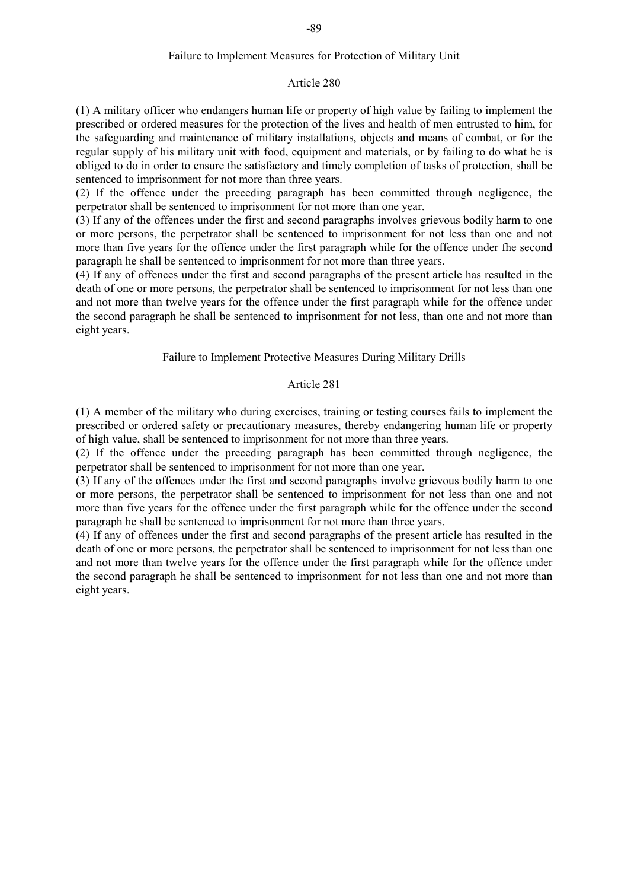### Failure to Implement Measures for Protection of Military Unit

#### Article 280

(1) A military officer who endangers human life or property of high value by failing to implement the prescribed or ordered measures for the protection of the lives and health of men entrusted to him, for the safeguarding and maintenance of military installations, objects and means of combat, or for the regular supply of his military unit with food, equipment and materials, or by failing to do what he is obliged to do in order to ensure the satisfactory and timely completion of tasks of protection, shall be sentenced to imprisonment for not more than three years.

(2) If the offence under the preceding paragraph has been committed through negligence, the perpetrator shall be sentenced to imprisonment for not more than one year.

(3) If any of the offences under the first and second paragraphs involves grievous bodily harm to one or more persons, the perpetrator shall be sentenced to imprisonment for not less than one and not more than five years for the offence under the first paragraph while for the offence under fhe second paragraph he shall be sentenced to imprisonment for not more than three years.

(4) If any of offences under the first and second paragraphs of the present article has resulted in the death of one or more persons, the perpetrator shall be sentenced to imprisonment for not less than one and not more than twelve years for the offence under the first paragraph while for the offence under the second paragraph he shall be sentenced to imprisonment for not less, than one and not more than eight years.

### Failure to Implement Protective Measures During Military Drills

#### Article 281

(1) A member of the military who during exercises, training or testing courses fails to implement the prescribed or ordered safety or precautionary measures, thereby endangering human life or property of high value, shall be sentenced to imprisonment for not more than three years.

(2) If the offence under the preceding paragraph has been committed through negligence, the perpetrator shall be sentenced to imprisonment for not more than one year.

(3) If any of the offences under the first and second paragraphs involve grievous bodily harm to one or more persons, the perpetrator shall be sentenced to imprisonment for not less than one and not more than five years for the offence under the first paragraph while for the offence under the second paragraph he shall be sentenced to imprisonment for not more than three years.

(4) If any of offences under the first and second paragraphs of the present article has resulted in the death of one or more persons, the perpetrator shall be sentenced to imprisonment for not less than one and not more than twelve years for the offence under the first paragraph while for the offence under the second paragraph he shall be sentenced to imprisonment for not less than one and not more than eight years.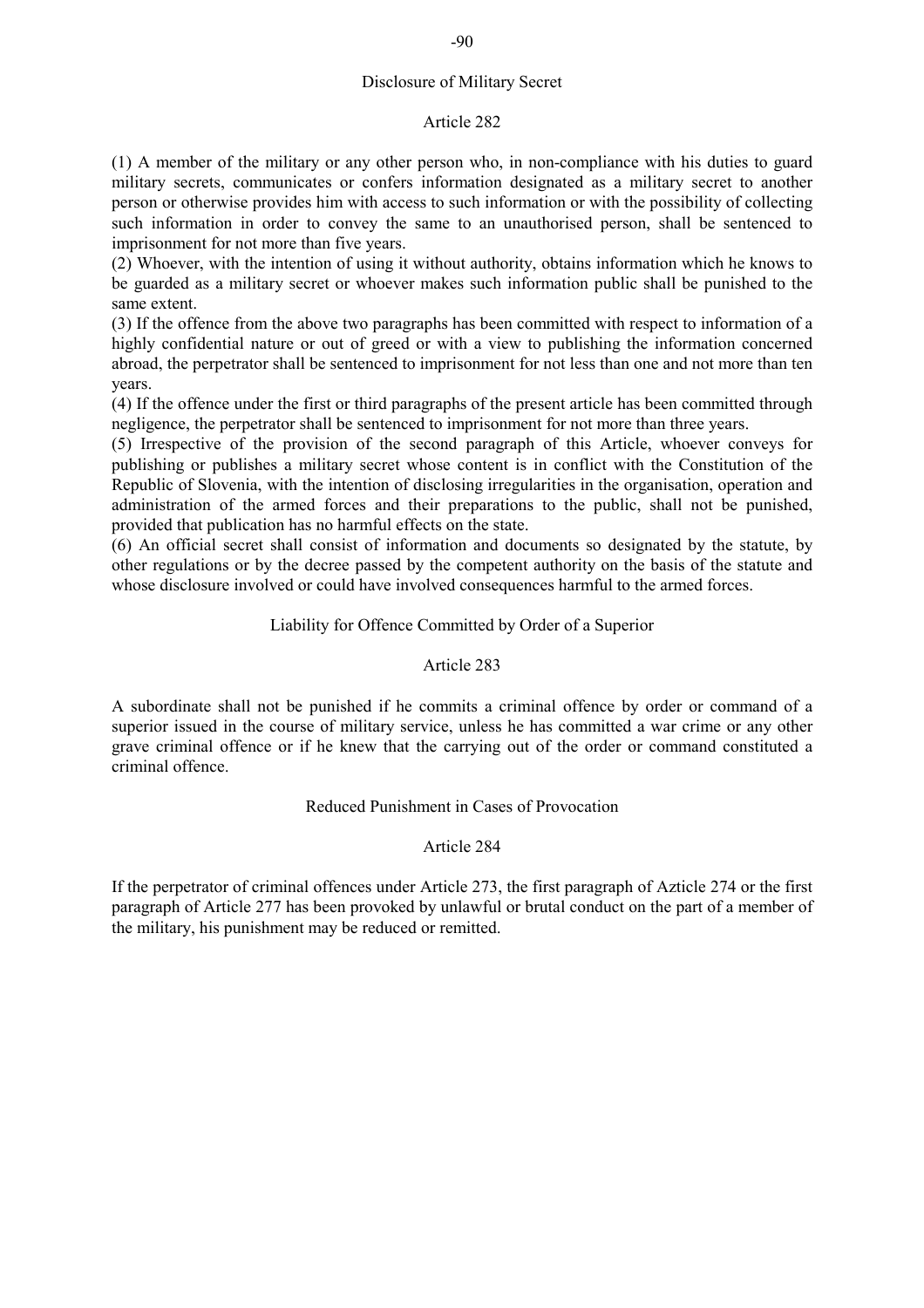### Disclosure of Military Secret

#### Article 282

(1) A member of the military or any other person who, in non-compliance with his duties to guard military secrets, communicates or confers information designated as a military secret to another person or otherwise provides him with access to such information or with the possibility of collecting such information in order to convey the same to an unauthorised person, shall be sentenced to imprisonment for not more than five years.

(2) Whoever, with the intention of using it without authority, obtains information which he knows to be guarded as a military secret or whoever makes such information public shall be punished to the same extent.

(3) If the offence from the above two paragraphs has been committed with respect to information of a highly confidential nature or out of greed or with a view to publishing the information concerned abroad, the perpetrator shall be sentenced to imprisonment for not less than one and not more than ten years.

(4) If the offence under the first or third paragraphs of the present article has been committed through negligence, the perpetrator shall be sentenced to imprisonment for not more than three years.

(5) Irrespective of the provision of the second paragraph of this Article, whoever conveys for publishing or publishes a military secret whose content is in conflict with the Constitution of the Republic of Slovenia, with the intention of disclosing irregularities in the organisation, operation and administration of the armed forces and their preparations to the public, shall not be punished, provided that publication has no harmful effects on the state.

(6) An official secret shall consist of information and documents so designated by the statute, by other regulations or by the decree passed by the competent authority on the basis of the statute and whose disclosure involved or could have involved consequences harmful to the armed forces.

### Liability for Offence Committed by Order of a Superior

#### Article 283

A subordinate shall not be punished if he commits a criminal offence by order or command of a superior issued in the course of military service, unless he has committed a war crime or any other grave criminal offence or if he knew that the carrying out of the order or command constituted a criminal offence.

### Reduced Punishment in Cases of Provocation

#### Article 284

If the perpetrator of criminal offences under Article 273, the first paragraph of Azticle 274 or the first paragraph of Article 277 has been provoked by unlawful or brutal conduct on the part of a member of the military, his punishment may be reduced or remitted.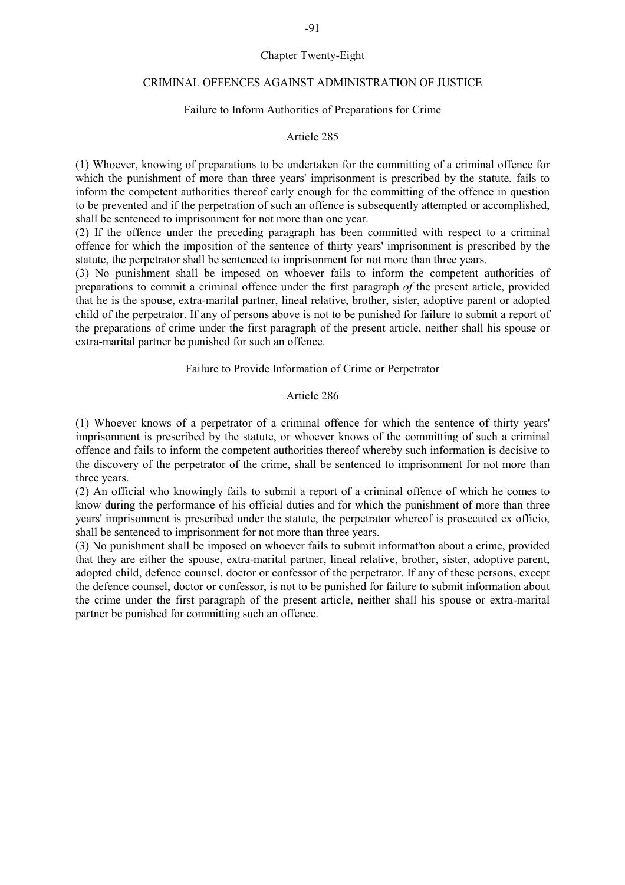## Chapter Twenty-Eight

## CRIMINAL OFFENCES AGAINST ADMINISTRATION OF JUSTICE

### Failure to Inform Authorities of Preparations for Crime

#### Article 285

(1) Whoever, knowing of preparations to be undertaken for the committing of a criminal offence for which the punishment of more than three years' imprisonment is prescribed by the statute, fails to inform the competent authorities thereof early enough for the committing of the offence in question to be prevented and if the perpetration of such an offence is subsequently attempted or accomplished, shall be sentenced to imprisonment for not more than one year.

(2) If the offence under the preceding paragraph has been committed with respect to a criminal offence for which the imposition of the sentence of thirty years' imprisonment is prescribed by the statute, the perpetrator shall be sentenced to imprisonment for not more than three years.

(3) No punishment shall be imposed on whoever fails to inform the competent authorities of preparations to commit a criminal offence under the first paragraph *of* the present article, provided that he is the spouse, extra-marital partner, lineal relative, brother, sister, adoptive parent or adopted child of the perpetrator. If any of persons above is not to be punished for failure to submit a report of the preparations of crime under the first paragraph of the present article, neither shall his spouse or extra-marital partner be punished for such an offence.

### Failure to Provide Information of Crime or Perpetrator

#### Article 286

(1) Whoever knows of a perpetrator of a criminal offence for which the sentence of thirty years' imprisonment is prescribed by the statute, or whoever knows of the committing of such a criminal offence and fails to inform the competent authorities thereof whereby such information is decisive to the discovery of the perpetrator of the crime, shall be sentenced to imprisonment for not more than three years.

(2) An official who knowingly fails to submit a report of a criminal offence of which he comes to know during the performance of his official duties and for which the punishment of more than three years' imprisonment is prescribed under the statute, the perpetrator whereof is prosecuted ex officio, shall be sentenced to imprisonment for not more than three years.

(3) No punishment shall be imposed on whoever fails to submit informat'ton about a crime, provided that they are either the spouse, extra-marital partner, lineal relative, brother, sister, adoptive parent, adopted child, defence counsel, doctor or confessor of the perpetrator. If any of these persons, except the defence counsel, doctor or confessor, is not to be punished for failure to submit information about the crime under the first paragraph of the present article, neither shall his spouse or extra-marital partner be punished for committing such an offence.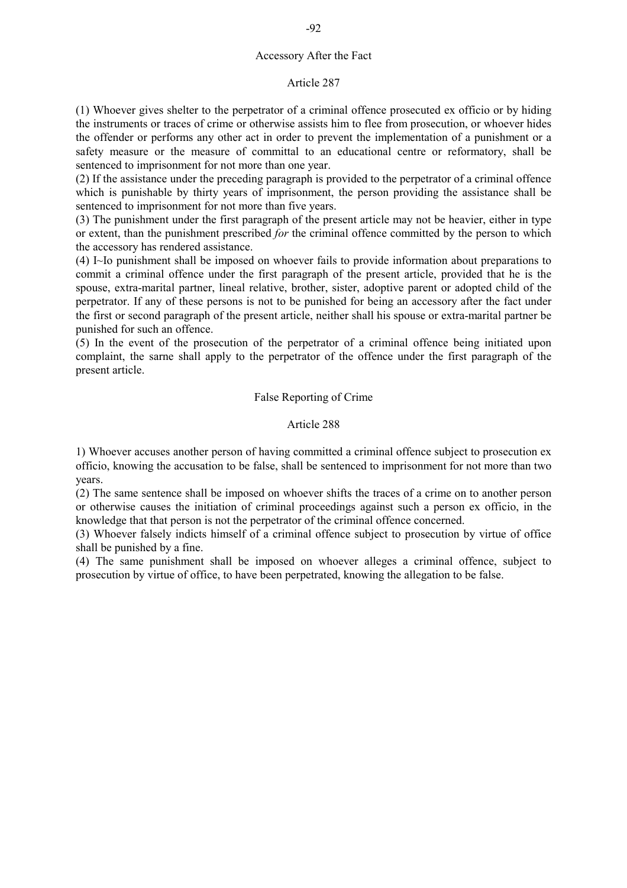## Accessory After the Fact

### Article 287

(1) Whoever gives shelter to the perpetrator of a criminal offence prosecuted ex officio or by hiding the instruments or traces of crime or otherwise assists him to flee from prosecution, or whoever hides the offender or performs any other act in order to prevent the implementation of a punishment or a safety measure or the measure of committal to an educational centre or reformatory, shall be sentenced to imprisonment for not more than one year.

(2) If the assistance under the preceding paragraph is provided to the perpetrator of a criminal offence which is punishable by thirty years of imprisonment, the person providing the assistance shall be sentenced to imprisonment for not more than five years.

(3) The punishment under the first paragraph of the present article may not be heavier, either in type or extent, than the punishment prescribed *for* the criminal offence committed by the person to which the accessory has rendered assistance.

(4) I~Io punishment shall be imposed on whoever fails to provide information about preparations to commit a criminal offence under the first paragraph of the present article, provided that he is the spouse, extra-marital partner, lineal relative, brother, sister, adoptive parent or adopted child of the perpetrator. If any of these persons is not to be punished for being an accessory after the fact under the first or second paragraph of the present article, neither shall his spouse or extra-marital partner be punished for such an offence.

(5) In the event of the prosecution of the perpetrator of a criminal offence being initiated upon complaint, the sarne shall apply to the perpetrator of the offence under the first paragraph of the present article.

## False Reporting of Crime

### Article 288

1) Whoever accuses another person of having committed a criminal offence subject to prosecution ex officio, knowing the accusation to be false, shall be sentenced to imprisonment for not more than two years.

(2) The same sentence shall be imposed on whoever shifts the traces of a crime on to another person or otherwise causes the initiation of criminal proceedings against such a person ex officio, in the knowledge that that person is not the perpetrator of the criminal offence concerned.

(3) Whoever falsely indicts himself of a criminal offence subject to prosecution by virtue of office shall be punished by a fine.

(4) The same punishment shall be imposed on whoever alleges a criminal offence, subject to prosecution by virtue of office, to have been perpetrated, knowing the allegation to be false.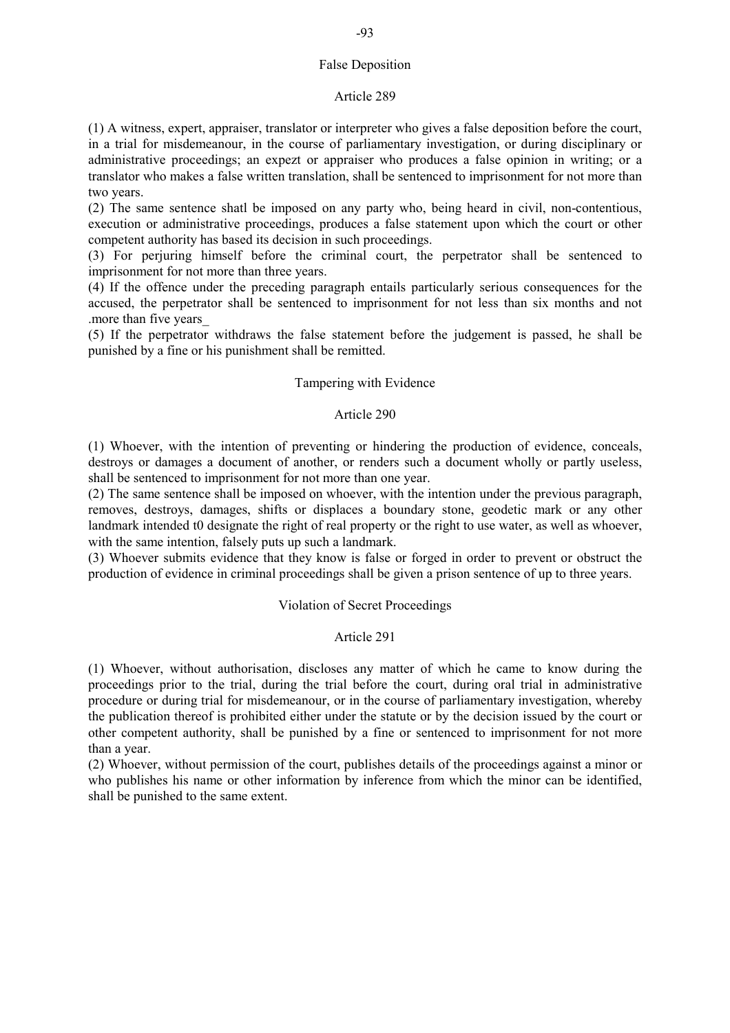## False Deposition

### Article 289

(1) A witness, expert, appraiser, translator or interpreter who gives a false deposition before the court, in a trial for misdemeanour, in the course of parliamentary investigation, or during disciplinary or administrative proceedings; an expezt or appraiser who produces a false opinion in writing; or a translator who makes a false written translation, shall be sentenced to imprisonment for not more than two years.

(2) The same sentence shatl be imposed on any party who, being heard in civil, non-contentious, execution or administrative proceedings, produces a false statement upon which the court or other competent authority has based its decision in such proceedings.

(3) For perjuring himself before the criminal court, the perpetrator shall be sentenced to imprisonment for not more than three years.

(4) If the offence under the preceding paragraph entails particularly serious consequences for the accused, the perpetrator shall be sentenced to imprisonment for not less than six months and not .more than five years_

(5) If the perpetrator withdraws the false statement before the judgement is passed, he shall be punished by a fine or his punishment shall be remitted.

## Tampering with Evidence

### Article 290

(1) Whoever, with the intention of preventing or hindering the production of evidence, conceals, destroys or damages a document of another, or renders such a document wholly or partly useless, shall be sentenced to imprisonment for not more than one year.

(2) The same sentence shall be imposed on whoever, with the intention under the previous paragraph, removes, destroys, damages, shifts or displaces a boundary stone, geodetic mark or any other landmark intended t0 designate the right of real property or the right to use water, as well as whoever, with the same intention, falsely puts up such a landmark.

(3) Whoever submits evidence that they know is false or forged in order to prevent or obstruct the production of evidence in criminal proceedings shall be given a prison sentence of up to three years.

## Violation of Secret Proceedings

### Article 291

(1) Whoever, without authorisation, discloses any matter of which he came to know during the proceedings prior to the trial, during the trial before the court, during oral trial in administrative procedure or during trial for misdemeanour, or in the course of parliamentary investigation, whereby the publication thereof is prohibited either under the statute or by the decision issued by the court or other competent authority, shall be punished by a fine or sentenced to imprisonment for not more than a year.

(2) Whoever, without permission of the court, publishes details of the proceedings against a minor or who publishes his name or other information by inference from which the minor can be identified, shall be punished to the same extent.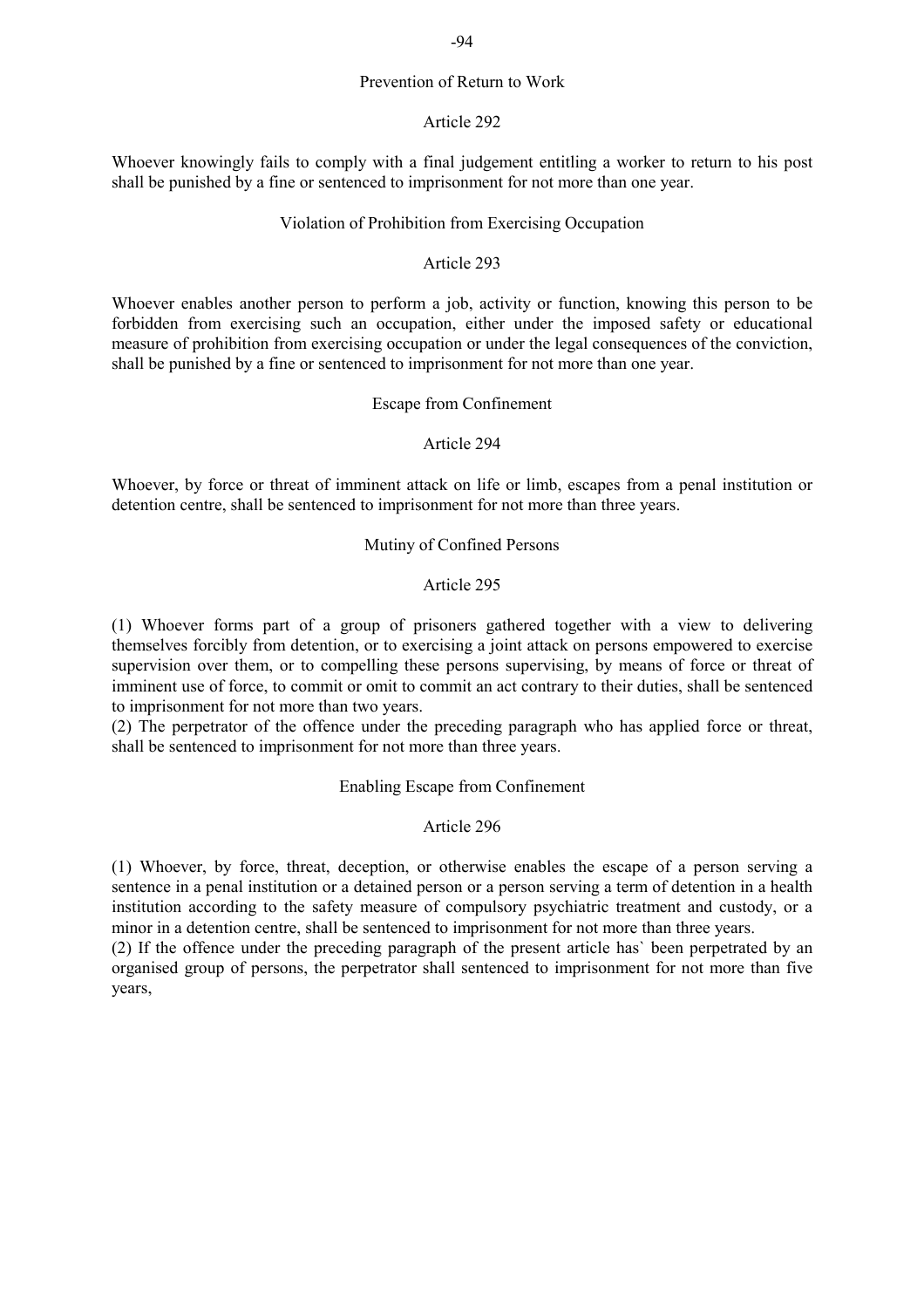### Prevention of Return to Work

#### Article 292

Whoever knowingly fails to comply with a final judgement entitling a worker to return to his post shall be punished by a fine or sentenced to imprisonment for not more than one year.

### Violation of Prohibition from Exercising Occupation

#### Article 293

Whoever enables another person to perform a job, activity or function, knowing this person to be forbidden from exercising such an occupation, either under the imposed safety or educational measure of prohibition from exercising occupation or under the legal consequences of the conviction, shall be punished by a fine or sentenced to imprisonment for not more than one year.

### Escape from Confinement

#### Article 294

Whoever, by force or threat of imminent attack on life or limb, escapes from a penal institution or detention centre, shall be sentenced to imprisonment for not more than three years.

### Mutiny of Confined Persons

#### Article 295

(1) Whoever forms part of a group of prisoners gathered together with a view to delivering themselves forcibly from detention, or to exercising a joint attack on persons empowered to exercise supervision over them, or to compelling these persons supervising, by means of force or threat of imminent use of force, to commit or omit to commit an act contrary to their duties, shall be sentenced to imprisonment for not more than two years.
(2) The perpetrator of the offence under the preceding paragraph who has applied force or threat, shall be sentenced to imprisonment for not more than three years.

### Enabling Escape from Confinement

#### Article 296

(1) Whoever, by force, threat, deception, or otherwise enables the escape of a person serving a sentence in a penal institution or a detained person or a person serving a term of detention in a health institution according to the safety measure of compulsory psychiatric treatment and custody, or a minor in a detention centre, shall be sentenced to imprisonment for not more than three years.
(2) If the offence under the preceding paragraph of the present article has` been perpetrated by an organised group of persons, the perpetrator shall sentenced to imprisonment for not more than five years,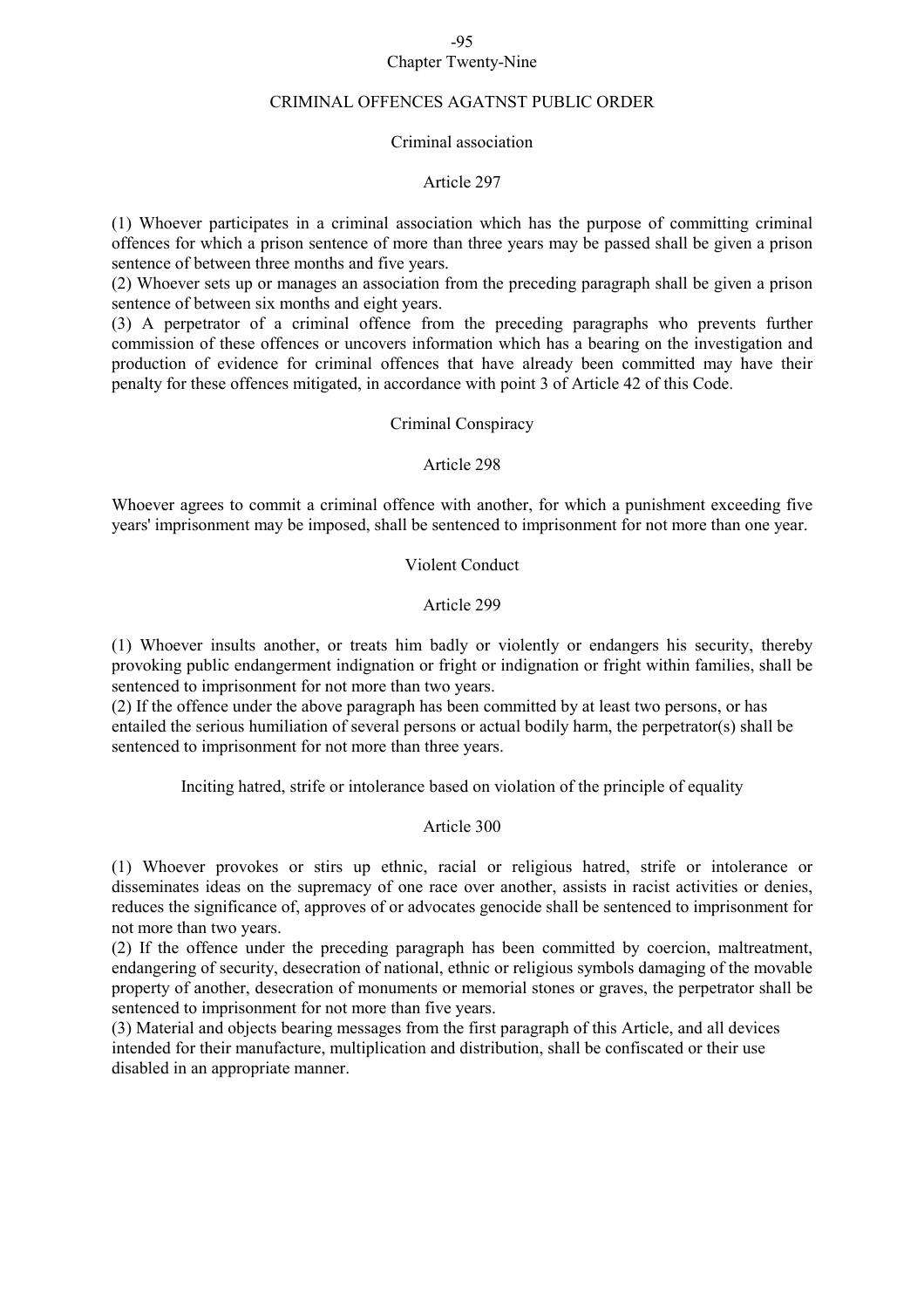## Chapter Twenty-Nine

## CRIMINAL OFFENCES AGATNST PUBLIC ORDER

### Criminal association

### Article 297

(1) Whoever participates in a criminal association which has the purpose of committing criminal offences for which a prison sentence of more than three years may be passed shall be given a prison sentence of between three months and five years.
(2) Whoever sets up or manages an association from the preceding paragraph shall be given a prison sentence of between six months and eight years.
(3) A perpetrator of a criminal offence from the preceding paragraphs who prevents further commission of these offences or uncovers information which has a bearing on the investigation and production of evidence for criminal offences that have already been committed may have their penalty for these offences mitigated, in accordance with point 3 of Article 42 of this Code.

### Criminal Conspiracy

### Article 298

Whoever agrees to commit a criminal offence with another, for which a punishment exceeding five years' imprisonment may be imposed, shall be sentenced to imprisonment for not more than one year.

### Violent Conduct

### Article 299

(1) Whoever insults another, or treats him badly or violently or endangers his security, thereby provoking public endangerment indignation or fright or indignation or fright within families, shall be sentenced to imprisonment for not more than two years.
(2) If the offence under the above paragraph has been committed by at least two persons, or has entailed the serious humiliation of several persons or actual bodily harm, the perpetrator(s) shall be sentenced to imprisonment for not more than three years.

### Inciting hatred, strife or intolerance based on violation of the principle of equality

### Article 300

(1) Whoever provokes or stirs up ethnic, racial or religious hatred, strife or intolerance or disseminates ideas on the supremacy of one race over another, assists in racist activities or denies, reduces the significance of, approves of or advocates genocide shall be sentenced to imprisonment for not more than two years.
(2) If the offence under the preceding paragraph has been committed by coercion, maltreatment, endangering of security, desecration of national, ethnic or religious symbols damaging of the movable property of another, desecration of monuments or memorial stones or graves, the perpetrator shall be sentenced to imprisonment for not more than five years.
(3) Material and objects bearing messages from the first paragraph of this Article, and all devices intended for their manufacture, multiplication and distribution, shall be confiscated or their use disabled in an appropriate manner.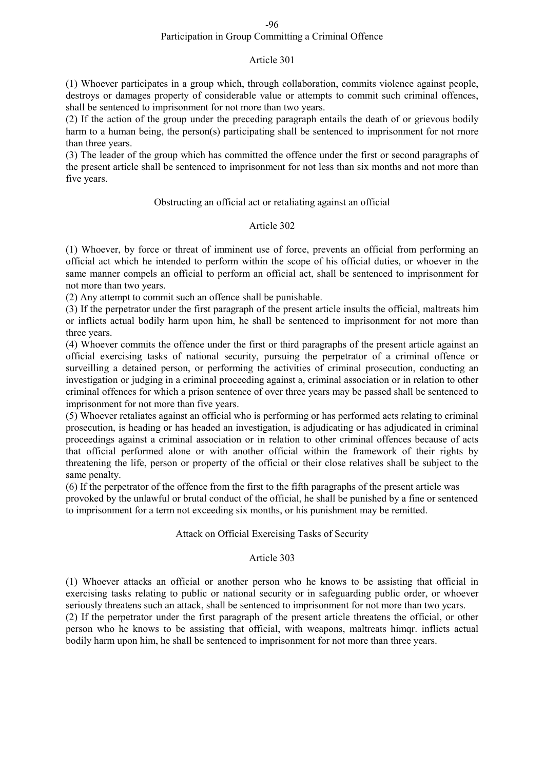## Participation in Group Committing a Criminal Offence

### Article 301

(1) Whoever participates in a group which, through collaboration, commits violence against people, destroys or damages property of considerable value or attempts to commit such criminal offences, shall be sentenced to imprisonment for not more than two years.

(2) If the action of the group under the preceding paragraph entails the death of or grievous bodily harm to a human being, the person(s) participating shall be sentenced to imprisonment for not rnore than three years.

(3) The leader of the group which has committed the offence under the first or second paragraphs of the present article shall be sentenced to imprisonment for not less than six months and not more than five years.

## Obstructing an official act or retaliating against an official

### Article 302

(1) Whoever, by force or threat of imminent use of force, prevents an official from performing an official act which he intended to perform within the scope of his official duties, or whoever in the same manner compels an official to perform an official act, shall be sentenced to imprisonment for not more than two years.

(2) Any attempt to commit such an offence shall be punishable.

(3) If the perpetrator under the first paragraph of the present article insults the official, maltreats him or inflicts actual bodily harm upon him, he shall be sentenced to imprisonment for not more than three years.

(4) Whoever commits the offence under the first or third paragraphs of the present article against an official exercising tasks of national security, pursuing the perpetrator of a criminal offence or surveilling a detained person, or performing the activities of criminal prosecution, conducting an investigation or judging in a criminal proceeding against a, criminal association or in relation to other criminal offences for which a prison sentence of over three years may be passed shall be sentenced to imprisonment for not more than five years.

(5) Whoever retaliates against an official who is performing or has performed acts relating to criminal prosecution, is heading or has headed an investigation, is adjudicating or has adjudicated in criminal proceedings against a criminal association or in relation to other criminal offences because of acts that official performed alone or with another official within the framework of their rights by threatening the life, person or property of the official or their close relatives shall be subject to the same penalty.

(6) If the perpetrator of the offence from the first to the fifth paragraphs of the present article was provoked by the unlawful or brutal conduct of the official, he shall be punished by a fine or sentenced to imprisonment for a term not exceeding six months, or his punishment may be remitted.

## Attack on Official Exercising Tasks of Security

### Article 303

(1) Whoever attacks an official or another person who he knows to be assisting that official in exercising tasks relating to public or national security or in safeguarding public order, or whoever seriously threatens such an attack, shall be sentenced to imprisonment for not more than two ycars.

(2) If the perpetrator under the first paragraph of the present article threatens the official, or other person who he knows to be assisting that official, with weapons, maltreats himqr. inflicts actual bodily harm upon him, he shall be sentenced to imprisonment for not more than three years.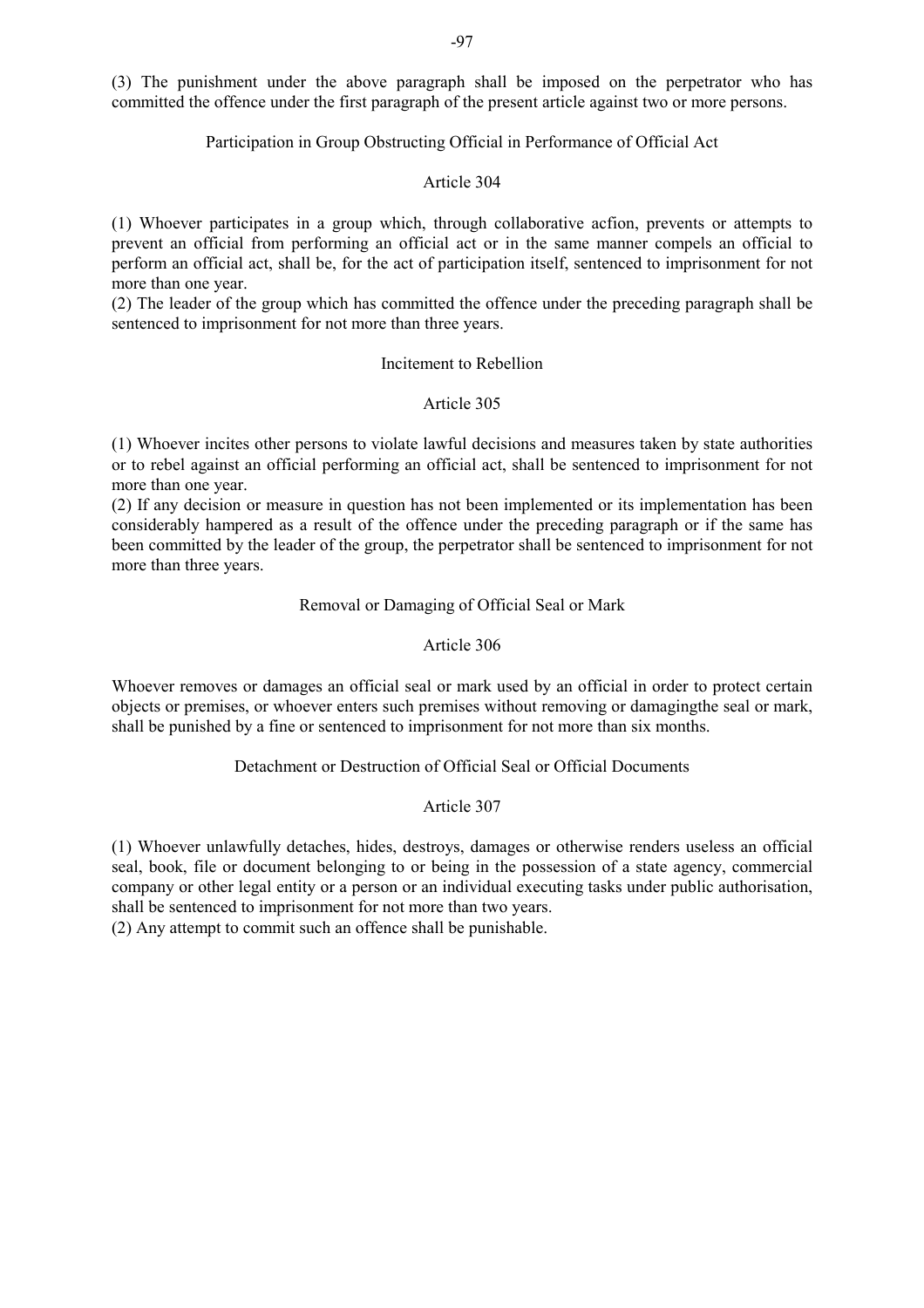(3) The punishment under the above paragraph shall be imposed on the perpetrator who has committed the offence under the first paragraph of the present article against two or more persons.

### Participation in Group Obstructing Official in Performance of Official Act

### Article 304

(1) Whoever participates in a group which, through collaborative acfion, prevents or attempts to prevent an official from performing an official act or in the same manner compels an official to perform an official act, shall be, for the act of participation itself, sentenced to imprisonment for not more than one year.

(2) The leader of the group which has committed the offence under the preceding paragraph shall be sentenced to imprisonment for not more than three years.

### Incitement to Rebellion

### Article 305

(1) Whoever incites other persons to violate lawful decisions and measures taken by state authorities or to rebel against an official performing an official act, shall be sentenced to imprisonment for not more than one year.

(2) If any decision or measure in question has not been implemented or its implementation has been considerably hampered as a result of the offence under the preceding paragraph or if the same has been committed by the leader of the group, the perpetrator shall be sentenced to imprisonment for not more than three years.

### Removal or Damaging of Official Seal or Mark

### Article 306

Whoever removes or damages an official seal or mark used by an official in order to protect certain objects or premises, or whoever enters such premises without removing or damagingthe seal or mark, shall be punished by a fine or sentenced to imprisonment for not more than six months.

### Detachment or Destruction of Official Seal or Official Documents

### Article 307

(1) Whoever unlawfully detaches, hides, destroys, damages or otherwise renders useless an official seal, book, file or document belonging to or being in the possession of a state agency, commercial company or other legal entity or a person or an individual executing tasks under public authorisation, shall be sentenced to imprisonment for not more than two years.

(2) Any attempt to commit such an offence shall be punishable.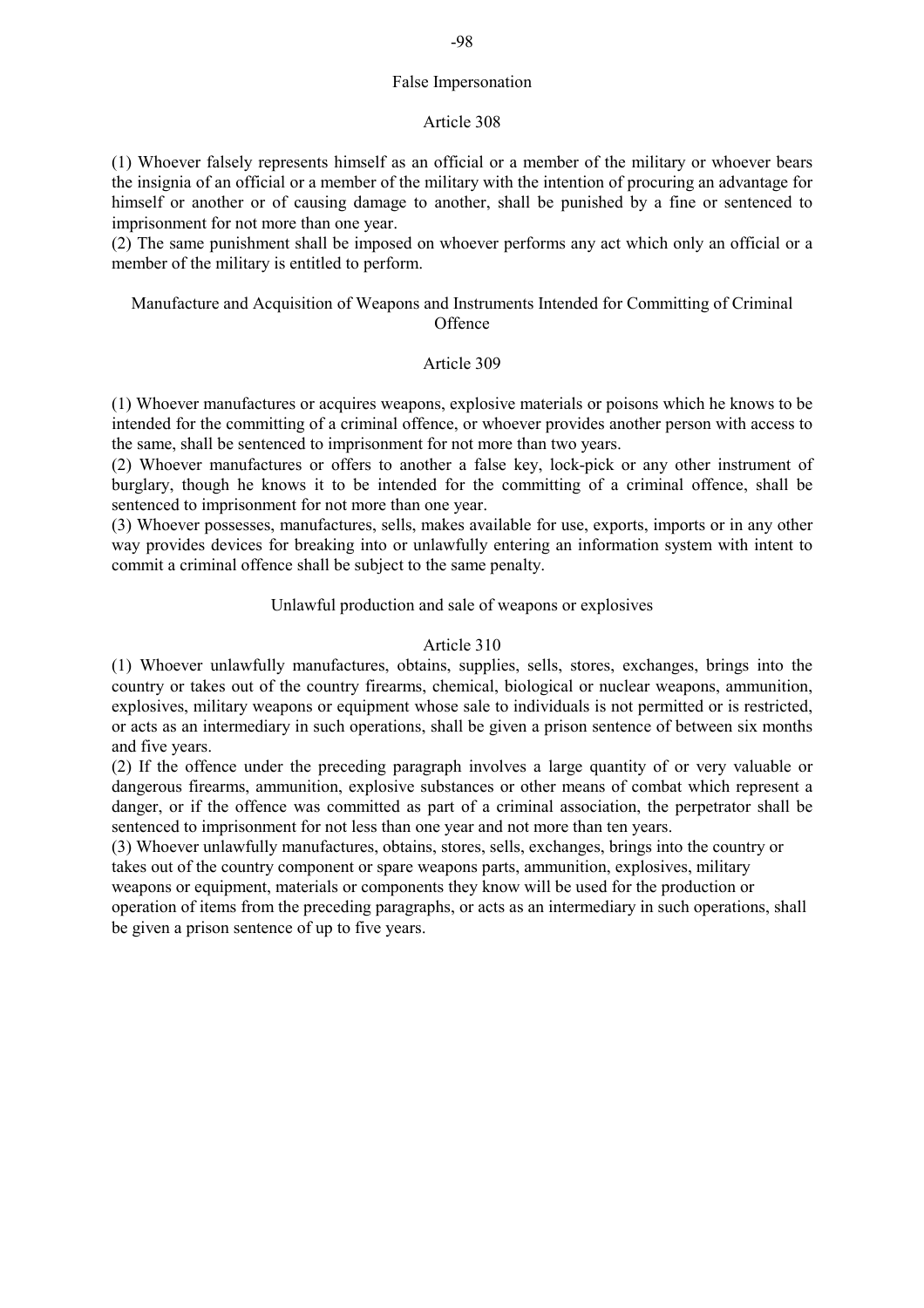## False Impersonation

### Article 308

(1) Whoever falsely represents himself as an official or a member of the military or whoever bears the insignia of an official or a member of the military with the intention of procuring an advantage for himself or another or of causing damage to another, shall be punished by a fine or sentenced to imprisonment for not more than one year.

(2) The same punishment shall be imposed on whoever performs any act which only an official or a member of the military is entitled to perform.

## Manufacture and Acquisition of Weapons and Instruments Intended for Committing of Criminal Offence

### Article 309

(1) Whoever manufactures or acquires weapons, explosive materials or poisons which he knows to be intended for the committing of a criminal offence, or whoever provides another person with access to the same, shall be sentenced to imprisonment for not more than two years.

(2) Whoever manufactures or offers to another a false key, lock-pick or any other instrument of burglary, though he knows it to be intended for the committing of a criminal offence, shall be sentenced to imprisonment for not more than one year.

(3) Whoever possesses, manufactures, sells, makes available for use, exports, imports or in any other way provides devices for breaking into or unlawfully entering an information system with intent to commit a criminal offence shall be subject to the same penalty.

## Unlawful production and sale of weapons or explosives

### Article 310

(1) Whoever unlawfully manufactures, obtains, supplies, sells, stores, exchanges, brings into the country or takes out of the country firearms, chemical, biological or nuclear weapons, ammunition, explosives, military weapons or equipment whose sale to individuals is not permitted or is restricted, or acts as an intermediary in such operations, shall be given a prison sentence of between six months and five years.

(2) If the offence under the preceding paragraph involves a large quantity of or very valuable or dangerous firearms, ammunition, explosive substances or other means of combat which represent a danger, or if the offence was committed as part of a criminal association, the perpetrator shall be sentenced to imprisonment for not less than one year and not more than ten years.

(3) Whoever unlawfully manufactures, obtains, stores, sells, exchanges, brings into the country or takes out of the country component or spare weapons parts, ammunition, explosives, military weapons or equipment, materials or components they know will be used for the production or operation of items from the preceding paragraphs, or acts as an intermediary in such operations, shall be given a prison sentence of up to five years.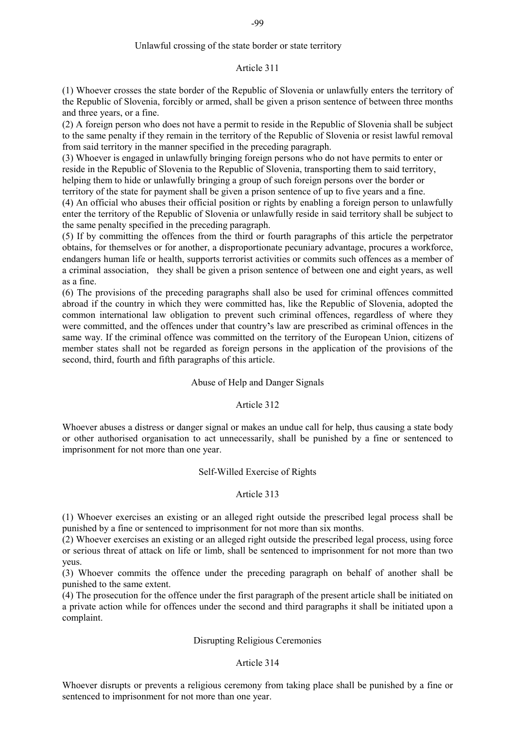## Unlawful crossing of the state border or state territory

### Article 311

(1) Whoever crosses the state border of the Republic of Slovenia or unlawfully enters the territory of the Republic of Slovenia, forcibly or armed, shall be given a prison sentence of between three months and three years, or a fine.

(2) A foreign person who does not have a permit to reside in the Republic of Slovenia shall be subject to the same penalty if they remain in the territory of the Republic of Slovenia or resist lawful removal from said territory in the manner specified in the preceding paragraph.

(3) Whoever is engaged in unlawfully bringing foreign persons who do not have permits to enter or reside in the Republic of Slovenia to the Republic of Slovenia, transporting them to said territory, helping them to hide or unlawfully bringing a group of such foreign persons over the border or territory of the state for payment shall be given a prison sentence of up to five years and a fine.

(4) An official who abuses their official position or rights by enabling a foreign person to unlawfully enter the territory of the Republic of Slovenia or unlawfully reside in said territory shall be subject to the same penalty specified in the preceding paragraph.

(5) If by committing the offences from the third or fourth paragraphs of this article the perpetrator obtains, for themselves or for another, a disproportionate pecuniary advantage, procures a workforce, endangers human life or health, supports terrorist activities or commits such offences as a member of a criminal association, they shall be given a prison sentence of between one and eight years, as well as a fine.

(6) The provisions of the preceding paragraphs shall also be used for criminal offences committed abroad if the country in which they were committed has, like the Republic of Slovenia, adopted the common international law obligation to prevent such criminal offences, regardless of where they were committed, and the offences under that country's law are prescribed as criminal offences in the same way. If the criminal offence was committed on the territory of the European Union, citizens of member states shall not be regarded as foreign persons in the application of the provisions of the second, third, fourth and fifth paragraphs of this article.

## Abuse of Help and Danger Signals

### Article 312

Whoever abuses a distress or danger signal or makes an undue call for help, thus causing a state body or other authorised organisation to act unnecessarily, shall be punished by a fine or sentenced to imprisonment for not more than one year.

## Self-Willed Exercise of Rights

### Article 313

(1) Whoever exercises an existing or an alleged right outside the prescribed legal process shall be punished by a fine or sentenced to imprisonment for not more than six months.

(2) Whoever exercises an existing or an alleged right outside the prescribed legal process, using force or serious threat of attack on life or limb, shall be sentenced to imprisonment for not more than two yeus.

(3) Whoever commits the offence under the preceding paragraph on behalf of another shall be punished to the same extent.

(4) The prosecution for the offence under the first paragraph of the present article shall be initiated on a private action while for offences under the second and third paragraphs it shall be initiated upon a complaint.

## Disrupting Religious Ceremonies

### Article 314

Whoever disrupts or prevents a religious ceremony from taking place shall be punished by a fine or sentenced to imprisonment for not more than one year.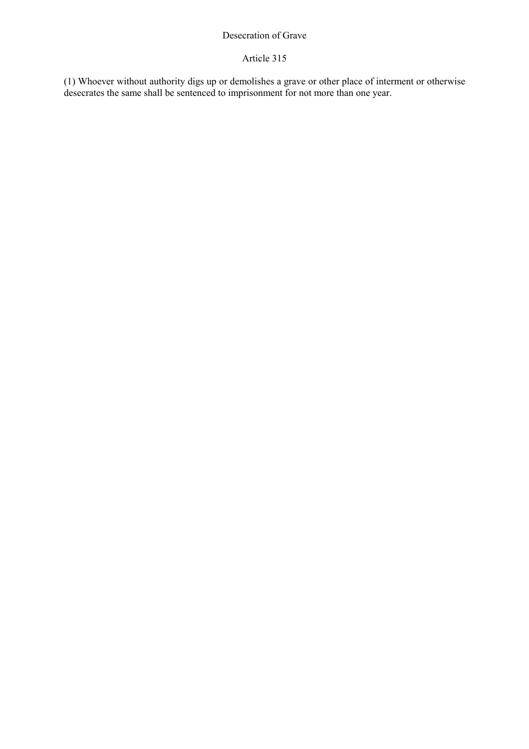### Desecration of Grave

### Article 315

(1) Whoever without authority digs up or demolishes a grave or other place of interment or otherwise desecrates the same shall be sentenced to imprisonment for not more than one year.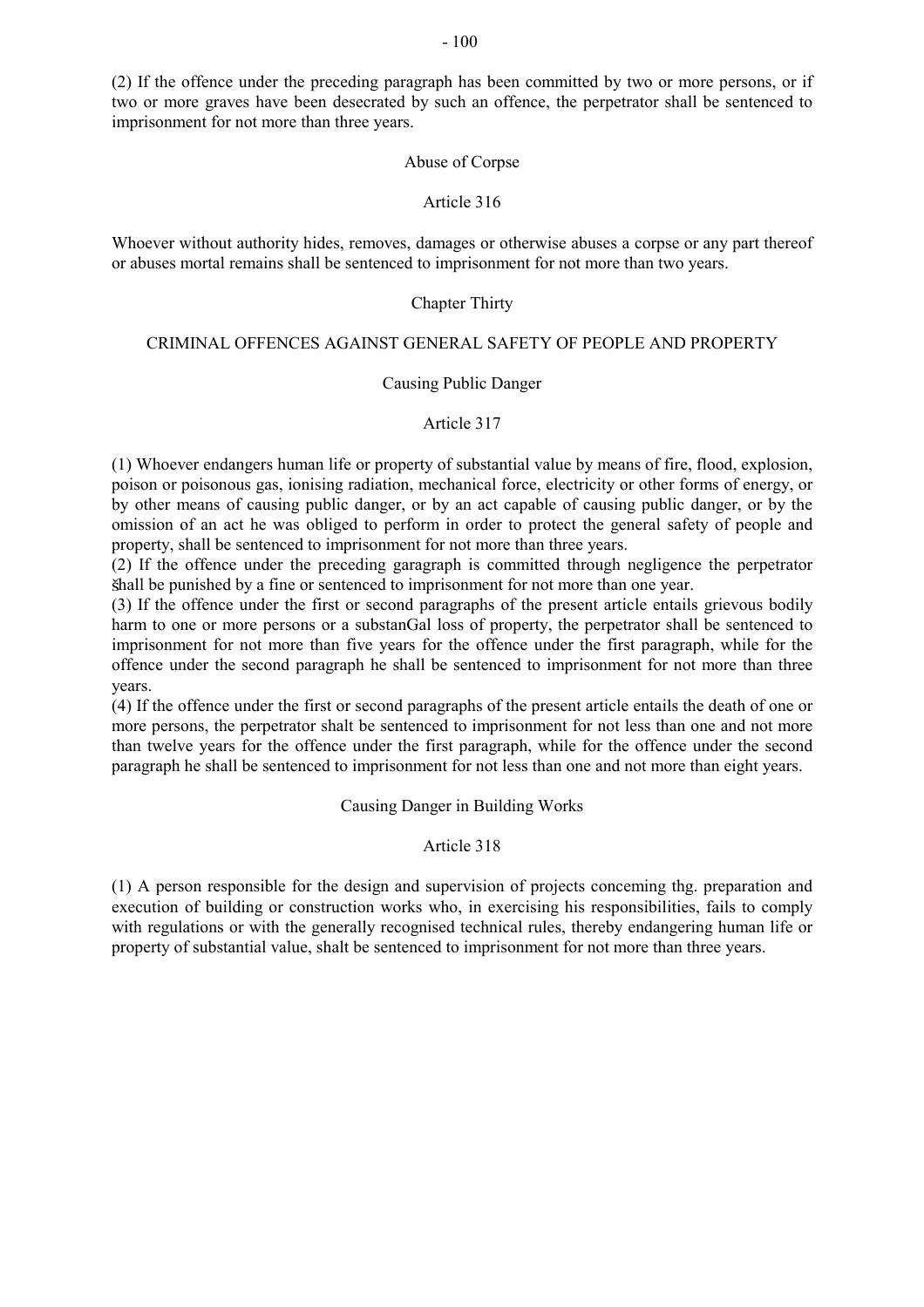(2) If the offence under the preceding paragraph has been committed by two or more persons, or if two or more graves have been desecrated by such an offence, the perpetrator shall be sentenced to imprisonment for not more than three years.

### Abuse of Corpse

### Article 316

Whoever without authority hides, removes, damages or otherwise abuses a corpse or any part thereof or abuses mortal remains shall be sentenced to imprisonment for not more than two years.

## Chapter Thirty

## CRIMINAL OFFENCES AGAINST GENERAL SAFETY OF PEOPLE AND PROPERTY

### Causing Public Danger

### Article 317

(1) Whoever endangers human life or property of substantial value by means of fire, flood, explosion, poison or poisonous gas, ionising radiation, mechanical force, electricity or other forms of energy, or by other means of causing public danger, or by an act capable of causing public danger, or by the omission of an act he was obliged to perform in order to protect the general safety of people and property, shall be sentenced to imprisonment for not more than three years.
(2) If the offence under the preceding garagraph is committed through negligence the perpetrator šhall be punished by a fine or sentenced to imprisonment for not more than one year.
(3) If the offence under the first or second paragraphs of the present article entails grievous bodily harm to one or more persons or a substanGal loss of property, the perpetrator shall be sentenced to imprisonment for not more than five years for the offence under the first paragraph, while for the offence under the second paragraph he shall be sentenced to imprisonment for not more than three years.
(4) If the offence under the first or second paragraphs of the present article entails the death of one or more persons, the perpetrator shalt be sentenced to imprisonment for not less than one and not more than twelve years for the offence under the first paragraph, while for the offence under the second paragraph he shall be sentenced to imprisonment for not less than one and not more than eight years.

### Causing Danger in Building Works

### Article 318

(1) A person responsible for the design and supervision of projects conceming thg. preparation and execution of building or construction works who, in exercising his responsibilities, fails to comply with regulations or with the generally recognised technical rules, thereby endangering human life or property of substantial value, shalt be sentenced to imprisonment for not more than three years.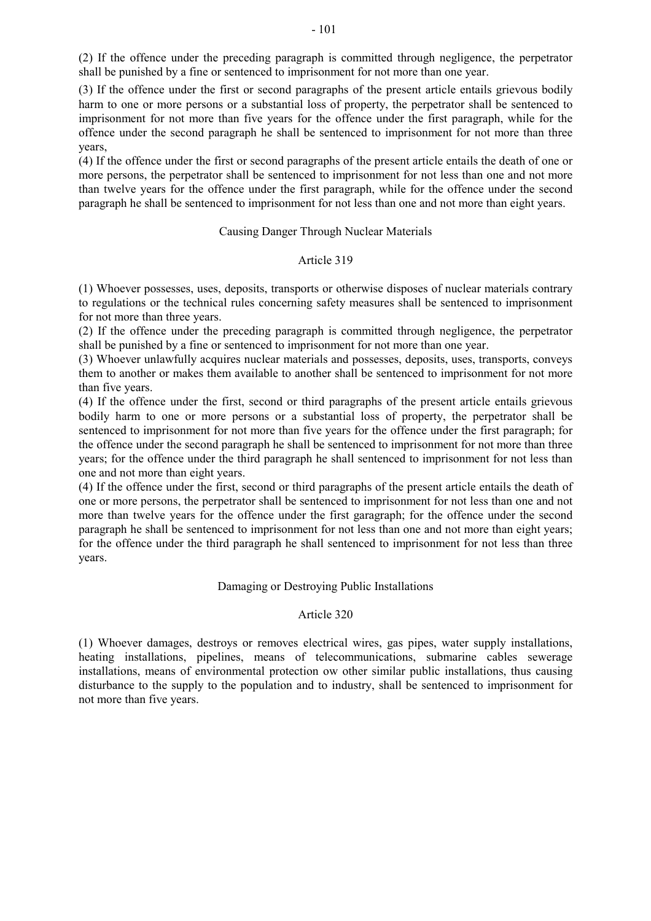(2) If the offence under the preceding paragraph is committed through negligence, the perpetrator shall be punished by a fine or sentenced to imprisonment for not more than one year.

(3) If the offence under the first or second paragraphs of the present article entails grievous bodily harm to one or more persons or a substantial loss of property, the perpetrator shall be sentenced to imprisonment for not more than five years for the offence under the first paragraph, while for the offence under the second paragraph he shall be sentenced to imprisonment for not more than three years,

(4) If the offence under the first or second paragraphs of the present article entails the death of one or more persons, the perpetrator shall be sentenced to imprisonment for not less than one and not more than twelve years for the offence under the first paragraph, while for the offence under the second paragraph he shall be sentenced to imprisonment for not less than one and not more than eight years.

Causing Danger Through Nuclear Materials

Article 319

(1) Whoever possesses, uses, deposits, transports or otherwise disposes of nuclear materials contrary to regulations or the technical rules concerning safety measures shall be sentenced to imprisonment for not more than three years.

(2) If the offence under the preceding paragraph is committed through negligence, the perpetrator shall be punished by a fine or sentenced to imprisonment for not more than one year.

(3) Whoever unlawfully acquires nuclear materials and possesses, deposits, uses, transports, conveys them to another or makes them available to another shall be sentenced to imprisonment for not more than five years.

(4) If the offence under the first, second or third paragraphs of the present article entails grievous bodily harm to one or more persons or a substantial loss of property, the perpetrator shall be sentenced to imprisonment for not more than five years for the offence under the first paragraph; for the offence under the second paragraph he shall be sentenced to imprisonment for not more than three years; for the offence under the third paragraph he shall sentenced to imprisonment for not less than one and not more than eight years.

(4) If the offence under the first, second or third paragraphs of the present article entails the death of one or more persons, the perpetrator shall be sentenced to imprisonment for not less than one and not more than twelve years for the offence under the first garagraph; for the offence under the second paragraph he shall be sentenced to imprisonment for not less than one and not more than eight years; for the offence under the third paragraph he shall sentenced to imprisonment for not less than three years.

Damaging or Destroying Public Installations

Article 320

(1) Whoever damages, destroys or removes electrical wires, gas pipes, water supply installations, heating installations, pipelines, means of telecommunications, submarine cables sewerage installations, means of environmental protection ow other similar public installations, thus causing disturbance to the supply to the population and to industry, shall be sentenced to imprisonment for not more than five years.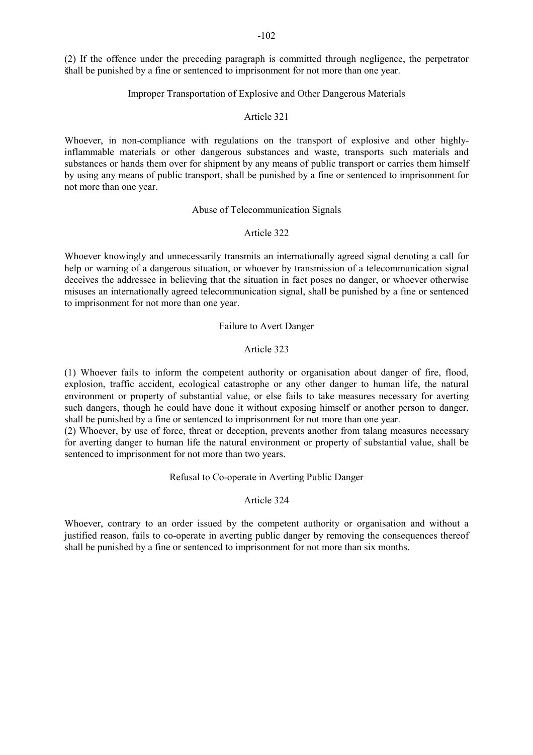(2) If the offence under the preceding paragraph is committed through negligence, the perpetrator shall be punished by a fine or sentenced to imprisonment for not more than one year.

### Improper Transportation of Explosive and Other Dangerous Materials

#### Article 321

Whoever, in non-compliance with regulations on the transport of explosive and other highly-inflammable materials or other dangerous substances and waste, transports such materials and substances or hands them over for shipment by any means of public transport or carries them himself by using any means of public transport, shall be punished by a fine or sentenced to imprisonment for not more than one year.

### Abuse of Telecommunication Signals

#### Article 322

Whoever knowingly and unnecessarily transmits an internationally agreed signal denoting a call for help or warning of a dangerous situation, or whoever by transmission of a telecommunication signal deceives the addressee in believing that the situation in fact poses no danger, or whoever otherwise misuses an internationally agreed telecommunication signal, shall be punished by a fine or sentenced to imprisonment for not more than one year.

### Failure to Avert Danger

#### Article 323

(1) Whoever fails to inform the competent authority or organisation about danger of fire, flood, explosion, traffic accident, ecological catastrophe or any other danger to human life, the natural environment or property of substantial value, or else fails to take measures necessary for averting such dangers, though he could have done it without exposing himself or another person to danger, shall be punished by a fine or sentenced to imprisonment for not more than one year.
(2) Whoever, by use of force, threat or deception, prevents another from talang measures necessary for averting danger to human life the natural environment or property of substantial value, shall be sentenced to imprisonment for not more than two years.

### Refusal to Co-operate in Averting Public Danger

#### Article 324

Whoever, contrary to an order issued by the competent authority or organisation and without a justified reason, fails to co-operate in averting public danger by removing the consequences thereof shall be punished by a fine or sentenced to imprisonment for not more than six months.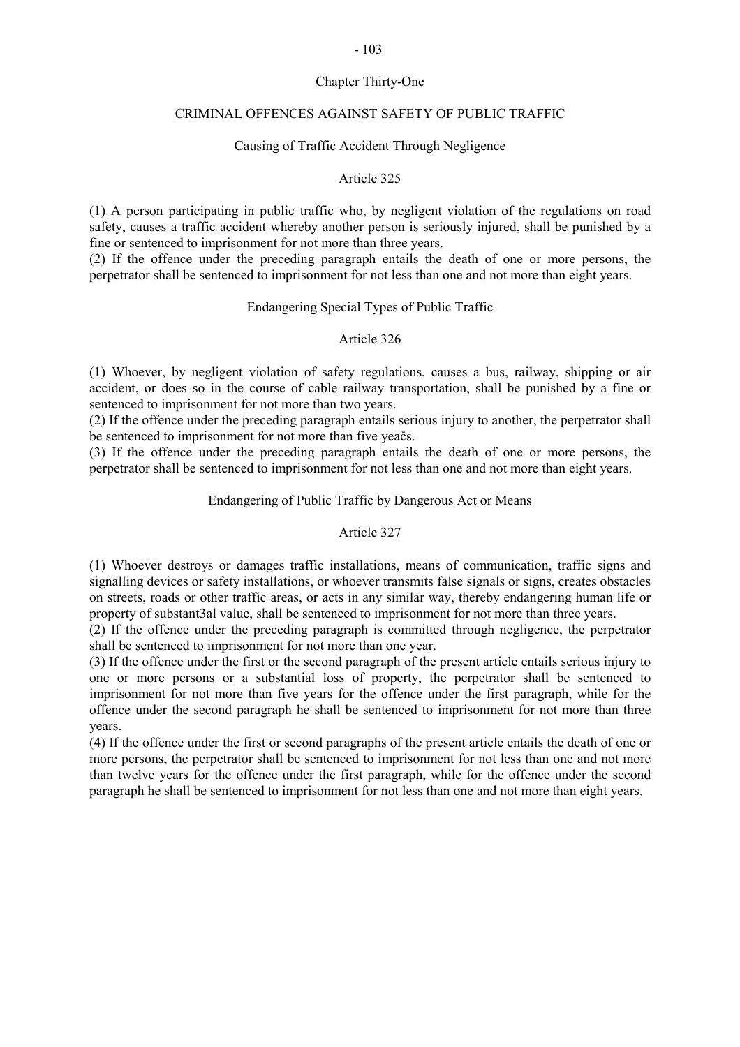## Chapter Thirty-One

## CRIMINAL OFFENCES AGAINST SAFETY OF PUBLIC TRAFFIC

### Causing of Traffic Accident Through Negligence

#### Article 325

(1) A person participating in public traffic who, by negligent violation of the regulations on road safety, causes a traffic accident whereby another person is seriously injured, shall be punished by a fine or sentenced to imprisonment for not more than three years.
(2) If the offence under the preceding paragraph entails the death of one or more persons, the perpetrator shall be sentenced to imprisonment for not less than one and not more than eight years.

### Endangering Special Types of Public Traffic

#### Article 326

(1) Whoever, by negligent violation of safety regulations, causes a bus, railway, shipping or air accident, or does so in the course of cable railway transportation, shall be punished by a fine or sentenced to imprisonment for not more than two years.
(2) If the offence under the preceding paragraph entails serious injury to another, the perpetrator shall be sentenced to imprisonment for not more than five yeačs.
(3) If the offence under the preceding paragraph entails the death of one or more persons, the perpetrator shall be sentenced to imprisonment for not less than one and not more than eight years.

### Endangering of Public Traffic by Dangerous Act or Means

#### Article 327

(1) Whoever destroys or damages traffic installations, means of communication, traffic signs and signalling devices or safety installations, or whoever transmits false signals or signs, creates obstacles on streets, roads or other traffic areas, or acts in any similar way, thereby endangering human life or property of substant3al value, shall be sentenced to imprisonment for not more than three years.
(2) If the offence under the preceding paragraph is committed through negligence, the perpetrator shall be sentenced to imprisonment for not more than one year.
(3) If the offence under the first or the second paragraph of the present article entails serious injury to one or more persons or a substantial loss of property, the perpetrator shall be sentenced to imprisonment for not more than five years for the offence under the first paragraph, while for the offence under the second paragraph he shall be sentenced to imprisonment for not more than three years.
(4) If the offence under the first or second paragraphs of the present article entails the death of one or more persons, the perpetrator shall be sentenced to imprisonment for not less than one and not more than twelve years for the offence under the first paragraph, while for the offence under the second paragraph he shall be sentenced to imprisonment for not less than one and not more than eight years.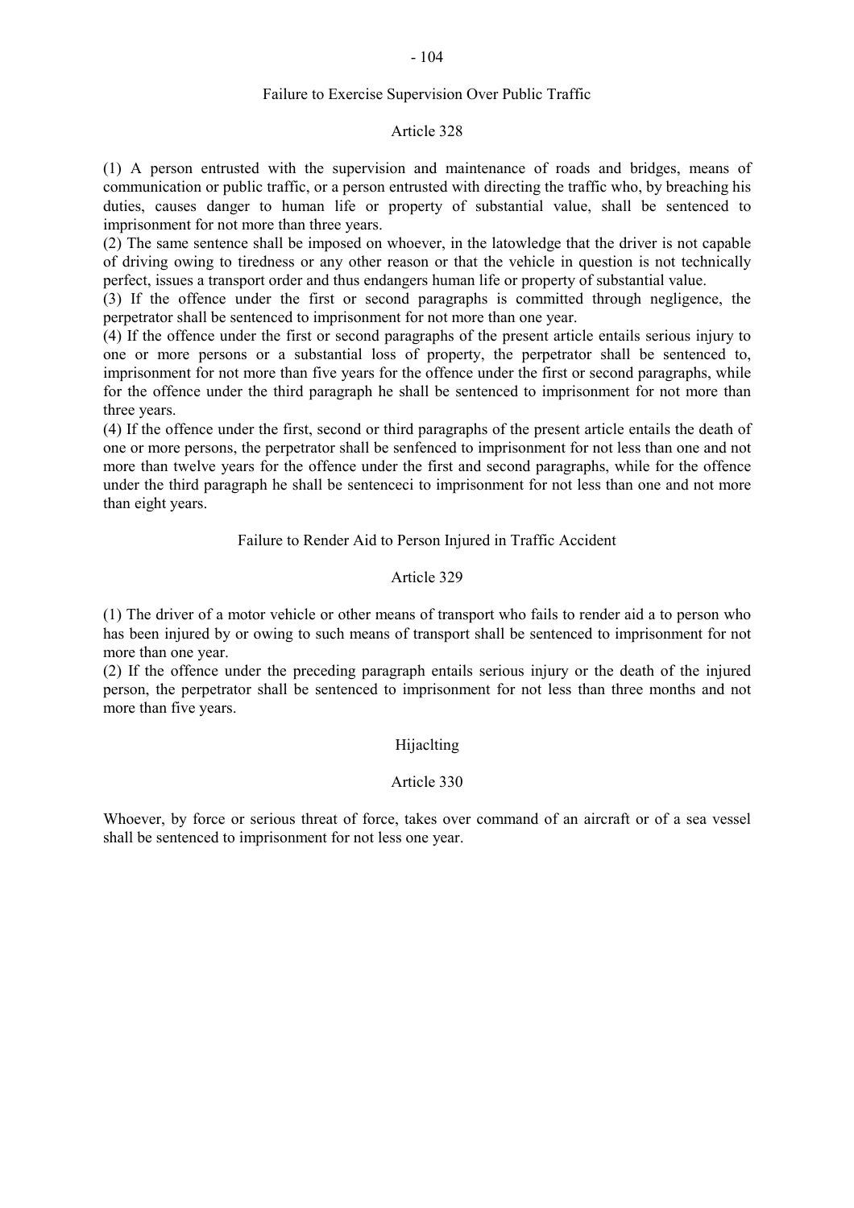### Failure to Exercise Supervision Over Public Traffic

#### Article 328

(1) A person entrusted with the supervision and maintenance of roads and bridges, means of communication or public traffic, or a person entrusted with directing the traffic who, by breaching his duties, causes danger to human life or property of substantial value, shall be sentenced to imprisonment for not more than three years.

(2) The same sentence shall be imposed on whoever, in the latowledge that the driver is not capable of driving owing to tiredness or any other reason or that the vehicle in question is not technically perfect, issues a transport order and thus endangers human life or property of substantial value.

(3) If the offence under the first or second paragraphs is committed through negligence, the perpetrator shall be sentenced to imprisonment for not more than one year.

(4) If the offence under the first or second paragraphs of the present article entails serious injury to one or more persons or a substantial loss of property, the perpetrator shall be sentenced to, imprisonment for not more than five years for the offence under the first or second paragraphs, while for the offence under the third paragraph he shall be sentenced to imprisonment for not more than three years.

(4) If the offence under the first, second or third paragraphs of the present article entails the death of one or more persons, the perpetrator shall be senfenced to imprisonment for not less than one and not more than twelve years for the offence under the first and second paragraphs, while for the offence under the third paragraph he shall be sentenceci to imprisonment for not less than one and not more than eight years.

### Failure to Render Aid to Person Injured in Traffic Accident

#### Article 329

(1) The driver of a motor vehicle or other means of transport who fails to render aid a to person who has been injured by or owing to such means of transport shall be sentenced to imprisonment for not more than one year.

(2) If the offence under the preceding paragraph entails serious injury or the death of the injured person, the perpetrator shall be sentenced to imprisonment for not less than three months and not more than five years.

### Hijaclting

#### Article 330

Whoever, by force or serious threat of force, takes over command of an aircraft or of a sea vessel shall be sentenced to imprisonment for not less one year.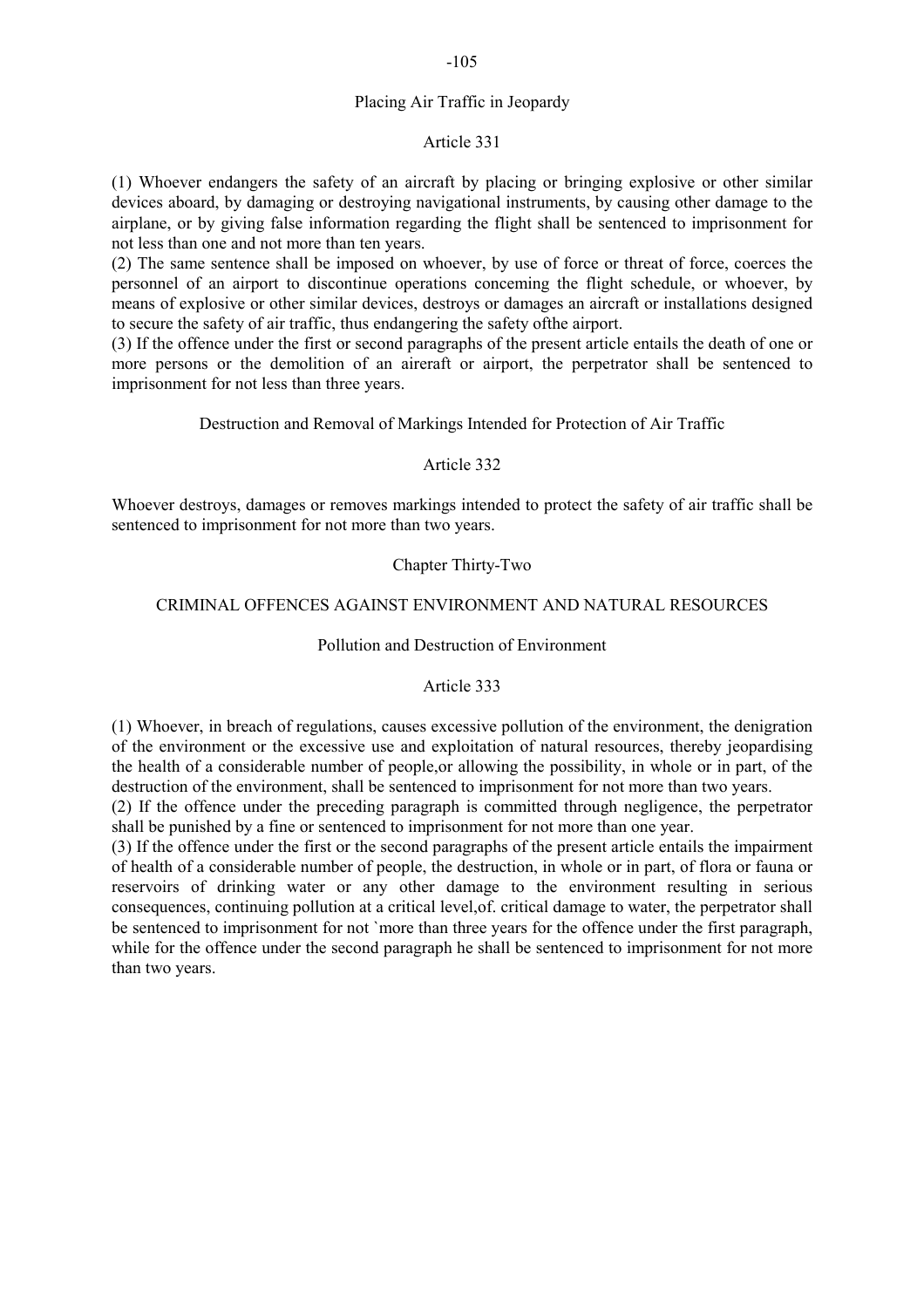## Placing Air Traffic in Jeopardy

### Article 331

(1) Whoever endangers the safety of an aircraft by placing or bringing explosive or other similar devices aboard, by damaging or destroying navigational instruments, by causing other damage to the airplane, or by giving false information regarding the flight shall be sentenced to imprisonment for not less than one and not more than ten years.
(2) The same sentence shall be imposed on whoever, by use of force or threat of force, coerces the personnel of an airport to discontinue operations conceming the flight schedule, or whoever, by means of explosive or other similar devices, destroys or damages an aircraft or installations designed to secure the safety of air traffic, thus endangering the safety ofthe airport.
(3) If the offence under the first or second paragraphs of the present article entails the death of one or more persons or the demolition of an aireraft or airport, the perpetrator shall be sentenced to imprisonment for not less than three years.

## Destruction and Removal of Markings Intended for Protection of Air Traffic

### Article 332

Whoever destroys, damages or removes markings intended to protect the safety of air traffic shall be sentenced to imprisonment for not more than two years.

# Chapter Thirty-Two

# CRIMINAL OFFENCES AGAINST ENVIRONMENT AND NATURAL RESOURCES

## Pollution and Destruction of Environment

### Article 333

(1) Whoever, in breach of regulations, causes excessive pollution of the environment, the denigration of the environment or the excessive use and exploitation of natural resources, thereby jeopardising the health of a considerable number of people,or allowing the possibility, in whole or in part, of the destruction of the environment, shall be sentenced to imprisonment for not more than two years.
(2) If the offence under the preceding paragraph is committed through negligence, the perpetrator shall be punished by a fine or sentenced to imprisonment for not more than one year.
(3) If the offence under the first or the second paragraphs of the present article entails the impairment of health of a considerable number of people, the destruction, in whole or in part, of flora or fauna or reservoirs of drinking water or any other damage to the environment resulting in serious consequences, continuing pollution at a critical level,of. critical damage to water, the perpetrator shall be sentenced to imprisonment for not `more than three years for the offence under the first paragraph, while for the offence under the second paragraph he shall be sentenced to imprisonment for not more than two years.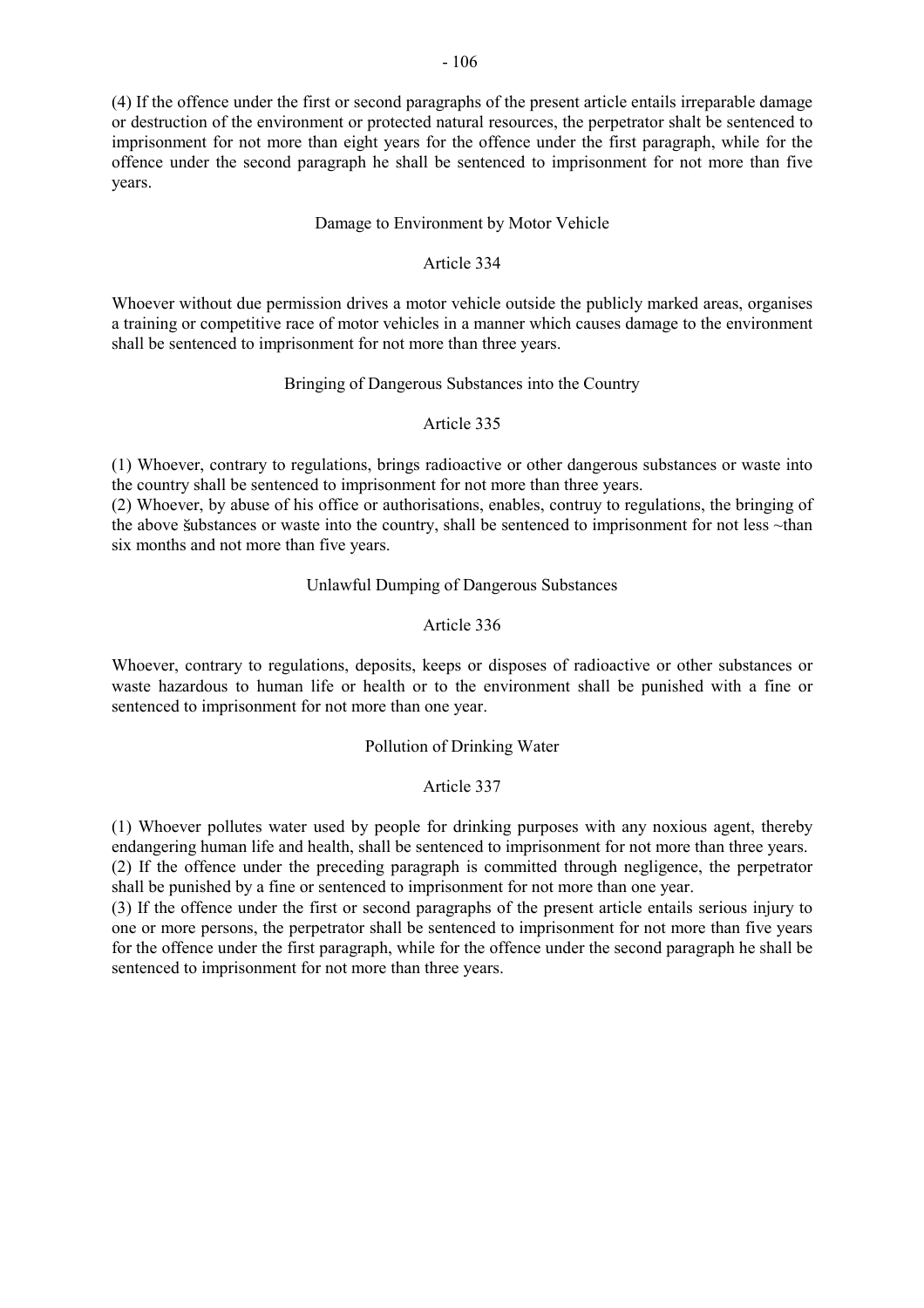(4) If the offence under the first or second paragraphs of the present article entails irreparable damage or destruction of the environment or protected natural resources, the perpetrator shalt be sentenced to imprisonment for not more than eight years for the offence under the first paragraph, while for the offence under the second paragraph he shall be sentenced to imprisonment for not more than five years.

### Damage to Environment by Motor Vehicle

### Article 334

Whoever without due permission drives a motor vehicle outside the publicly marked areas, organises a training or competitive race of motor vehicles in a manner which causes damage to the environment shall be sentenced to imprisonment for not more than three years.

### Bringing of Dangerous Substances into the Country

### Article 335

(1) Whoever, contrary to regulations, brings radioactive or other dangerous substances or waste into the country shall be sentenced to imprisonment for not more than three years.
(2) Whoever, by abuse of his office or authorisations, enables, contruy to regulations, the bringing of the above šubstances or waste into the country, shall be sentenced to imprisonment for not less ~than six months and not more than five years.

### Unlawful Dumping of Dangerous Substances

### Article 336

Whoever, contrary to regulations, deposits, keeps or disposes of radioactive or other substances or waste hazardous to human life or health or to the environment shall be punished with a fine or sentenced to imprisonment for not more than one year.

### Pollution of Drinking Water

### Article 337

(1) Whoever pollutes water used by people for drinking purposes with any noxious agent, thereby endangering human life and health, shall be sentenced to imprisonment for not more than three years.
(2) If the offence under the preceding paragraph is committed through negligence, the perpetrator shall be punished by a fine or sentenced to imprisonment for not more than one year.
(3) If the offence under the first or second paragraphs of the present article entails serious injury to one or more persons, the perpetrator shall be sentenced to imprisonment for not more than five years for the offence under the first paragraph, while for the offence under the second paragraph he shall be sentenced to imprisonment for not more than three years.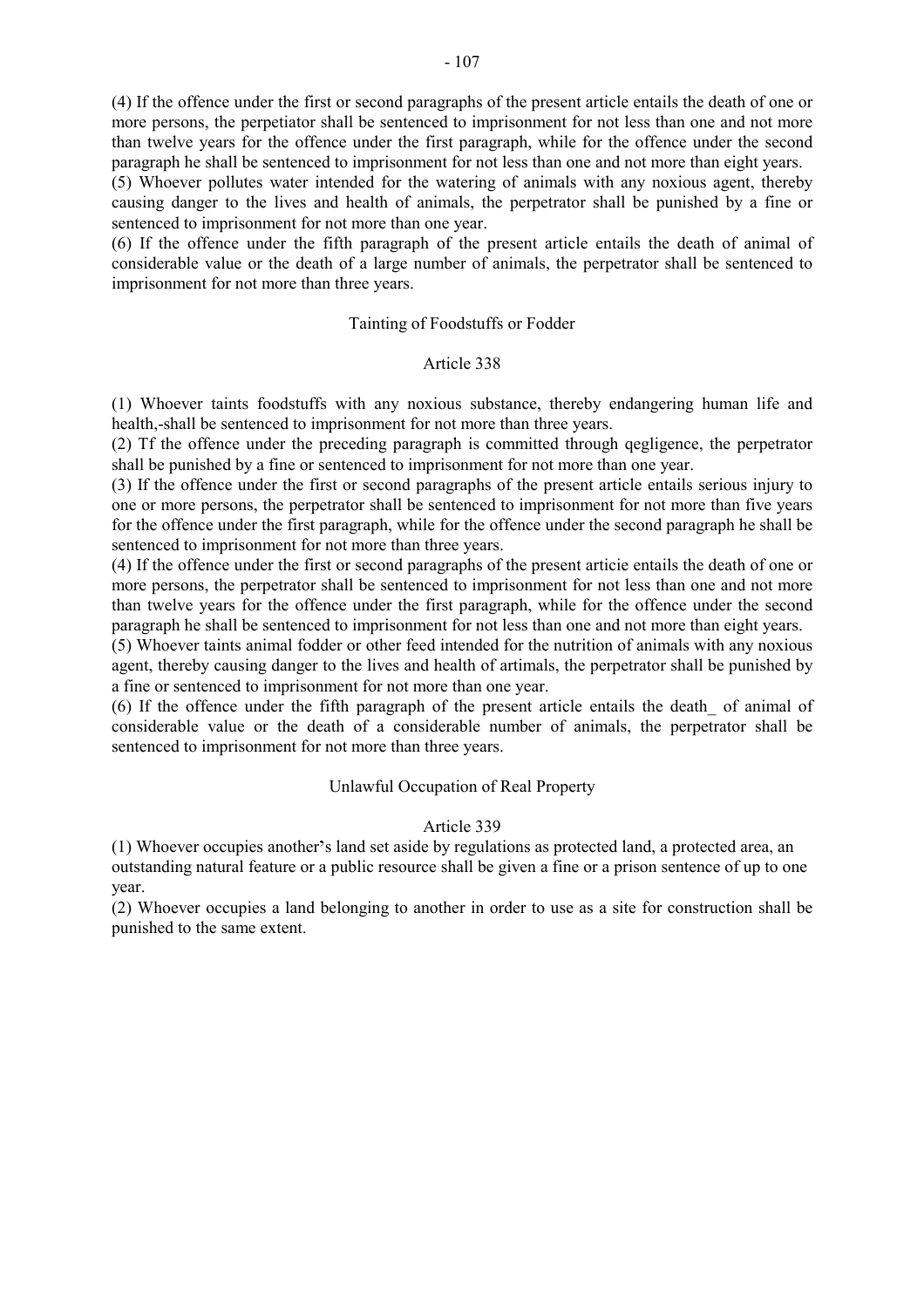(4) If the offence under the first or second paragraphs of the present article entails the death of one or more persons, the perpetiator shall be sentenced to imprisonment for not less than one and not more than twelve years for the offence under the first paragraph, while for the offence under the second paragraph he shall be sentenced to imprisonment for not less than one and not more than eight years.

(5) Whoever pollutes water intended for the watering of animals with any noxious agent, thereby causing danger to the lives and health of animals, the perpetrator shall be punished by a fine or sentenced to imprisonment for not more than one year.

(6) If the offence under the fifth paragraph of the present article entails the death of animal of considerable value or the death of a large number of animals, the perpetrator shall be sentenced to imprisonment for not more than three years.

### Tainting of Foodstuffs or Fodder

### Article 338

(1) Whoever taints foodstuffs with any noxious substance, thereby endangering human life and health,-shall be sentenced to imprisonment for not more than three years.

(2) Tf the offence under the preceding paragraph is committed through qegligence, the perpetrator shall be punished by a fine or sentenced to imprisonment for not more than one year.

(3) If the offence under the first or second paragraphs of the present article entails serious injury to one or more persons, the perpetrator shall be sentenced to imprisonment for not more than five years for the offence under the first paragraph, while for the offence under the second paragraph he shall be sentenced to imprisonment for not more than three years.

(4) If the offence under the first or second paragraphs of the present articie entails the death of one or more persons, the perpetrator shall be sentenced to imprisonment for not less than one and not more than twelve years for the offence under the first paragraph, while for the offence under the second paragraph he shall be sentenced to imprisonment for not less than one and not more than eight years.

(5) Whoever taints animal fodder or other feed intended for the nutrition of animals with any noxious agent, thereby causing danger to the lives and health of artimals, the perpetrator shall be punished by a fine or sentenced to imprisonment for not more than one year.

(6) If the offence under the fifth paragraph of the present article entails the death_ of animal of considerable value or the death of a considerable number of animals, the perpetrator shall be sentenced to imprisonment for not more than three years.

### Unlawful Occupation of Real Property

### Article 339

(1) Whoever occupies another's land set aside by regulations as protected land, a protected area, an outstanding natural feature or a public resource shall be given a fine or a prison sentence of up to one year.

(2) Whoever occupies a land belonging to another in order to use as a site for construction shall be punished to the same extent.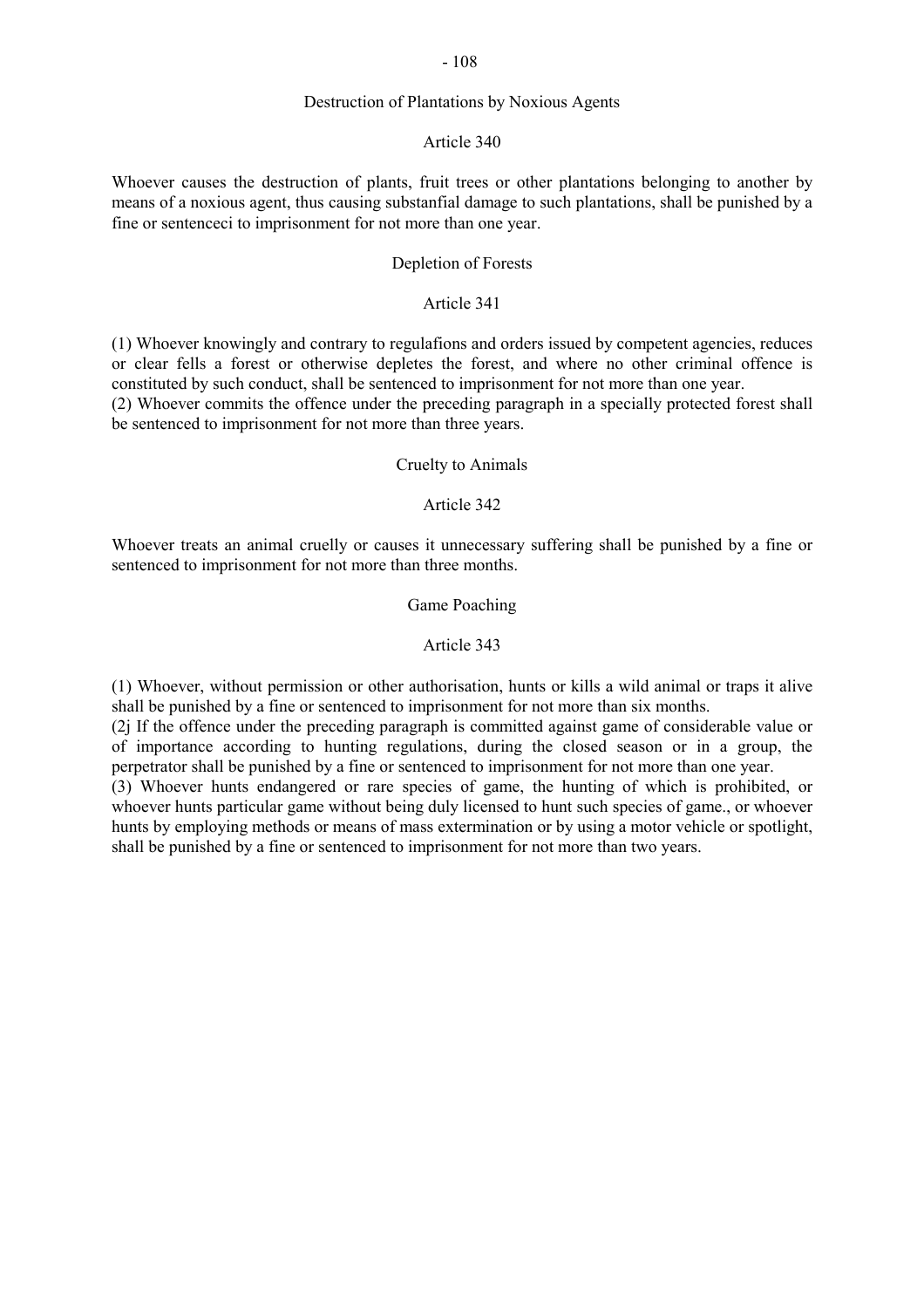## Destruction of Plantations by Noxious Agents

### Article 340

Whoever causes the destruction of plants, fruit trees or other plantations belonging to another by means of a noxious agent, thus causing substanfial damage to such plantations, shall be punished by a fine or sentenceci to imprisonment for not more than one year.

## Depletion of Forests

### Article 341

(1) Whoever knowingly and contrary to regulafions and orders issued by competent agencies, reduces or clear fells a forest or otherwise depletes the forest, and where no other criminal offence is constituted by such conduct, shall be sentenced to imprisonment for not more than one year.
(2) Whoever commits the offence under the preceding paragraph in a specially protected forest shall be sentenced to imprisonment for not more than three years.

## Cruelty to Animals

### Article 342

Whoever treats an animal cruelly or causes it unnecessary suffering shall be punished by a fine or sentenced to imprisonment for not more than three months.

## Game Poaching

### Article 343

(1) Whoever, without permission or other authorisation, hunts or kills a wild animal or traps it alive shall be punished by a fine or sentenced to imprisonment for not more than six months.
(2j If the offence under the preceding paragraph is committed against game of considerable value or of importance according to hunting regulations, during the closed season or in a group, the perpetrator shall be punished by a fine or sentenced to imprisonment for not more than one year.
(3) Whoever hunts endangered or rare species of game, the hunting of which is prohibited, or whoever hunts particular game without being duly licensed to hunt such species of game., or whoever hunts by employing methods or means of mass extermination or by using a motor vehicle or spotlight, shall be punished by a fine or sentenced to imprisonment for not more than two years.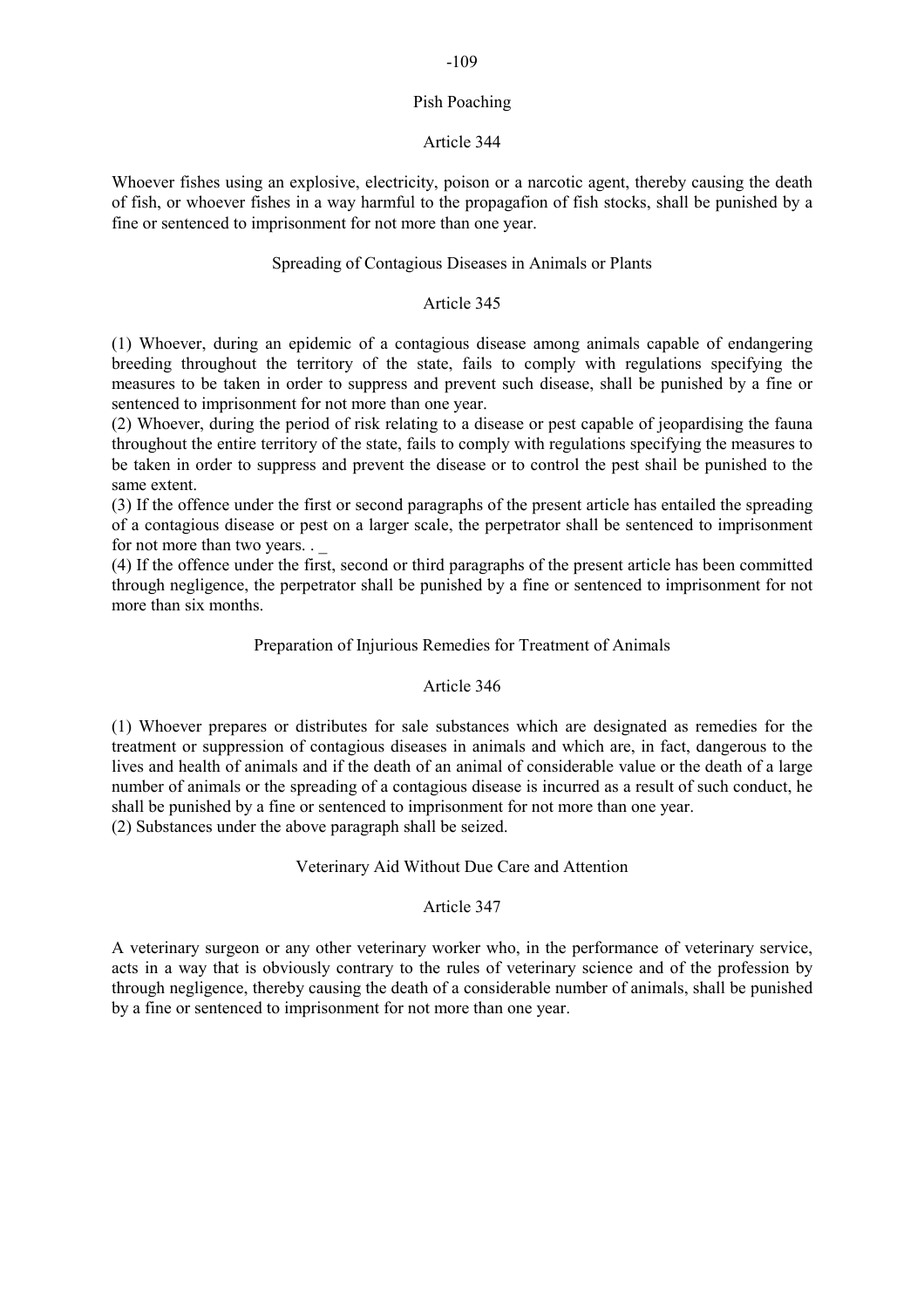### Pish Poaching

#### Article 344

Whoever fishes using an explosive, electricity, poison or a narcotic agent, thereby causing the death of fish, or whoever fishes in a way harmful to the propagafion of fish stocks, shall be punished by a fine or sentenced to imprisonment for not more than one year.

### Spreading of Contagious Diseases in Animals or Plants

#### Article 345

(1) Whoever, during an epidemic of a contagious disease among animals capable of endangering breeding throughout the territory of the state, fails to comply with regulations specifying the measures to be taken in order to suppress and prevent such disease, shall be punished by a fine or sentenced to imprisonment for not more than one year.
(2) Whoever, during the period of risk relating to a disease or pest capable of jeopardising the fauna throughout the entire territory of the state, fails to comply with regulations specifying the measures to be taken in order to suppress and prevent the disease or to control the pest shail be punished to the same extent.
(3) If the offence under the first or second paragraphs of the present article has entailed the spreading of a contagious disease or pest on a larger scale, the perpetrator shall be sentenced to imprisonment for not more than two years. . _
(4) If the offence under the first, second or third paragraphs of the present article has been committed through negligence, the perpetrator shall be punished by a fine or sentenced to imprisonment for not more than six months.

### Preparation of Injurious Remedies for Treatment of Animals

#### Article 346

(1) Whoever prepares or distributes for sale substances which are designated as remedies for the treatment or suppression of contagious diseases in animals and which are, in fact, dangerous to the lives and health of animals and if the death of an animal of considerable value or the death of a large number of animals or the spreading of a contagious disease is incurred as a result of such conduct, he shall be punished by a fine or sentenced to imprisonment for not more than one year.
(2) Substances under the above paragraph shall be seized.

### Veterinary Aid Without Due Care and Attention

#### Article 347

A veterinary surgeon or any other veterinary worker who, in the performance of veterinary service, acts in a way that is obviously contrary to the rules of veterinary science and of the profession by through negligence, thereby causing the death of a considerable number of animals, shall be punished by a fine or sentenced to imprisonment for not more than one year.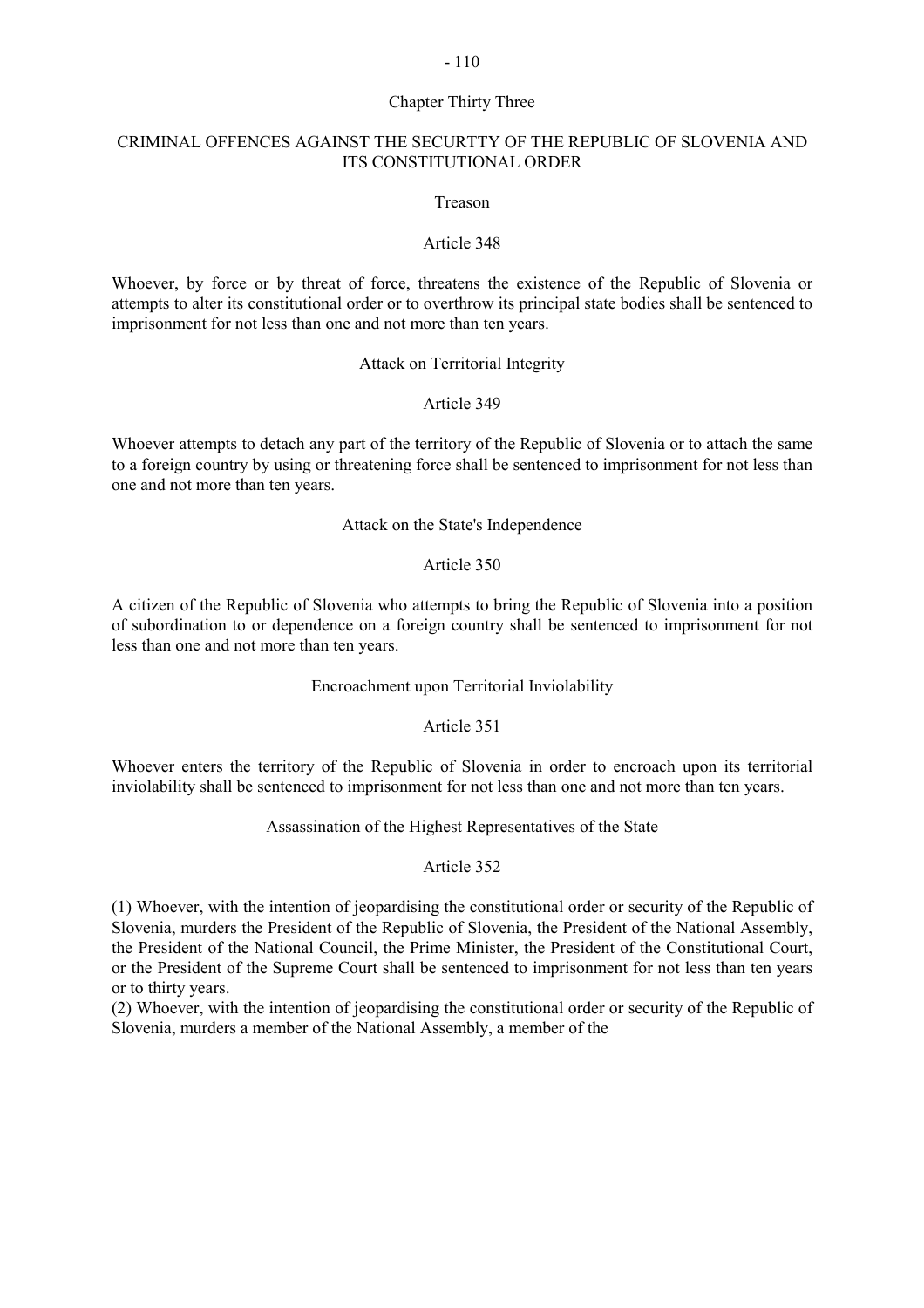## Chapter Thirty Three

## CRIMINAL OFFENCES AGAINST THE SECURTTY OF THE REPUBLIC OF SLOVENIA AND ITS CONSTITUTIONAL ORDER

### Treason

#### Article 348

Whoever, by force or by threat of force, threatens the existence of the Republic of Slovenia or attempts to alter its constitutional order or to overthrow its principal state bodies shall be sentenced to imprisonment for not less than one and not more than ten years.

### Attack on Territorial Integrity

#### Article 349

Whoever attempts to detach any part of the territory of the Republic of Slovenia or to attach the same to a foreign country by using or threatening force shall be sentenced to imprisonment for not less than one and not more than ten years.

### Attack on the State's Independence

#### Article 350

A citizen of the Republic of Slovenia who attempts to bring the Republic of Slovenia into a position of subordination to or dependence on a foreign country shall be sentenced to imprisonment for not less than one and not more than ten years.

### Encroachment upon Territorial Inviolability

#### Article 351

Whoever enters the territory of the Republic of Slovenia in order to encroach upon its territorial inviolability shall be sentenced to imprisonment for not less than one and not more than ten years.

### Assassination of the Highest Representatives of the State

#### Article 352

(1) Whoever, with the intention of jeopardising the constitutional order or security of the Republic of Slovenia, murders the President of the Republic of Slovenia, the President of the National Assembly, the President of the National Council, the Prime Minister, the President of the Constitutional Court, or the President of the Supreme Court shall be sentenced to imprisonment for not less than ten years or to thirty years.

(2) Whoever, with the intention of jeopardising the constitutional order or security of the Republic of Slovenia, murders a member of the National Assembly, a member of the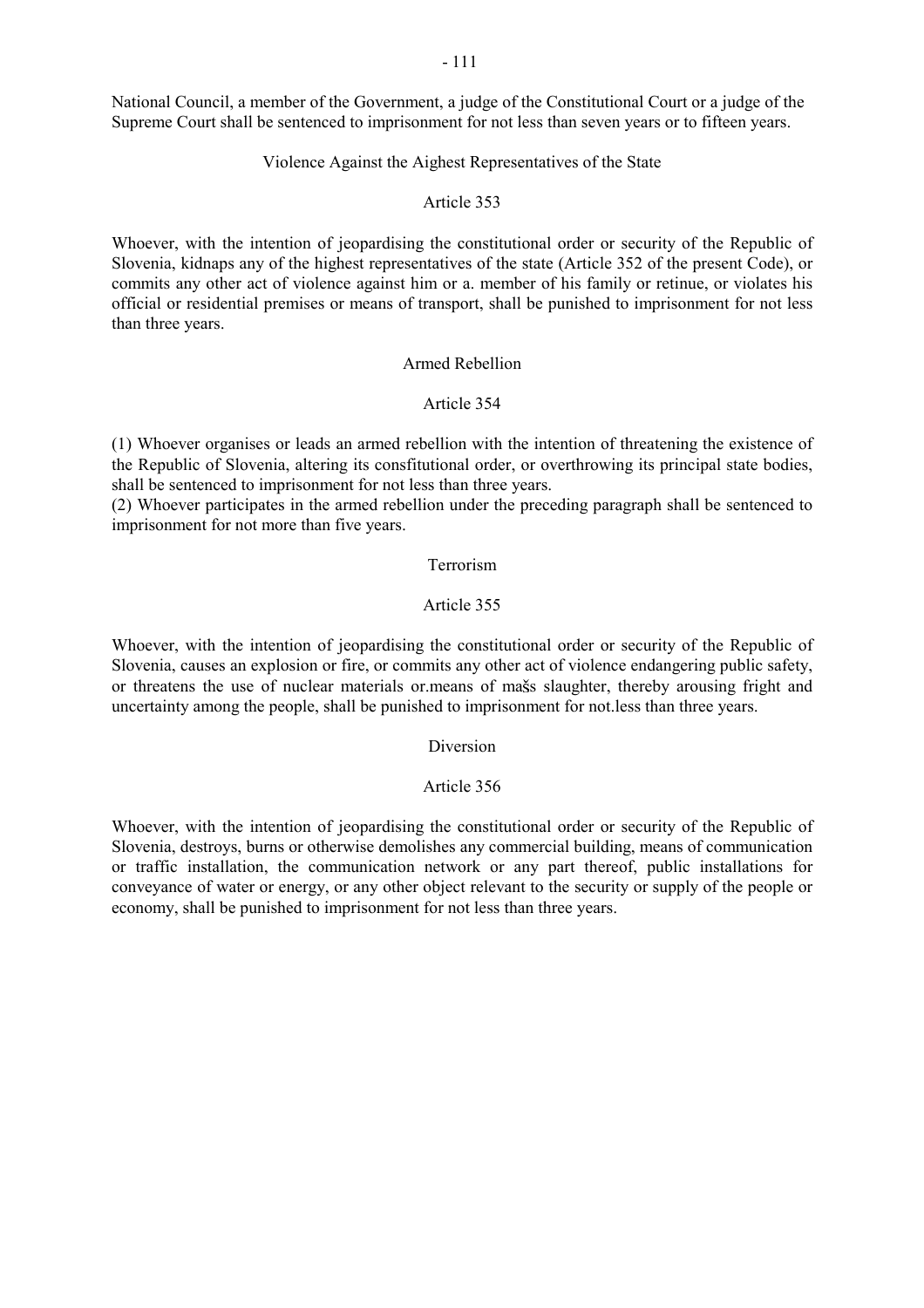National Council, a member of the Government, a judge of the Constitutional Court or a judge of the Supreme Court shall be sentenced to imprisonment for not less than seven years or to fifteen years.

### Violence Against the Aighest Representatives of the State

#### Article 353

Whoever, with the intention of jeopardising the constitutional order or security of the Republic of Slovenia, kidnaps any of the highest representatives of the state (Article 352 of the present Code), or commits any other act of violence against him or a. member of his family or retinue, or violates his official or residential premises or means of transport, shall be punished to imprisonment for not less than three years.

### Armed Rebellion

#### Article 354

(1) Whoever organises or leads an armed rebellion with the intention of threatening the existence of the Republic of Slovenia, altering its consfitutional order, or overthrowing its principal state bodies, shall be sentenced to imprisonment for not less than three years.
(2) Whoever participates in the armed rebellion under the preceding paragraph shall be sentenced to imprisonment for not more than five years.

### Terrorism

#### Article 355

Whoever, with the intention of jeopardising the constitutional order or security of the Republic of Slovenia, causes an explosion or fire, or commits any other act of violence endangering public safety, or threatens the use of nuclear materials or.means of mašs slaughter, thereby arousing fright and uncertainty among the people, shall be punished to imprisonment for not.less than three years.

### Diversion

#### Article 356

Whoever, with the intention of jeopardising the constitutional order or security of the Republic of Slovenia, destroys, burns or otherwise demolishes any commercial building, means of communication or traffic installation, the communication network or any part thereof, public installations for conveyance of water or energy, or any other object relevant to the security or supply of the people or economy, shall be punished to imprisonment for not less than three years.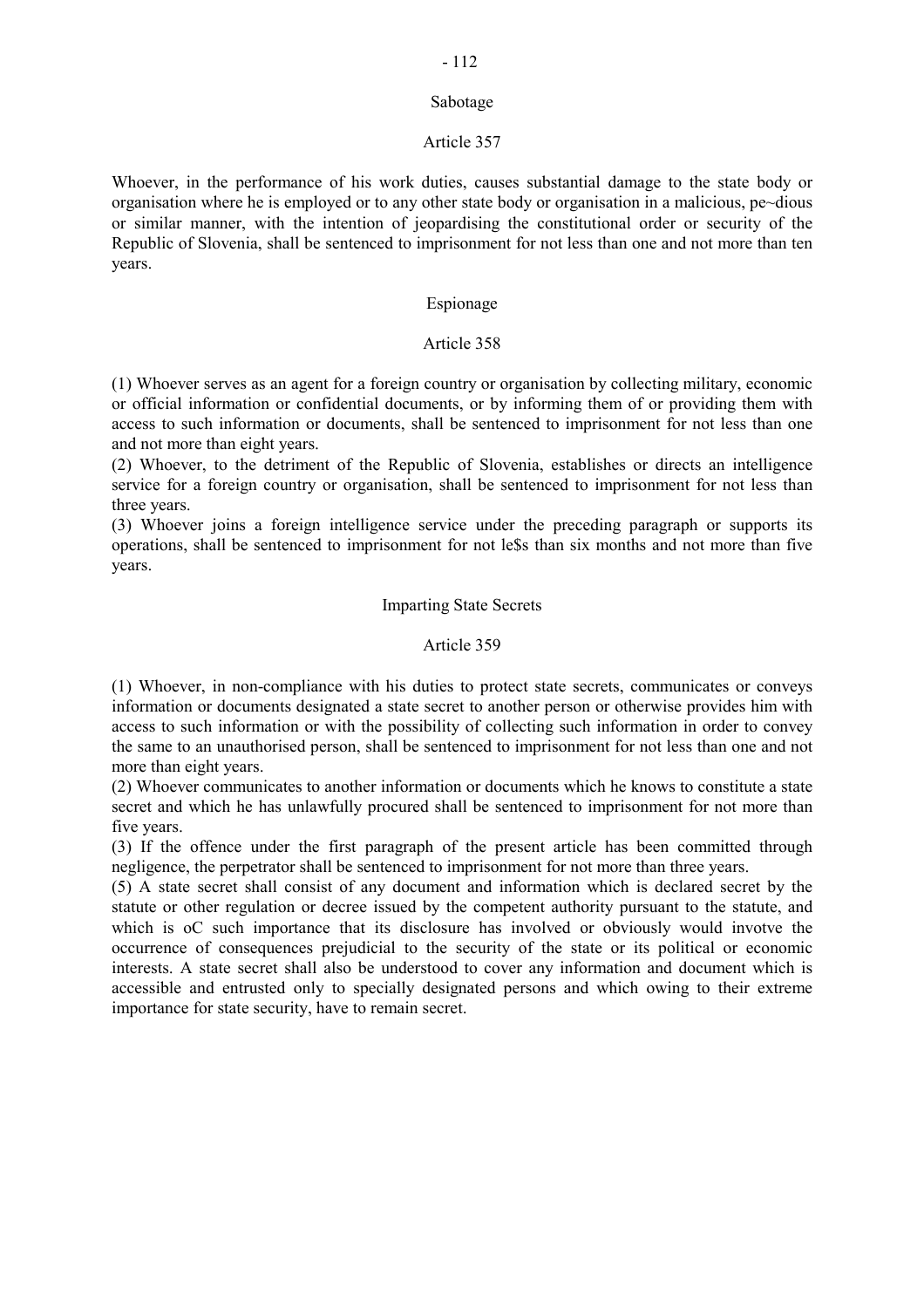### Sabotage

#### Article 357

Whoever, in the performance of his work duties, causes substantial damage to the state body or organisation where he is employed or to any other state body or organisation in a malicious, pe~dious or similar manner, with the intention of jeopardising the constitutional order or security of the Republic of Slovenia, shall be sentenced to imprisonment for not less than one and not more than ten years.

### Espionage

#### Article 358

(1) Whoever serves as an agent for a foreign country or organisation by collecting military, economic or official information or confidential documents, or by informing them of or providing them with access to such information or documents, shall be sentenced to imprisonment for not less than one and not more than eight years.

(2) Whoever, to the detriment of the Republic of Slovenia, establishes or directs an intelligence service for a foreign country or organisation, shall be sentenced to imprisonment for not less than three years.

(3) Whoever joins a foreign intelligence service under the preceding paragraph or supports its operations, shall be sentenced to imprisonment for not le$s than six months and not more than five years.

### Imparting State Secrets

#### Article 359

(1) Whoever, in non-compliance with his duties to protect state secrets, communicates or conveys information or documents designated a state secret to another person or otherwise provides him with access to such information or with the possibility of collecting such information in order to convey the same to an unauthorised person, shall be sentenced to imprisonment for not less than one and not more than eight years.

(2) Whoever communicates to another information or documents which he knows to constitute a state secret and which he has unlawfully procured shall be sentenced to imprisonment for not more than five years.

(3) If the offence under the first paragraph of the present article has been committed through negligence, the perpetrator shall be sentenced to imprisonment for not more than three years.

(5) A state secret shall consist of any document and information which is declared secret by the statute or other regulation or decree issued by the competent authority pursuant to the statute, and which is oC such importance that its disclosure has involved or obviously would invotve the occurrence of consequences prejudicial to the security of the state or its political or economic interests. A state secret shall also be understood to cover any information and document which is accessible and entrusted only to specially designated persons and which owing to their extreme importance for state security, have to remain secret.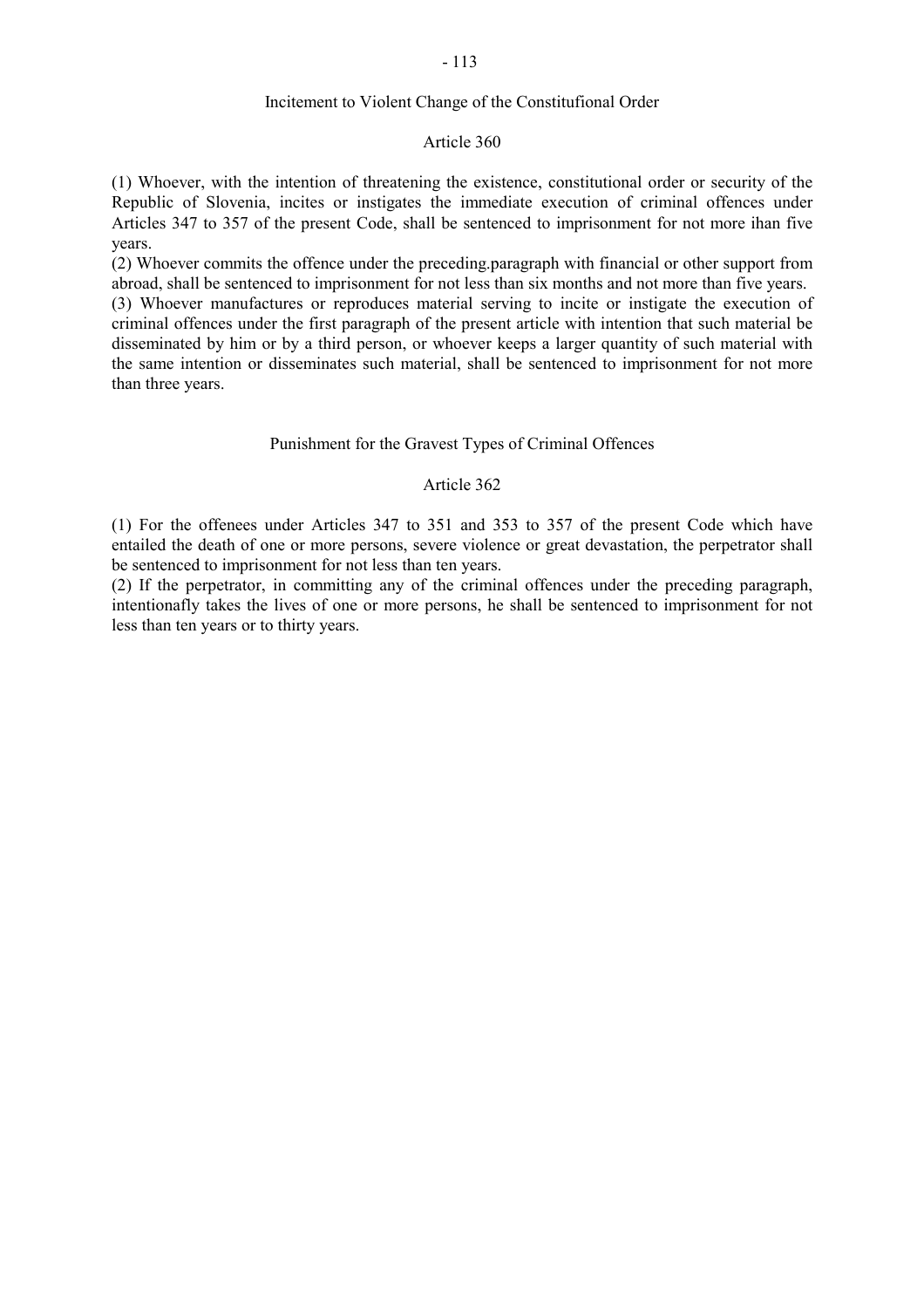### Incitement to Violent Change of the Constitufional Order

#### Article 360

(1) Whoever, with the intention of threatening the existence, constitutional order or security of the Republic of Slovenia, incites or instigates the immediate execution of criminal offences under Articles 347 to 357 of the present Code, shall be sentenced to imprisonment for not more ihan five years.

(2) Whoever commits the offence under the preceding.paragraph with financial or other support from abroad, shall be sentenced to imprisonment for not less than six months and not more than five years.

(3) Whoever manufactures or reproduces material serving to incite or instigate the execution of criminal offences under the first paragraph of the present article with intention that such material be disseminated by him or by a third person, or whoever keeps a larger quantity of such material with the same intention or disseminates such material, shall be sentenced to imprisonment for not more than three years.

### Punishment for the Gravest Types of Criminal Offences

#### Article 362

(1) For the offenees under Articles 347 to 351 and 353 to 357 of the present Code which have entailed the death of one or more persons, severe violence or great devastation, the perpetrator shall be sentenced to imprisonment for not less than ten years.

(2) If the perpetrator, in committing any of the criminal offences under the preceding paragraph, intentionafly takes the lives of one or more persons, he shall be sentenced to imprisonment for not less than ten years or to thirty years.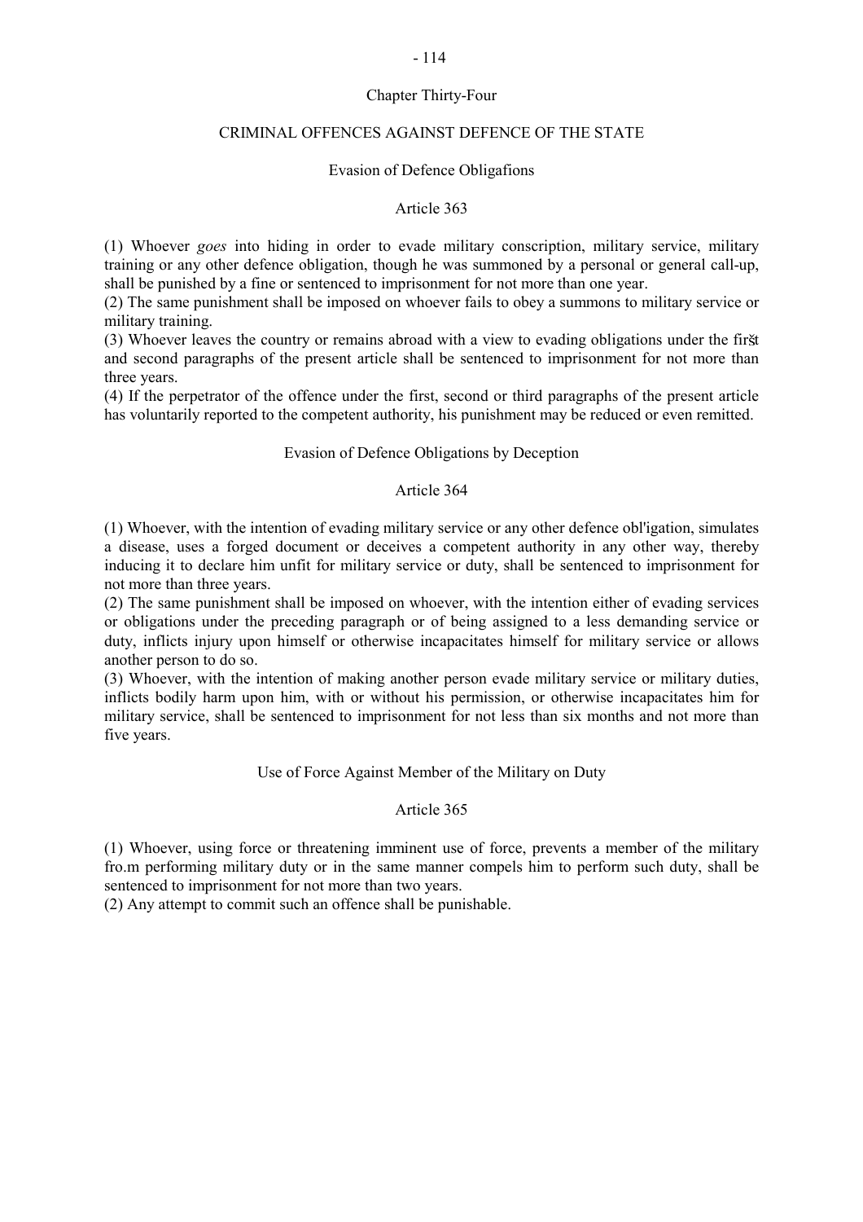## Chapter Thirty-Four

## CRIMINAL OFFENCES AGAINST DEFENCE OF THE STATE

### Evasion of Defence Obligafions

#### Article 363

(1) Whoever *goes* into hiding in order to evade military conscription, military service, military training or any other defence obligation, though he was summoned by a personal or general call-up, shall be punished by a fine or sentenced to imprisonment for not more than one year.
(2) The same punishment shall be imposed on whoever fails to obey a summons to military service or military training.
(3) Whoever leaves the country or remains abroad with a view to evading obligations under the first and second paragraphs of the present article shall be sentenced to imprisonment for not more than three years.
(4) If the perpetrator of the offence under the first, second or third paragraphs of the present article has voluntarily reported to the competent authority, his punishment may be reduced or even remitted.

### Evasion of Defence Obligations by Deception

#### Article 364

(1) Whoever, with the intention of evading military service or any other defence obl'igation, simulates a disease, uses a forged document or deceives a competent authority in any other way, thereby inducing it to declare him unfit for military service or duty, shall be sentenced to imprisonment for not more than three years.
(2) The same punishment shall be imposed on whoever, with the intention either of evading services or obligations under the preceding paragraph or of being assigned to a less demanding service or duty, inflicts injury upon himself or otherwise incapacitates himself for military service or allows another person to do so.
(3) Whoever, with the intention of making another person evade military service or military duties, inflicts bodily harm upon him, with or without his permission, or otherwise incapacitates him for military service, shall be sentenced to imprisonment for not less than six months and not more than five years.

### Use of Force Against Member of the Military on Duty

#### Article 365

(1) Whoever, using force or threatening imminent use of force, prevents a member of the military fro.m performing military duty or in the same manner compels him to perform such duty, shall be sentenced to imprisonment for not more than two years.
(2) Any attempt to commit such an offence shall be punishable.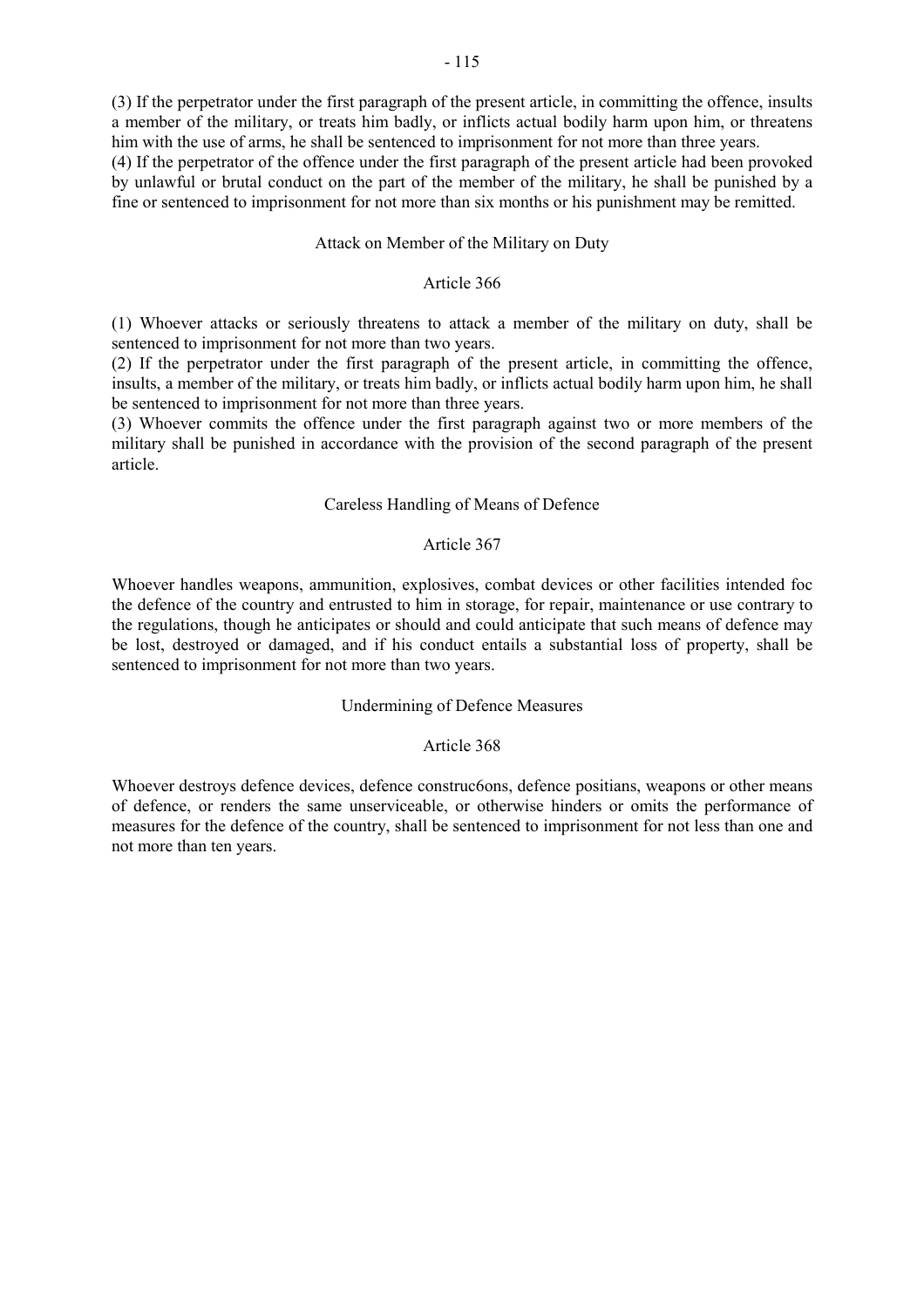(3) If the perpetrator under the first paragraph of the present article, in committing the offence, insults a member of the military, or treats him badly, or inflicts actual bodily harm upon him, or threatens him with the use of arms, he shall be sentenced to imprisonment for not more than three years.
(4) If the perpetrator of the offence under the first paragraph of the present article had been provoked by unlawful or brutal conduct on the part of the member of the military, he shall be punished by a fine or sentenced to imprisonment for not more than six months or his punishment may be remitted.

### Attack on Member of the Military on Duty

### Article 366

(1) Whoever attacks or seriously threatens to attack a member of the military on duty, shall be sentenced to imprisonment for not more than two years.
(2) If the perpetrator under the first paragraph of the present article, in committing the offence, insults, a member of the military, or treats him badly, or inflicts actual bodily harm upon him, he shall be sentenced to imprisonment for not more than three years.
(3) Whoever commits the offence under the first paragraph against two or more members of the military shall be punished in accordance with the provision of the second paragraph of the present article.

### Careless Handling of Means of Defence

### Article 367

Whoever handles weapons, ammunition, explosives, combat devices or other facilities intended foc the defence of the country and entrusted to him in storage, for repair, maintenance or use contrary to the regulations, though he anticipates or should and could anticipate that such means of defence may be lost, destroyed or damaged, and if his conduct entails a substantial loss of property, shall be sentenced to imprisonment for not more than two years.

### Undermining of Defence Measures

### Article 368

Whoever destroys defence devices, defence construc6ons, defence positians, weapons or other means of defence, or renders the same unserviceable, or otherwise hinders or omits the performance of measures for the defence of the country, shall be sentenced to imprisonment for not less than one and not more than ten years.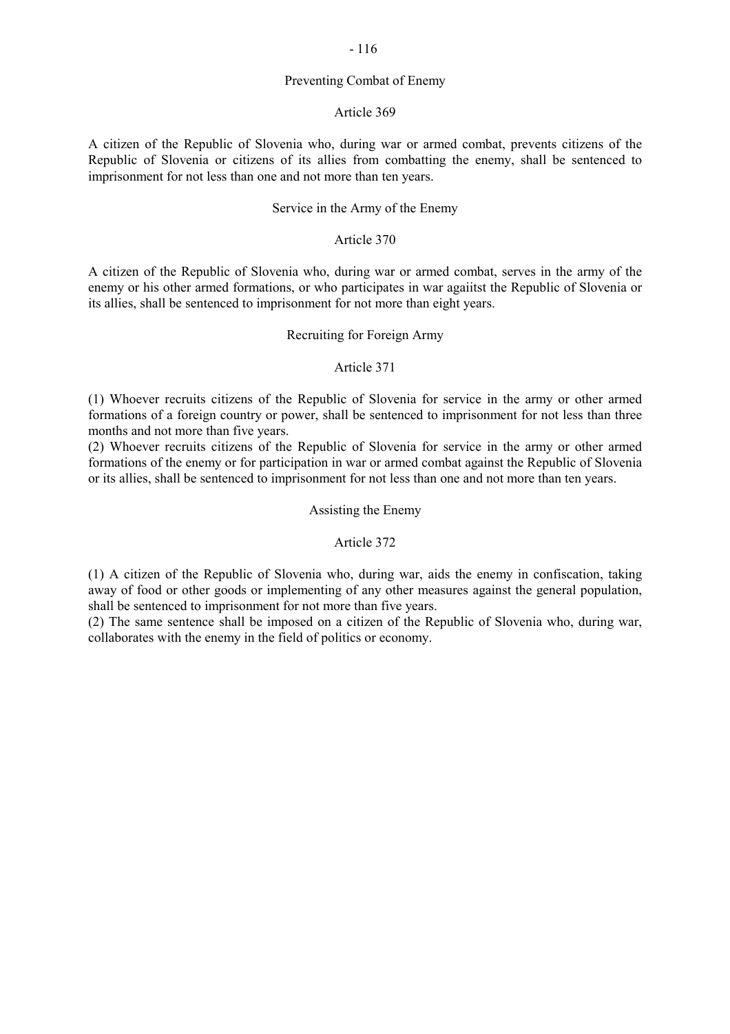### Preventing Combat of Enemy

#### Article 369

A citizen of the Republic of Slovenia who, during war or armed combat, prevents citizens of the Republic of Slovenia or citizens of its allies from combatting the enemy, shall be sentenced to imprisonment for not less than one and not more than ten years.

### Service in the Army of the Enemy

#### Article 370

A citizen of the Republic of Slovenia who, during war or armed combat, serves in the army of the enemy or his other armed formations, or who participates in war agaiitst the Republic of Slovenia or its allies, shall be sentenced to imprisonment for not more than eight years.

### Recruiting for Foreign Army

#### Article 371

(1) Whoever recruits citizens of the Republic of Slovenia for service in the army or other armed formations of a foreign country or power, shall be sentenced to imprisonment for not less than three months and not more than five years.
(2) Whoever recruits citizens of the Republic of Slovenia for service in the army or other armed formations of the enemy or for participation in war or armed combat against the Republic of Slovenia or its allies, shall be sentenced to imprisonment for not less than one and not more than ten years.

### Assisting the Enemy

#### Article 372

(1) A citizen of the Republic of Slovenia who, during war, aids the enemy in confiscation, taking away of food or other goods or implementing of any other measures against the general population, shall be sentenced to imprisonment for not more than five years.
(2) The same sentence shall be imposed on a citizen of the Republic of Slovenia who, during war, collaborates with the enemy in the field of politics or economy.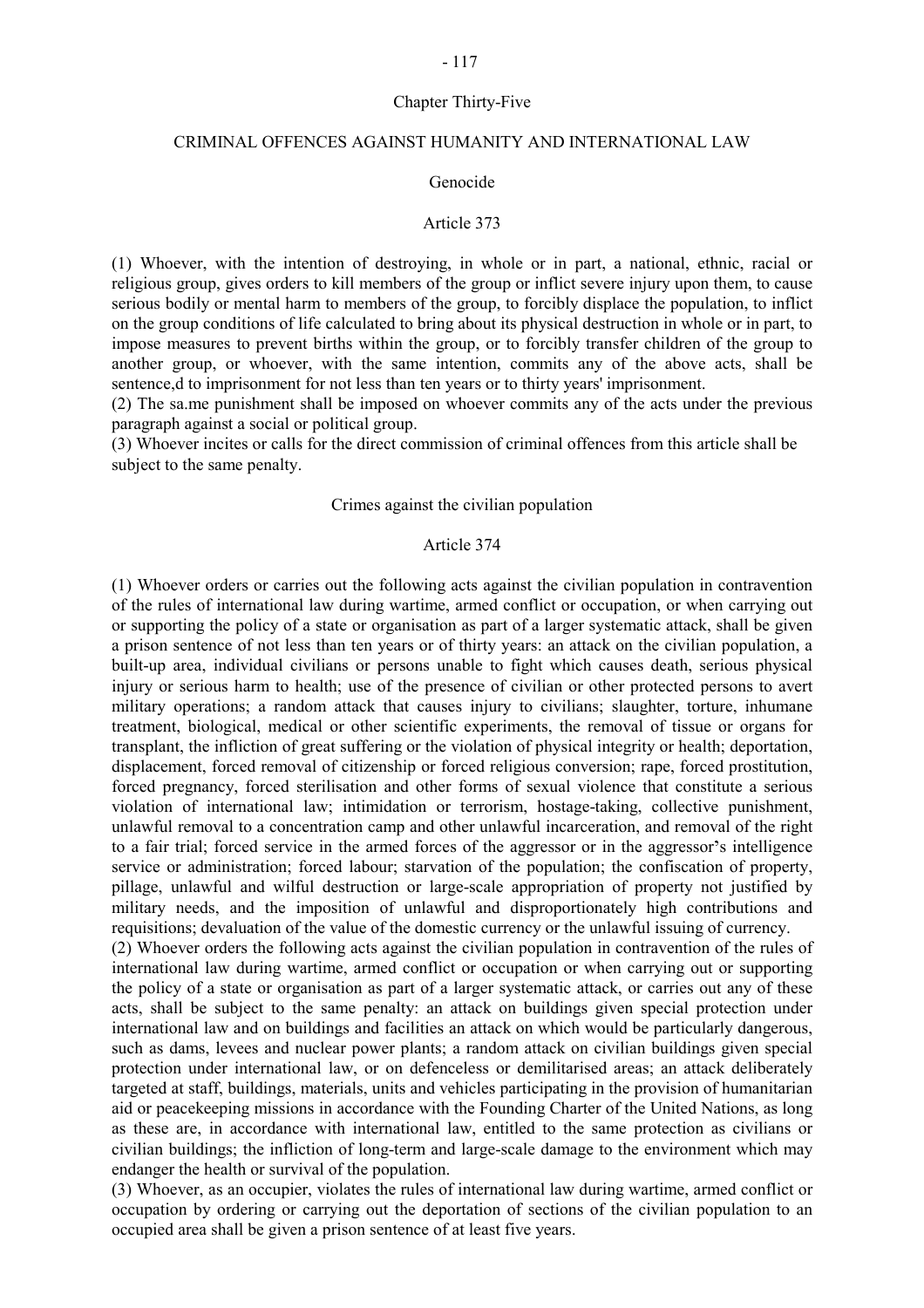## Chapter Thirty-Five

## CRIMINAL OFFENCES AGAINST HUMANITY AND INTERNATIONAL LAW

### Genocide

#### Article 373

(1) Whoever, with the intention of destroying, in whole or in part, a national, ethnic, racial or religious group, gives orders to kill members of the group or inflict severe injury upon them, to cause serious bodily or mental harm to members of the group, to forcibly displace the population, to inflict on the group conditions of life calculated to bring about its physical destruction in whole or in part, to impose measures to prevent births within the group, or to forcibly transfer children of the group to another group, or whoever, with the same intention, commits any of the above acts, shall be sentence,d to imprisonment for not less than ten years or to thirty years' imprisonment.

(2) The sa.me punishment shall be imposed on whoever commits any of the acts under the previous paragraph against a social or political group.

(3) Whoever incites or calls for the direct commission of criminal offences from this article shall be subject to the same penalty.

### Crimes against the civilian population

#### Article 374

(1) Whoever orders or carries out the following acts against the civilian population in contravention of the rules of international law during wartime, armed conflict or occupation, or when carrying out or supporting the policy of a state or organisation as part of a larger systematic attack, shall be given a prison sentence of not less than ten years or of thirty years: an attack on the civilian population, a built-up area, individual civilians or persons unable to fight which causes death, serious physical injury or serious harm to health; use of the presence of civilian or other protected persons to avert military operations; a random attack that causes injury to civilians; slaughter, torture, inhumane treatment, biological, medical or other scientific experiments, the removal of tissue or organs for transplant, the infliction of great suffering or the violation of physical integrity or health; deportation, displacement, forced removal of citizenship or forced religious conversion; rape, forced prostitution, forced pregnancy, forced sterilisation and other forms of sexual violence that constitute a serious violation of international law; intimidation or terrorism, hostage-taking, collective punishment, unlawful removal to a concentration camp and other unlawful incarceration, and removal of the right to a fair trial; forced service in the armed forces of the aggressor or in the aggressor's intelligence service or administration; forced labour; starvation of the population; the confiscation of property, pillage, unlawful and wilful destruction or large-scale appropriation of property not justified by military needs, and the imposition of unlawful and disproportionately high contributions and requisitions; devaluation of the value of the domestic currency or the unlawful issuing of currency.

(2) Whoever orders the following acts against the civilian population in contravention of the rules of international law during wartime, armed conflict or occupation or when carrying out or supporting the policy of a state or organisation as part of a larger systematic attack, or carries out any of these acts, shall be subject to the same penalty: an attack on buildings given special protection under international law and on buildings and facilities an attack on which would be particularly dangerous, such as dams, levees and nuclear power plants; a random attack on civilian buildings given special protection under international law, or on defenceless or demilitarised areas; an attack deliberately targeted at staff, buildings, materials, units and vehicles participating in the provision of humanitarian aid or peacekeeping missions in accordance with the Founding Charter of the United Nations, as long as these are, in accordance with international law, entitled to the same protection as civilians or civilian buildings; the infliction of long-term and large-scale damage to the environment which may endanger the health or survival of the population.

(3) Whoever, as an occupier, violates the rules of international law during wartime, armed conflict or occupation by ordering or carrying out the deportation of sections of the civilian population to an occupied area shall be given a prison sentence of at least five years.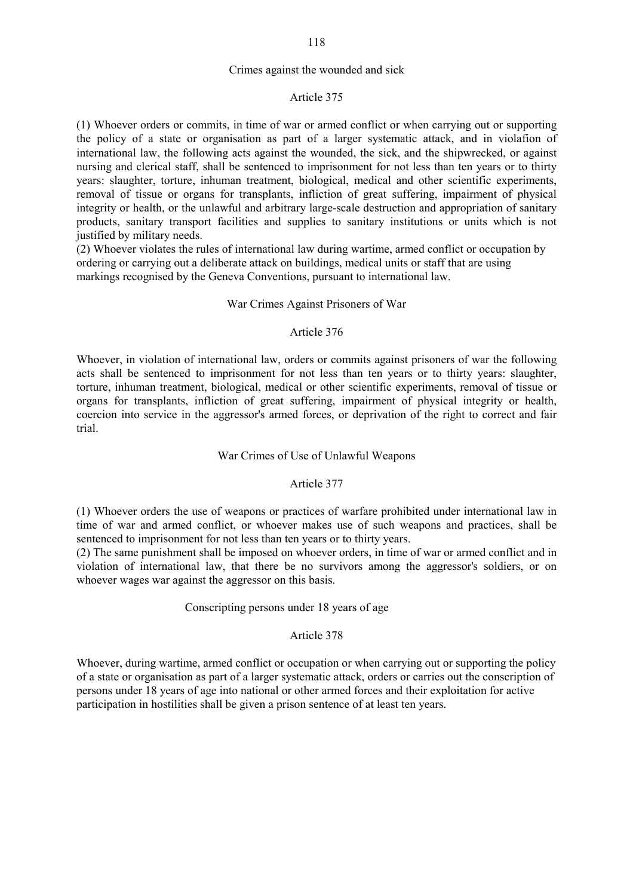### Crimes against the wounded and sick

#### Article 375

(1) Whoever orders or commits, in time of war or armed conflict or when carrying out or supporting the policy of a state or organisation as part of a larger systematic attack, and in violafion of international law, the following acts against the wounded, the sick, and the shipwrecked, or against nursing and clerical staff, shall be sentenced to imprisonment for not less than ten years or to thirty years: slaughter, torture, inhuman treatment, biological, medical and other scientific experiments, removal of tissue or organs for transplants, infliction of great suffering, impairment of physical integrity or health, or the unlawful and arbitrary large-scale destruction and appropriation of sanitary products, sanitary transport facilities and supplies to sanitary institutions or units which is not justified by military needs.

(2) Whoever violates the rules of international law during wartime, armed conflict or occupation by ordering or carrying out a deliberate attack on buildings, medical units or staff that are using markings recognised by the Geneva Conventions, pursuant to international law.

### War Crimes Against Prisoners of War

#### Article 376

Whoever, in violation of international law, orders or commits against prisoners of war the following acts shall be sentenced to imprisonment for not less than ten years or to thirty years: slaughter, torture, inhuman treatment, biological, medical or other scientific experiments, removal of tissue or organs for transplants, infliction of great suffering, impairment of physical integrity or health, coercion into service in the aggressor's armed forces, or deprivation of the right to correct and fair trial.

### War Crimes of Use of Unlawful Weapons

#### Article 377

(1) Whoever orders the use of weapons or practices of warfare prohibited under international law in time of war and armed conflict, or whoever makes use of such weapons and practices, shall be sentenced to imprisonment for not less than ten years or to thirty years.

(2) The same punishment shall be imposed on whoever orders, in time of war or armed conflict and in violation of international law, that there be no survivors among the aggressor's soldiers, or on whoever wages war against the aggressor on this basis.

### Conscripting persons under 18 years of age

#### Article 378

Whoever, during wartime, armed conflict or occupation or when carrying out or supporting the policy of a state or organisation as part of a larger systematic attack, orders or carries out the conscription of persons under 18 years of age into national or other armed forces and their exploitation for active participation in hostilities shall be given a prison sentence of at least ten years.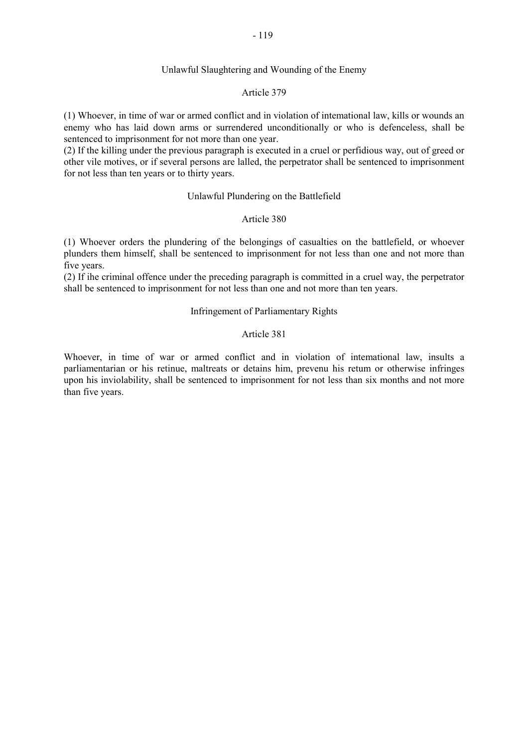### Unlawful Slaughtering and Wounding of the Enemy

#### Article 379

(1) Whoever, in time of war or armed conflict and in violation of intemational law, kills or wounds an enemy who has laid down arms or surrendered unconditionally or who is defenceless, shall be sentenced to imprisonment for not more than one year.
(2) If the killing under the previous paragraph is executed in a cruel or perfidious way, out of greed or other vile motives, or if several persons are lalled, the perpetrator shall be sentenced to imprisonment for not less than ten years or to thirty years.

### Unlawful Plundering on the Battlefield

#### Article 380

(1) Whoever orders the plundering of the belongings of casualties on the battlefield, or whoever plunders them himself, shall be sentenced to imprisonment for not less than one and not more than five years.
(2) If ihe criminal offence under the preceding paragraph is committed in a cruel way, the perpetrator shall be sentenced to imprisonment for not less than one and not more than ten years.

### Infringement of Parliamentary Rights

#### Article 381

Whoever, in time of war or armed conflict and in violation of intemational law, insults a parliamentarian or his retinue, maltreats or detains him, prevenu his retum or otherwise infringes upon his inviolability, shall be sentenced to imprisonment for not less than six months and not more than five years.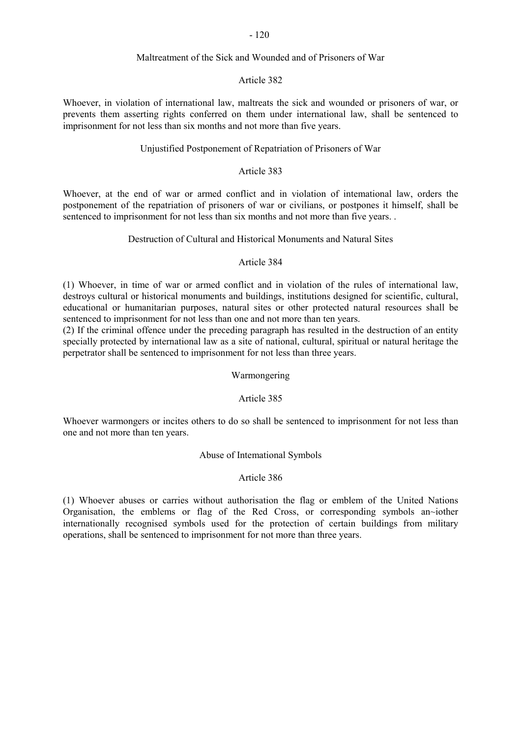### Maltreatment of the Sick and Wounded and of Prisoners of War

#### Article 382

Whoever, in violation of international law, maltreats the sick and wounded or prisoners of war, or prevents them asserting rights conferred on them under international law, shall be sentenced to imprisonment for not less than six months and not more than five years.

### Unjustified Postponement of Repatriation of Prisoners of War

#### Article 383

Whoever, at the end of war or armed conflict and in violation of intemational law, orders the postponement of the repatriation of prisoners of war or civilians, or postpones it himself, shall be sentenced to imprisonment for not less than six months and not more than five years. .

### Destruction of Cultural and Historical Monuments and Natural Sites

#### Article 384

(1) Whoever, in time of war or armed conflict and in violation of the rules of international law, destroys cultural or historical monuments and buildings, institutions designed for scientific, cultural, educational or humanitarian purposes, natural sites or other protected natural resources shall be sentenced to imprisonment for not less than one and not more than ten years.

(2) If the criminal offence under the preceding paragraph has resulted in the destruction of an entity specially protected by international law as a site of national, cultural, spiritual or natural heritage the perpetrator shall be sentenced to imprisonment for not less than three years.

### Warmongering

#### Article 385

Whoever warmongers or incites others to do so shall be sentenced to imprisonment for not less than one and not more than ten years.

### Abuse of Intemational Symbols

#### Article 386

(1) Whoever abuses or carries without authorisation the flag or emblem of the United Nations Organisation, the emblems or flag of the Red Cross, or corresponding symbols an~iother internationally recognised symbols used for the protection of certain buildings from military operations, shall be sentenced to imprisonment for not more than three years.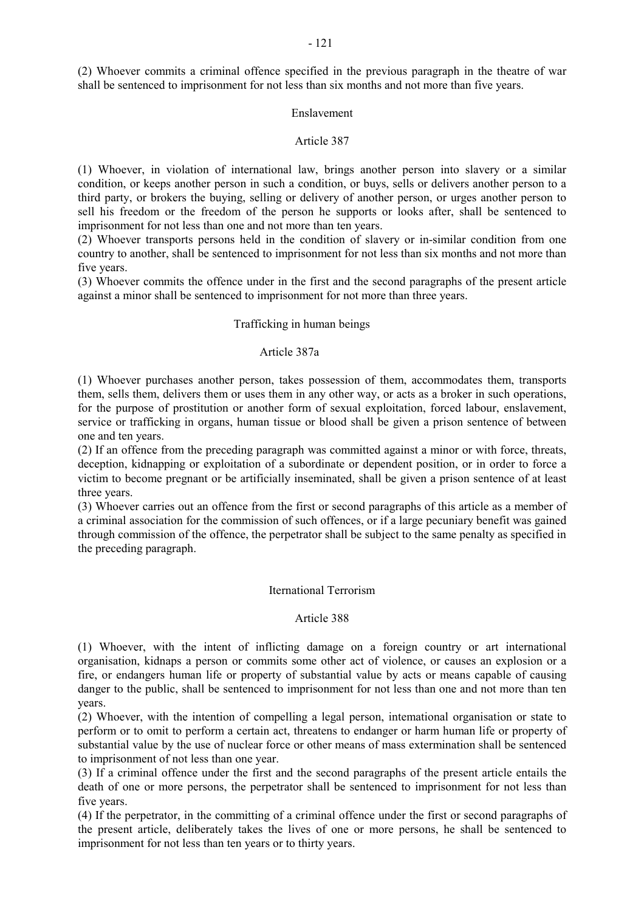(2) Whoever commits a criminal offence specified in the previous paragraph in the theatre of war shall be sentenced to imprisonment for not less than six months and not more than five years.

### Enslavement

#### Article 387

(1) Whoever, in violation of international law, brings another person into slavery or a similar condition, or keeps another person in such a condition, or buys, sells or delivers another person to a third party, or brokers the buying, selling or delivery of another person, or urges another person to sell his freedom or the freedom of the person he supports or looks after, shall be sentenced to imprisonment for not less than one and not more than ten years.
(2) Whoever transports persons held in the condition of slavery or in-similar condition from one country to another, shall be sentenced to imprisonment for not less than six months and not more than five years.
(3) Whoever commits the offence under in the first and the second paragraphs of the present article against a minor shall be sentenced to imprisonment for not more than three years.

### Trafficking in human beings

#### Article 387a

(1) Whoever purchases another person, takes possession of them, accommodates them, transports them, sells them, delivers them or uses them in any other way, or acts as a broker in such operations, for the purpose of prostitution or another form of sexual exploitation, forced labour, enslavement, service or trafficking in organs, human tissue or blood shall be given a prison sentence of between one and ten years.
(2) If an offence from the preceding paragraph was committed against a minor or with force, threats, deception, kidnapping or exploitation of a subordinate or dependent position, or in order to force a victim to become pregnant or be artificially inseminated, shall be given a prison sentence of at least three years.
(3) Whoever carries out an offence from the first or second paragraphs of this article as a member of a criminal association for the commission of such offences, or if a large pecuniary benefit was gained through commission of the offence, the perpetrator shall be subject to the same penalty as specified in the preceding paragraph.

### Iternational Terrorism

#### Article 388

(1) Whoever, with the intent of inflicting damage on a foreign country or art international organisation, kidnaps a person or commits some other act of violence, or causes an explosion or a fire, or endangers human life or property of substantial value by acts or means capable of causing danger to the public, shall be sentenced to imprisonment for not less than one and not more than ten years.
(2) Whoever, with the intention of compelling a legal person, intemational organisation or state to perform or to omit to perform a certain act, threatens to endanger or harm human life or property of substantial value by the use of nuclear force or other means of mass extermination shall be sentenced to imprisonment of not less than one year.
(3) If a criminal offence under the first and the second paragraphs of the present article entails the death of one or more persons, the perpetrator shall be sentenced to imprisonment for not less than five years.
(4) If the perpetrator, in the committing of a criminal offence under the first or second paragraphs of the present article, deliberately takes the lives of one or more persons, he shall be sentenced to imprisonment for not less than ten years or to thirty years.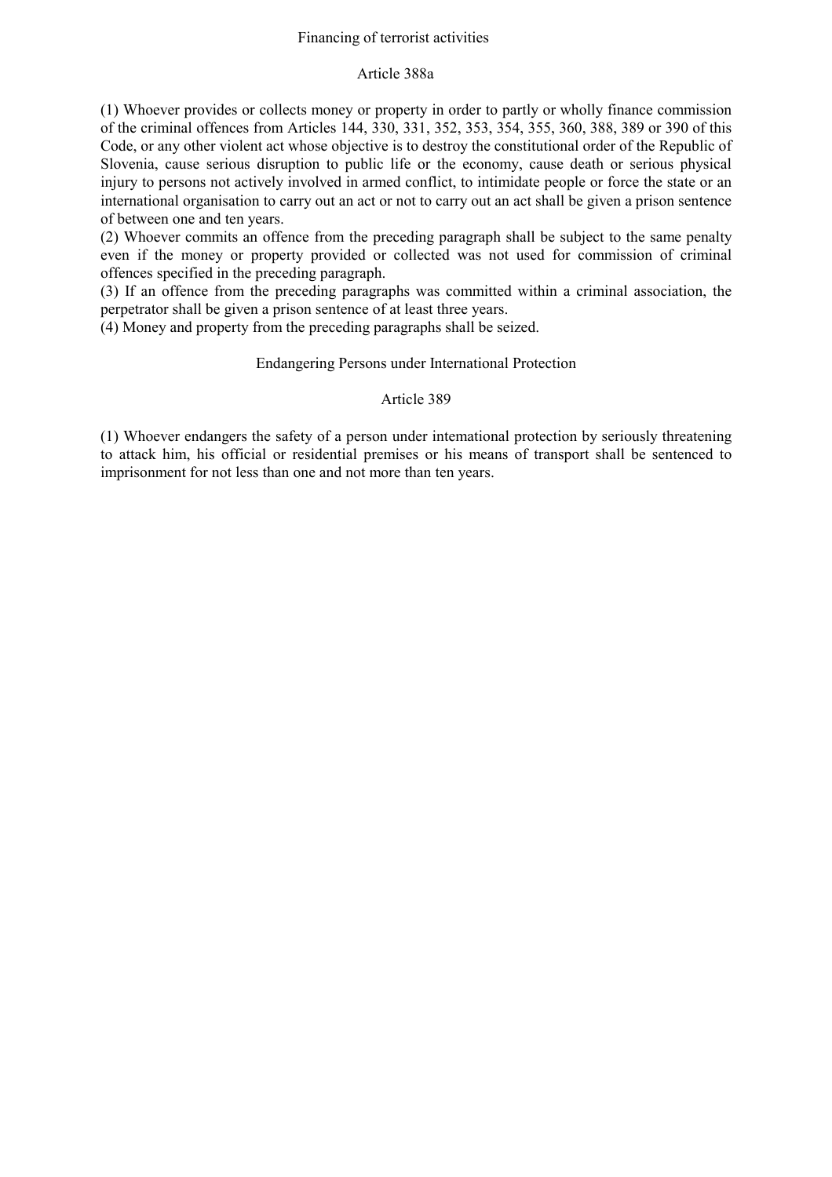## Financing of terrorist activities

### Article 388a

(1) Whoever provides or collects money or property in order to partly or wholly finance commission of the criminal offences from Articles 144, 330, 331, 352, 353, 354, 355, 360, 388, 389 or 390 of this Code, or any other violent act whose objective is to destroy the constitutional order of the Republic of Slovenia, cause serious disruption to public life or the economy, cause death or serious physical injury to persons not actively involved in armed conflict, to intimidate people or force the state or an international organisation to carry out an act or not to carry out an act shall be given a prison sentence of between one and ten years.
(2) Whoever commits an offence from the preceding paragraph shall be subject to the same penalty even if the money or property provided or collected was not used for commission of criminal offences specified in the preceding paragraph.
(3) If an offence from the preceding paragraphs was committed within a criminal association, the perpetrator shall be given a prison sentence of at least three years.
(4) Money and property from the preceding paragraphs shall be seized.

## Endangering Persons under International Protection

### Article 389

(1) Whoever endangers the safety of a person under international protection by seriously threatening to attack him, his official or residential premises or his means of transport shall be sentenced to imprisonment for not less than one and not more than ten years.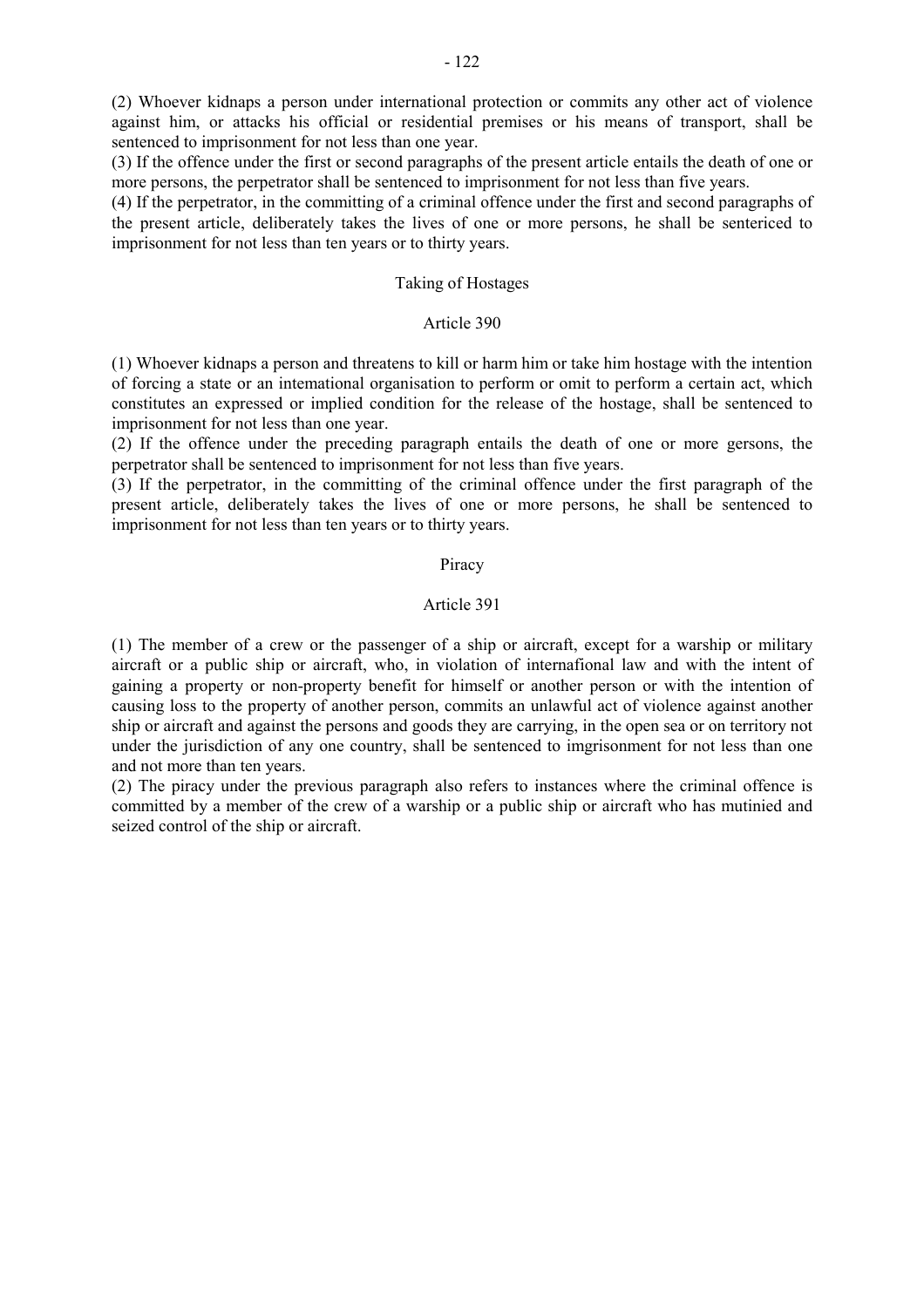(2) Whoever kidnaps a person under international protection or commits any other act of violence against him, or attacks his official or residential premises or his means of transport, shall be sentenced to imprisonment for not less than one year.

(3) If the offence under the first or second paragraphs of the present article entails the death of one or more persons, the perpetrator shall be sentenced to imprisonment for not less than five years.

(4) If the perpetrator, in the committing of a criminal offence under the first and second paragraphs of the present article, deliberately takes the lives of one or more persons, he shall be sentericed to imprisonment for not less than ten years or to thirty years.

### Taking of Hostages

#### Article 390

(1) Whoever kidnaps a person and threatens to kill or harm him or take him hostage with the intention of forcing a state or an intemational organisation to perform or omit to perform a certain act, which constitutes an expressed or implied condition for the release of the hostage, shall be sentenced to imprisonment for not less than one year.

(2) If the offence under the preceding paragraph entails the death of one or more gersons, the perpetrator shall be sentenced to imprisonment for not less than five years.

(3) If the perpetrator, in the committing of the criminal offence under the first paragraph of the present article, deliberately takes the lives of one or more persons, he shall be sentenced to imprisonment for not less than ten years or to thirty years.

### Piracy

#### Article 391

(1) The member of a crew or the passenger of a ship or aircraft, except for a warship or military aircraft or a public ship or aircraft, who, in violation of internafional law and with the intent of gaining a property or non-property benefit for himself or another person or with the intention of causing loss to the property of another person, commits an unlawful act of violence against another ship or aircraft and against the persons and goods they are carrying, in the open sea or on territory not under the jurisdiction of any one country, shall be sentenced to imgrisonment for not less than one and not more than ten years.

(2) The piracy under the previous paragraph also refers to instances where the criminal offence is committed by a member of the crew of a warship or a public ship or aircraft who has mutinied and seized control of the ship or aircraft.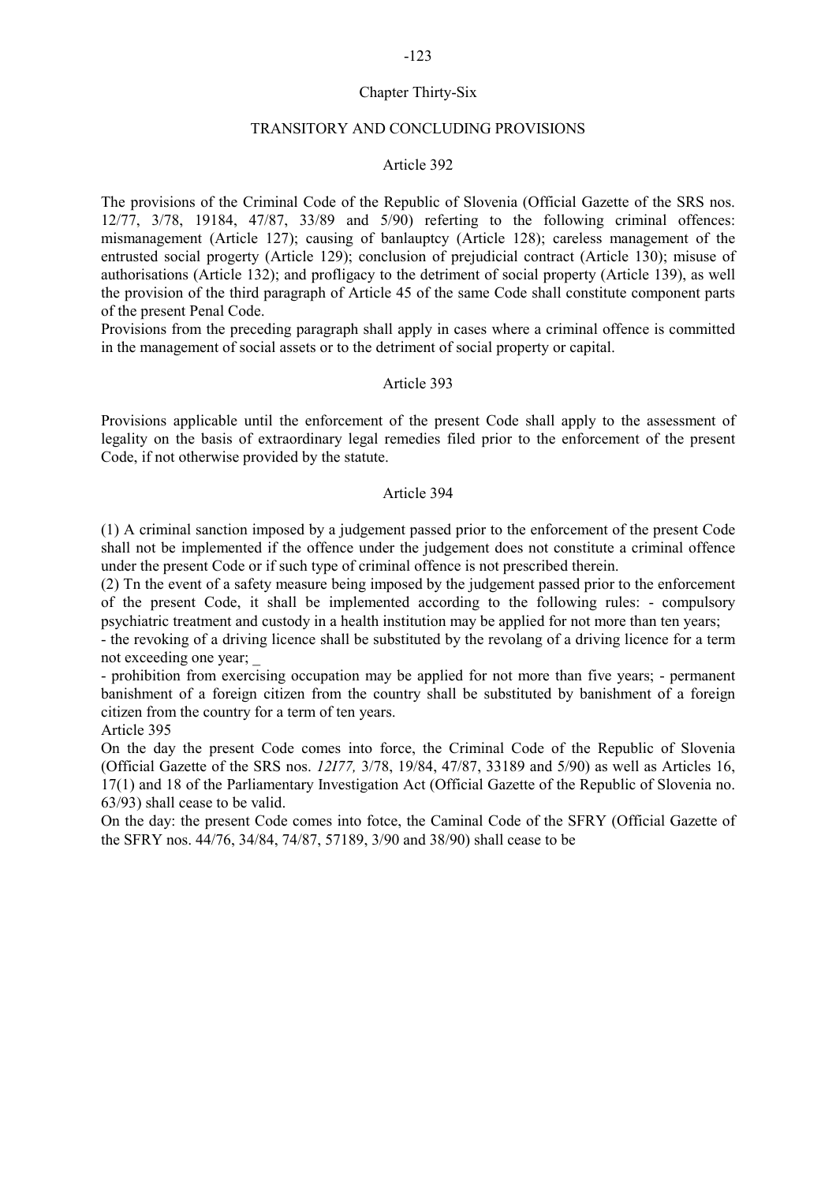## Chapter Thirty-Six

## TRANSITORY AND CONCLUDING PROVISIONS

### Article 392

The provisions of the Criminal Code of the Republic of Slovenia (Official Gazette of the SRS nos. 12/77, 3/78, 19184, 47/87, 33/89 and 5/90) referting to the following criminal offences: mismanagement (Article 127); causing of banlauptcy (Article 128); careless management of the entrusted social progerty (Article 129); conclusion of prejudicial contract (Article 130); misuse of authorisations (Article 132); and profligacy to the detriment of social property (Article 139), as well the provision of the third paragraph of Article 45 of the same Code shall constitute component parts of the present Penal Code.

Provisions from the preceding paragraph shall apply in cases where a criminal offence is committed in the management of social assets or to the detriment of social property or capital.

### Article 393

Provisions applicable until the enforcement of the present Code shall apply to the assessment of legality on the basis of extraordinary legal remedies filed prior to the enforcement of the present Code, if not otherwise provided by the statute.

### Article 394

(1) A criminal sanction imposed by a judgement passed prior to the enforcement of the present Code shall not be implemented if the offence under the judgement does not constitute a criminal offence under the present Code or if such type of criminal offence is not prescribed therein.

(2) Tn the event of a safety measure being imposed by the judgement passed prior to the enforcement of the present Code, it shall be implemented according to the following rules: - compulsory psychiatric treatment and custody in a health institution may be applied for not more than ten years;

- the revoking of a driving licence shall be substituted by the revolang of a driving licence for a term not exceeding one year; _

- prohibition from exercising occupation may be applied for not more than five years; - permanent banishment of a foreign citizen from the country shall be substituted by banishment of a foreign citizen from the country for a term of ten years.

Article 395

On the day the present Code comes into force, the Criminal Code of the Republic of Slovenia (Official Gazette of the SRS nos. *12I77,* 3/78, 19/84, 47/87, 33189 and 5/90) as well as Articles 16, 17(1) and 18 of the Parliamentary Investigation Act (Official Gazette of the Republic of Slovenia no. 63/93) shall cease to be valid.

On the day: the present Code comes into fotce, the Caminal Code of the SFRY (Official Gazette of the SFRY nos. 44/76, 34/84, 74/87, 57189, 3/90 and 38/90) shall cease to be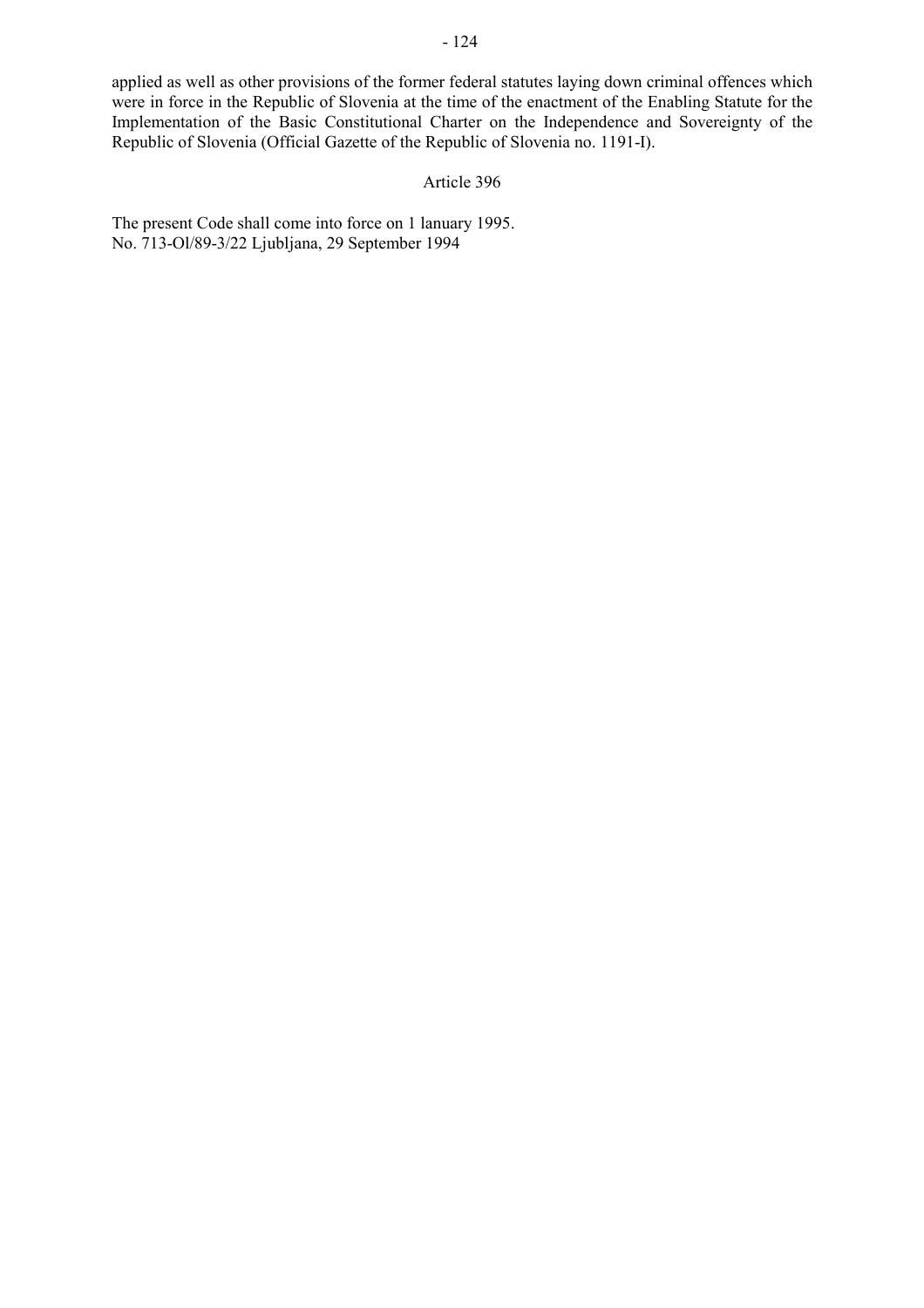applied as well as other provisions of the former federal statutes laying down criminal offences which were in force in the Republic of Slovenia at the time of the enactment of the Enabling Statute for the Implementation of the Basic Constitutional Charter on the Independence and Sovereignty of the Republic of Slovenia (Official Gazette of the Republic of Slovenia no. 1191-I).

Article 396

The present Code shall come into force on 1 lanuary 1995.
No. 713-Ol/89-3/22 Ljubljana, 29 September 1994